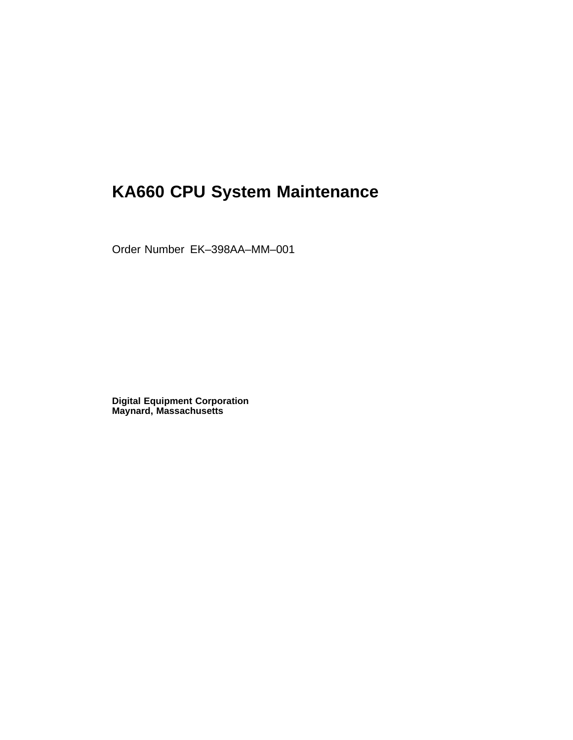# KA660 CPU System Maintenance

Order Number EK–398AA–MM–001

**Digital Equipment Corporation**
**Maynard, Massachusetts**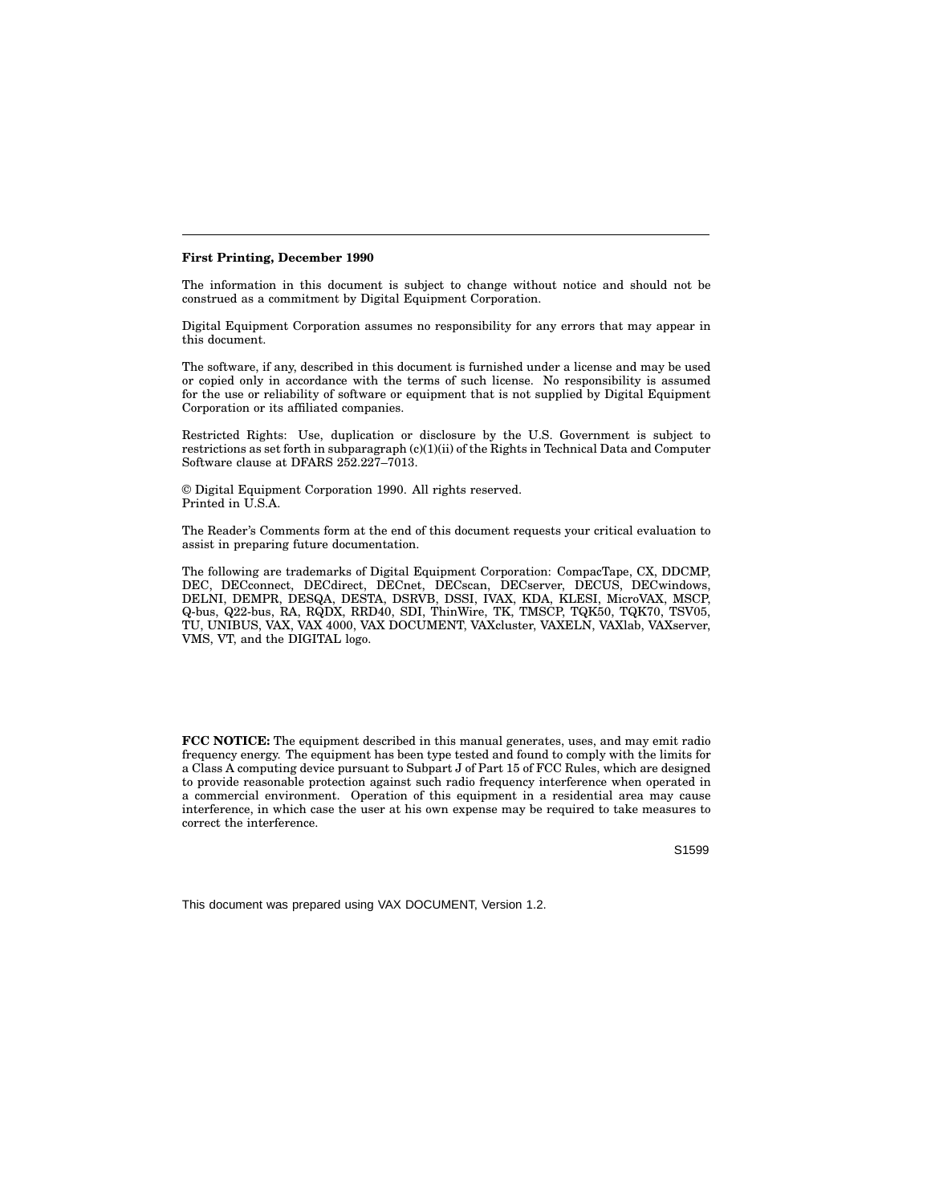**First Printing, December 1990**

The information in this document is subject to change without notice and should not be construed as a commitment by Digital Equipment Corporation.

Digital Equipment Corporation assumes no responsibility for any errors that may appear in this document.

The software, if any, described in this document is furnished under a license and may be used or copied only in accordance with the terms of such license. No responsibility is assumed for the use or reliability of software or equipment that is not supplied by Digital Equipment Corporation or its affiliated companies.

Restricted Rights: Use, duplication or disclosure by the U.S. Government is subject to restrictions as set forth in subparagraph (c)(1)(ii) of the Rights in Technical Data and Computer Software clause at DFARS 252.227–7013.

© Digital Equipment Corporation 1990. All rights reserved.
Printed in U.S.A.

The Reader's Comments form at the end of this document requests your critical evaluation to assist in preparing future documentation.

The following are trademarks of Digital Equipment Corporation: CompacTape, CX, DDCMP, DEC, DECconnect, DECdirect, DECnet, DECscan, DECserver, DECUS, DECwindows, DELNI, DEMPR, DESQA, DESTA, DSRVB, DSSI, IVAX, KDA, KLESI, MicroVAX, MSCP, Q-bus, Q22-bus, RA, RQDX, RRD40, SDI, ThinWire, TK, TMSCP, TQK50, TQK70, TSV05, TU, UNIBUS, VAX, VAX 4000, VAX DOCUMENT, VAXcluster, VAXELN, VAXlab, VAXserver, VMS, VT, and the DIGITAL logo.

**FCC NOTICE:** The equipment described in this manual generates, uses, and may emit radio frequency energy. The equipment has been type tested and found to comply with the limits for a Class A computing device pursuant to Subpart J of Part 15 of FCC Rules, which are designed to provide reasonable protection against such radio frequency interference when operated in a commercial environment. Operation of this equipment in a residential area may cause interference, in which case the user at his own expense may be required to take measures to correct the interference.

S1599

This document was prepared using VAX DOCUMENT, Version 1.2.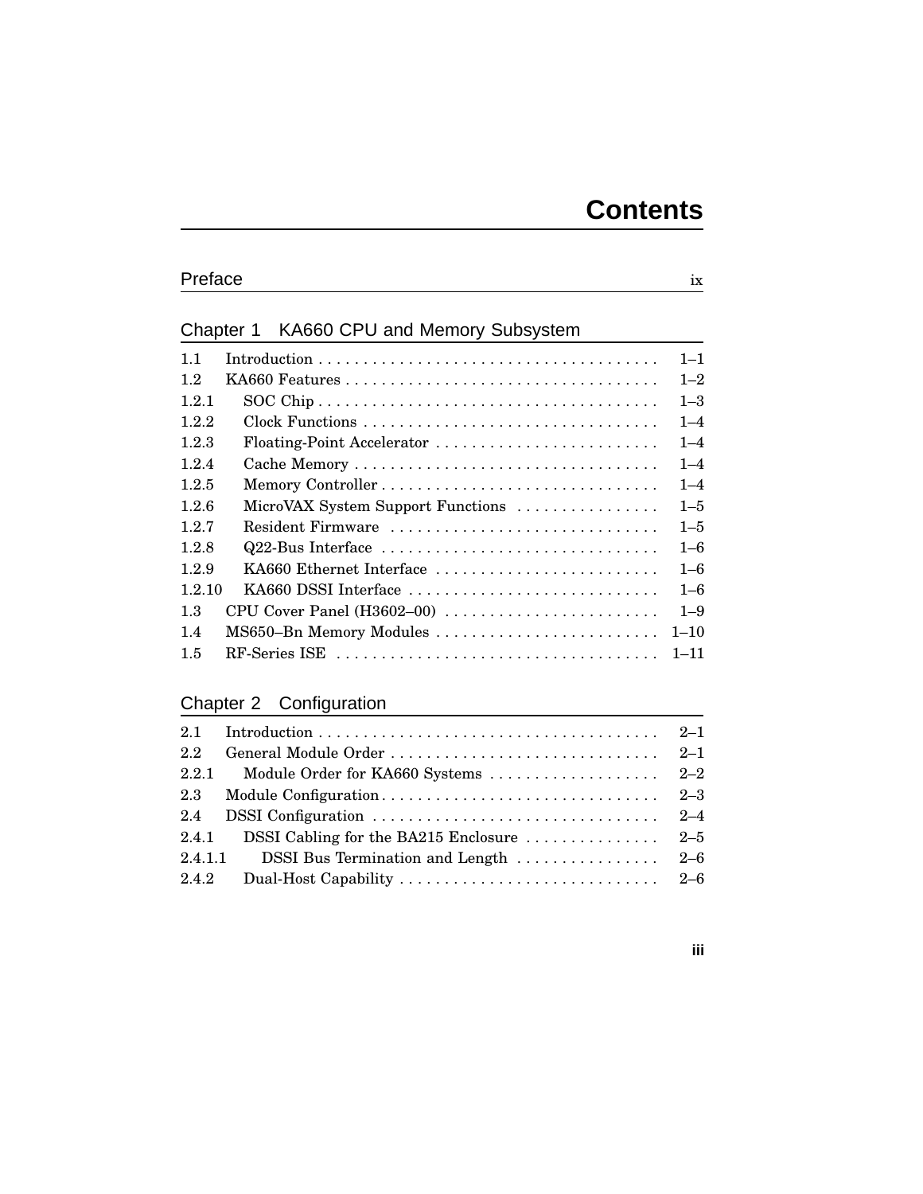# Contents

## Preface ix

## Chapter 1 KA660 CPU and Memory Subsystem

| | | |
|---|---|---|
| 1.1 | Introduction | 1–1 |
| 1.2 | KA660 Features | 1–2 |
| 1.2.1 | SOC Chip | 1–3 |
| 1.2.2 | Clock Functions | 1–4 |
| 1.2.3 | Floating-Point Accelerator | 1–4 |
| 1.2.4 | Cache Memory | 1–4 |
| 1.2.5 | Memory Controller | 1–4 |
| 1.2.6 | MicroVAX System Support Functions | 1–5 |
| 1.2.7 | Resident Firmware | 1–5 |
| 1.2.8 | Q22-Bus Interface | 1–6 |
| 1.2.9 | KA660 Ethernet Interface | 1–6 |
| 1.2.10 | KA660 DSSI Interface | 1–6 |
| 1.3 | CPU Cover Panel (H3602–00) | 1–9 |
| 1.4 | MS650–Bn Memory Modules | 1–10 |
| 1.5 | RF-Series ISE | 1–11 |

## Chapter 2 Configuration

| | | |
|---|---|---|
| 2.1 | Introduction | 2–1 |
| 2.2 | General Module Order | 2–1 |
| 2.2.1 | Module Order for KA660 Systems | 2–2 |
| 2.3 | Module Configuration | 2–3 |
| 2.4 | DSSI Configuration | 2–4 |
| 2.4.1 | DSSI Cabling for the BA215 Enclosure | 2–5 |
| 2.4.1.1 | DSSI Bus Termination and Length | 2–6 |
| 2.4.2 | Dual-Host Capability | 2–6 |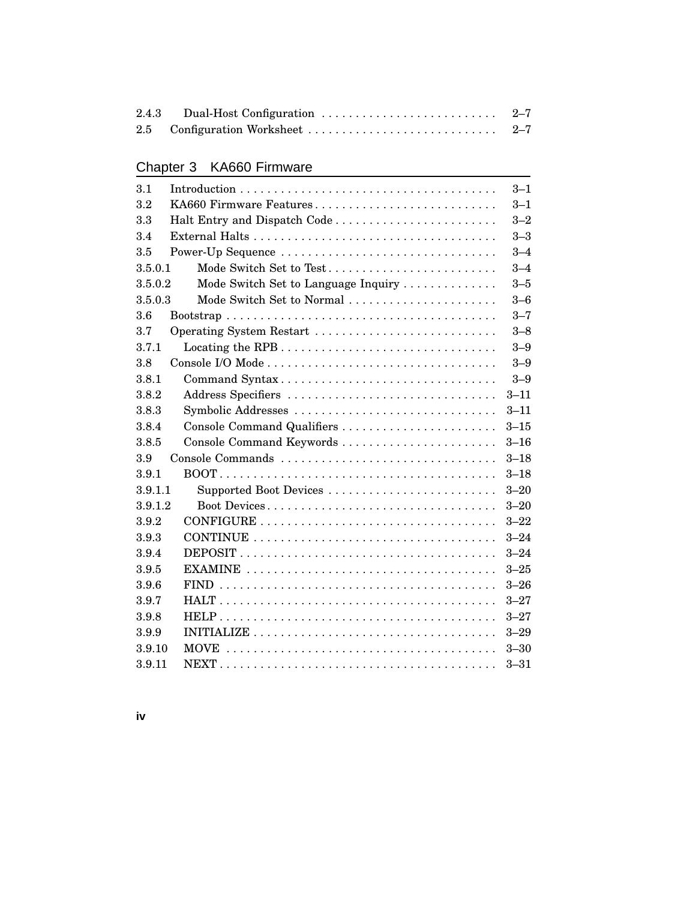| | | |
|---|---|---|
| 2.4.3 | Dual-Host Configuration | 2–7 |
| 2.5 | Configuration Worksheet | 2–7 |

## Chapter 3 KA660 Firmware

| | | |
|---|---|---|
| 3.1 | Introduction | 3–1 |
| 3.2 | KA660 Firmware Features | 3–1 |
| 3.3 | Halt Entry and Dispatch Code | 3–2 |
| 3.4 | External Halts | 3–3 |
| 3.5 | Power-Up Sequence | 3–4 |
| 3.5.0.1 | Mode Switch Set to Test | 3–4 |
| 3.5.0.2 | Mode Switch Set to Language Inquiry | 3–5 |
| 3.5.0.3 | Mode Switch Set to Normal | 3–6 |
| 3.6 | Bootstrap | 3–7 |
| 3.7 | Operating System Restart | 3–8 |
| 3.7.1 | Locating the RPB | 3–9 |
| 3.8 | Console I/O Mode | 3–9 |
| 3.8.1 | Command Syntax | 3–9 |
| 3.8.2 | Address Specifiers | 3–11 |
| 3.8.3 | Symbolic Addresses | 3–11 |
| 3.8.4 | Console Command Qualifiers | 3–15 |
| 3.8.5 | Console Command Keywords | 3–16 |
| 3.9 | Console Commands | 3–18 |
| 3.9.1 | BOOT | 3–18 |
| 3.9.1.1 | Supported Boot Devices | 3–20 |
| 3.9.1.2 | Boot Devices | 3–20 |
| 3.9.2 | CONFIGURE | 3–22 |
| 3.9.3 | CONTINUE | 3–24 |
| 3.9.4 | DEPOSIT | 3–24 |
| 3.9.5 | EXAMINE | 3–25 |
| 3.9.6 | FIND | 3–26 |
| 3.9.7 | HALT | 3–27 |
| 3.9.8 | HELP | 3–27 |
| 3.9.9 | INITIALIZE | 3–29 |
| 3.9.10 | MOVE | 3–30 |
| 3.9.11 | NEXT | 3–31 |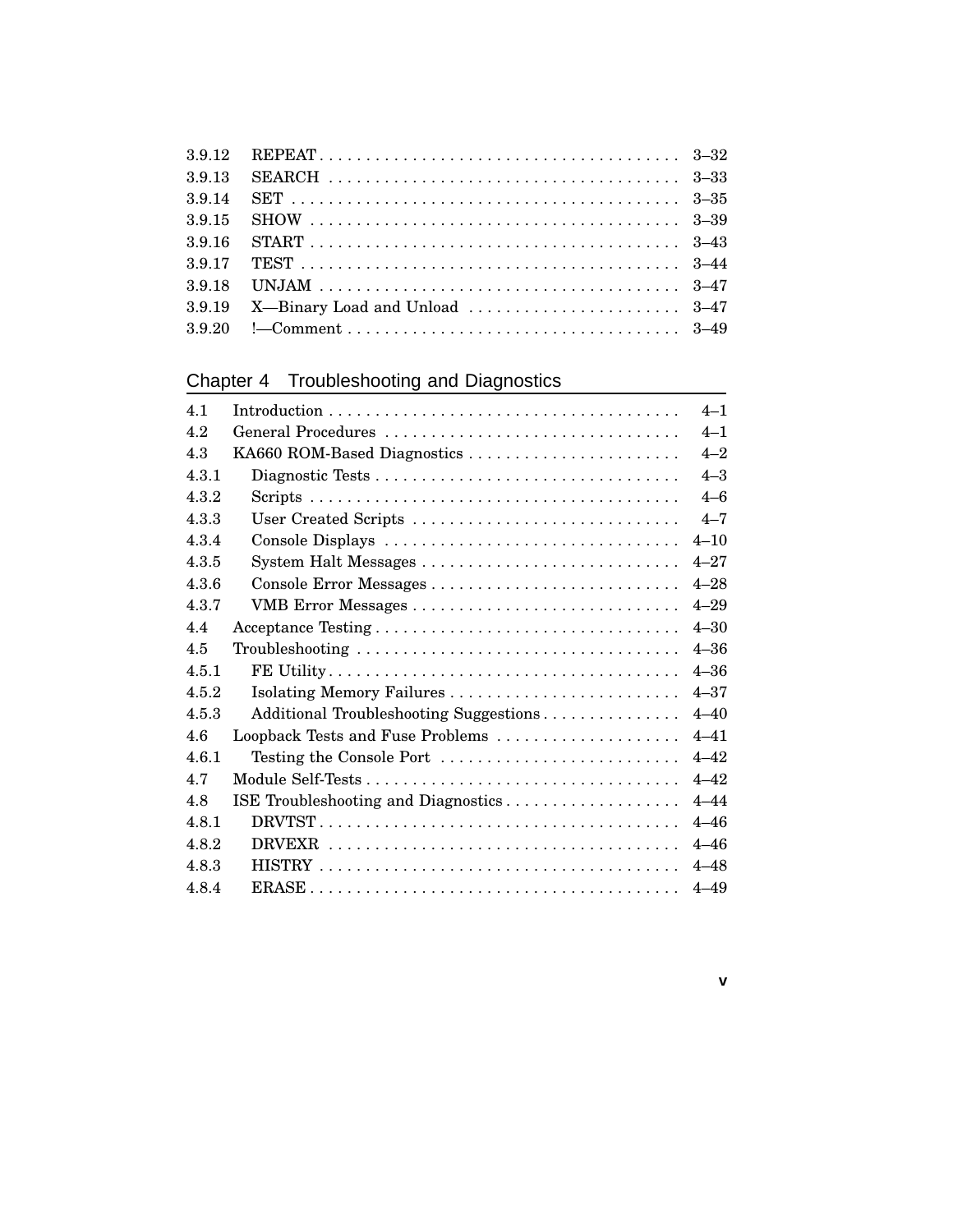3.9.12 REPEAT . . . . . . . . . . . . . . . . . . . . . . . . . . . . . . . . . . . . . . 3–32
3.9.13 SEARCH . . . . . . . . . . . . . . . . . . . . . . . . . . . . . . . . . . . . . 3–33
3.9.14 SET . . . . . . . . . . . . . . . . . . . . . . . . . . . . . . . . . . . . . . . . 3–35
3.9.15 SHOW . . . . . . . . . . . . . . . . . . . . . . . . . . . . . . . . . . . . . . 3–39
3.9.16 START . . . . . . . . . . . . . . . . . . . . . . . . . . . . . . . . . . . . . . 3–43
3.9.17 TEST . . . . . . . . . . . . . . . . . . . . . . . . . . . . . . . . . . . . . . . 3–44
3.9.18 UNJAM . . . . . . . . . . . . . . . . . . . . . . . . . . . . . . . . . . . . . . 3–47
3.9.19 X—Binary Load and Unload . . . . . . . . . . . . . . . . . . . . . . . 3–47
3.9.20 !—Comment . . . . . . . . . . . . . . . . . . . . . . . . . . . . . . . . . . . 3–49

## Chapter 4 Troubleshooting and Diagnostics

4.1 Introduction . . . . . . . . . . . . . . . . . . . . . . . . . . . . . . . . . . . . . . 4–1
4.2 General Procedures . . . . . . . . . . . . . . . . . . . . . . . . . . . . . . . . 4–1
4.3 KA660 ROM-Based Diagnostics . . . . . . . . . . . . . . . . . . . . . . . 4–2
4.3.1 Diagnostic Tests . . . . . . . . . . . . . . . . . . . . . . . . . . . . . . . . . 4–3
4.3.2 Scripts . . . . . . . . . . . . . . . . . . . . . . . . . . . . . . . . . . . . . . . . 4–6
4.3.3 User Created Scripts . . . . . . . . . . . . . . . . . . . . . . . . . . . . . 4–7
4.3.4 Console Displays . . . . . . . . . . . . . . . . . . . . . . . . . . . . . . . . 4–10
4.3.5 System Halt Messages . . . . . . . . . . . . . . . . . . . . . . . . . . . . 4–27
4.3.6 Console Error Messages . . . . . . . . . . . . . . . . . . . . . . . . . . . 4–28
4.3.7 VMB Error Messages . . . . . . . . . . . . . . . . . . . . . . . . . . . . . 4–29
4.4 Acceptance Testing . . . . . . . . . . . . . . . . . . . . . . . . . . . . . . . . . 4–30
4.5 Troubleshooting . . . . . . . . . . . . . . . . . . . . . . . . . . . . . . . . . . . 4–36
4.5.1 FE Utility . . . . . . . . . . . . . . . . . . . . . . . . . . . . . . . . . . . . . . 4–36
4.5.2 Isolating Memory Failures . . . . . . . . . . . . . . . . . . . . . . . . . 4–37
4.5.3 Additional Troubleshooting Suggestions . . . . . . . . . . . . . . . 4–40
4.6 Loopback Tests and Fuse Problems . . . . . . . . . . . . . . . . . . . . 4–41
4.6.1 Testing the Console Port . . . . . . . . . . . . . . . . . . . . . . . . . . 4–42
4.7 Module Self-Tests . . . . . . . . . . . . . . . . . . . . . . . . . . . . . . . . . . 4–42
4.8 ISE Troubleshooting and Diagnostics . . . . . . . . . . . . . . . . . . . 4–44
4.8.1 DRVTST . . . . . . . . . . . . . . . . . . . . . . . . . . . . . . . . . . . . . . . 4–46
4.8.2 DRVEXR . . . . . . . . . . . . . . . . . . . . . . . . . . . . . . . . . . . . . . 4–46
4.8.3 HISTRY . . . . . . . . . . . . . . . . . . . . . . . . . . . . . . . . . . . . . . . 4–48
4.8.4 ERASE . . . . . . . . . . . . . . . . . . . . . . . . . . . . . . . . . . . . . . . . 4–49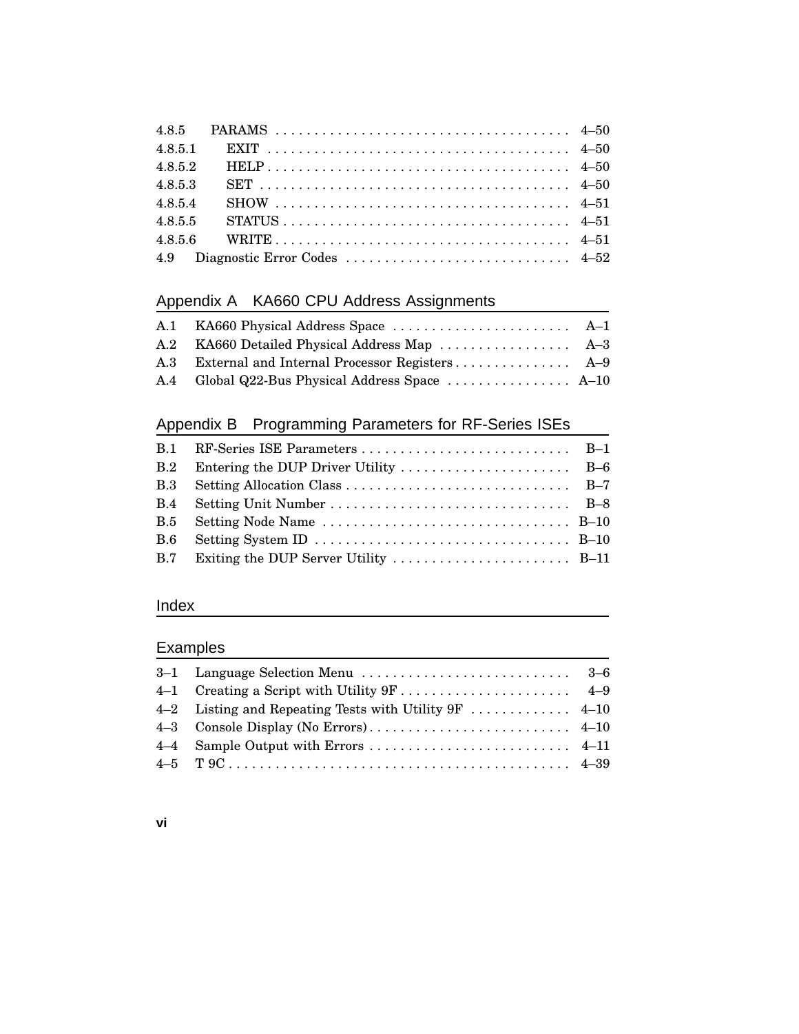| | | |
|---|---|---|
| 4.8.5 | PARAMS | 4–50 |
| 4.8.5.1 | EXIT | 4–50 |
| 4.8.5.2 | HELP | 4–50 |
| 4.8.5.3 | SET | 4–50 |
| 4.8.5.4 | SHOW | 4–51 |
| 4.8.5.5 | STATUS | 4–51 |
| 4.8.5.6 | WRITE | 4–51 |
| 4.9 | Diagnostic Error Codes | 4–52 |

## Appendix A KA660 CPU Address Assignments

| | | |
|---|---|---|
| A.1 | KA660 Physical Address Space | A–1 |
| A.2 | KA660 Detailed Physical Address Map | A–3 |
| A.3 | External and Internal Processor Registers | A–9 |
| A.4 | Global Q22-Bus Physical Address Space | A–10 |

## Appendix B Programming Parameters for RF-Series ISEs

| | | |
|---|---|---|
| B.1 | RF-Series ISE Parameters | B–1 |
| B.2 | Entering the DUP Driver Utility | B–6 |
| B.3 | Setting Allocation Class | B–7 |
| B.4 | Setting Unit Number | B–8 |
| B.5 | Setting Node Name | B–10 |
| B.6 | Setting System ID | B–10 |
| B.7 | Exiting the DUP Server Utility | B–11 |

## Index

## Examples

| | | |
|---|---|---|
| 3–1 | Language Selection Menu | 3–6 |
| 4–1 | Creating a Script with Utility 9F | 4–9 |
| 4–2 | Listing and Repeating Tests with Utility 9F | 4–10 |
| 4–3 | Console Display (No Errors) | 4–10 |
| 4–4 | Sample Output with Errors | 4–11 |
| 4–5 | T 9C | 4–39 |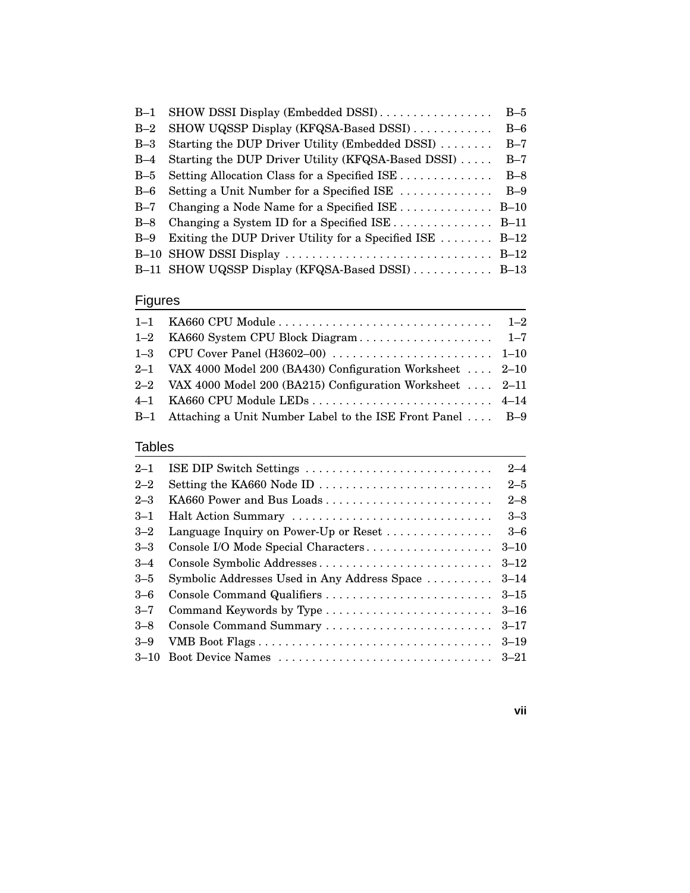| | | |
|---|---|---|
| B–1 | SHOW DSSI Display (Embedded DSSI) | B–5 |
| B–2 | SHOW UQSSP Display (KFQSA-Based DSSI) | B–6 |
| B–3 | Starting the DUP Driver Utility (Embedded DSSI) | B–7 |
| B–4 | Starting the DUP Driver Utility (KFQSA-Based DSSI) | B–7 |
| B–5 | Setting Allocation Class for a Specified ISE | B–8 |
| B–6 | Setting a Unit Number for a Specified ISE | B–9 |
| B–7 | Changing a Node Name for a Specified ISE | B–10 |
| B–8 | Changing a System ID for a Specified ISE | B–11 |
| B–9 | Exiting the DUP Driver Utility for a Specified ISE | B–12 |
| B–10 | SHOW DSSI Display | B–12 |
| B–11 | SHOW UQSSP Display (KFQSA-Based DSSI) | B–13 |

## Figures

| | | |
|---|---|---|
| 1–1 | KA660 CPU Module | 1–2 |
| 1–2 | KA660 System CPU Block Diagram | 1–7 |
| 1–3 | CPU Cover Panel (H3602–00) | 1–10 |
| 2–1 | VAX 4000 Model 200 (BA430) Configuration Worksheet | 2–10 |
| 2–2 | VAX 4000 Model 200 (BA215) Configuration Worksheet | 2–11 |
| 4–1 | KA660 CPU Module LEDs | 4–14 |
| B–1 | Attaching a Unit Number Label to the ISE Front Panel | B–9 |

## Tables

| | | |
|---|---|---|
| 2–1 | ISE DIP Switch Settings | 2–4 |
| 2–2 | Setting the KA660 Node ID | 2–5 |
| 2–3 | KA660 Power and Bus Loads | 2–8 |
| 3–1 | Halt Action Summary | 3–3 |
| 3–2 | Language Inquiry on Power-Up or Reset | 3–6 |
| 3–3 | Console I/O Mode Special Characters | 3–10 |
| 3–4 | Console Symbolic Addresses | 3–12 |
| 3–5 | Symbolic Addresses Used in Any Address Space | 3–14 |
| 3–6 | Console Command Qualifiers | 3–15 |
| 3–7 | Command Keywords by Type | 3–16 |
| 3–8 | Console Command Summary | 3–17 |
| 3–9 | VMB Boot Flags | 3–19 |
| 3–10 | Boot Device Names | 3–21 |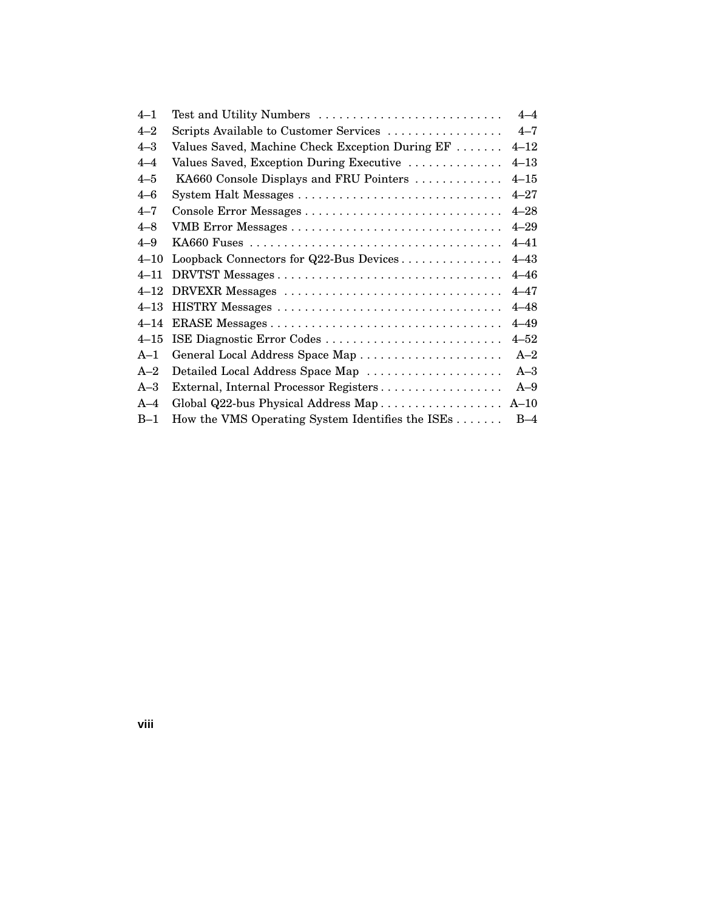| | | |
|---|---|---|
| 4–1 | Test and Utility Numbers | 4–4 |
| 4–2 | Scripts Available to Customer Services | 4–7 |
| 4–3 | Values Saved, Machine Check Exception During EF | 4–12 |
| 4–4 | Values Saved, Exception During Executive | 4–13 |
| 4–5 | KA660 Console Displays and FRU Pointers | 4–15 |
| 4–6 | System Halt Messages | 4–27 |
| 4–7 | Console Error Messages | 4–28 |
| 4–8 | VMB Error Messages | 4–29 |
| 4–9 | KA660 Fuses | 4–41 |
| 4–10 | Loopback Connectors for Q22-Bus Devices | 4–43 |
| 4–11 | DRVTST Messages | 4–46 |
| 4–12 | DRVEXR Messages | 4–47 |
| 4–13 | HISTRY Messages | 4–48 |
| 4–14 | ERASE Messages | 4–49 |
| 4–15 | ISE Diagnostic Error Codes | 4–52 |
| A–1 | General Local Address Space Map | A–2 |
| A–2 | Detailed Local Address Space Map | A–3 |
| A–3 | External, Internal Processor Registers | A–9 |
| A–4 | Global Q22-bus Physical Address Map | A–10 |
| B–1 | How the VMS Operating System Identifies the ISEs | B–4 |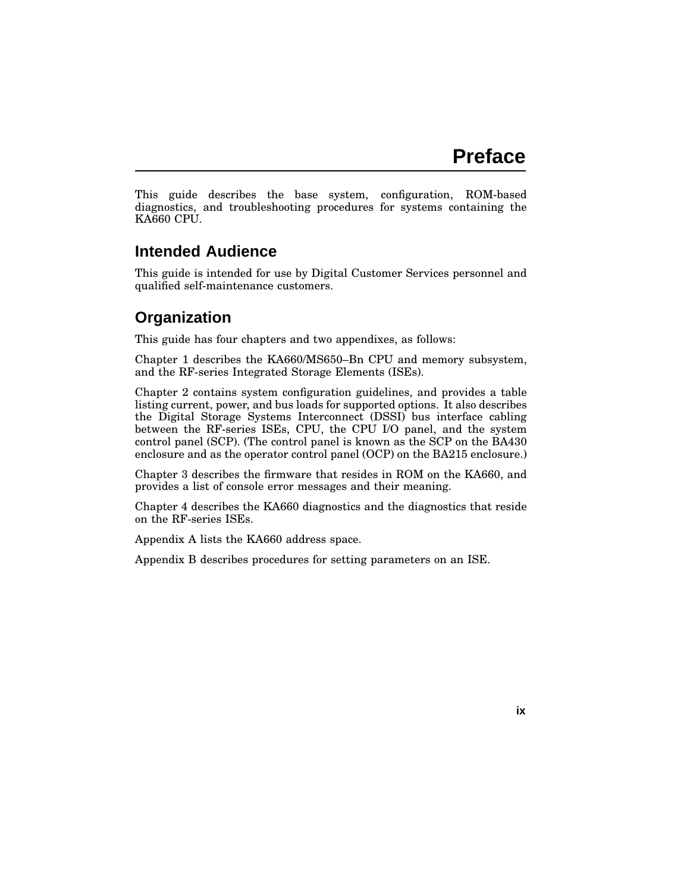# Preface

This guide describes the base system, configuration, ROM-based diagnostics, and troubleshooting procedures for systems containing the KA660 CPU.

## Intended Audience

This guide is intended for use by Digital Customer Services personnel and qualified self-maintenance customers.

## Organization

This guide has four chapters and two appendixes, as follows:

Chapter 1 describes the KA660/MS650–Bn CPU and memory subsystem, and the RF-series Integrated Storage Elements (ISEs).

Chapter 2 contains system configuration guidelines, and provides a table listing current, power, and bus loads for supported options. It also describes the Digital Storage Systems Interconnect (DSSI) bus interface cabling between the RF-series ISEs, CPU, the CPU I/O panel, and the system control panel (SCP). (The control panel is known as the SCP on the BA430 enclosure and as the operator control panel (OCP) on the BA215 enclosure.)

Chapter 3 describes the firmware that resides in ROM on the KA660, and provides a list of console error messages and their meaning.

Chapter 4 describes the KA660 diagnostics and the diagnostics that reside on the RF-series ISEs.

Appendix A lists the KA660 address space.

Appendix B describes procedures for setting parameters on an ISE.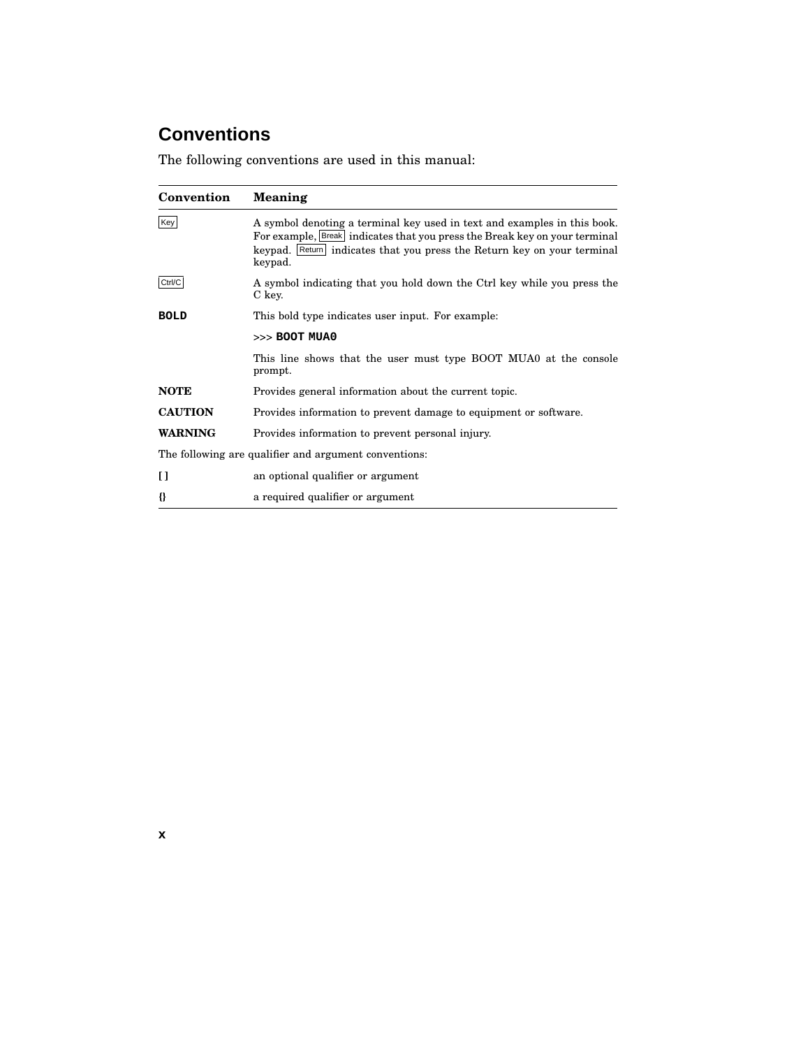## Conventions

The following conventions are used in this manual:

| Convention | Meaning |
|---|---|
| Key | A symbol denoting a terminal key used in text and examples in this book. For example, Break indicates that you press the Break key on your terminal keypad. Return indicates that you press the Return key on your terminal keypad. |
| Ctrl/C | A symbol indicating that you hold down the Ctrl key while you press the C key. |
| **BOLD** | This bold type indicates user input. For example: |
| | >>> **BOOT MUA0** |
| | This line shows that the user must type BOOT MUA0 at the console prompt. |
| **NOTE** | Provides general information about the current topic. |
| **CAUTION** | Provides information to prevent damage to equipment or software. |
| **WARNING** | Provides information to prevent personal injury. |
| The following are qualifier and argument conventions: | |
| **[ ]** | an optional qualifier or argument |
| **{}** | a required qualifier or argument |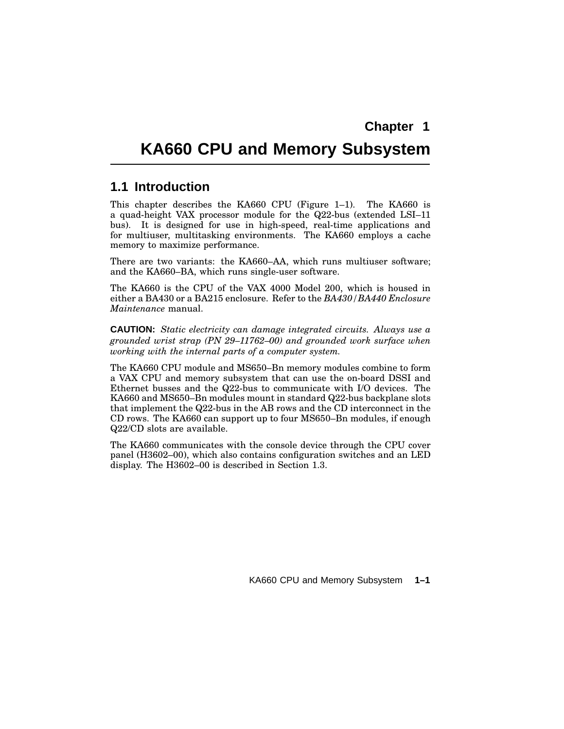# Chapter 1

# KA660 CPU and Memory Subsystem

## 1.1 Introduction

This chapter describes the KA660 CPU (Figure 1–1). The KA660 is a quad-height VAX processor module for the Q22-bus (extended LSI–11 bus). It is designed for use in high-speed, real-time applications and for multiuser, multitasking environments. The KA660 employs a cache memory to maximize performance.

There are two variants: the KA660–AA, which runs multiuser software; and the KA660–BA, which runs single-user software.

The KA660 is the CPU of the VAX 4000 Model 200, which is housed in either a BA430 or a BA215 enclosure. Refer to the *BA430/BA440 Enclosure Maintenance* manual.

**CAUTION:** *Static electricity can damage integrated circuits. Always use a grounded wrist strap (PN 29–11762–00) and grounded work surface when working with the internal parts of a computer system.*

The KA660 CPU module and MS650–Bn memory modules combine to form a VAX CPU and memory subsystem that can use the on-board DSSI and Ethernet busses and the Q22-bus to communicate with I/O devices. The KA660 and MS650–Bn modules mount in standard Q22-bus backplane slots that implement the Q22-bus in the AB rows and the CD interconnect in the CD rows. The KA660 can support up to four MS650–Bn modules, if enough Q22/CD slots are available.

The KA660 communicates with the console device through the CPU cover panel (H3602–00), which also contains configuration switches and an LED display. The H3602–00 is described in Section 1.3.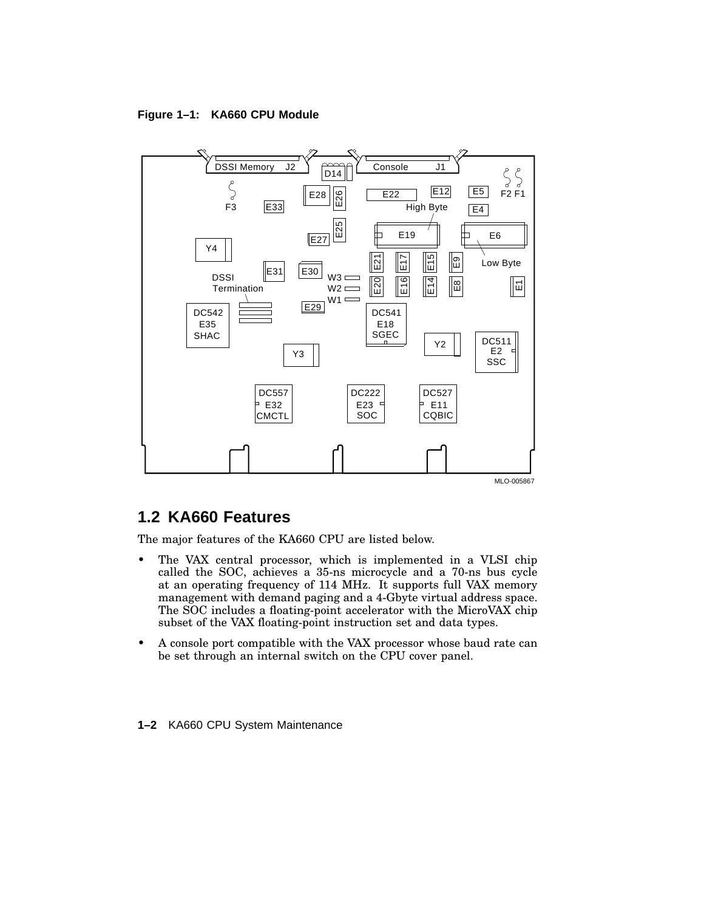**Figure 1–1: KA660 CPU Module**

## 1.2 KA660 Features

The major features of the KA660 CPU are listed below.

- The VAX central processor, which is implemented in a VLSI chip called the SOC, achieves a 35-ns microcycle and a 70-ns bus cycle at an operating frequency of 114 MHz. It supports full VAX memory management with demand paging and a 4-Gbyte virtual address space. The SOC includes a floating-point accelerator with the MicroVAX chip subset of the VAX floating-point instruction set and data types.
- A console port compatible with the VAX processor whose baud rate can be set through an internal switch on the CPU cover panel.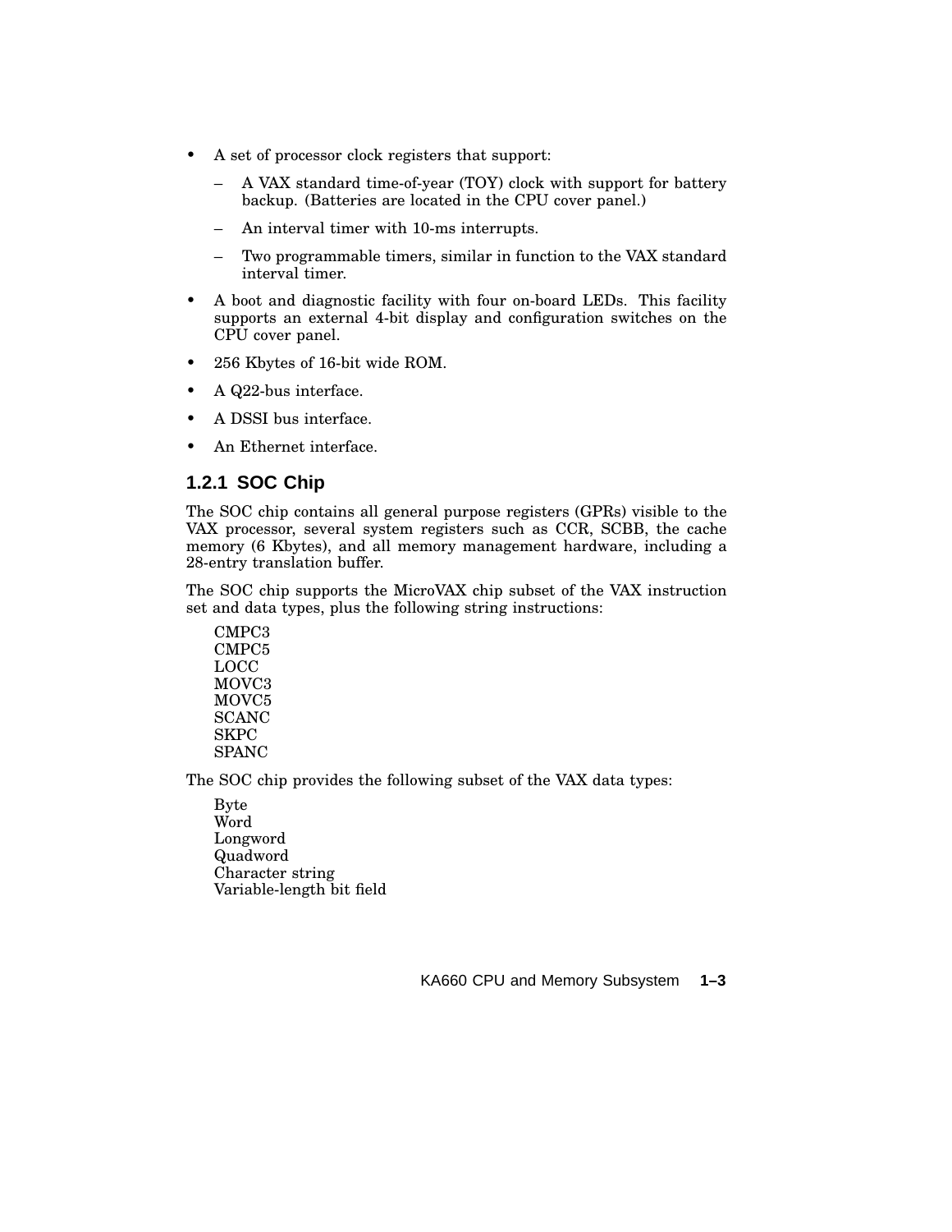- A set of processor clock registers that support:
  - A VAX standard time-of-year (TOY) clock with support for battery backup. (Batteries are located in the CPU cover panel.)
  - An interval timer with 10-ms interrupts.
  - Two programmable timers, similar in function to the VAX standard interval timer.
- A boot and diagnostic facility with four on-board LEDs. This facility supports an external 4-bit display and configuration switches on the CPU cover panel.
- 256 Kbytes of 16-bit wide ROM.
- A Q22-bus interface.
- A DSSI bus interface.
- An Ethernet interface.

### 1.2.1 SOC Chip

The SOC chip contains all general purpose registers (GPRs) visible to the VAX processor, several system registers such as CCR, SCBB, the cache memory (6 Kbytes), and all memory management hardware, including a 28-entry translation buffer.

The SOC chip supports the MicroVAX chip subset of the VAX instruction set and data types, plus the following string instructions:

CMPC3
CMPC5
LOCC
MOVC3
MOVC5
SCANC
SKPC
SPANC

The SOC chip provides the following subset of the VAX data types:

Byte
Word
Longword
Quadword
Character string
Variable-length bit field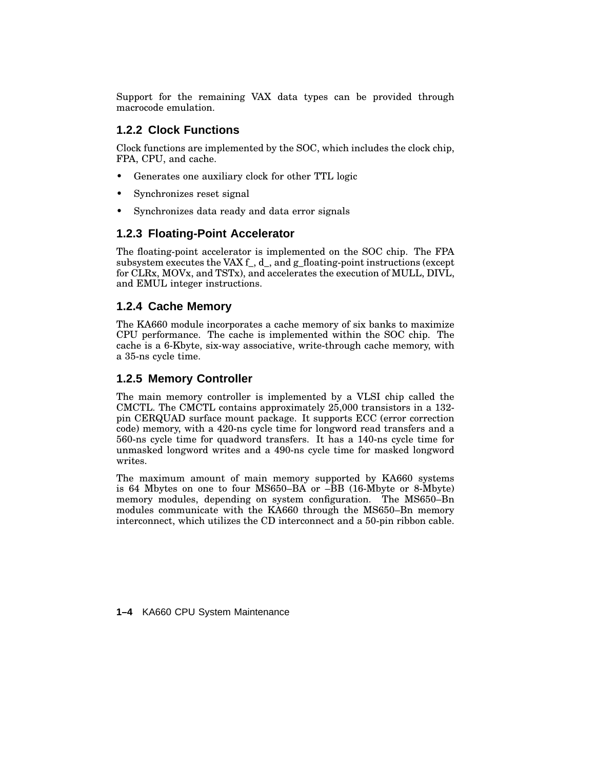Support for the remaining VAX data types can be provided through macrocode emulation.

### 1.2.2 Clock Functions

Clock functions are implemented by the SOC, which includes the clock chip, FPA, CPU, and cache.

- Generates one auxiliary clock for other TTL logic
- Synchronizes reset signal
- Synchronizes data ready and data error signals

### 1.2.3 Floating-Point Accelerator

The floating-point accelerator is implemented on the SOC chip. The FPA subsystem executes the VAX f_, d_, and g_floating-point instructions (except for CLRx, MOVx, and TSTx), and accelerates the execution of MULL, DIVL, and EMUL integer instructions.

### 1.2.4 Cache Memory

The KA660 module incorporates a cache memory of six banks to maximize CPU performance. The cache is implemented within the SOC chip. The cache is a 6-Kbyte, six-way associative, write-through cache memory, with a 35-ns cycle time.

### 1.2.5 Memory Controller

The main memory controller is implemented by a VLSI chip called the CMCTL. The CMCTL contains approximately 25,000 transistors in a 132-pin CERQUAD surface mount package. It supports ECC (error correction code) memory, with a 420-ns cycle time for longword read transfers and a 560-ns cycle time for quadword transfers. It has a 140-ns cycle time for unmasked longword writes and a 490-ns cycle time for masked longword writes.

The maximum amount of main memory supported by KA660 systems is 64 Mbytes on one to four MS650–BA or –BB (16-Mbyte or 8-Mbyte) memory modules, depending on system configuration. The MS650–Bn modules communicate with the KA660 through the MS650–Bn memory interconnect, which utilizes the CD interconnect and a 50-pin ribbon cable.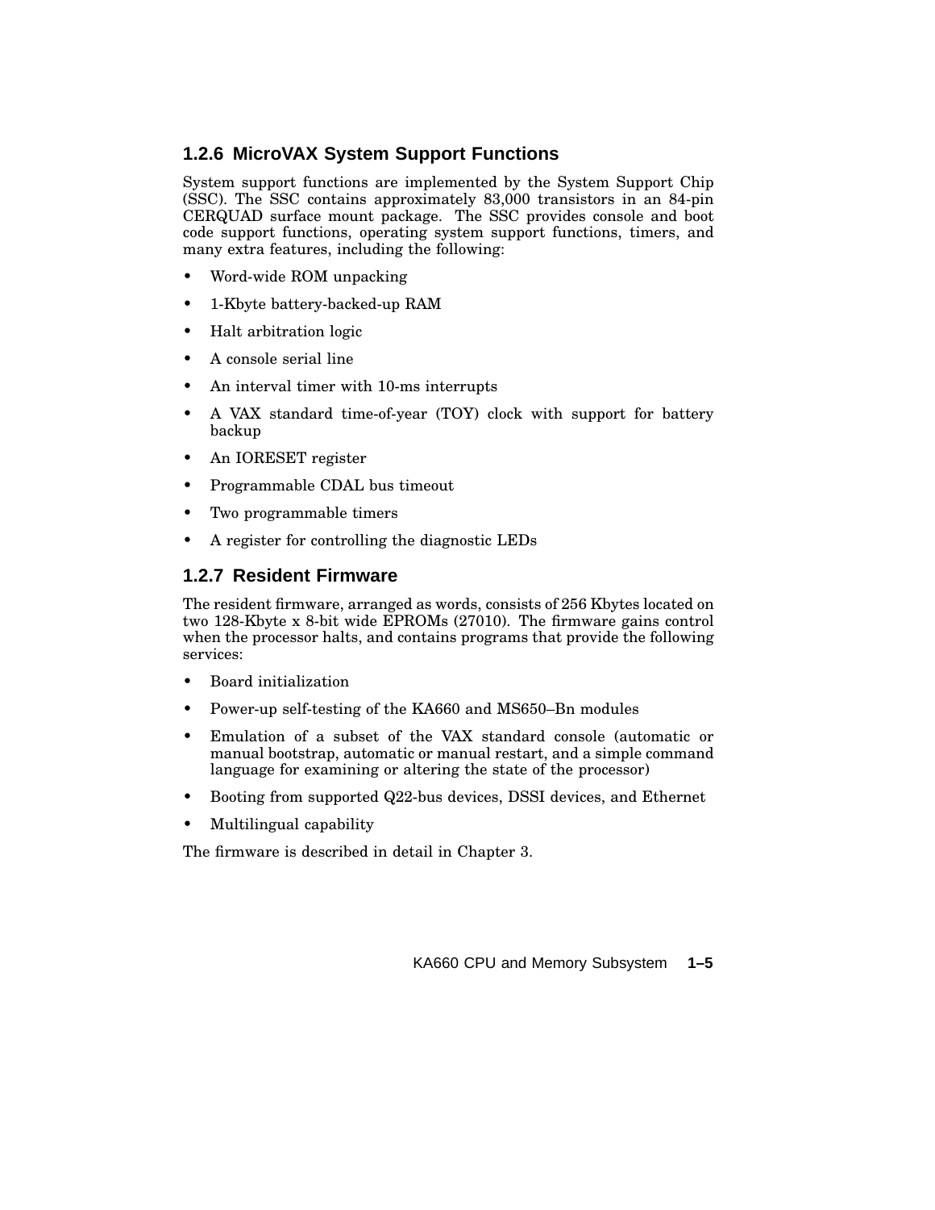### 1.2.6 MicroVAX System Support Functions

System support functions are implemented by the System Support Chip (SSC). The SSC contains approximately 83,000 transistors in an 84-pin CERQUAD surface mount package. The SSC provides console and boot code support functions, operating system support functions, timers, and many extra features, including the following:

- Word-wide ROM unpacking
- 1-Kbyte battery-backed-up RAM
- Halt arbitration logic
- A console serial line
- An interval timer with 10-ms interrupts
- A VAX standard time-of-year (TOY) clock with support for battery backup
- An IORESET register
- Programmable CDAL bus timeout
- Two programmable timers
- A register for controlling the diagnostic LEDs

### 1.2.7 Resident Firmware

The resident firmware, arranged as words, consists of 256 Kbytes located on two 128-Kbyte x 8-bit wide EPROMs (27010). The firmware gains control when the processor halts, and contains programs that provide the following services:

- Board initialization
- Power-up self-testing of the KA660 and MS650–Bn modules
- Emulation of a subset of the VAX standard console (automatic or manual bootstrap, automatic or manual restart, and a simple command language for examining or altering the state of the processor)
- Booting from supported Q22-bus devices, DSSI devices, and Ethernet
- Multilingual capability

The firmware is described in detail in Chapter 3.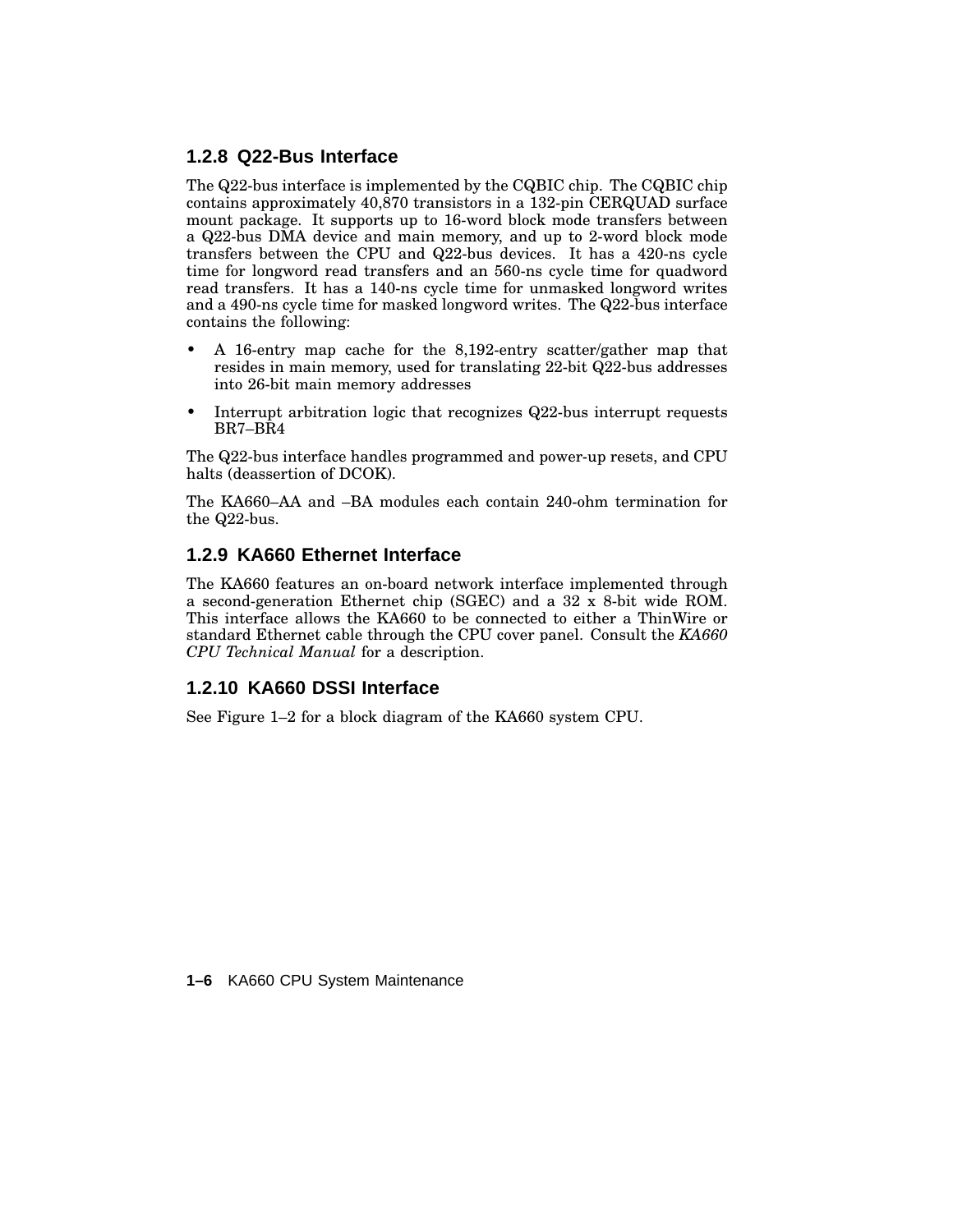### 1.2.8 Q22-Bus Interface

The Q22-bus interface is implemented by the CQBIC chip. The CQBIC chip contains approximately 40,870 transistors in a 132-pin CERQUAD surface mount package. It supports up to 16-word block mode transfers between a Q22-bus DMA device and main memory, and up to 2-word block mode transfers between the CPU and Q22-bus devices. It has a 420-ns cycle time for longword read transfers and an 560-ns cycle time for quadword read transfers. It has a 140-ns cycle time for unmasked longword writes and a 490-ns cycle time for masked longword writes. The Q22-bus interface contains the following:

- A 16-entry map cache for the 8,192-entry scatter/gather map that resides in main memory, used for translating 22-bit Q22-bus addresses into 26-bit main memory addresses
- Interrupt arbitration logic that recognizes Q22-bus interrupt requests BR7–BR4

The Q22-bus interface handles programmed and power-up resets, and CPU halts (deassertion of DCOK).

The KA660–AA and –BA modules each contain 240-ohm termination for the Q22-bus.

### 1.2.9 KA660 Ethernet Interface

The KA660 features an on-board network interface implemented through a second-generation Ethernet chip (SGEC) and a 32 x 8-bit wide ROM. This interface allows the KA660 to be connected to either a ThinWire or standard Ethernet cable through the CPU cover panel. Consult the *KA660 CPU Technical Manual* for a description.

### 1.2.10 KA660 DSSI Interface

See Figure 1–2 for a block diagram of the KA660 system CPU.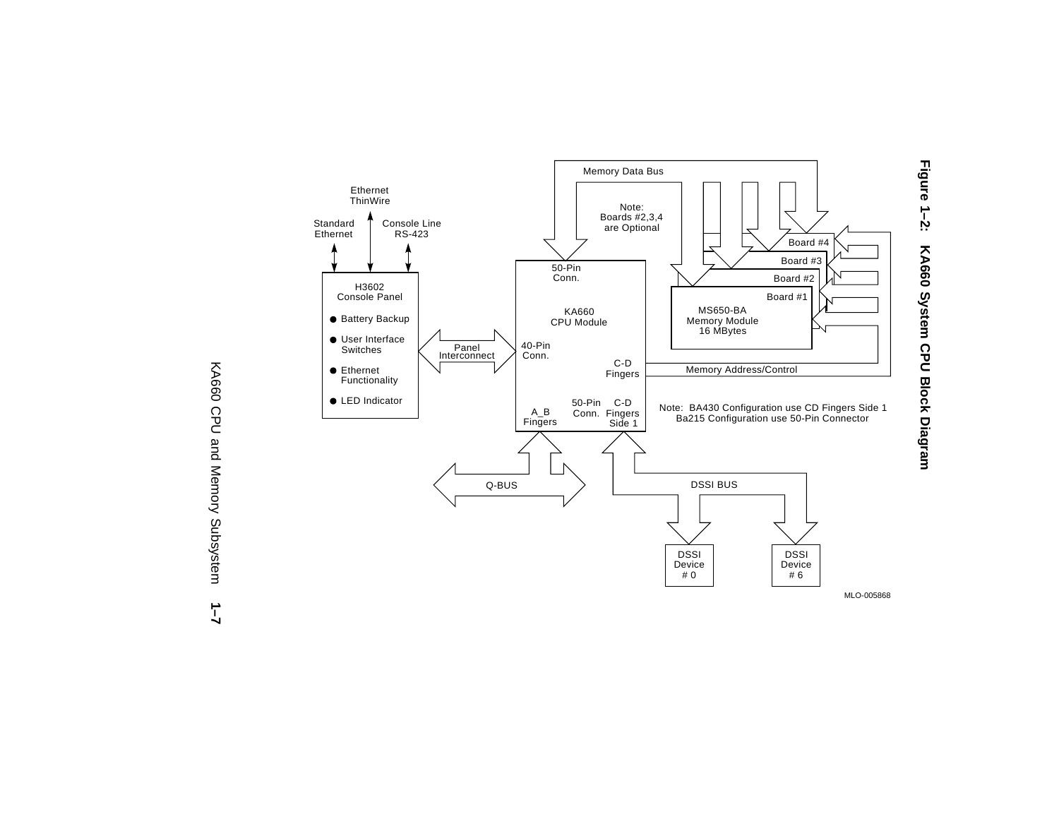**Figure 1–2: KA660 System CPU Block Diagram**

Memory Data Bus

Note: Boards #2,3,4 are Optional

Board #4

Board #3

Board #2

Board #1

MS650-BA Memory Module 16 MBytes

Ethernet ThinWire

Standard Ethernet

Console Line RS-423

H3602 Console Panel

- Battery Backup
- User Interface Switches
- Ethernet Functionality
- LED Indicator

Panel Interconnect

50-Pin Conn.

KA660 CPU Module

40-Pin Conn.

C-D Fingers

Memory Address/Control

A_B Fingers

50-Pin Conn.

C-D Fingers Side 1

Note: BA430 Configuration use CD Fingers Side 1
Ba215 Configuration use 50-Pin Connector

Q-BUS

DSSI BUS

DSSI Device # 0

DSSI Device # 6

MLO-005868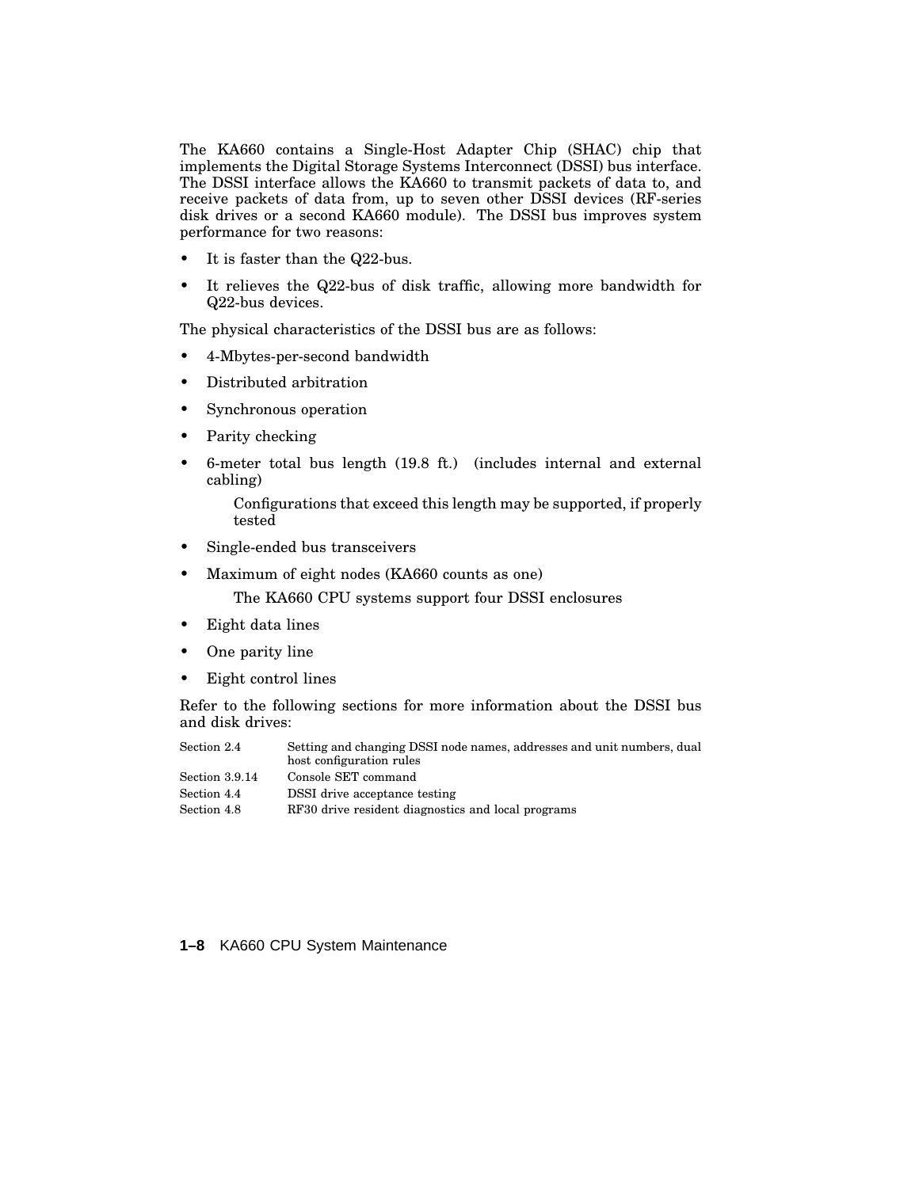The KA660 contains a Single-Host Adapter Chip (SHAC) chip that implements the Digital Storage Systems Interconnect (DSSI) bus interface. The DSSI interface allows the KA660 to transmit packets of data to, and receive packets of data from, up to seven other DSSI devices (RF-series disk drives or a second KA660 module). The DSSI bus improves system performance for two reasons:

- It is faster than the Q22-bus.
- It relieves the Q22-bus of disk traffic, allowing more bandwidth for Q22-bus devices.

The physical characteristics of the DSSI bus are as follows:

- 4-Mbytes-per-second bandwidth
- Distributed arbitration
- Synchronous operation
- Parity checking
- 6-meter total bus length (19.8 ft.) (includes internal and external cabling)

  Configurations that exceed this length may be supported, if properly tested
- Single-ended bus transceivers
- Maximum of eight nodes (KA660 counts as one)

  The KA660 CPU systems support four DSSI enclosures
- Eight data lines
- One parity line
- Eight control lines

Refer to the following sections for more information about the DSSI bus and disk drives:

| | |
|---|---|
| Section 2.4 | Setting and changing DSSI node names, addresses and unit numbers, dual host configuration rules |
| Section 3.9.14 | Console SET command |
| Section 4.4 | DSSI drive acceptance testing |
| Section 4.8 | RF30 drive resident diagnostics and local programs |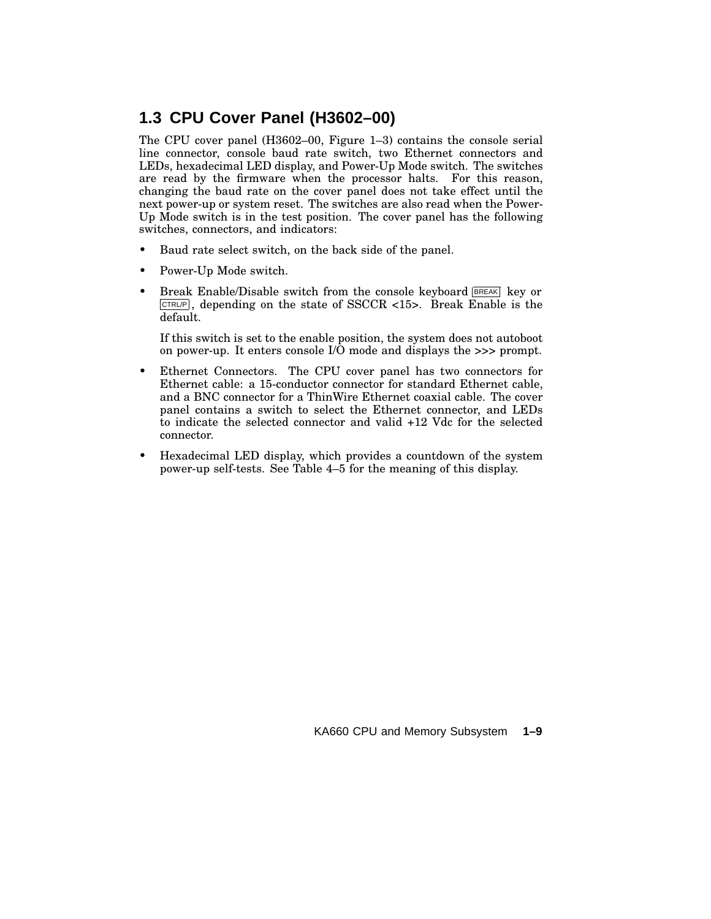## 1.3 CPU Cover Panel (H3602–00)

The CPU cover panel (H3602–00, Figure 1–3) contains the console serial line connector, console baud rate switch, two Ethernet connectors and LEDs, hexadecimal LED display, and Power-Up Mode switch. The switches are read by the firmware when the processor halts. For this reason, changing the baud rate on the cover panel does not take effect until the next power-up or system reset. The switches are also read when the Power-Up Mode switch is in the test position. The cover panel has the following switches, connectors, and indicators:

- Baud rate select switch, on the back side of the panel.
- Power-Up Mode switch.
- Break Enable/Disable switch from the console keyboard BREAK key or CTRL/P, depending on the state of SSCCR <15>. Break Enable is the default.

  If this switch is set to the enable position, the system does not autoboot on power-up. It enters console I/O mode and displays the >>> prompt.

- Ethernet Connectors. The CPU cover panel has two connectors for Ethernet cable: a 15-conductor connector for standard Ethernet cable, and a BNC connector for a ThinWire Ethernet coaxial cable. The cover panel contains a switch to select the Ethernet connector, and LEDs to indicate the selected connector and valid +12 Vdc for the selected connector.
- Hexadecimal LED display, which provides a countdown of the system power-up self-tests. See Table 4–5 for the meaning of this display.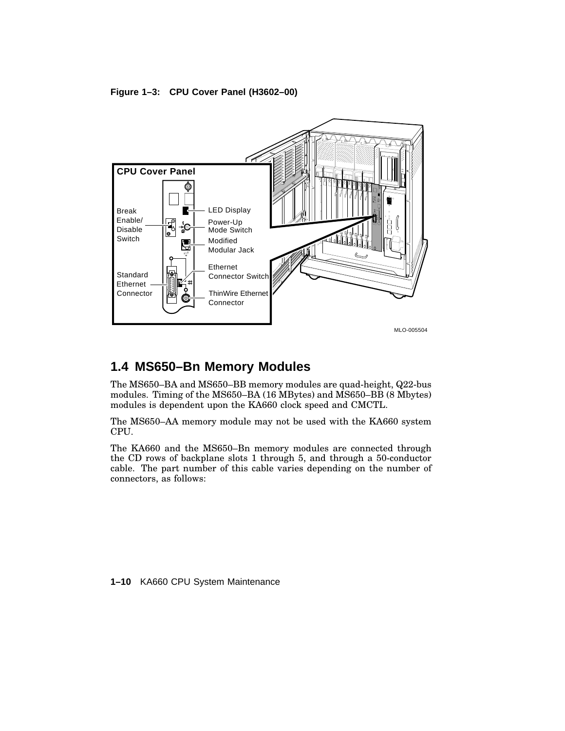**Figure 1–3: CPU Cover Panel (H3602–00)**

## 1.4 MS650–Bn Memory Modules

The MS650–BA and MS650–BB memory modules are quad-height, Q22-bus modules. Timing of the MS650–BA (16 MBytes) and MS650–BB (8 Mbytes) modules is dependent upon the KA660 clock speed and CMCTL.

The MS650–AA memory module may not be used with the KA660 system CPU.

The KA660 and the MS650–Bn memory modules are connected through the CD rows of backplane slots 1 through 5, and through a 50-conductor cable. The part number of this cable varies depending on the number of connectors, as follows: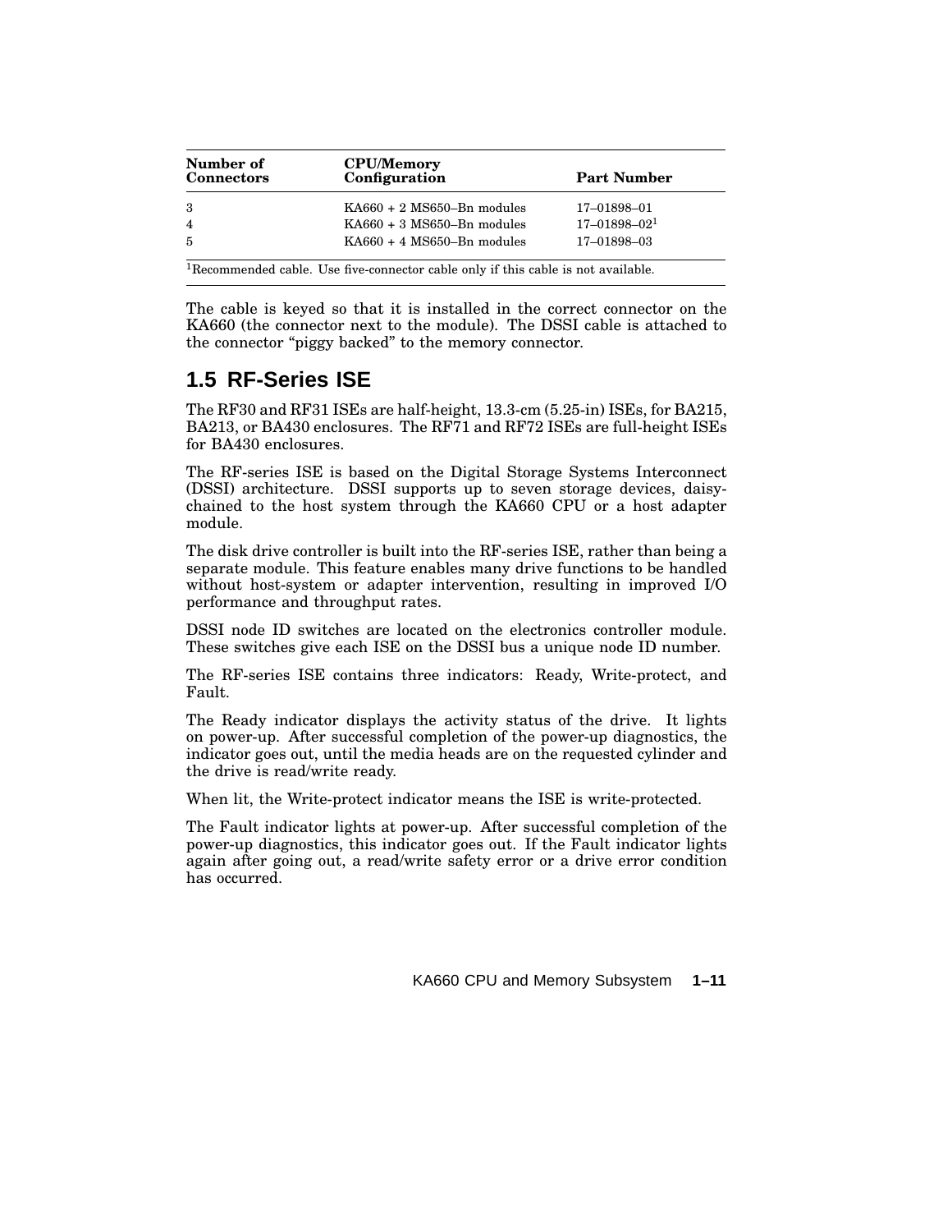| Number of Connectors | CPU/Memory Configuration | Part Number |
|---|---|---|
| 3 | KA660 + 2 MS650–Bn modules | 17–01898–01 |
| 4 | KA660 + 3 MS650–Bn modules | 17–01898–02[1] |
| 5 | KA660 + 4 MS650–Bn modules | 17–01898–03 |

[1]Recommended cable. Use five-connector cable only if this cable is not available.

The cable is keyed so that it is installed in the correct connector on the KA660 (the connector next to the module). The DSSI cable is attached to the connector "piggy backed" to the memory connector.

## 1.5 RF-Series ISE

The RF30 and RF31 ISEs are half-height, 13.3-cm (5.25-in) ISEs, for BA215, BA213, or BA430 enclosures. The RF71 and RF72 ISEs are full-height ISEs for BA430 enclosures.

The RF-series ISE is based on the Digital Storage Systems Interconnect (DSSI) architecture. DSSI supports up to seven storage devices, daisy-chained to the host system through the KA660 CPU or a host adapter module.

The disk drive controller is built into the RF-series ISE, rather than being a separate module. This feature enables many drive functions to be handled without host-system or adapter intervention, resulting in improved I/O performance and throughput rates.

DSSI node ID switches are located on the electronics controller module. These switches give each ISE on the DSSI bus a unique node ID number.

The RF-series ISE contains three indicators: Ready, Write-protect, and Fault.

The Ready indicator displays the activity status of the drive. It lights on power-up. After successful completion of the power-up diagnostics, the indicator goes out, until the media heads are on the requested cylinder and the drive is read/write ready.

When lit, the Write-protect indicator means the ISE is write-protected.

The Fault indicator lights at power-up. After successful completion of the power-up diagnostics, this indicator goes out. If the Fault indicator lights again after going out, a read/write safety error or a drive error condition has occurred.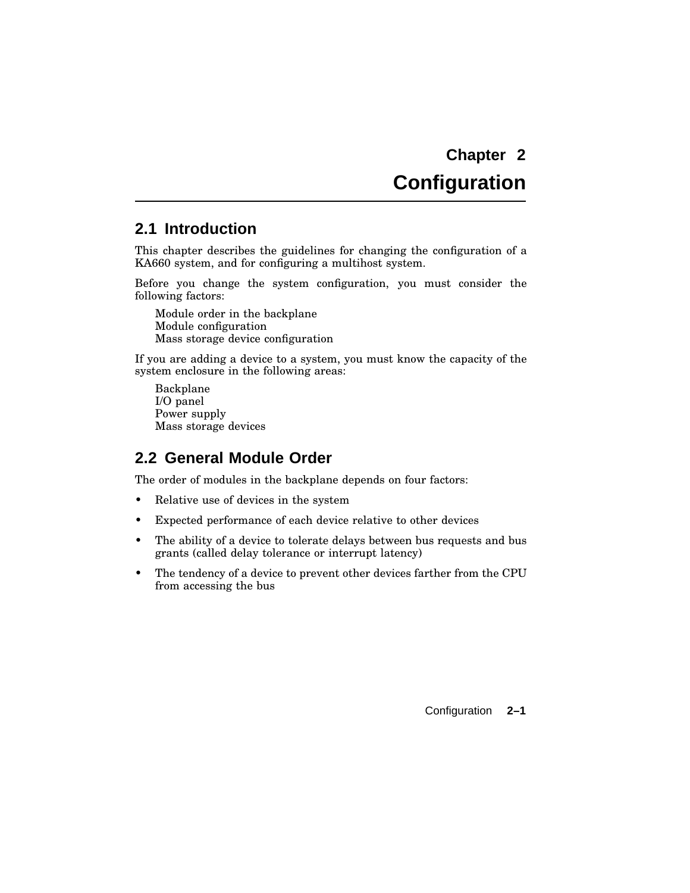# Chapter 2
# Configuration

## 2.1 Introduction

This chapter describes the guidelines for changing the configuration of a KA660 system, and for configuring a multihost system.

Before you change the system configuration, you must consider the following factors:

Module order in the backplane
Module configuration
Mass storage device configuration

If you are adding a device to a system, you must know the capacity of the system enclosure in the following areas:

Backplane
I/O panel
Power supply
Mass storage devices

## 2.2 General Module Order

The order of modules in the backplane depends on four factors:

- Relative use of devices in the system
- Expected performance of each device relative to other devices
- The ability of a device to tolerate delays between bus requests and bus grants (called delay tolerance or interrupt latency)
- The tendency of a device to prevent other devices farther from the CPU from accessing the bus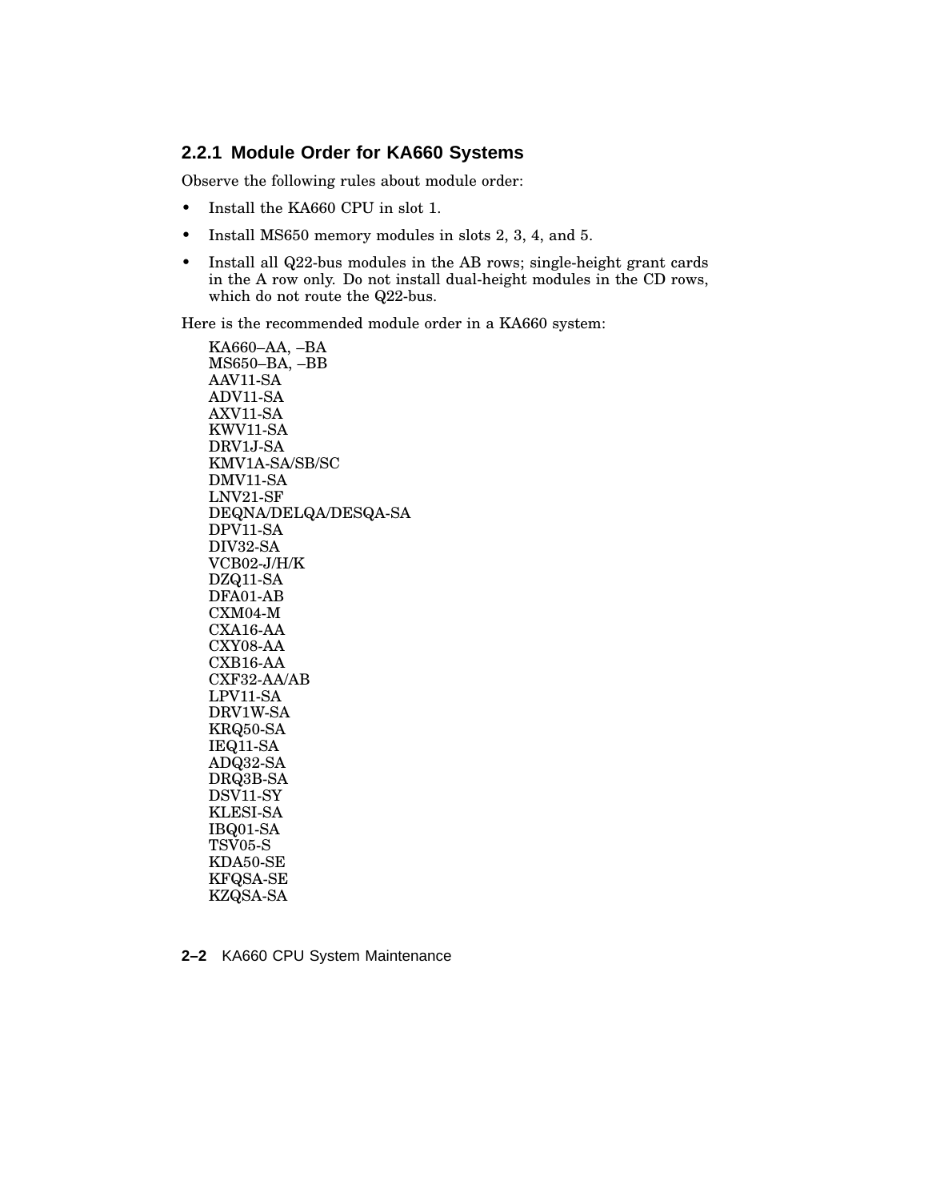### 2.2.1 Module Order for KA660 Systems

Observe the following rules about module order:

- Install the KA660 CPU in slot 1.
- Install MS650 memory modules in slots 2, 3, 4, and 5.
- Install all Q22-bus modules in the AB rows; single-height grant cards in the A row only. Do not install dual-height modules in the CD rows, which do not route the Q22-bus.

Here is the recommended module order in a KA660 system:

KA660–AA, –BA
MS650–BA, –BB
AAV11-SA
ADV11-SA
AXV11-SA
KWV11-SA
DRV1J-SA
KMV1A-SA/SB/SC
DMV11-SA
LNV21-SF
DEQNA/DELQA/DESQA-SA
DPV11-SA
DIV32-SA
VCB02-J/H/K
DZQ11-SA
DFA01-AB
CXM04-M
CXA16-AA
CXY08-AA
CXB16-AA
CXF32-AA/AB
LPV11-SA
DRV1W-SA
KRQ50-SA
IEQ11-SA
ADQ32-SA
DRQ3B-SA
DSV11-SY
KLESI-SA
IBQ01-SA
TSV05-S
KDA50-SE
KFQSA-SE
KZQSA-SA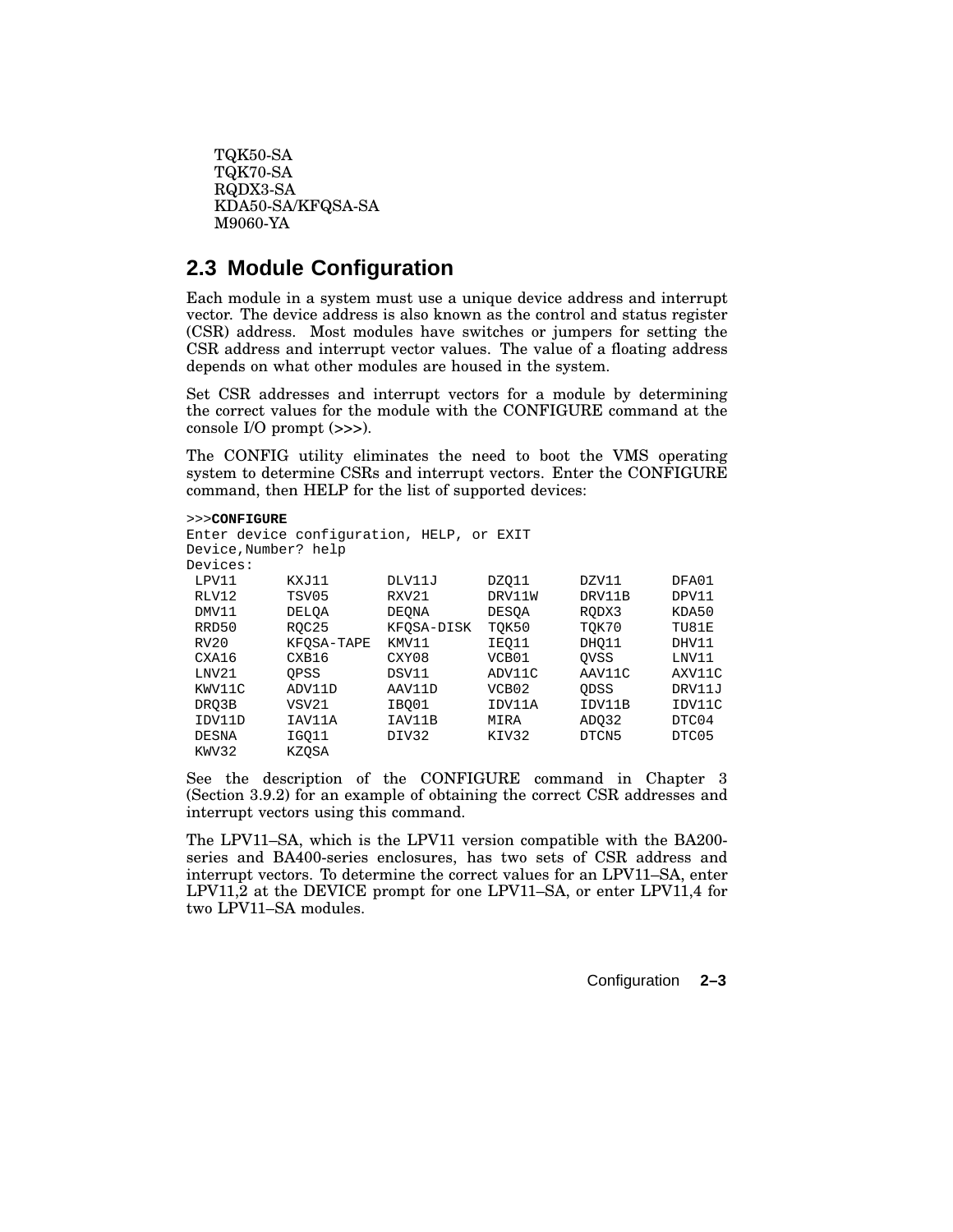TQK50-SA
TQK70-SA
RQDX3-SA
KDA50-SA/KFQSA-SA
M9060-YA

## 2.3 Module Configuration

Each module in a system must use a unique device address and interrupt vector. The device address is also known as the control and status register (CSR) address. Most modules have switches or jumpers for setting the CSR address and interrupt vector values. The value of a floating address depends on what other modules are housed in the system.

Set CSR addresses and interrupt vectors for a module by determining the correct values for the module with the CONFIGURE command at the console I/O prompt (>>>).

The CONFIG utility eliminates the need to boot the VMS operating system to determine CSRs and interrupt vectors. Enter the CONFIGURE command, then HELP for the list of supported devices:

```
>>>CONFIGURE
Enter device configuration, HELP, or EXIT
Device,Number? help
Devices:
 LPV11      KXJ11      DLV11J     DZQ11      DZV11      DFA01
 RLV12      TSV05      RXV21      DRV11W     DRV11B     DPV11
 DMV11      DELQA      DEQNA      DESQA      RQDX3      KDA50
 RRD50      RQC25      KFQSA-DISK  TQK50     TQK70      TU81E
 RV20       KFQSA-TAPE  KMV11     IEQ11      DHQ11      DHV11
 CXA16      CXB16      CXY08      VCB01      QVSS       LNV11
 LNV21      QPSS       DSV11      ADV11C     AAV11C     AXV11C
 KWV11C     ADV11D     AAV11D     VCB02      QDSS       DRV11J
 DRQ3B      VSV21      IBQ01      IDV11A     IDV11B     IDV11C
 IDV11D     IAV11A     IAV11B     MIRA       ADQ32      DTC04
 DESNA      IGQ11      DIV32      KIV32      DTCN5      DTC05
 KWV32      KZQSA
```

See the description of the CONFIGURE command in Chapter 3 (Section 3.9.2) for an example of obtaining the correct CSR addresses and interrupt vectors using this command.

The LPV11–SA, which is the LPV11 version compatible with the BA200-series and BA400-series enclosures, has two sets of CSR address and interrupt vectors. To determine the correct values for an LPV11–SA, enter LPV11,2 at the DEVICE prompt for one LPV11–SA, or enter LPV11,4 for two LPV11–SA modules.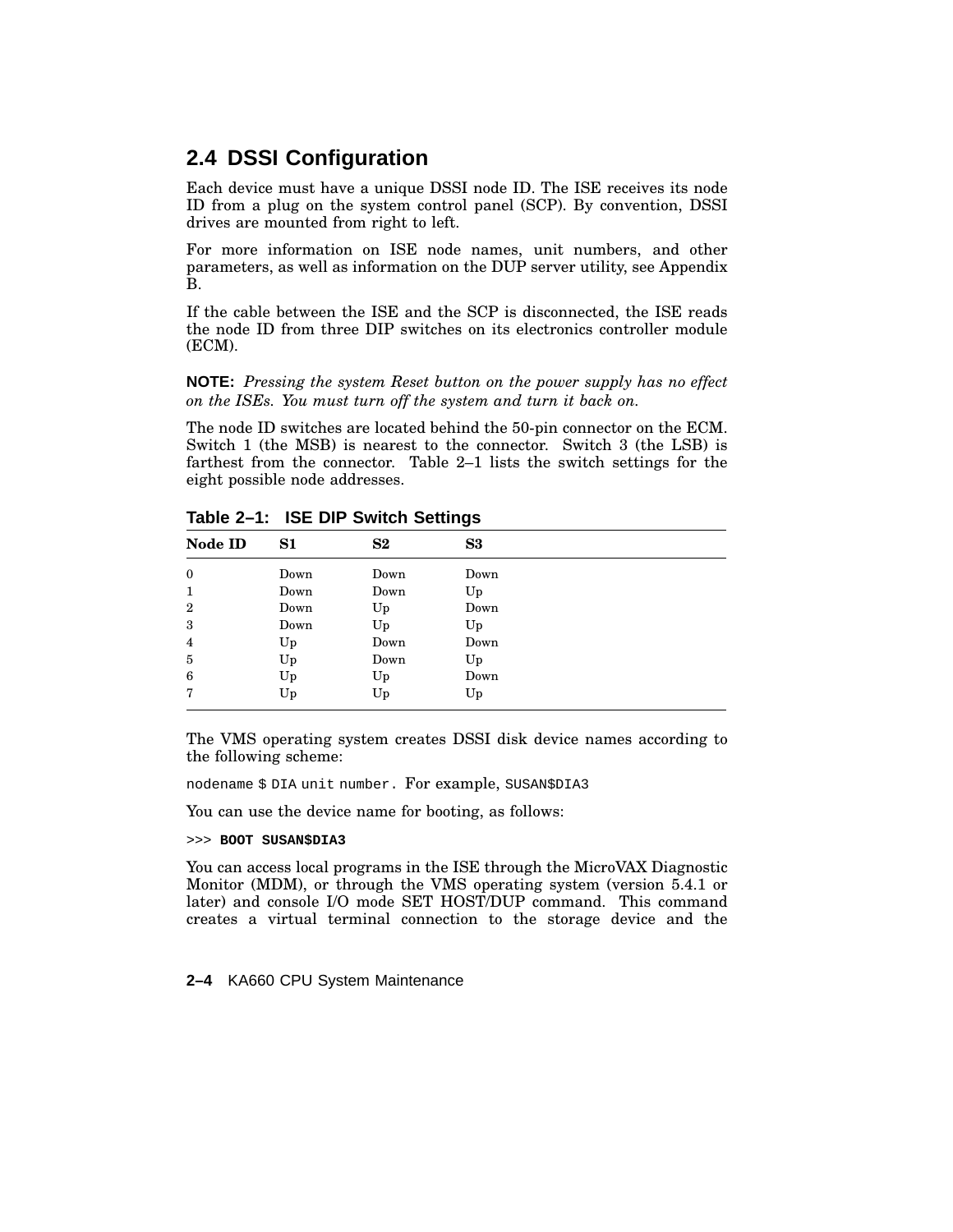## 2.4 DSSI Configuration

Each device must have a unique DSSI node ID. The ISE receives its node ID from a plug on the system control panel (SCP). By convention, DSSI drives are mounted from right to left.

For more information on ISE node names, unit numbers, and other parameters, as well as information on the DUP server utility, see Appendix B.

If the cable between the ISE and the SCP is disconnected, the ISE reads the node ID from three DIP switches on its electronics controller module (ECM).

**NOTE:** *Pressing the system Reset button on the power supply has no effect on the ISEs. You must turn off the system and turn it back on.*

The node ID switches are located behind the 50-pin connector on the ECM. Switch 1 (the MSB) is nearest to the connector. Switch 3 (the LSB) is farthest from the connector. Table 2–1 lists the switch settings for the eight possible node addresses.

**Table 2–1: ISE DIP Switch Settings**

| Node ID | S1 | S2 | S3 |
|---|---|---|---|
| 0 | Down | Down | Down |
| 1 | Down | Down | Up |
| 2 | Down | Up | Down |
| 3 | Down | Up | Up |
| 4 | Up | Down | Down |
| 5 | Up | Down | Up |
| 6 | Up | Up | Down |
| 7 | Up | Up | Up |

The VMS operating system creates DSSI disk device names according to the following scheme:

`nodename $ DIA unit number.` For example, `SUSAN$DIA3`

You can use the device name for booting, as follows:

```
>>> BOOT SUSAN$DIA3
```

You can access local programs in the ISE through the MicroVAX Diagnostic Monitor (MDM), or through the VMS operating system (version 5.4.1 or later) and console I/O mode SET HOST/DUP command. This command creates a virtual terminal connection to the storage device and the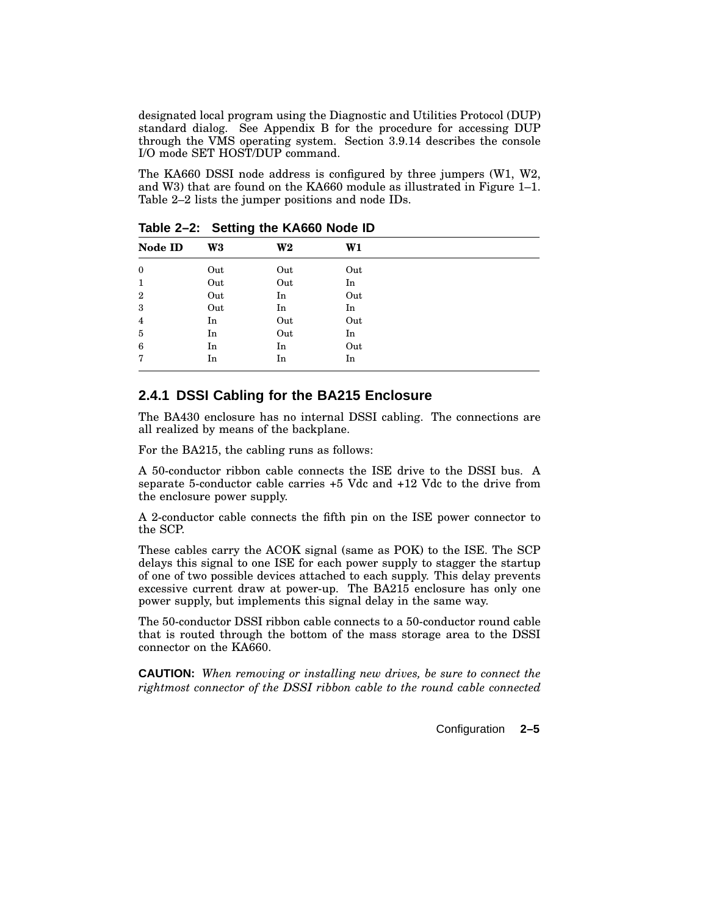designated local program using the Diagnostic and Utilities Protocol (DUP) standard dialog. See Appendix B for the procedure for accessing DUP through the VMS operating system. Section 3.9.14 describes the console I/O mode SET HOST/DUP command.

The KA660 DSSI node address is configured by three jumpers (W1, W2, and W3) that are found on the KA660 module as illustrated in Figure 1–1. Table 2–2 lists the jumper positions and node IDs.

**Table 2–2: Setting the KA660 Node ID**

| Node ID | W3 | W2 | W1 |
|---|---|---|---|
| 0 | Out | Out | Out |
| 1 | Out | Out | In |
| 2 | Out | In | Out |
| 3 | Out | In | In |
| 4 | In | Out | Out |
| 5 | In | Out | In |
| 6 | In | In | Out |
| 7 | In | In | In |

### 2.4.1 DSSI Cabling for the BA215 Enclosure

The BA430 enclosure has no internal DSSI cabling. The connections are all realized by means of the backplane.

For the BA215, the cabling runs as follows:

A 50-conductor ribbon cable connects the ISE drive to the DSSI bus. A separate 5-conductor cable carries +5 Vdc and +12 Vdc to the drive from the enclosure power supply.

A 2-conductor cable connects the fifth pin on the ISE power connector to the SCP.

These cables carry the ACOK signal (same as POK) to the ISE. The SCP delays this signal to one ISE for each power supply to stagger the startup of one of two possible devices attached to each supply. This delay prevents excessive current draw at power-up. The BA215 enclosure has only one power supply, but implements this signal delay in the same way.

The 50-conductor DSSI ribbon cable connects to a 50-conductor round cable that is routed through the bottom of the mass storage area to the DSSI connector on the KA660.

**CAUTION:** *When removing or installing new drives, be sure to connect the rightmost connector of the DSSI ribbon cable to the round cable connected*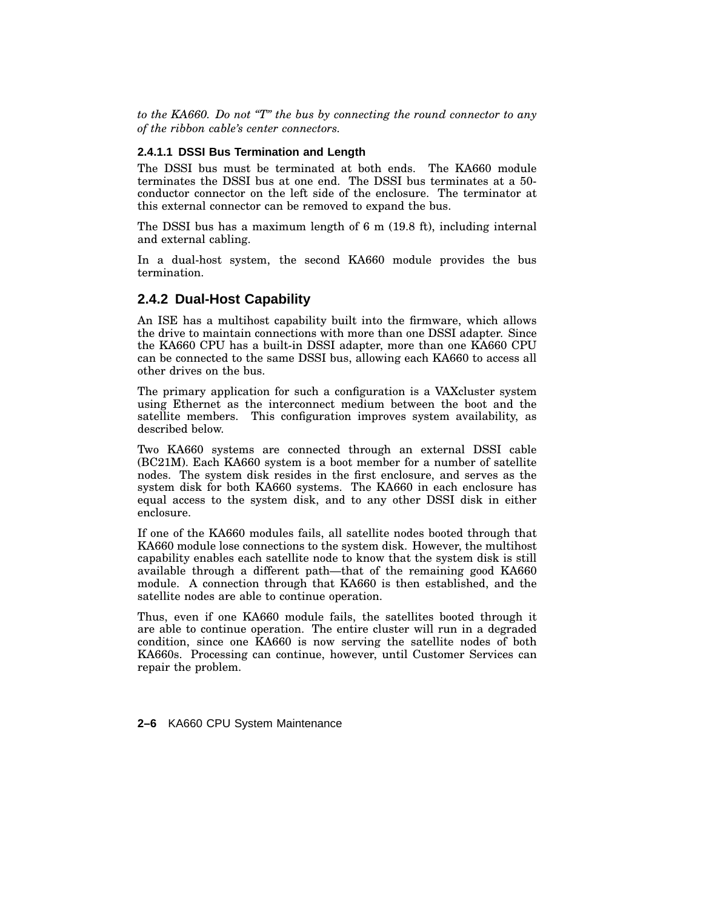*to the KA660. Do not "T" the bus by connecting the round connector to any of the ribbon cable's center connectors.*

#### 2.4.1.1 DSSI Bus Termination and Length

The DSSI bus must be terminated at both ends. The KA660 module terminates the DSSI bus at one end. The DSSI bus terminates at a 50-conductor connector on the left side of the enclosure. The terminator at this external connector can be removed to expand the bus.

The DSSI bus has a maximum length of 6 m (19.8 ft), including internal and external cabling.

In a dual-host system, the second KA660 module provides the bus termination.

### 2.4.2 Dual-Host Capability

An ISE has a multihost capability built into the firmware, which allows the drive to maintain connections with more than one DSSI adapter. Since the KA660 CPU has a built-in DSSI adapter, more than one KA660 CPU can be connected to the same DSSI bus, allowing each KA660 to access all other drives on the bus.

The primary application for such a configuration is a VAXcluster system using Ethernet as the interconnect medium between the boot and the satellite members. This configuration improves system availability, as described below.

Two KA660 systems are connected through an external DSSI cable (BC21M). Each KA660 system is a boot member for a number of satellite nodes. The system disk resides in the first enclosure, and serves as the system disk for both KA660 systems. The KA660 in each enclosure has equal access to the system disk, and to any other DSSI disk in either enclosure.

If one of the KA660 modules fails, all satellite nodes booted through that KA660 module lose connections to the system disk. However, the multihost capability enables each satellite node to know that the system disk is still available through a different path—that of the remaining good KA660 module. A connection through that KA660 is then established, and the satellite nodes are able to continue operation.

Thus, even if one KA660 module fails, the satellites booted through it are able to continue operation. The entire cluster will run in a degraded condition, since one KA660 is now serving the satellite nodes of both KA660s. Processing can continue, however, until Customer Services can repair the problem.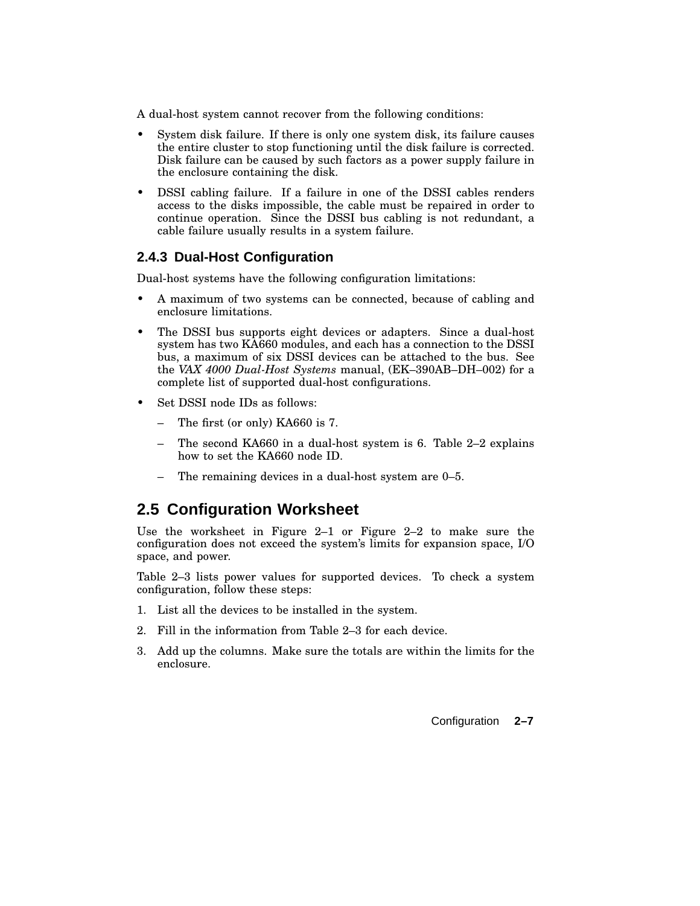A dual-host system cannot recover from the following conditions:

- System disk failure. If there is only one system disk, its failure causes the entire cluster to stop functioning until the disk failure is corrected. Disk failure can be caused by such factors as a power supply failure in the enclosure containing the disk.
- DSSI cabling failure. If a failure in one of the DSSI cables renders access to the disks impossible, the cable must be repaired in order to continue operation. Since the DSSI bus cabling is not redundant, a cable failure usually results in a system failure.

### 2.4.3 Dual-Host Configuration

Dual-host systems have the following configuration limitations:

- A maximum of two systems can be connected, because of cabling and enclosure limitations.
- The DSSI bus supports eight devices or adapters. Since a dual-host system has two KA660 modules, and each has a connection to the DSSI bus, a maximum of six DSSI devices can be attached to the bus. See the *VAX 4000 Dual-Host Systems* manual, (EK–390AB–DH–002) for a complete list of supported dual-host configurations.
- Set DSSI node IDs as follows:
  - The first (or only) KA660 is 7.
  - The second KA660 in a dual-host system is 6. Table 2–2 explains how to set the KA660 node ID.
  - The remaining devices in a dual-host system are 0–5.

## 2.5 Configuration Worksheet

Use the worksheet in Figure 2–1 or Figure 2–2 to make sure the configuration does not exceed the system's limits for expansion space, I/O space, and power.

Table 2–3 lists power values for supported devices. To check a system configuration, follow these steps:

1. List all the devices to be installed in the system.
2. Fill in the information from Table 2–3 for each device.
3. Add up the columns. Make sure the totals are within the limits for the enclosure.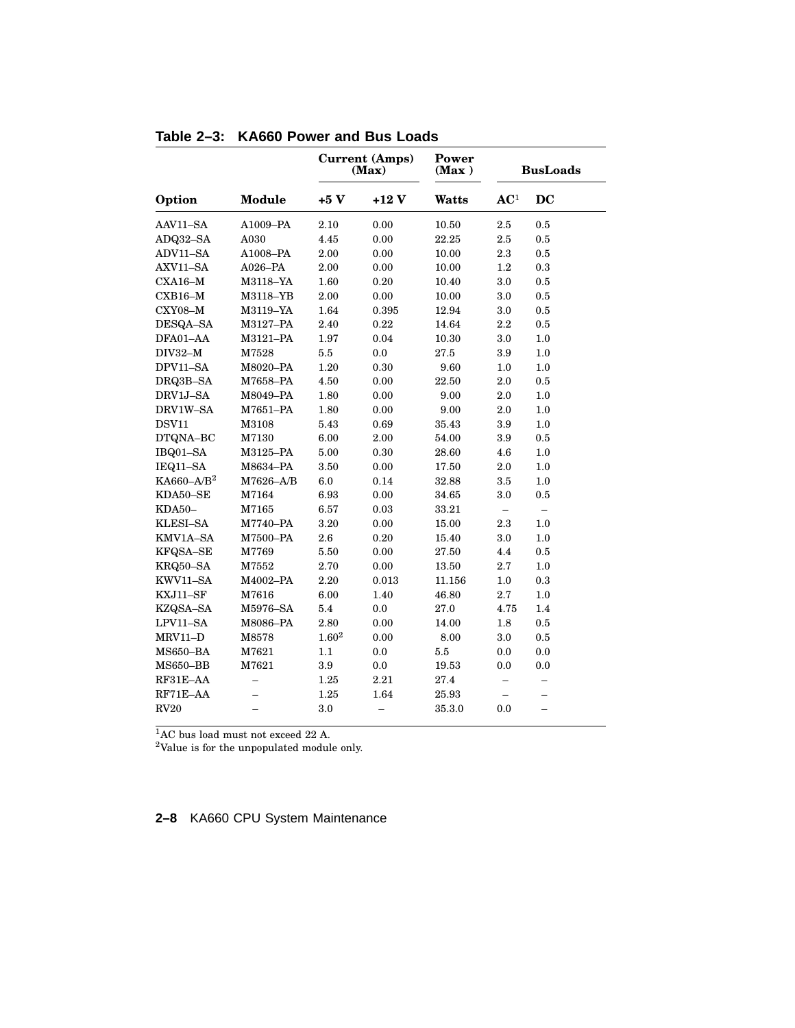**Table 2–3: KA660 Power and Bus Loads**

| | | Current (Amps) (Max) | | Power (Max ) | BusLoads | |
|---|---|---|---|---|---|---|
| Option | Module | +5 V | +12 V | Watts | AC[1] | DC |
| AAV11–SA | A1009–PA | 2.10 | 0.00 | 10.50 | 2.5 | 0.5 |
| ADQ32–SA | A030 | 4.45 | 0.00 | 22.25 | 2.5 | 0.5 |
| ADV11–SA | A1008–PA | 2.00 | 0.00 | 10.00 | 2.3 | 0.5 |
| AXV11–SA | A026–PA | 2.00 | 0.00 | 10.00 | 1.2 | 0.3 |
| CXA16–M | M3118–YA | 1.60 | 0.20 | 10.40 | 3.0 | 0.5 |
| CXB16–M | M3118–YB | 2.00 | 0.00 | 10.00 | 3.0 | 0.5 |
| CXY08–M | M3119–YA | 1.64 | 0.395 | 12.94 | 3.0 | 0.5 |
| DESQA–SA | M3127–PA | 2.40 | 0.22 | 14.64 | 2.2 | 0.5 |
| DFA01–AA | M3121–PA | 1.97 | 0.04 | 10.30 | 3.0 | 1.0 |
| DIV32–M | M7528 | 5.5 | 0.0 | 27.5 | 3.9 | 1.0 |
| DPV11–SA | M8020–PA | 1.20 | 0.30 | 9.60 | 1.0 | 1.0 |
| DRQ3B–SA | M7658–PA | 4.50 | 0.00 | 22.50 | 2.0 | 0.5 |
| DRV1J–SA | M8049–PA | 1.80 | 0.00 | 9.00 | 2.0 | 1.0 |
| DRV1W–SA | M7651–PA | 1.80 | 0.00 | 9.00 | 2.0 | 1.0 |
| DSV11 | M3108 | 5.43 | 0.69 | 35.43 | 3.9 | 1.0 |
| DTQNA–BC | M7130 | 6.00 | 2.00 | 54.00 | 3.9 | 0.5 |
| IBQ01–SA | M3125–PA | 5.00 | 0.30 | 28.60 | 4.6 | 1.0 |
| IEQ11–SA | M8634–PA | 3.50 | 0.00 | 17.50 | 2.0 | 1.0 |
| KA660–A/B[2] | M7626–A/B | 6.0 | 0.14 | 32.88 | 3.5 | 1.0 |
| KDA50–SE | M7164 | 6.93 | 0.00 | 34.65 | 3.0 | 0.5 |
| KDA50– | M7165 | 6.57 | 0.03 | 33.21 | – | – |
| KLESI–SA | M7740–PA | 3.20 | 0.00 | 15.00 | 2.3 | 1.0 |
| KMV1A–SA | M7500–PA | 2.6 | 0.20 | 15.40 | 3.0 | 1.0 |
| KFQSA–SE | M7769 | 5.50 | 0.00 | 27.50 | 4.4 | 0.5 |
| KRQ50–SA | M7552 | 2.70 | 0.00 | 13.50 | 2.7 | 1.0 |
| KWV11–SA | M4002–PA | 2.20 | 0.013 | 11.156 | 1.0 | 0.3 |
| KXJ11–SF | M7616 | 6.00 | 1.40 | 46.80 | 2.7 | 1.0 |
| KZQSA–SA | M5976–SA | 5.4 | 0.0 | 27.0 | 4.75 | 1.4 |
| LPV11–SA | M8086–PA | 2.80 | 0.00 | 14.00 | 1.8 | 0.5 |
| MRV11–D | M8578 | 1.60[2] | 0.00 | 8.00 | 3.0 | 0.5 |
| MS650–BA | M7621 | 1.1 | 0.0 | 5.5 | 0.0 | 0.0 |
| MS650–BB | M7621 | 3.9 | 0.0 | 19.53 | 0.0 | 0.0 |
| RF31E–AA | – | 1.25 | 2.21 | 27.4 | – | – |
| RF71E–AA | – | 1.25 | 1.64 | 25.93 | – | – |
| RV20 | – | 3.0 | – | 35.3.0 | 0.0 | – |

[1]AC bus load must not exceed 22 A.
[2]Value is for the unpopulated module only.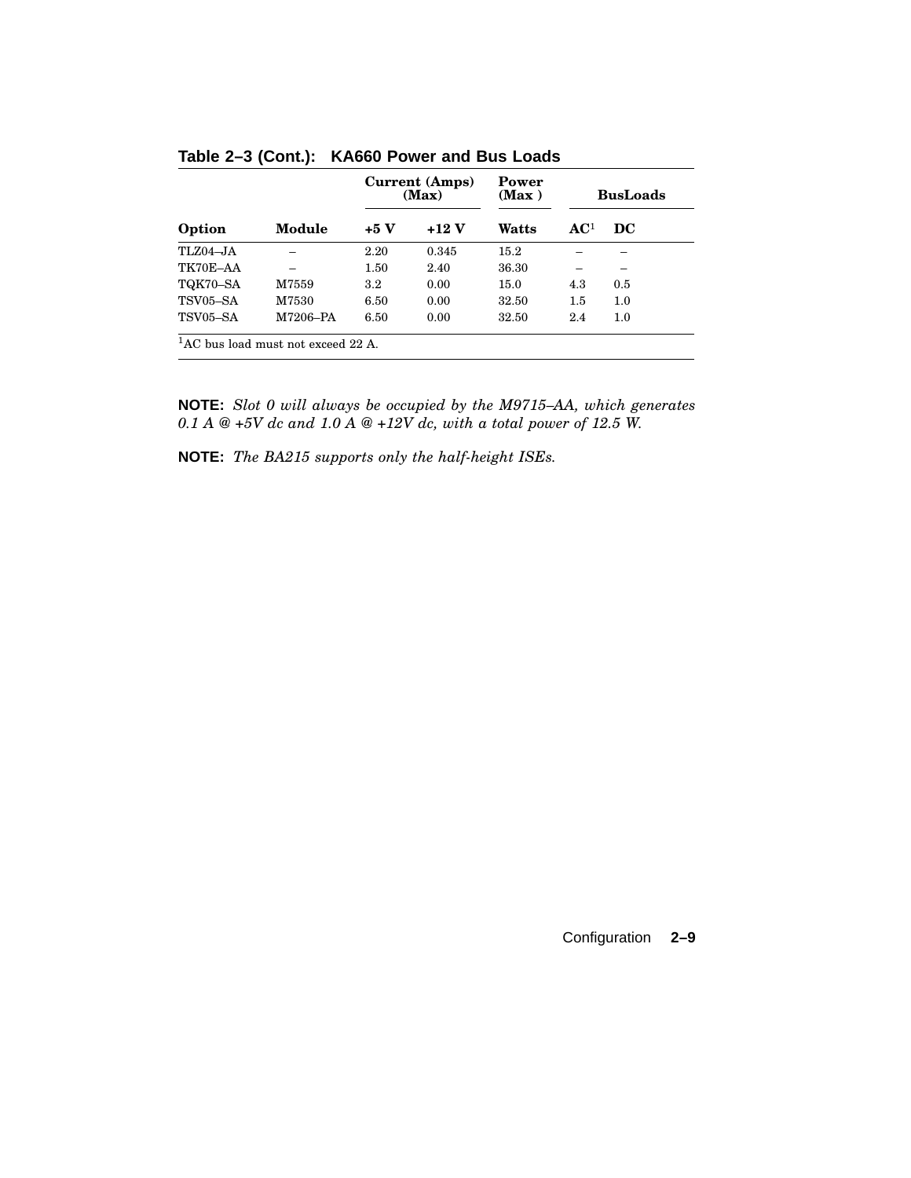**Table 2–3 (Cont.): KA660 Power and Bus Loads**

| | | Current (Amps) (Max) | | Power (Max ) | BusLoads | |
|---|---|---|---|---|---|---|
| **Option** | **Module** | **+5 V** | **+12 V** | **Watts** | **AC[1]** | **DC** |
| TLZ04–JA | – | 2.20 | 0.345 | 15.2 | – | – |
| TK70E–AA | – | 1.50 | 2.40 | 36.30 | – | – |
| TQK70–SA | M7559 | 3.2 | 0.00 | 15.0 | 4.3 | 0.5 |
| TSV05–SA | M7530 | 6.50 | 0.00 | 32.50 | 1.5 | 1.0 |
| TSV05–SA | M7206–PA | 6.50 | 0.00 | 32.50 | 2.4 | 1.0 |

[1]AC bus load must not exceed 22 A.

**NOTE:** *Slot 0 will always be occupied by the M9715–AA, which generates 0.1 A @ +5V dc and 1.0 A @ +12V dc, with a total power of 12.5 W.*

**NOTE:** *The BA215 supports only the half-height ISEs.*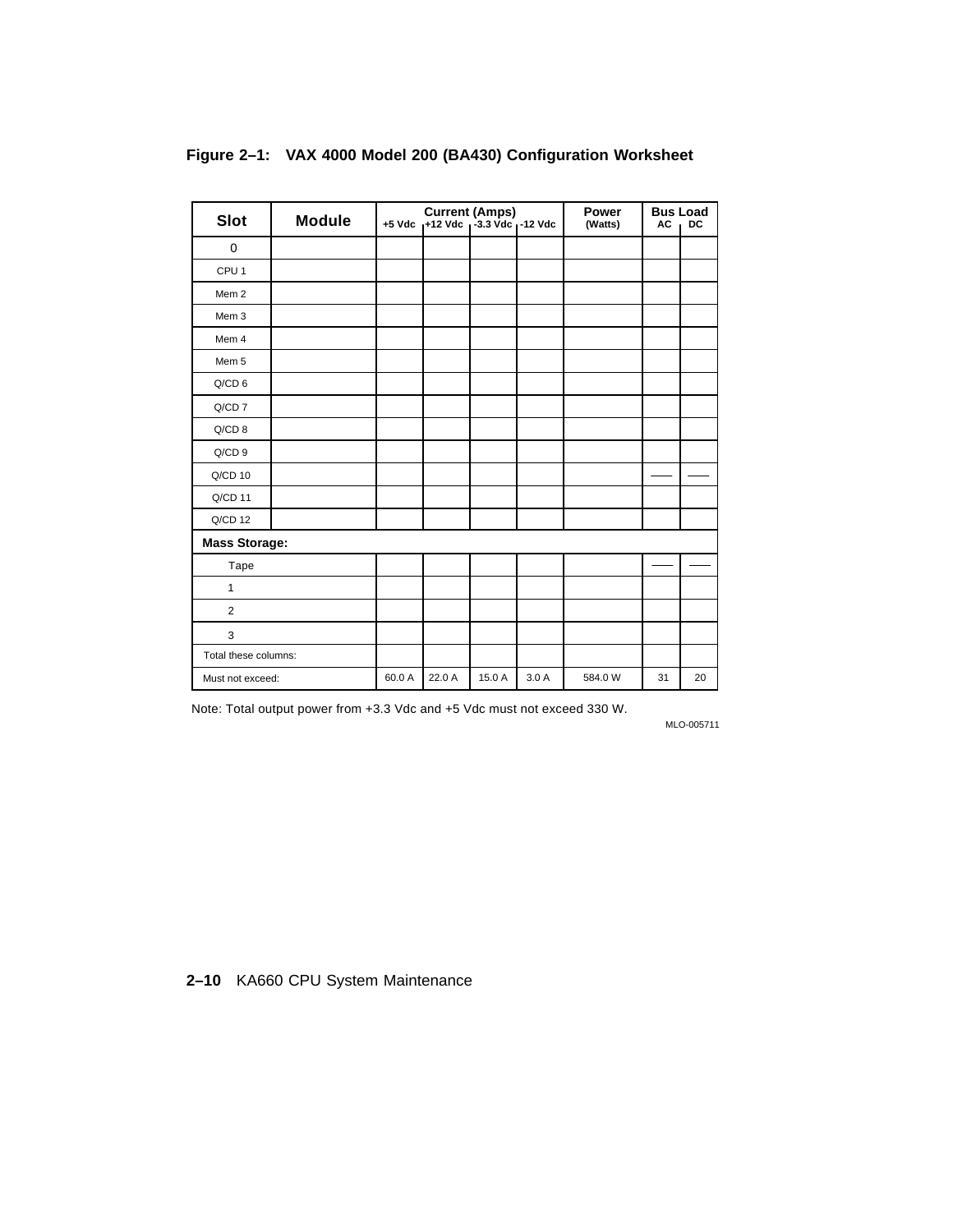**Figure 2–1: VAX 4000 Model 200 (BA430) Configuration Worksheet**

| Slot | Module | Current (Amps) +5 Vdc | +12 Vdc | -3.3 Vdc | -12 Vdc | Power (Watts) | Bus Load AC | DC |
|---|---|---|---|---|---|---|---|---|
| 0 | | | | | | | | |
| CPU 1 | | | | | | | | |
| Mem 2 | | | | | | | | |
| Mem 3 | | | | | | | | |
| Mem 4 | | | | | | | | |
| Mem 5 | | | | | | | | |
| Q/CD 6 | | | | | | | | |
| Q/CD 7 | | | | | | | | |
| Q/CD 8 | | | | | | | | |
| Q/CD 9 | | | | | | | | |
| Q/CD 10 | | | | | | | —— | —— |
| Q/CD 11 | | | | | | | | |
| Q/CD 12 | | | | | | | | |
| **Mass Storage:** | | | | | | | | |
| Tape | | | | | | | —— | —— |
| 1 | | | | | | | | |
| 2 | | | | | | | | |
| 3 | | | | | | | | |
| Total these columns: | | | | | | | | |
| Must not exceed: | | 60.0 A | 22.0 A | 15.0 A | 3.0 A | 584.0 W | 31 | 20 |

Note: Total output power from +3.3 Vdc and +5 Vdc must not exceed 330 W.

MLO-005711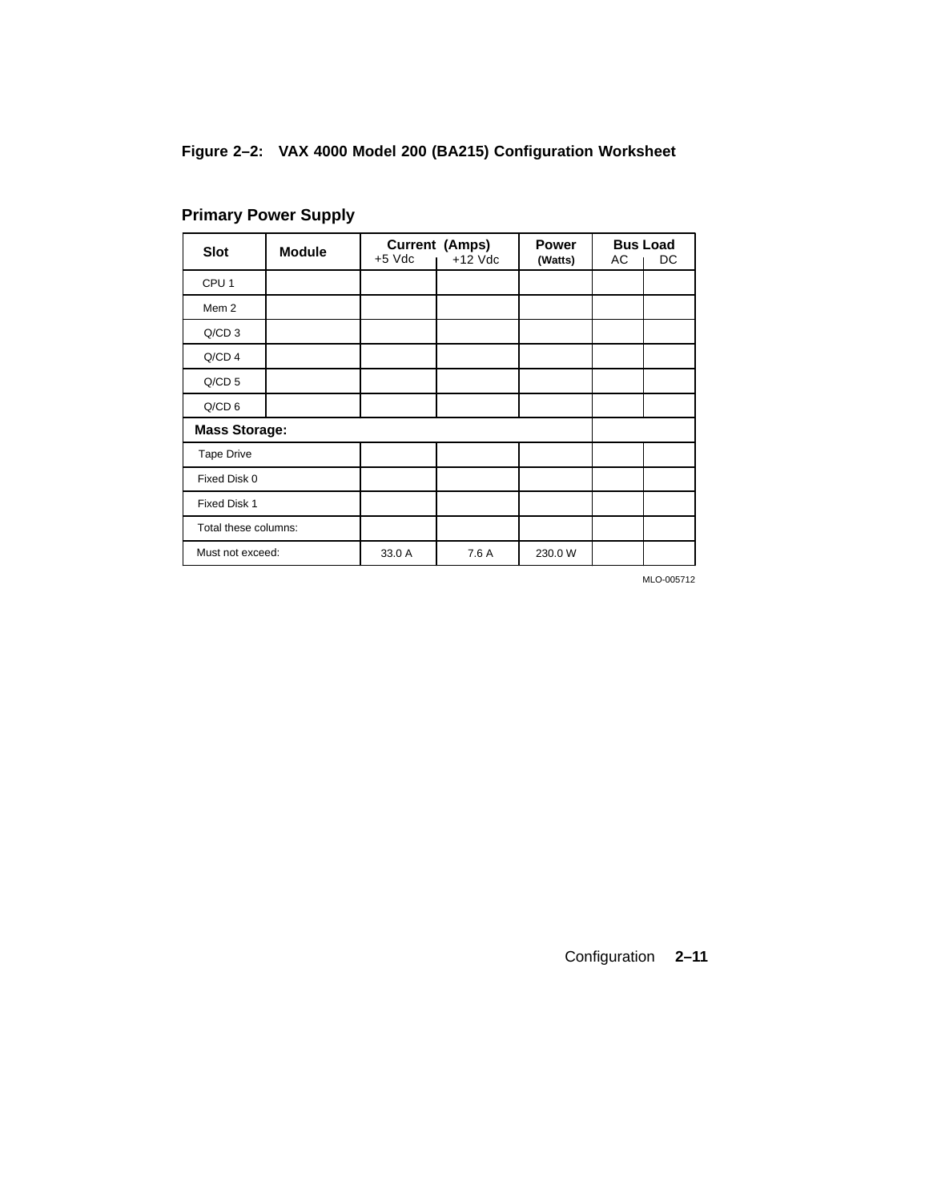**Figure 2–2: VAX 4000 Model 200 (BA215) Configuration Worksheet**

## Primary Power Supply

| Slot | Module | Current (Amps) | | Power (Watts) | Bus Load | |
|---|---|---|---|---|---|---|
| | | +5 Vdc | +12 Vdc | | AC | DC |
| CPU 1 | | | | | | |
| Mem 2 | | | | | | |
| Q/CD 3 | | | | | | |
| Q/CD 4 | | | | | | |
| Q/CD 5 | | | | | | |
| Q/CD 6 | | | | | | |
| **Mass Storage:** | | | | | | |
| Tape Drive | | | | | | |
| Fixed Disk 0 | | | | | | |
| Fixed Disk 1 | | | | | | |
| Total these columns: | | | | | | |
| Must not exceed: | | 33.0 A | 7.6 A | 230.0 W | | |

MLO-005712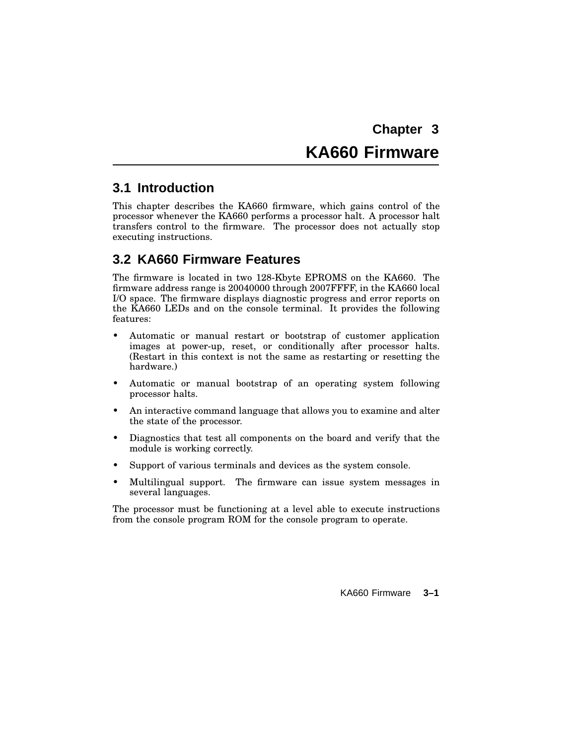# Chapter 3
# KA660 Firmware

## 3.1 Introduction

This chapter describes the KA660 firmware, which gains control of the processor whenever the KA660 performs a processor halt. A processor halt transfers control to the firmware. The processor does not actually stop executing instructions.

## 3.2 KA660 Firmware Features

The firmware is located in two 128-Kbyte EPROMS on the KA660. The firmware address range is 20040000 through 2007FFFF, in the KA660 local I/O space. The firmware displays diagnostic progress and error reports on the KA660 LEDs and on the console terminal. It provides the following features:

- Automatic or manual restart or bootstrap of customer application images at power-up, reset, or conditionally after processor halts. (Restart in this context is not the same as restarting or resetting the hardware.)
- Automatic or manual bootstrap of an operating system following processor halts.
- An interactive command language that allows you to examine and alter the state of the processor.
- Diagnostics that test all components on the board and verify that the module is working correctly.
- Support of various terminals and devices as the system console.
- Multilingual support. The firmware can issue system messages in several languages.

The processor must be functioning at a level able to execute instructions from the console program ROM for the console program to operate.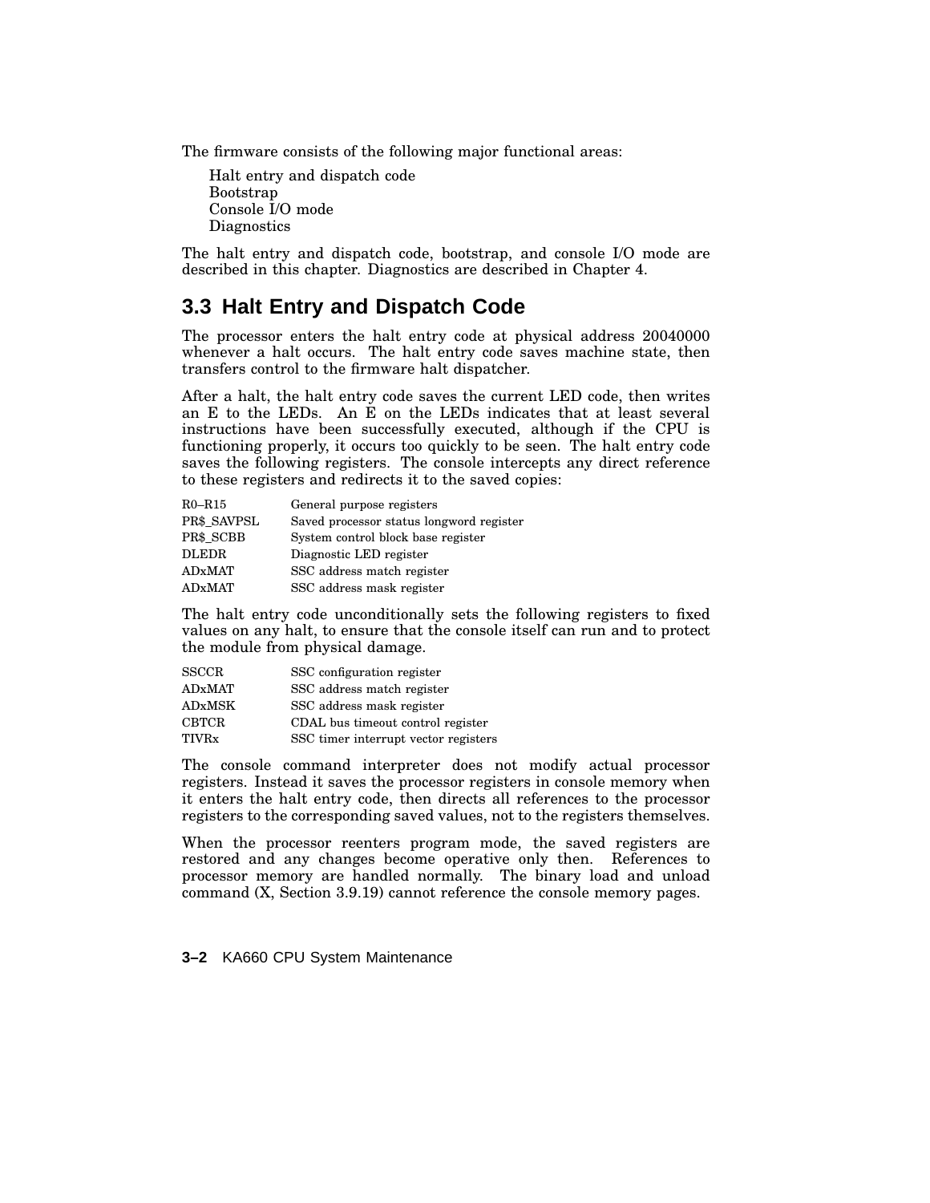The firmware consists of the following major functional areas:

Halt entry and dispatch code
Bootstrap
Console I/O mode
Diagnostics

The halt entry and dispatch code, bootstrap, and console I/O mode are described in this chapter. Diagnostics are described in Chapter 4.

## 3.3 Halt Entry and Dispatch Code

The processor enters the halt entry code at physical address 20040000 whenever a halt occurs. The halt entry code saves machine state, then transfers control to the firmware halt dispatcher.

After a halt, the halt entry code saves the current LED code, then writes an E to the LEDs. An E on the LEDs indicates that at least several instructions have been successfully executed, although if the CPU is functioning properly, it occurs too quickly to be seen. The halt entry code saves the following registers. The console intercepts any direct reference to these registers and redirects it to the saved copies:

| | |
|---|---|
| R0–R15 | General purpose registers |
| PR$_SAVPSL | Saved processor status longword register |
| PR$_SCBB | System control block base register |
| DLEDR | Diagnostic LED register |
| ADxMAT | SSC address match register |
| ADxMAT | SSC address mask register |

The halt entry code unconditionally sets the following registers to fixed values on any halt, to ensure that the console itself can run and to protect the module from physical damage.

| | |
|---|---|
| SSCCR | SSC configuration register |
| ADxMAT | SSC address match register |
| ADxMSK | SSC address mask register |
| CBTCR | CDAL bus timeout control register |
| TIVRx | SSC timer interrupt vector registers |

The console command interpreter does not modify actual processor registers. Instead it saves the processor registers in console memory when it enters the halt entry code, then directs all references to the processor registers to the corresponding saved values, not to the registers themselves.

When the processor reenters program mode, the saved registers are restored and any changes become operative only then. References to processor memory are handled normally. The binary load and unload command (X, Section 3.9.19) cannot reference the console memory pages.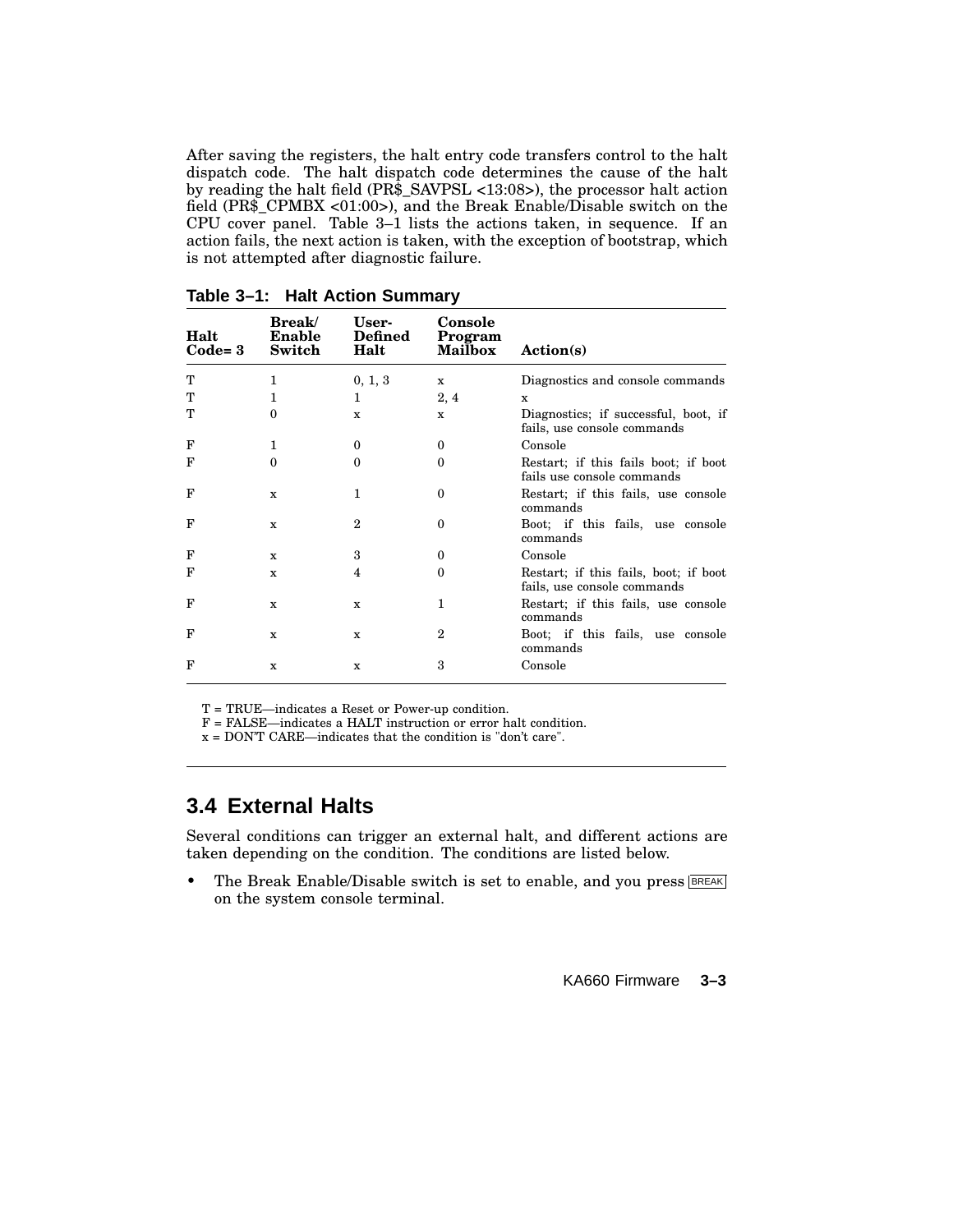After saving the registers, the halt entry code transfers control to the halt dispatch code. The halt dispatch code determines the cause of the halt by reading the halt field (PR$_SAVPSL <13:08>), the processor halt action field (PR$_CPMBX <01:00>), and the Break Enable/Disable switch on the CPU cover panel. Table 3–1 lists the actions taken, in sequence. If an action fails, the next action is taken, with the exception of bootstrap, which is not attempted after diagnostic failure.

**Table 3–1: Halt Action Summary**

| Halt Code= 3 | Break/ Enable Switch | User-Defined Halt | Console Program Mailbox | Action(s) |
|---|---|---|---|---|
| T | 1 | 0, 1, 3 | x | Diagnostics and console commands |
| T | 1 | 1 | 2, 4 | x |
| T | 0 | x | x | Diagnostics; if successful, boot, if fails, use console commands |
| F | 1 | 0 | 0 | Console |
| F | 0 | 0 | 0 | Restart; if this fails boot; if boot fails use console commands |
| F | x | 1 | 0 | Restart; if this fails, use console commands |
| F | x | 2 | 0 | Boot; if this fails, use console commands |
| F | x | 3 | 0 | Console |
| F | x | 4 | 0 | Restart; if this fails, boot; if boot fails, use console commands |
| F | x | x | 1 | Restart; if this fails, use console commands |
| F | x | x | 2 | Boot; if this fails, use console commands |
| F | x | x | 3 | Console |

T = TRUE—indicates a Reset or Power-up condition.
F = FALSE—indicates a HALT instruction or error halt condition.
x = DON'T CARE—indicates that the condition is "don't care".

## 3.4 External Halts

Several conditions can trigger an external halt, and different actions are taken depending on the condition. The conditions are listed below.

- The Break Enable/Disable switch is set to enable, and you press BREAK on the system console terminal.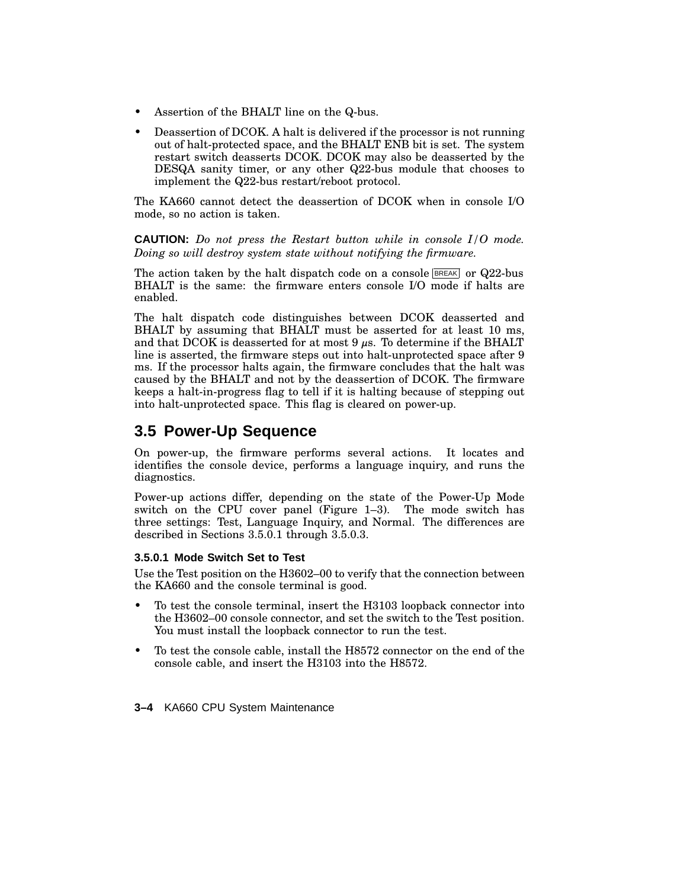- Assertion of the BHALT line on the Q-bus.
- Deassertion of DCOK. A halt is delivered if the processor is not running out of halt-protected space, and the BHALT ENB bit is set. The system restart switch deasserts DCOK. DCOK may also be deasserted by the DESQA sanity timer, or any other Q22-bus module that chooses to implement the Q22-bus restart/reboot protocol.

The KA660 cannot detect the deassertion of DCOK when in console I/O mode, so no action is taken.

**CAUTION:** *Do not press the Restart button while in console I/O mode. Doing so will destroy system state without notifying the firmware.*

The action taken by the halt dispatch code on a console BREAK or Q22-bus BHALT is the same: the firmware enters console I/O mode if halts are enabled.

The halt dispatch code distinguishes between DCOK deasserted and BHALT by assuming that BHALT must be asserted for at least 10 ms, and that DCOK is deasserted for at most 9 $\mu$s. To determine if the BHALT line is asserted, the firmware steps out into halt-unprotected space after 9 ms. If the processor halts again, the firmware concludes that the halt was caused by the BHALT and not by the deassertion of DCOK. The firmware keeps a halt-in-progress flag to tell if it is halting because of stepping out into halt-unprotected space. This flag is cleared on power-up.

## 3.5 Power-Up Sequence

On power-up, the firmware performs several actions. It locates and identifies the console device, performs a language inquiry, and runs the diagnostics.

Power-up actions differ, depending on the state of the Power-Up Mode switch on the CPU cover panel (Figure 1–3). The mode switch has three settings: Test, Language Inquiry, and Normal. The differences are described in Sections 3.5.0.1 through 3.5.0.3.

#### 3.5.0.1 Mode Switch Set to Test

Use the Test position on the H3602–00 to verify that the connection between the KA660 and the console terminal is good.

- To test the console terminal, insert the H3103 loopback connector into the H3602–00 console connector, and set the switch to the Test position. You must install the loopback connector to run the test.
- To test the console cable, install the H8572 connector on the end of the console cable, and insert the H3103 into the H8572.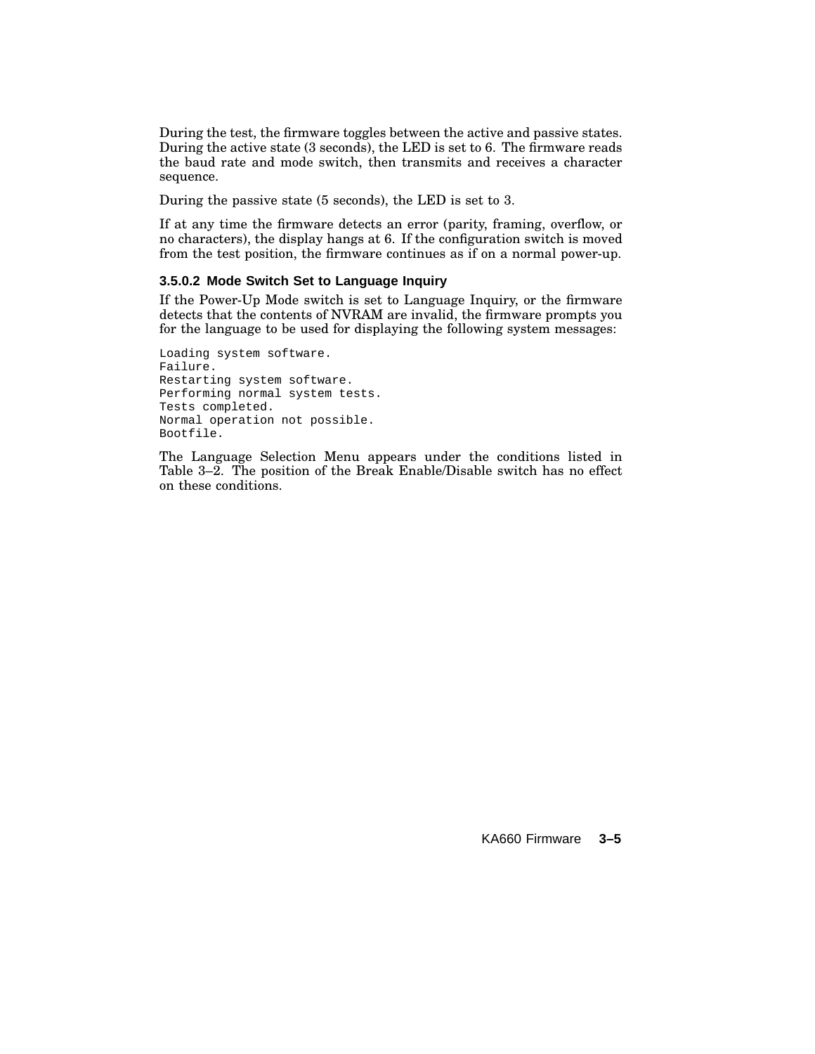During the test, the firmware toggles between the active and passive states. During the active state (3 seconds), the LED is set to 6. The firmware reads the baud rate and mode switch, then transmits and receives a character sequence.

During the passive state (5 seconds), the LED is set to 3.

If at any time the firmware detects an error (parity, framing, overflow, or no characters), the display hangs at 6. If the configuration switch is moved from the test position, the firmware continues as if on a normal power-up.

#### 3.5.0.2 Mode Switch Set to Language Inquiry

If the Power-Up Mode switch is set to Language Inquiry, or the firmware detects that the contents of NVRAM are invalid, the firmware prompts you for the language to be used for displaying the following system messages:

```
Loading system software.
Failure.
Restarting system software.
Performing normal system tests.
Tests completed.
Normal operation not possible.
Bootfile.
```

The Language Selection Menu appears under the conditions listed in Table 3–2. The position of the Break Enable/Disable switch has no effect on these conditions.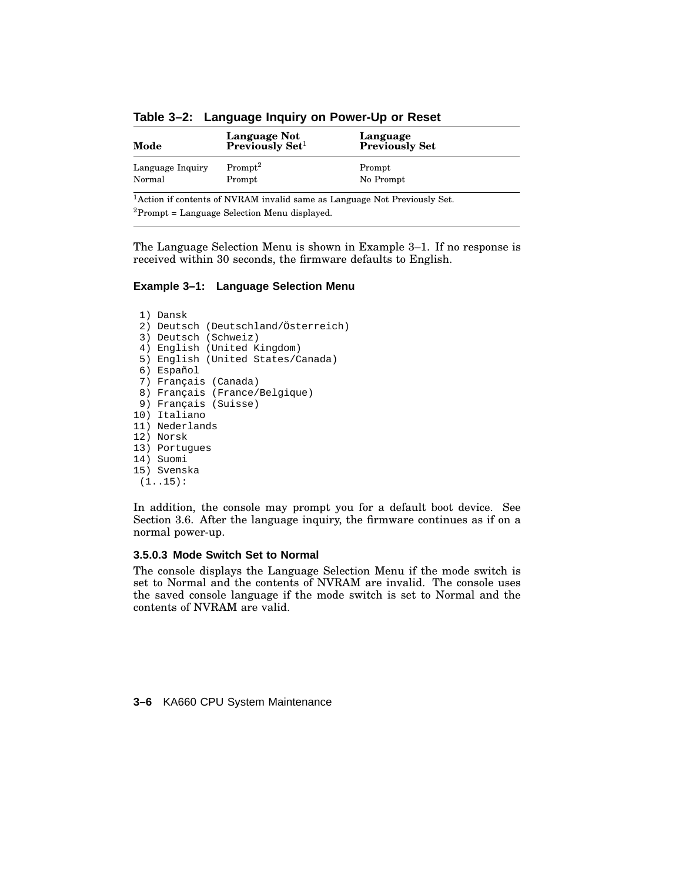**Table 3–2: Language Inquiry on Power-Up or Reset**

| Mode | Language Not Previously Set[1] | Language Previously Set |
|---|---|---|
| Language Inquiry | Prompt[2] | Prompt |
| Normal | Prompt | No Prompt |

[1]Action if contents of NVRAM invalid same as Language Not Previously Set.

[2]Prompt = Language Selection Menu displayed.

The Language Selection Menu is shown in Example 3–1. If no response is received within 30 seconds, the firmware defaults to English.

**Example 3–1: Language Selection Menu**

```
 1) Dansk
 2) Deutsch (Deutschland/Österreich)
 3) Deutsch (Schweiz)
 4) English (United Kingdom)
 5) English (United States/Canada)
 6) Español
 7) Français (Canada)
 8) Français (France/Belgique)
 9) Français (Suisse)
10) Italiano
11) Nederlands
12) Norsk
13) Portugues
14) Suomi
15) Svenska
 (1..15):
```

In addition, the console may prompt you for a default boot device. See Section 3.6. After the language inquiry, the firmware continues as if on a normal power-up.

#### 3.5.0.3 Mode Switch Set to Normal

The console displays the Language Selection Menu if the mode switch is set to Normal and the contents of NVRAM are invalid. The console uses the saved console language if the mode switch is set to Normal and the contents of NVRAM are valid.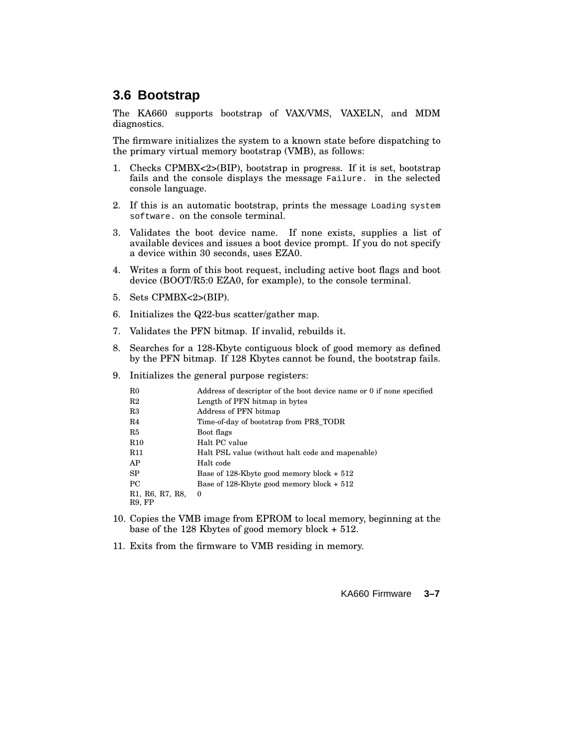## 3.6 Bootstrap

The KA660 supports bootstrap of VAX/VMS, VAXELN, and MDM diagnostics.

The firmware initializes the system to a known state before dispatching to the primary virtual memory bootstrap (VMB), as follows:

1. Checks CPMBX<2>(BIP), bootstrap in progress. If it is set, bootstrap fails and the console displays the message `Failure.` in the selected console language.
2. If this is an automatic bootstrap, prints the message `Loading system software.` on the console terminal.
3. Validates the boot device name. If none exists, supplies a list of available devices and issues a boot device prompt. If you do not specify a device within 30 seconds, uses EZA0.
4. Writes a form of this boot request, including active boot flags and boot device (BOOT/R5:0 EZA0, for example), to the console terminal.
5. Sets CPMBX<2>(BIP).
6. Initializes the Q22-bus scatter/gather map.
7. Validates the PFN bitmap. If invalid, rebuilds it.
8. Searches for a 128-Kbyte contiguous block of good memory as defined by the PFN bitmap. If 128 Kbytes cannot be found, the bootstrap fails.
9. Initializes the general purpose registers:

| | |
|---|---|
| R0 | Address of descriptor of the boot device name or 0 if none specified |
| R2 | Length of PFN bitmap in bytes |
| R3 | Address of PFN bitmap |
| R4 | Time-of-day of bootstrap from PR$_TODR |
| R5 | Boot flags |
| R10 | Halt PC value |
| R11 | Halt PSL value (without halt code and mapenable) |
| AP | Halt code |
| SP | Base of 128-Kbyte good memory block + 512 |
| PC | Base of 128-Kbyte good memory block + 512 |
| R1, R6, R7, R8, R9, FP | 0 |

10. Copies the VMB image from EPROM to local memory, beginning at the base of the 128 Kbytes of good memory block + 512.
11. Exits from the firmware to VMB residing in memory.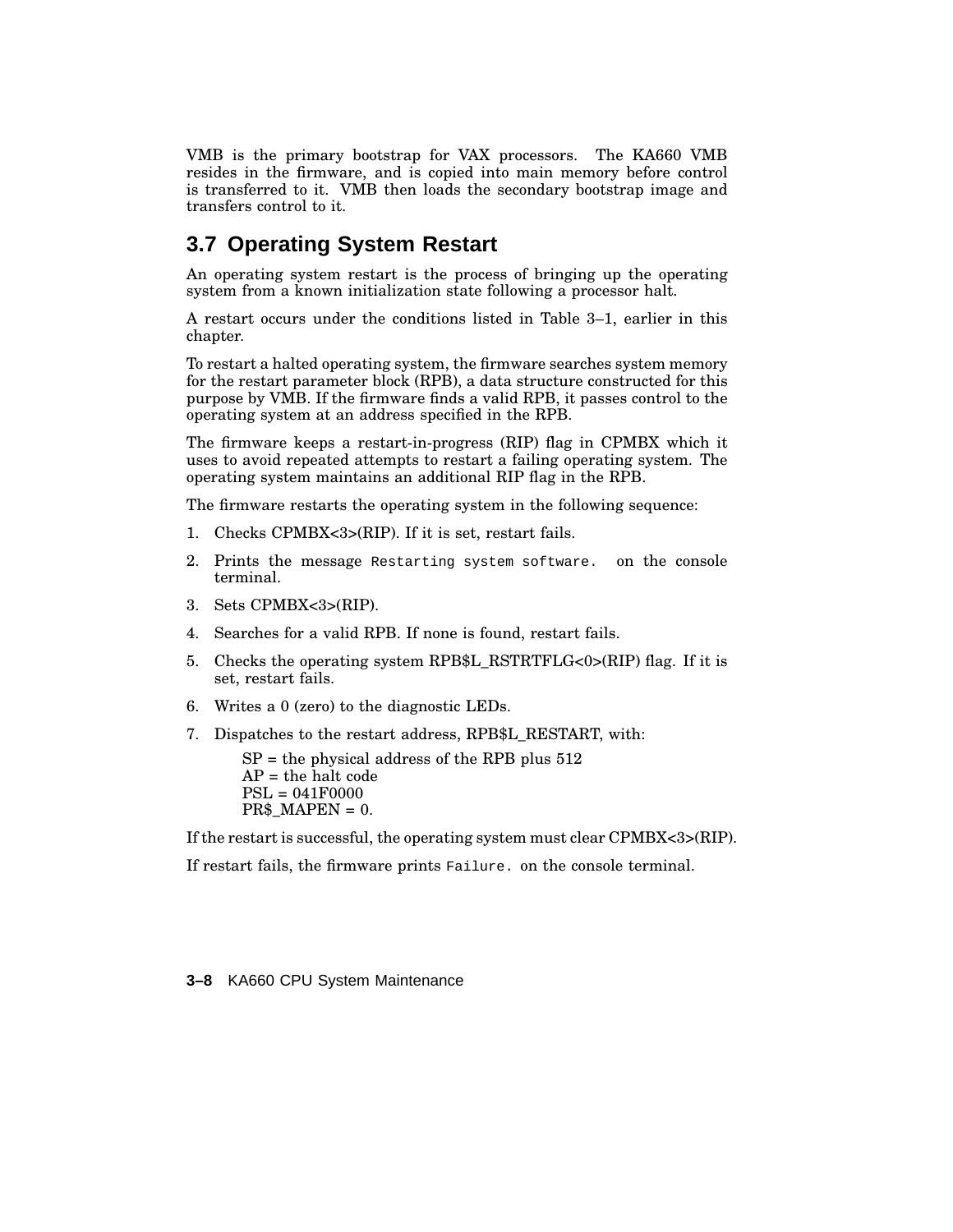VMB is the primary bootstrap for VAX processors. The KA660 VMB resides in the firmware, and is copied into main memory before control is transferred to it. VMB then loads the secondary bootstrap image and transfers control to it.

## 3.7 Operating System Restart

An operating system restart is the process of bringing up the operating system from a known initialization state following a processor halt.

A restart occurs under the conditions listed in Table 3–1, earlier in this chapter.

To restart a halted operating system, the firmware searches system memory for the restart parameter block (RPB), a data structure constructed for this purpose by VMB. If the firmware finds a valid RPB, it passes control to the operating system at an address specified in the RPB.

The firmware keeps a restart-in-progress (RIP) flag in CPMBX which it uses to avoid repeated attempts to restart a failing operating system. The operating system maintains an additional RIP flag in the RPB.

The firmware restarts the operating system in the following sequence:

1. Checks CPMBX<3>(RIP). If it is set, restart fails.
2. Prints the message `Restarting system software.` on the console terminal.
3. Sets CPMBX<3>(RIP).
4. Searches for a valid RPB. If none is found, restart fails.
5. Checks the operating system RPB$L_RSTRTFLG<0>(RIP) flag. If it is set, restart fails.
6. Writes a 0 (zero) to the diagnostic LEDs.
7. Dispatches to the restart address, RPB$L_RESTART, with:

   SP = the physical address of the RPB plus 512
   AP = the halt code
   PSL = 041F0000
   PR$_MAPEN = 0.

If the restart is successful, the operating system must clear CPMBX<3>(RIP).

If restart fails, the firmware prints `Failure.` on the console terminal.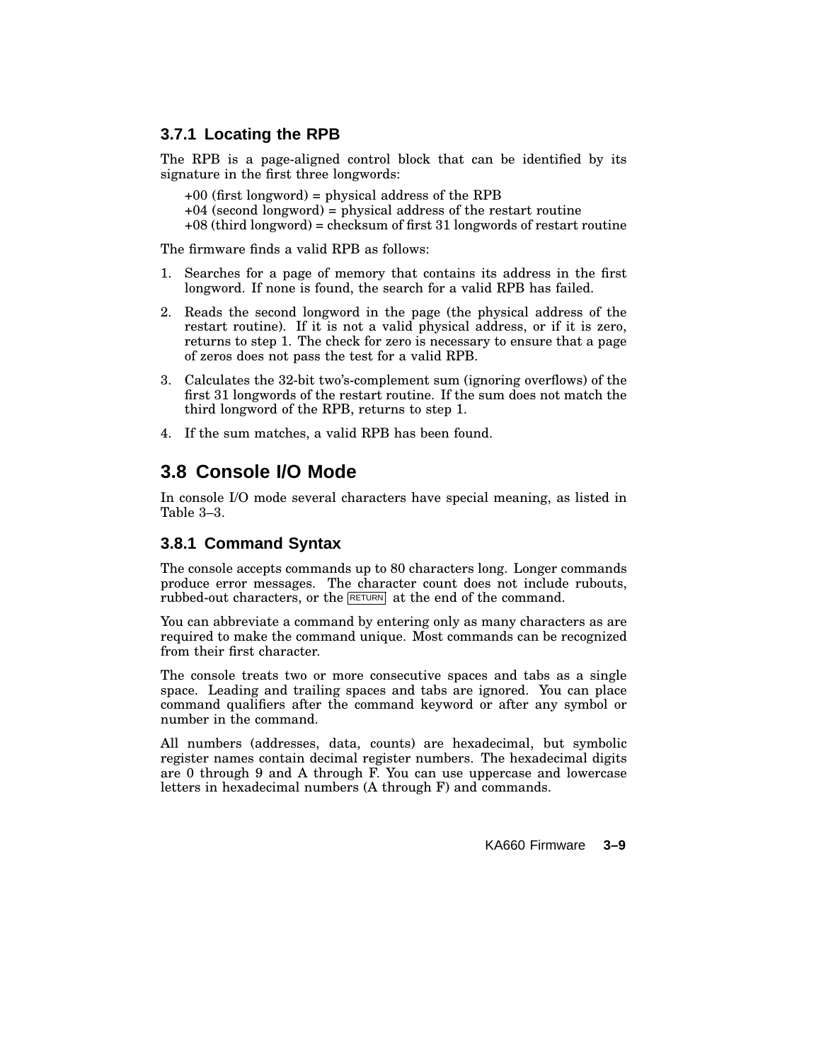### 3.7.1 Locating the RPB

The RPB is a page-aligned control block that can be identified by its signature in the first three longwords:

+00 (first longword) = physical address of the RPB  
+04 (second longword) = physical address of the restart routine  
+08 (third longword) = checksum of first 31 longwords of restart routine

The firmware finds a valid RPB as follows:

1. Searches for a page of memory that contains its address in the first longword. If none is found, the search for a valid RPB has failed.
2. Reads the second longword in the page (the physical address of the restart routine). If it is not a valid physical address, or if it is zero, returns to step 1. The check for zero is necessary to ensure that a page of zeros does not pass the test for a valid RPB.
3. Calculates the 32-bit two's-complement sum (ignoring overflows) of the first 31 longwords of the restart routine. If the sum does not match the third longword of the RPB, returns to step 1.
4. If the sum matches, a valid RPB has been found.

## 3.8 Console I/O Mode

In console I/O mode several characters have special meaning, as listed in Table 3–3.

### 3.8.1 Command Syntax

The console accepts commands up to 80 characters long. Longer commands produce error messages. The character count does not include rubouts, rubbed-out characters, or the RETURN at the end of the command.

You can abbreviate a command by entering only as many characters as are required to make the command unique. Most commands can be recognized from their first character.

The console treats two or more consecutive spaces and tabs as a single space. Leading and trailing spaces and tabs are ignored. You can place command qualifiers after the command keyword or after any symbol or number in the command.

All numbers (addresses, data, counts) are hexadecimal, but symbolic register names contain decimal register numbers. The hexadecimal digits are 0 through 9 and A through F. You can use uppercase and lowercase letters in hexadecimal numbers (A through F) and commands.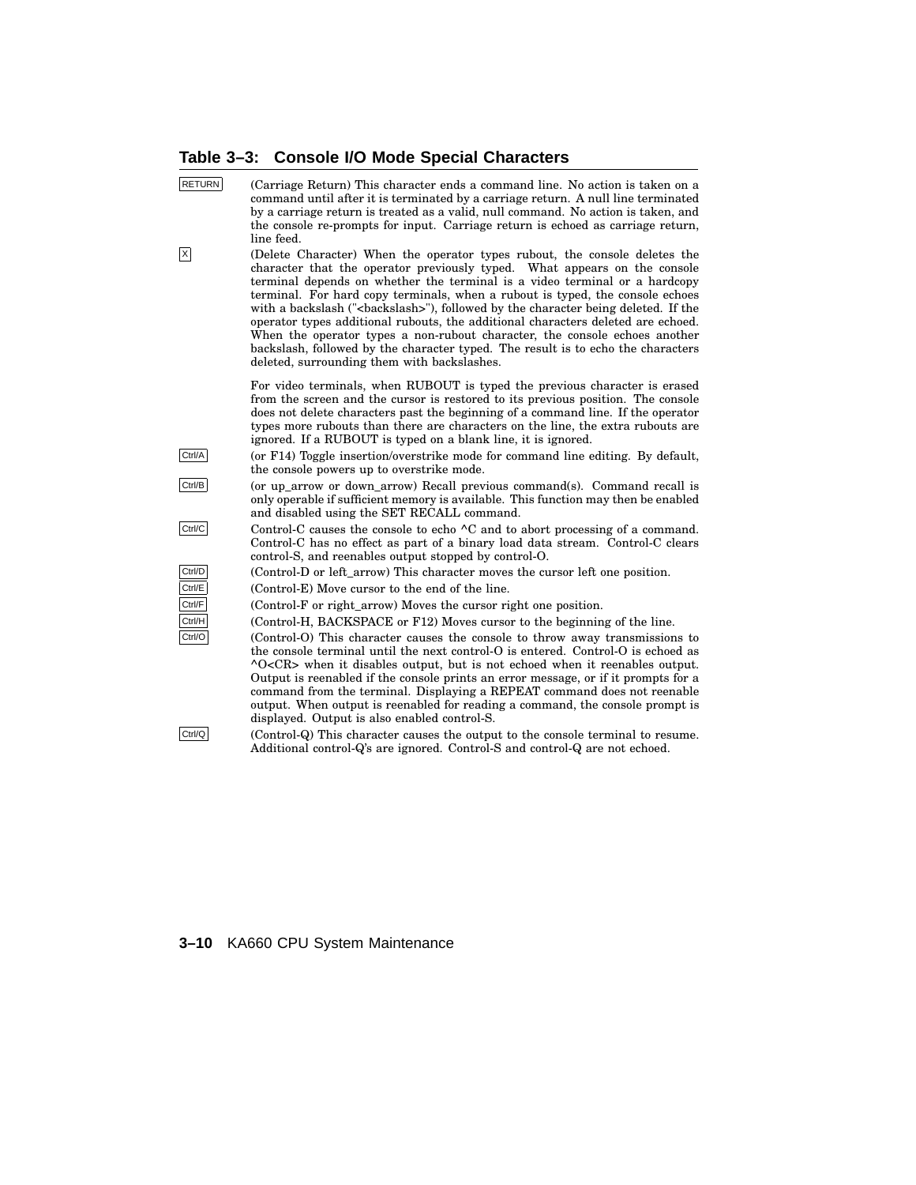### Table 3–3: Console I/O Mode Special Characters

| Key | Description |
|---|---|
| RETURN | (Carriage Return) This character ends a command line. No action is taken on a command until after it is terminated by a carriage return. A null line terminated by a carriage return is treated as a valid, null command. No action is taken, and the console re-prompts for input. Carriage return is echoed as carriage return, line feed. |
| X | (Delete Character) When the operator types rubout, the console deletes the character that the operator previously typed. What appears on the console terminal depends on whether the terminal is a video terminal or a hardcopy terminal. For hard copy terminals, when a rubout is typed, the console echoes with a backslash ("<backslash>"), followed by the character being deleted. If the operator types additional rubouts, the additional characters deleted are echoed. When the operator types a non-rubout character, the console echoes another backslash, followed by the character typed. The result is to echo the characters deleted, surrounding them with backslashes.<br><br>For video terminals, when RUBOUT is typed the previous character is erased from the screen and the cursor is restored to its previous position. The console does not delete characters past the beginning of a command line. If the operator types more rubouts than there are characters on the line, the extra rubouts are ignored. If a RUBOUT is typed on a blank line, it is ignored. |
| Ctrl/A | (or F14) Toggle insertion/overstrike mode for command line editing. By default, the console powers up to overstrike mode. |
| Ctrl/B | (or up_arrow or down_arrow) Recall previous command(s). Command recall is only operable if sufficient memory is available. This function may then be enabled and disabled using the SET RECALL command. |
| Ctrl/C | Control-C causes the console to echo ^C and to abort processing of a command. Control-C has no effect as part of a binary load data stream. Control-C clears control-S, and reenables output stopped by control-O. |
| Ctrl/D | (Control-D or left_arrow) This character moves the cursor left one position. |
| Ctrl/E | (Control-E) Move cursor to the end of the line. |
| Ctrl/F | (Control-F or right_arrow) Moves the cursor right one position. |
| Ctrl/H | (Control-H, BACKSPACE or F12) Moves cursor to the beginning of the line. |
| Ctrl/O | (Control-O) This character causes the console to throw away transmissions to the console terminal until the next control-O is entered. Control-O is echoed as ^O<CR> when it disables output, but is not echoed when it reenables output. Output is reenabled if the console prints an error message, or if it prompts for a command from the terminal. Displaying a REPEAT command does not reenable output. When output is reenabled for reading a command, the console prompt is displayed. Output is also enabled control-S. |
| Ctrl/Q | (Control-Q) This character causes the output to the console terminal to resume. Additional control-Q's are ignored. Control-S and control-Q are not echoed. |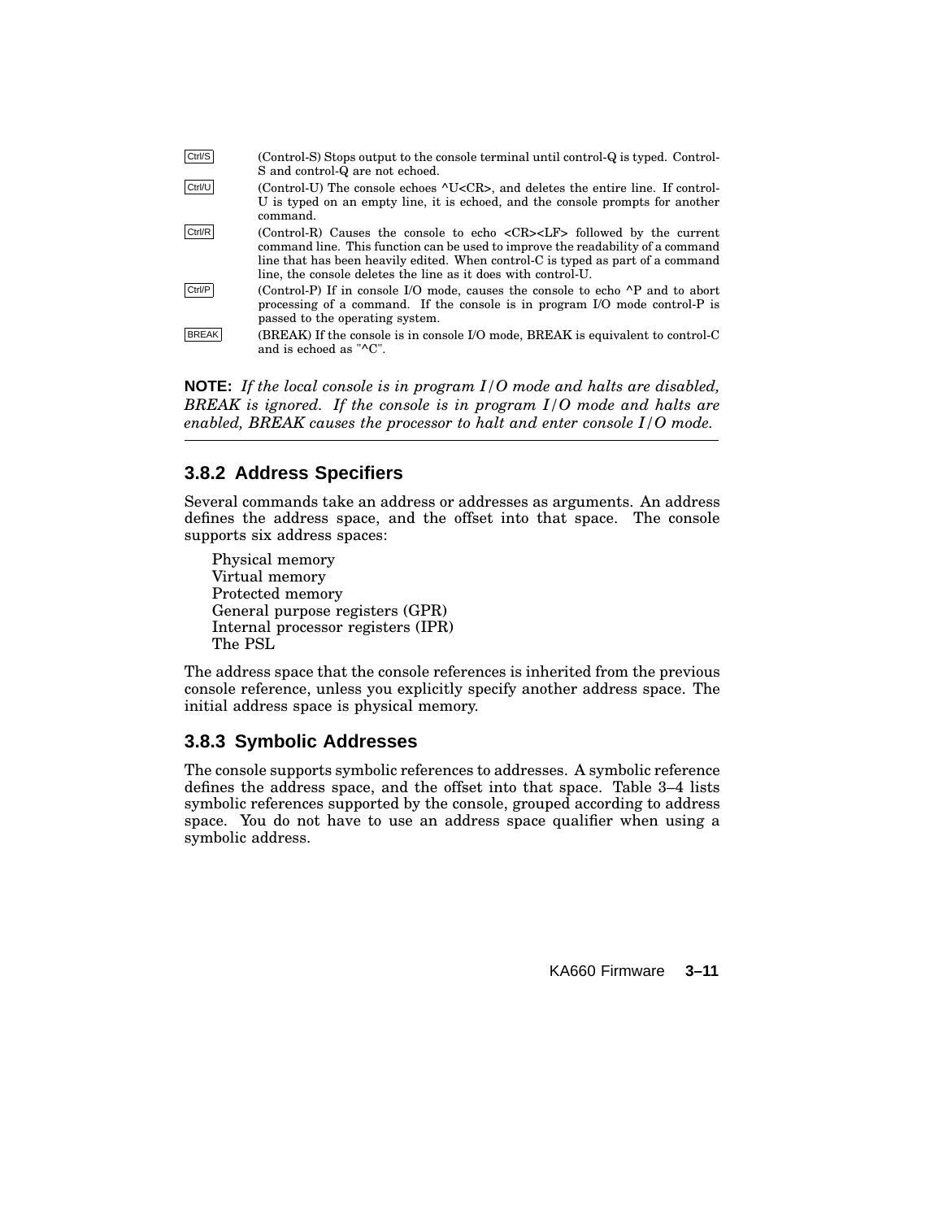| | |
|---|---|
| Ctrl/S | (Control-S) Stops output to the console terminal until control-Q is typed. Control-S and control-Q are not echoed. |
| Ctrl/U | (Control-U) The console echoes ^U<CR>, and deletes the entire line. If control-U is typed on an empty line, it is echoed, and the console prompts for another command. |
| Ctrl/R | (Control-R) Causes the console to echo <CR><LF> followed by the current command line. This function can be used to improve the readability of a command line that has been heavily edited. When control-C is typed as part of a command line, the console deletes the line as it does with control-U. |
| Ctrl/P | (Control-P) If in console I/O mode, causes the console to echo ^P and to abort processing of a command. If the console is in program I/O mode control-P is passed to the operating system. |
| BREAK | (BREAK) If the console is in console I/O mode, BREAK is equivalent to control-C and is echoed as "^C". |

**NOTE:** *If the local console is in program I/O mode and halts are disabled, BREAK is ignored. If the console is in program I/O mode and halts are enabled, BREAK causes the processor to halt and enter console I/O mode.*

### 3.8.2 Address Specifiers

Several commands take an address or addresses as arguments. An address defines the address space, and the offset into that space. The console supports six address spaces:

Physical memory
Virtual memory
Protected memory
General purpose registers (GPR)
Internal processor registers (IPR)
The PSL

The address space that the console references is inherited from the previous console reference, unless you explicitly specify another address space. The initial address space is physical memory.

### 3.8.3 Symbolic Addresses

The console supports symbolic references to addresses. A symbolic reference defines the address space, and the offset into that space. Table 3–4 lists symbolic references supported by the console, grouped according to address space. You do not have to use an address space qualifier when using a symbolic address.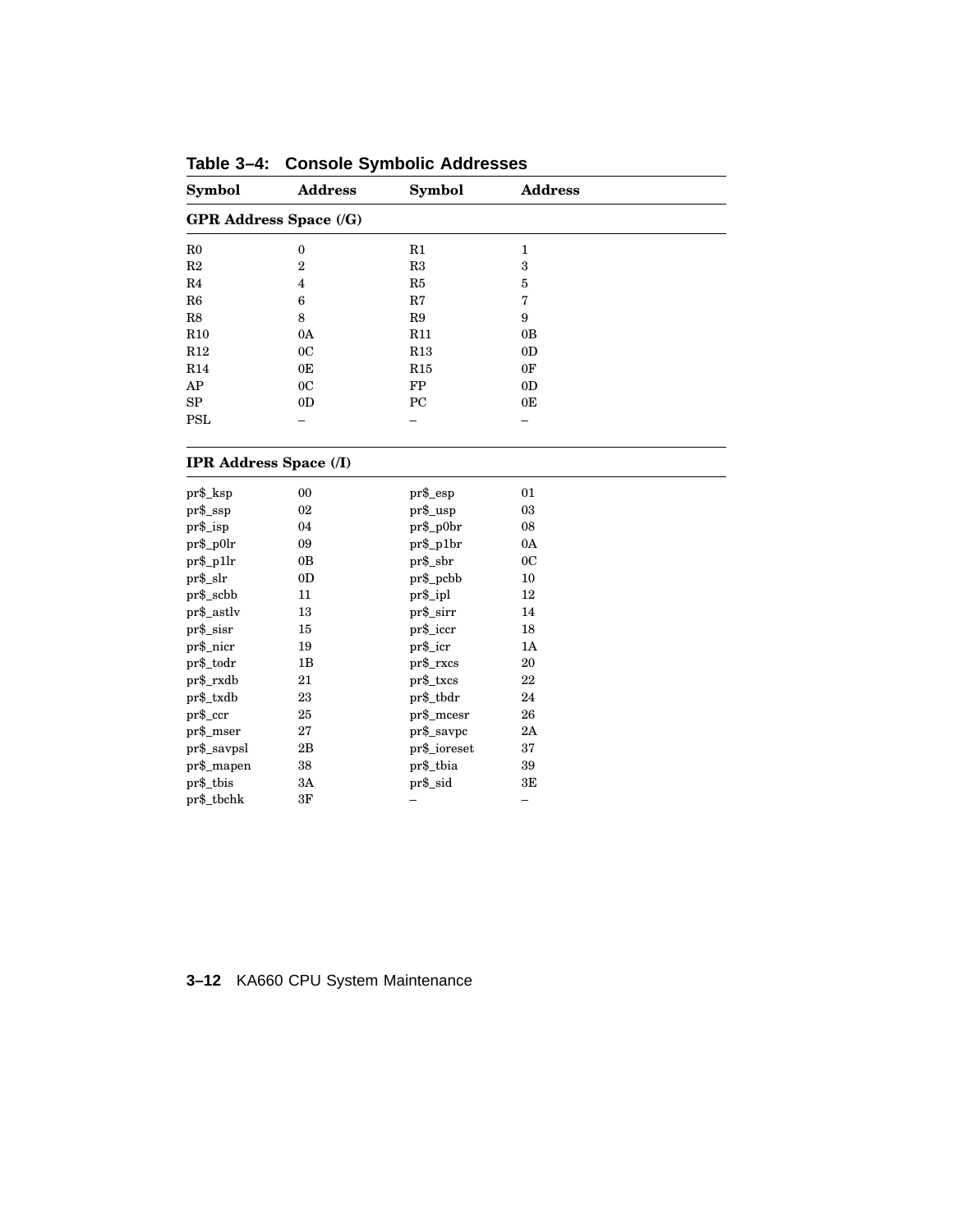**Table 3–4: Console Symbolic Addresses**

| Symbol | Address | Symbol | Address |
|---|---|---|---|
| **GPR Address Space (/G)** | | | |
| R0 | 0 | R1 | 1 |
| R2 | 2 | R3 | 3 |
| R4 | 4 | R5 | 5 |
| R6 | 6 | R7 | 7 |
| R8 | 8 | R9 | 9 |
| R10 | 0A | R11 | 0B |
| R12 | 0C | R13 | 0D |
| R14 | 0E | R15 | 0F |
| AP | 0C | FP | 0D |
| SP | 0D | PC | 0E |
| PSL | – | – | – |
| **IPR Address Space (/I)** | | | |
| pr$_ksp | 00 | pr$_esp | 01 |
| pr$_ssp | 02 | pr$_usp | 03 |
| pr$_isp | 04 | pr$_p0br | 08 |
| pr$_p0lr | 09 | pr$_p1br | 0A |
| pr$_p1lr | 0B | pr$_sbr | 0C |
| pr$_slr | 0D | pr$_pcbb | 10 |
| pr$_scbb | 11 | pr$_ipl | 12 |
| pr$_astlv | 13 | pr$_sirr | 14 |
| pr$_sisr | 15 | pr$_iccr | 18 |
| pr$_nicr | 19 | pr$_icr | 1A |
| pr$_todr | 1B | pr$_rxcs | 20 |
| pr$_rxdb | 21 | pr$_txcs | 22 |
| pr$_txdb | 23 | pr$_tbdr | 24 |
| pr$_ccr | 25 | pr$_mcesr | 26 |
| pr$_mser | 27 | pr$_savpc | 2A |
| pr$_savpsl | 2B | pr$_ioreset | 37 |
| pr$_mapen | 38 | pr$_tbia | 39 |
| pr$_tbis | 3A | pr$_sid | 3E |
| pr$_tbchk | 3F | – | – |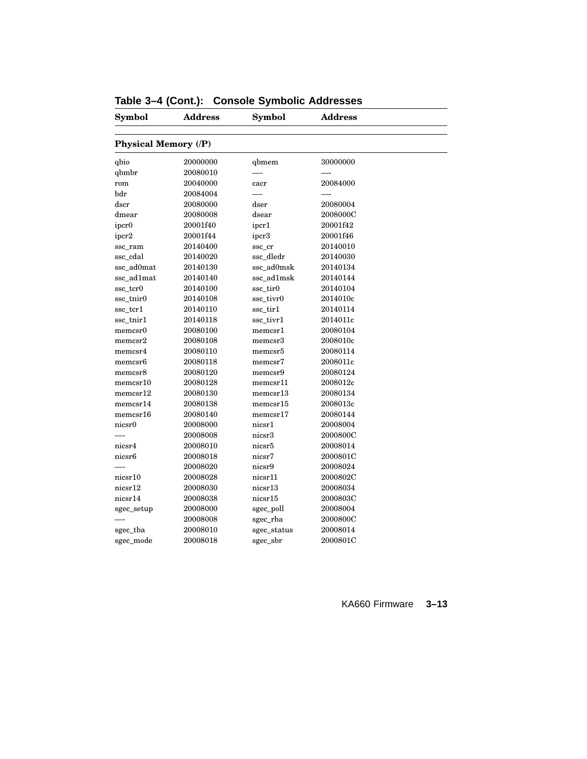**Table 3–4 (Cont.): Console Symbolic Addresses**

| Symbol | Address | Symbol | Address |
|---|---|---|---|
| **Physical Memory (/P)** | | | |
| qbio | 20000000 | qbmem | 30000000 |
| qbmbr | 20080010 | —- | —- |
| rom | 20040000 | cacr | 20084000 |
| bdr | 20084004 | —- | —- |
| dscr | 20080000 | dser | 20080004 |
| dmear | 20080008 | dsear | 2008000C |
| ipcr0 | 20001f40 | ipcr1 | 20001f42 |
| ipcr2 | 20001f44 | ipcr3 | 20001f46 |
| ssc_ram | 20140400 | ssc_cr | 20140010 |
| ssc_cdal | 20140020 | ssc_dledr | 20140030 |
| ssc_ad0mat | 20140130 | ssc_ad0msk | 20140134 |
| ssc_ad1mat | 20140140 | ssc_ad1msk | 20140144 |
| ssc_tcr0 | 20140100 | ssc_tir0 | 20140104 |
| ssc_tnir0 | 20140108 | ssc_tivr0 | 2014010c |
| ssc_tcr1 | 20140110 | ssc_tir1 | 20140114 |
| ssc_tnir1 | 20140118 | ssc_tivr1 | 2014011c |
| memcsr0 | 20080100 | memcsr1 | 20080104 |
| memcsr2 | 20080108 | memcsr3 | 2008010c |
| memcsr4 | 20080110 | memcsr5 | 20080114 |
| memcsr6 | 20080118 | memcsr7 | 2008011c |
| memcsr8 | 20080120 | memcsr9 | 20080124 |
| memcsr10 | 20080128 | memcsr11 | 2008012c |
| memcsr12 | 20080130 | memcsr13 | 20080134 |
| memcsr14 | 20080138 | memcsr15 | 2008013c |
| memcsr16 | 20080140 | memcsr17 | 20080144 |
| nicsr0 | 20008000 | nicsr1 | 20008004 |
| —- | 20008008 | nicsr3 | 2000800C |
| nicsr4 | 20008010 | nicsr5 | 20008014 |
| nicsr6 | 20008018 | nicsr7 | 2000801C |
| —- | 20008020 | nicsr9 | 20008024 |
| nicsr10 | 20008028 | nicsr11 | 2000802C |
| nicsr12 | 20008030 | nicsr13 | 20008034 |
| nicsr14 | 20008038 | nicsr15 | 2000803C |
| sgec_setup | 20008000 | sgec_poll | 20008004 |
| —- | 20008008 | sgec_rba | 2000800C |
| sgec_tba | 20008010 | sgec_status | 20008014 |
| sgec_mode | 20008018 | sgec_sbr | 2000801C |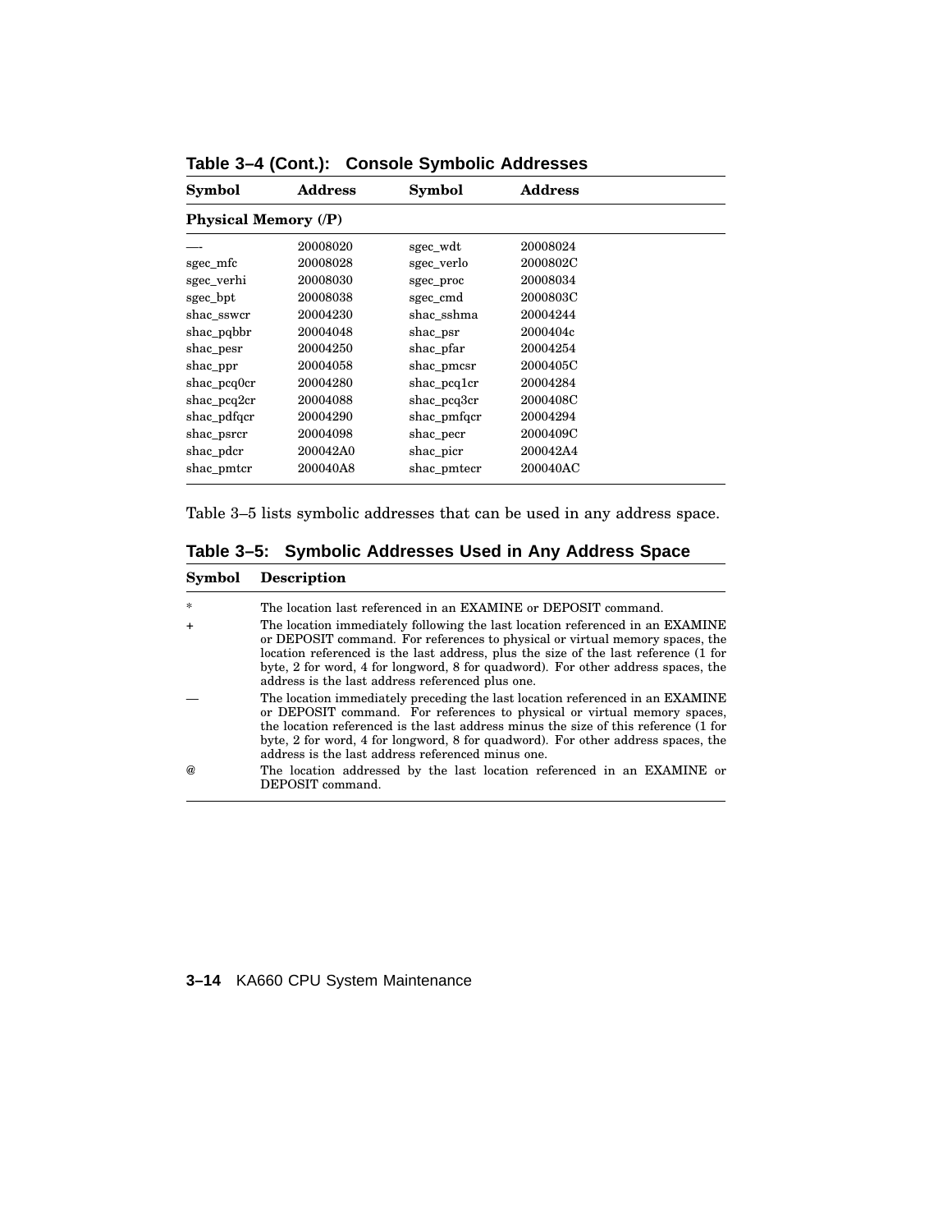**Table 3–4 (Cont.): Console Symbolic Addresses**

| Symbol | Address | Symbol | Address |
|---|---|---|---|
| **Physical Memory (/P)** | | | |
| —- | 20008020 | sgec_wdt | 20008024 |
| sgec_mfc | 20008028 | sgec_verlo | 2000802C |
| sgec_verhi | 20008030 | sgec_proc | 20008034 |
| sgec_bpt | 20008038 | sgec_cmd | 2000803C |
| shac_sswcr | 20004230 | shac_sshma | 20004244 |
| shac_pqbbr | 20004048 | shac_psr | 2000404c |
| shac_pesr | 20004250 | shac_pfar | 20004254 |
| shac_ppr | 20004058 | shac_pmcsr | 2000405C |
| shac_pcq0cr | 20004280 | shac_pcq1cr | 20004284 |
| shac_pcq2cr | 20004088 | shac_pcq3cr | 2000408C |
| shac_pdfqcr | 20004290 | shac_pmfqcr | 20004294 |
| shac_psrcr | 20004098 | shac_pecr | 2000409C |
| shac_pdcr | 200042A0 | shac_picr | 200042A4 |
| shac_pmtcr | 200040A8 | shac_pmtecr | 200040AC |

Table 3–5 lists symbolic addresses that can be used in any address space.

**Table 3–5: Symbolic Addresses Used in Any Address Space**

| Symbol | Description |
|---|---|
| * | The location last referenced in an EXAMINE or DEPOSIT command. |
| + | The location immediately following the last location referenced in an EXAMINE or DEPOSIT command. For references to physical or virtual memory spaces, the location referenced is the last address, plus the size of the last reference (1 for byte, 2 for word, 4 for longword, 8 for quadword). For other address spaces, the address is the last address referenced plus one. |
| — | The location immediately preceding the last location referenced in an EXAMINE or DEPOSIT command. For references to physical or virtual memory spaces, the location referenced is the last address minus the size of this reference (1 for byte, 2 for word, 4 for longword, 8 for quadword). For other address spaces, the address is the last address referenced minus one. |
| @ | The location addressed by the last location referenced in an EXAMINE or DEPOSIT command. |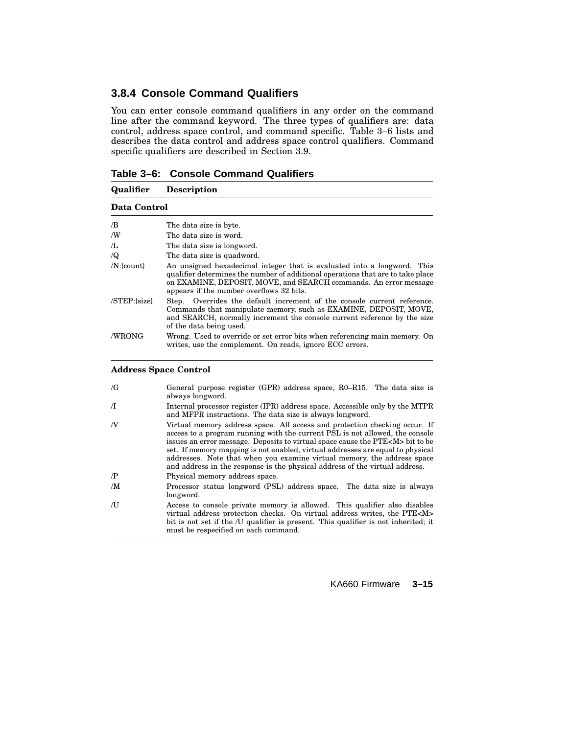### 3.8.4 Console Command Qualifiers

You can enter console command qualifiers in any order on the command line after the command keyword. The three types of qualifiers are: data control, address space control, and command specific. Table 3–6 lists and describes the data control and address space control qualifiers. Command specific qualifiers are described in Section 3.9.

**Table 3–6: Console Command Qualifiers**

| Qualifier | Description |
|---|---|
| **Data Control** | |
| /B | The data size is byte. |
| /W | The data size is word. |
| /L | The data size is longword. |
| /Q | The data size is quadword. |
| /N:{count} | An unsigned hexadecimal integer that is evaluated into a longword. This qualifier determines the number of additional operations that are to take place on EXAMINE, DEPOSIT, MOVE, and SEARCH commands. An error message appears if the number overflows 32 bits. |
| /STEP:{size} | Step. Overrides the default increment of the console current reference. Commands that manipulate memory, such as EXAMINE, DEPOSIT, MOVE, and SEARCH, normally increment the console current reference by the size of the data being used. |
| /WRONG | Wrong. Used to override or set error bits when referencing main memory. On writes, use the complement. On reads, ignore ECC errors. |
| **Address Space Control** | |
| /G | General purpose register (GPR) address space, R0–R15. The data size is always longword. |
| /I | Internal processor register (IPR) address space. Accessible only by the MTPR and MFPR instructions. The data size is always longword. |
| /V | Virtual memory address space. All access and protection checking occur. If access to a program running with the current PSL is not allowed, the console issues an error message. Deposits to virtual space cause the PTE<M> bit to be set. If memory mapping is not enabled, virtual addresses are equal to physical addresses. Note that when you examine virtual memory, the address space and address in the response is the physical address of the virtual address. |
| /P | Physical memory address space. |
| /M | Processor status longword (PSL) address space. The data size is always longword. |
| /U | Access to console private memory is allowed. This qualifier also disables virtual address protection checks. On virtual address writes, the PTE<M> bit is not set if the /U qualifier is present. This qualifier is not inherited; it must be respecified on each command. |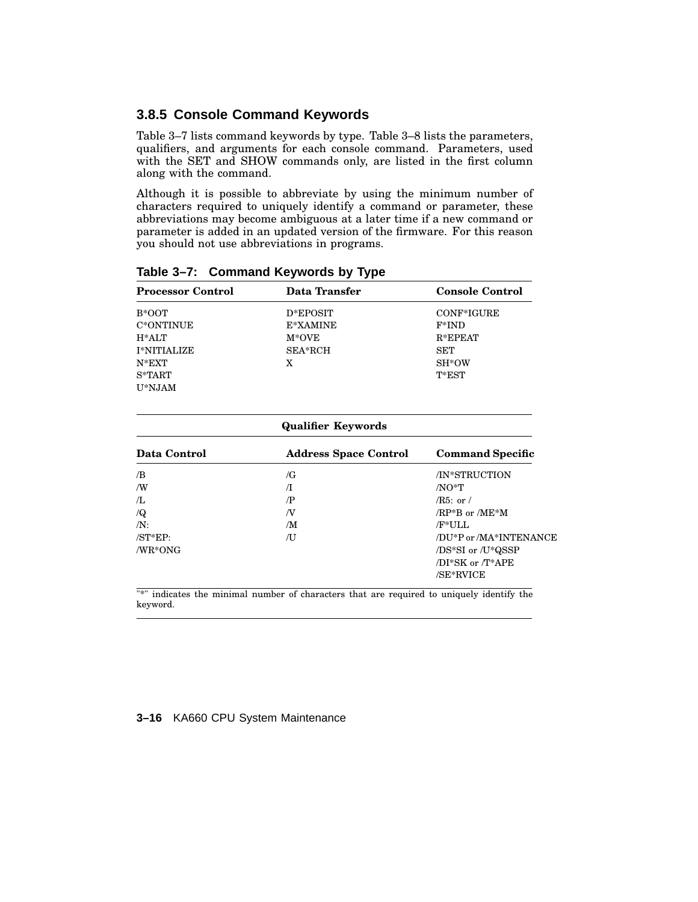### 3.8.5 Console Command Keywords

Table 3–7 lists command keywords by type. Table 3–8 lists the parameters, qualifiers, and arguments for each console command. Parameters, used with the SET and SHOW commands only, are listed in the first column along with the command.

Although it is possible to abbreviate by using the minimum number of characters required to uniquely identify a command or parameter, these abbreviations may become ambiguous at a later time if a new command or parameter is added in an updated version of the firmware. For this reason you should not use abbreviations in programs.

**Table 3–7: Command Keywords by Type**

| Processor Control | Data Transfer | Console Control |
|---|---|---|
| B*OOT | D*EPOSIT | CONF*IGURE |
| C*ONTINUE | E*XAMINE | F*IND |
| H*ALT | M*OVE | R*EPEAT |
| I*NITIALIZE | SEA*RCH | SET |
| N*EXT | X | SH*OW |
| S*TART | | T*EST |
| U*NJAM | | |
| | **Qualifier Keywords** | |
| **Data Control** | **Address Space Control** | **Command Specific** |
| /B | /G | /IN*STRUCTION |
| /W | /I | /NO*T |
| /L | /P | /R5: or / |
| /Q | /V | /RP*B or /ME*M |
| /N: | /M | /F*ULL |
| /ST*EP: | /U | /DU*P or /MA*INTENANCE |
| /WR*ONG | | /DS*SI or /U*QSSP |
| | | /DI*SK or /T*APE |
| | | /SE*RVICE |

"*" indicates the minimal number of characters that are required to uniquely identify the keyword.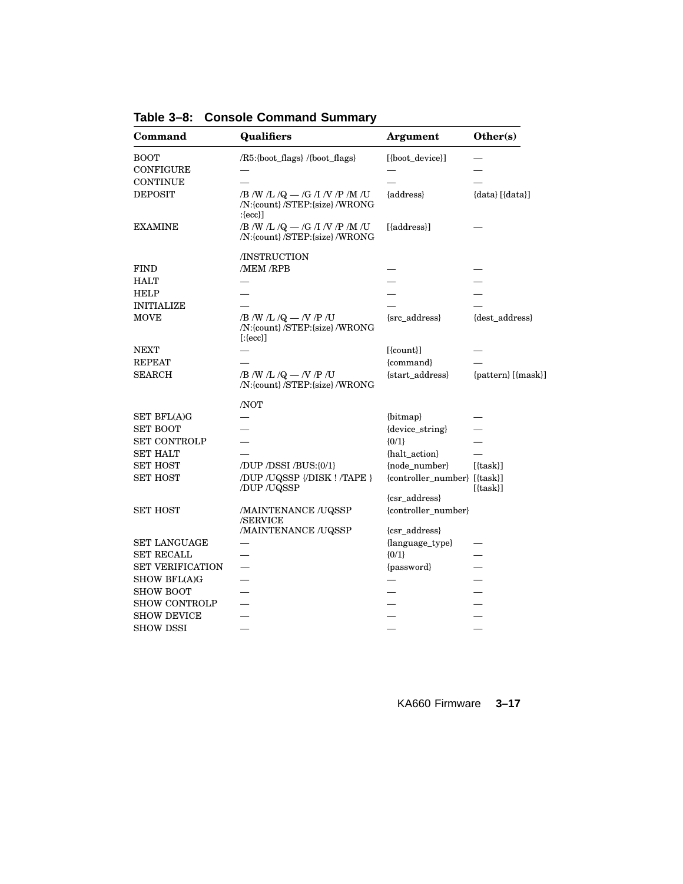**Table 3–8: Console Command Summary**

| Command | Qualifiers | Argument | Other(s) |
|---|---|---|---|
| BOOT | /R5:{boot_flags} /{boot_flags} | [{boot_device}] | — |
| CONFIGURE | — | — | — |
| CONTINUE | — | — | — |
| DEPOSIT | /B /W /L /Q — /G /I /V /P /M /U /N:{count} /STEP:{size} /WRONG :{ecc}] | {address} | {data} [{data}] |
| EXAMINE | /B /W /L /Q — /G /I /V /P /M /U /N:{count} /STEP:{size} /WRONG /INSTRUCTION | [{address}] | — |
| FIND | /MEM /RPB | — | — |
| HALT | — | — | — |
| HELP | — | — | — |
| INITIALIZE | — | — | — |
| MOVE | /B /W /L /Q — /V /P /U /N:{count} /STEP:{size} /WRONG [:{ecc}] | {src_address} | {dest_address} |
| NEXT | — | [{count}] | — |
| REPEAT | — | {command} | — |
| SEARCH | /B /W /L /Q — /V /P /U /N:{count} /STEP:{size} /WRONG /NOT | {start_address} | {pattern} [{mask}] |
| SET BFL(A)G | — | {bitmap} | — |
| SET BOOT | — | {device_string} | — |
| SET CONTROLP | — | {0/1} | — |
| SET HALT | — | {halt_action} | — |
| SET HOST | /DUP /DSSI /BUS:{0/1} | {node_number} | [{task}] |
| SET HOST | /DUP /UQSSP {/DISK ! /TAPE } /DUP /UQSSP | {controller_number} {csr_address} | [{task}] [{task}] |
| SET HOST | /MAINTENANCE /UQSSP /SERVICE /MAINTENANCE /UQSSP | {controller_number} {csr_address} | |
| SET LANGUAGE | — | {language_type} | — |
| SET RECALL | — | {0/1} | — |
| SET VERIFICATION | — | {password} | — |
| SHOW BFL(A)G | — | — | — |
| SHOW BOOT | — | — | — |
| SHOW CONTROLP | — | — | — |
| SHOW DEVICE | — | — | — |
| SHOW DSSI | — | — | — |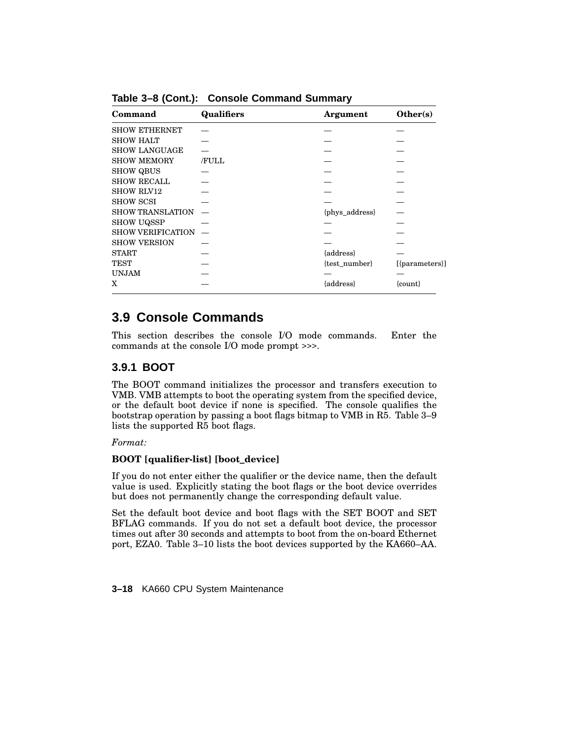**Table 3–8 (Cont.): Console Command Summary**

| Command | Qualifiers | Argument | Other(s) |
|---|---|---|---|
| SHOW ETHERNET | — | — | — |
| SHOW HALT | — | — | — |
| SHOW LANGUAGE | — | — | — |
| SHOW MEMORY | /FULL | — | — |
| SHOW QBUS | — | — | — |
| SHOW RECALL | — | — | — |
| SHOW RLV12 | — | — | — |
| SHOW SCSI | — | — | — |
| SHOW TRANSLATION | — | {phys_address} | — |
| SHOW UQSSP | — | — | — |
| SHOW VERIFICATION | — | — | — |
| SHOW VERSION | — | — | — |
| START | — | {address} | — |
| TEST | — | {test_number} | [{parameters}] |
| UNJAM | — | — | — |
| X | — | {address} | {count} |

## 3.9 Console Commands

This section describes the console I/O mode commands. Enter the commands at the console I/O mode prompt >>>.

### 3.9.1 BOOT

The BOOT command initializes the processor and transfers execution to VMB. VMB attempts to boot the operating system from the specified device, or the default boot device if none is specified. The console qualifies the bootstrap operation by passing a boot flags bitmap to VMB in R5. Table 3–9 lists the supported R5 boot flags.

*Format:*

**BOOT [qualifier-list] [boot_device]**

If you do not enter either the qualifier or the device name, then the default value is used. Explicitly stating the boot flags or the boot device overrides but does not permanently change the corresponding default value.

Set the default boot device and boot flags with the SET BOOT and SET BFLAG commands. If you do not set a default boot device, the processor times out after 30 seconds and attempts to boot from the on-board Ethernet port, EZA0. Table 3–10 lists the boot devices supported by the KA660–AA.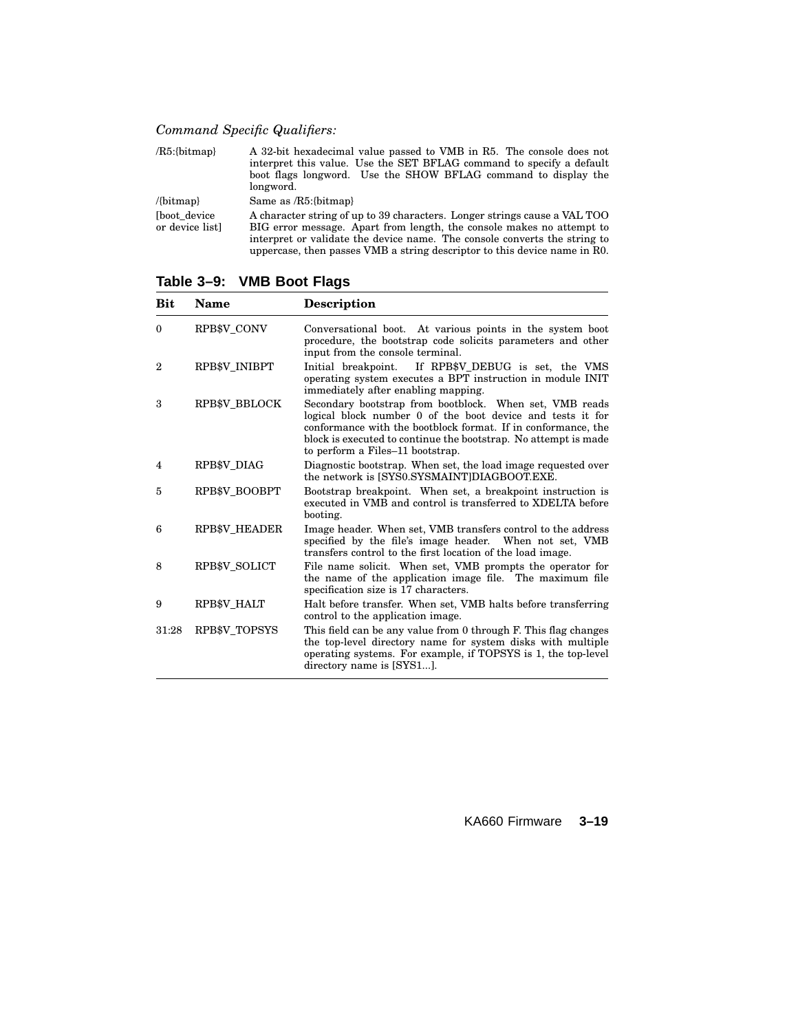*Command Specific Qualifiers:*

| | |
|---|---|
| /R5:{bitmap} | A 32-bit hexadecimal value passed to VMB in R5. The console does not interpret this value. Use the SET BFLAG command to specify a default boot flags longword. Use the SHOW BFLAG command to display the longword. |
| /{bitmap} | Same as /R5:{bitmap} |
| [boot_device or device list] | A character string of up to 39 characters. Longer strings cause a VAL TOO BIG error message. Apart from length, the console makes no attempt to interpret or validate the device name. The console converts the string to uppercase, then passes VMB a string descriptor to this device name in R0. |

**Table 3–9: VMB Boot Flags**

| Bit | Name | Description |
|---|---|---|
| 0 | RPB$V_CONV | Conversational boot. At various points in the system boot procedure, the bootstrap code solicits parameters and other input from the console terminal. |
| 2 | RPB$V_INIBPT | Initial breakpoint. If RPB$V_DEBUG is set, the VMS operating system executes a BPT instruction in module INIT immediately after enabling mapping. |
| 3 | RPB$V_BBLOCK | Secondary bootstrap from bootblock. When set, VMB reads logical block number 0 of the boot device and tests it for conformance with the bootblock format. If in conformance, the block is executed to continue the bootstrap. No attempt is made to perform a Files–11 bootstrap. |
| 4 | RPB$V_DIAG | Diagnostic bootstrap. When set, the load image requested over the network is [SYS0.SYSMAINT]DIAGBOOT.EXE. |
| 5 | RPB$V_BOOBPT | Bootstrap breakpoint. When set, a breakpoint instruction is executed in VMB and control is transferred to XDELTA before booting. |
| 6 | RPB$V_HEADER | Image header. When set, VMB transfers control to the address specified by the file's image header. When not set, VMB transfers control to the first location of the load image. |
| 8 | RPB$V_SOLICT | File name solicit. When set, VMB prompts the operator for the name of the application image file. The maximum file specification size is 17 characters. |
| 9 | RPB$V_HALT | Halt before transfer. When set, VMB halts before transferring control to the application image. |
| 31:28 | RPB$V_TOPSYS | This field can be any value from 0 through F. This flag changes the top-level directory name for system disks with multiple operating systems. For example, if TOPSYS is 1, the top-level directory name is [SYS1...]. |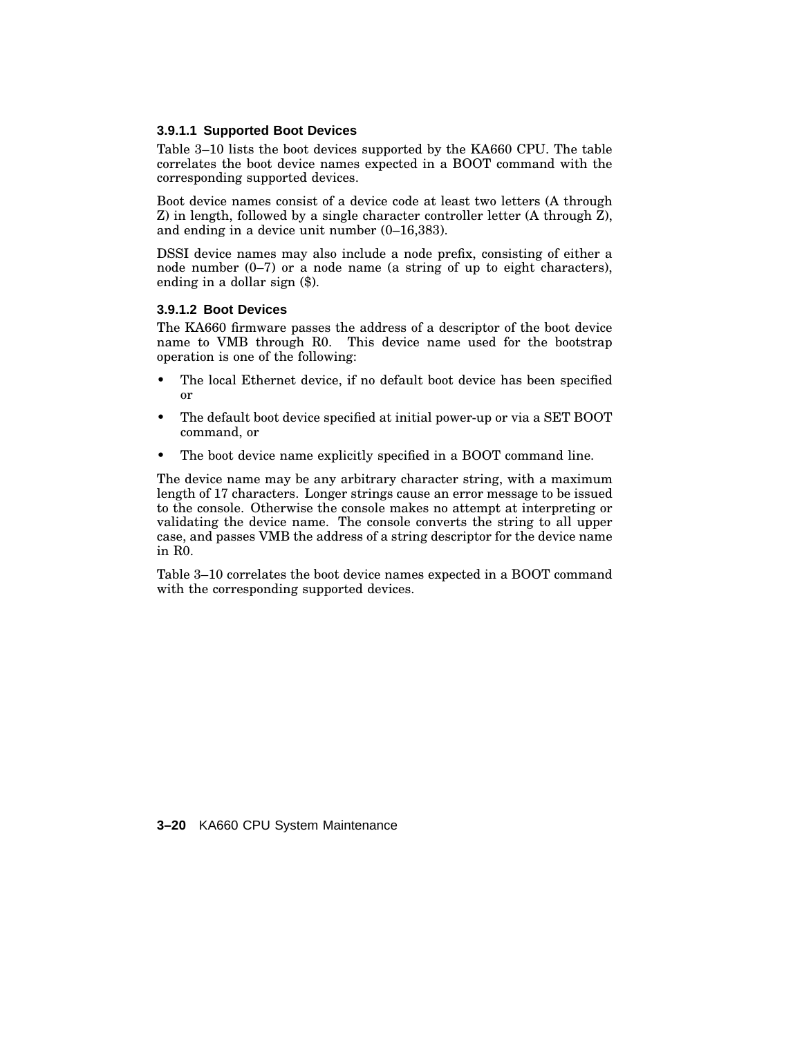#### 3.9.1.1 Supported Boot Devices

Table 3–10 lists the boot devices supported by the KA660 CPU. The table correlates the boot device names expected in a BOOT command with the corresponding supported devices.

Boot device names consist of a device code at least two letters (A through Z) in length, followed by a single character controller letter (A through Z), and ending in a device unit number (0–16,383).

DSSI device names may also include a node prefix, consisting of either a node number (0–7) or a node name (a string of up to eight characters), ending in a dollar sign ($).

#### 3.9.1.2 Boot Devices

The KA660 firmware passes the address of a descriptor of the boot device name to VMB through R0. This device name used for the bootstrap operation is one of the following:

- The local Ethernet device, if no default boot device has been specified or
- The default boot device specified at initial power-up or via a SET BOOT command, or
- The boot device name explicitly specified in a BOOT command line.

The device name may be any arbitrary character string, with a maximum length of 17 characters. Longer strings cause an error message to be issued to the console. Otherwise the console makes no attempt at interpreting or validating the device name. The console converts the string to all upper case, and passes VMB the address of a string descriptor for the device name in R0.

Table 3–10 correlates the boot device names expected in a BOOT command with the corresponding supported devices.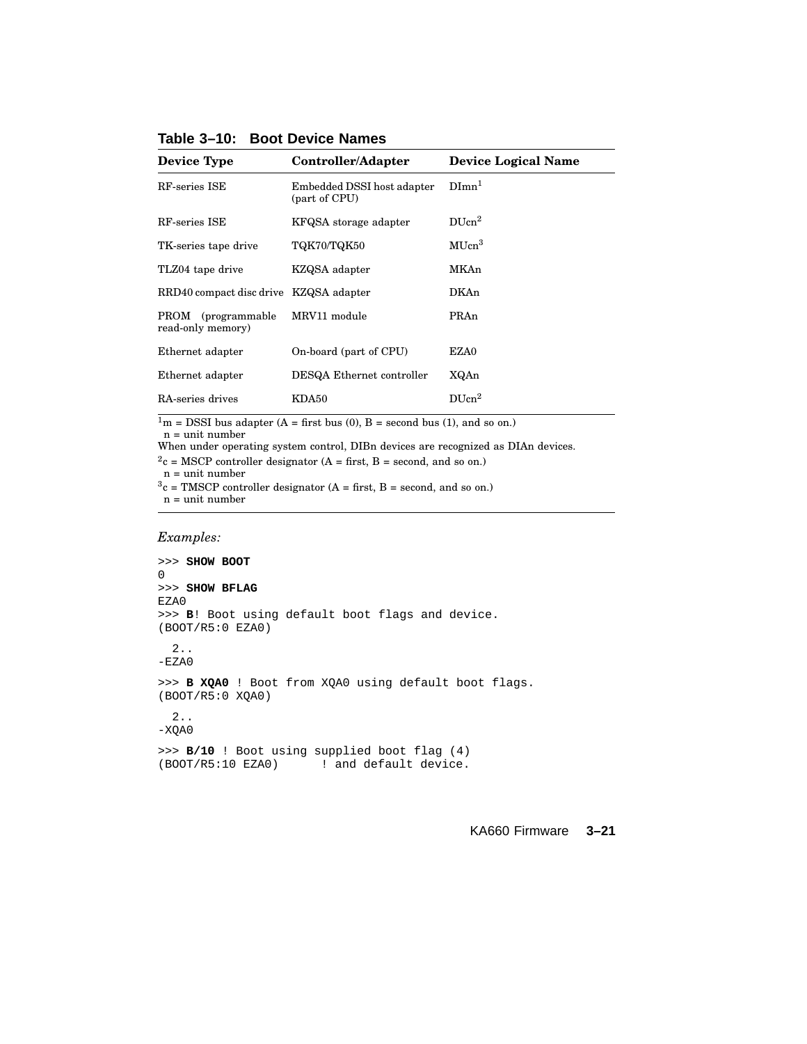**Table 3–10: Boot Device Names**

| Device Type | Controller/Adapter | Device Logical Name |
|---|---|---|
| RF-series ISE | Embedded DSSI host adapter (part of CPU) | DImn[1] |
| RF-series ISE | KFQSA storage adapter | DUcn[2] |
| TK-series tape drive | TQK70/TQK50 | MUcn[3] |
| TLZ04 tape drive | KZQSA adapter | MKAn |
| RRD40 compact disc drive | KZQSA adapter | DKAn |
| PROM (programmable read-only memory) | MRV11 module | PRAn |
| Ethernet adapter | On-board (part of CPU) | EZA0 |
| Ethernet adapter | DESQA Ethernet controller | XQAn |
| RA-series drives | KDA50 | DUcn[2] |

[1]m = DSSI bus adapter (A = first bus (0), B = second bus (1), and so on.)
n = unit number
When under operating system control, DIBn devices are recognized as DIAn devices.

[2]c = MSCP controller designator (A = first, B = second, and so on.)
n = unit number

[3]c = TMSCP controller designator (A = first, B = second, and so on.)
n = unit number

*Examples:*

```
>>> SHOW BOOT
0
>>> SHOW BFLAG
EZA0
>>> B! Boot using default boot flags and device.
(BOOT/R5:0 EZA0)

  2..
-EZA0

>>> B XQA0 ! Boot from XQA0 using default boot flags.
(BOOT/R5:0 XQA0)

  2..
-XQA0

>>> B/10 ! Boot using supplied boot flag (4)
(BOOT/R5:10 EZA0)      ! and default device.
```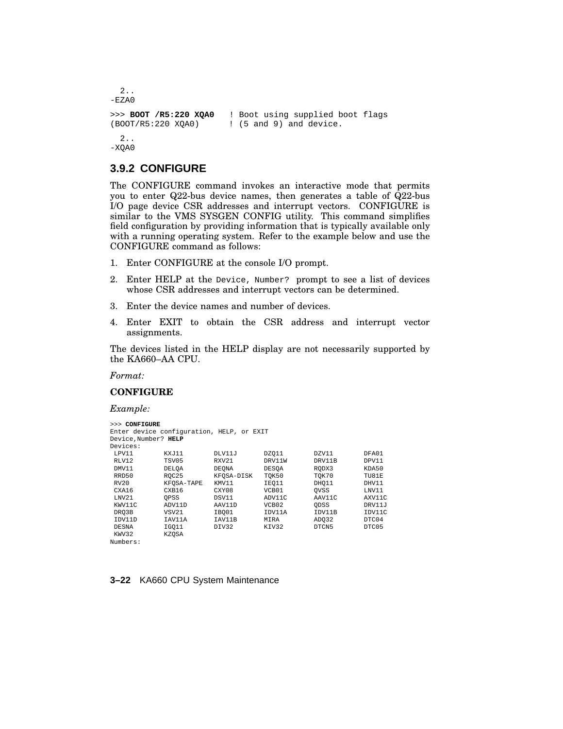```
  2..
-EZA0

>>> BOOT /R5:220 XQA0   ! Boot using supplied boot flags
(BOOT/R5:220 XQA0)      ! (5 and 9) and device.

  2..
-XQA0
```

### 3.9.2 CONFIGURE

The CONFIGURE command invokes an interactive mode that permits you to enter Q22-bus device names, then generates a table of Q22-bus I/O page device CSR addresses and interrupt vectors. CONFIGURE is similar to the VMS SYSGEN CONFIG utility. This command simplifies field configuration by providing information that is typically available only with a running operating system. Refer to the example below and use the CONFIGURE command as follows:

1. Enter CONFIGURE at the console I/O prompt.
2. Enter HELP at the `Device, Number?` prompt to see a list of devices whose CSR addresses and interrupt vectors can be determined.
3. Enter the device names and number of devices.
4. Enter EXIT to obtain the CSR address and interrupt vector assignments.

The devices listed in the HELP display are not necessarily supported by the KA660–AA CPU.

*Format:*

**CONFIGURE**

*Example:*

```
>>> CONFIGURE
Enter device configuration, HELP, or EXIT
Device,Number? HELP
Devices:
 LPV11       KXJ11       DLV11J      DZQ11       DZV11       DFA01
 RLV12       TSV05       RXV21       DRV11W      DRV11B      DPV11
 DMV11       DELQA       DEQNA       DESQA       RQDX3       KDA50
 RRD50       RQC25       KFQSA-DISK  TQK50       TQK70       TU81E
 RV20        KFQSA-TAPE  KMV11       IEQ11       DHQ11       DHV11
 CXA16       CXB16       CXY08       VCB01       QVSS        LNV11
 LNV21       QPSS        DSV11       ADV11C      AAV11C      AXV11C
 KWV11C      ADV11D      AAV11D      VCB02       QDSS        DRV11J
 DRQ3B       VSV21       IBQ01       IDV11A      IDV11B      IDV11C
 IDV11D      IAV11A      IAV11B      MIRA        ADQ32       DTC04
 DESNA       IGQ11       DIV32       KIV32       DTCN5       DTC05
 KWV32       KZQSA
Numbers:
```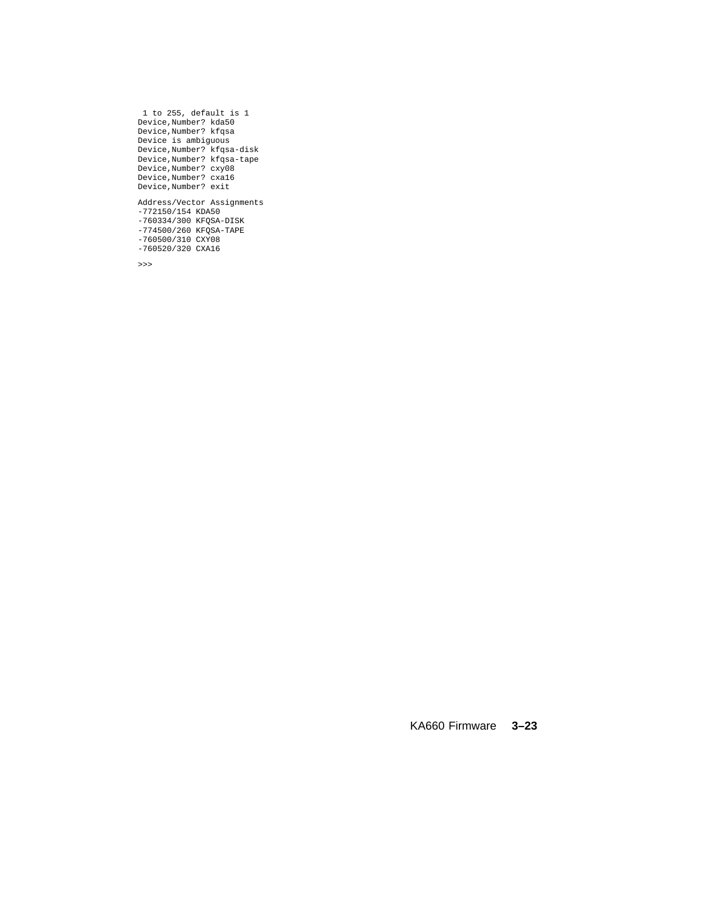```
 1 to 255, default is 1
Device,Number? kda50
Device,Number? kfqsa
Device is ambiguous
Device,Number? kfqsa-disk
Device,Number? kfqsa-tape
Device,Number? cxy08
Device,Number? cxa16
Device,Number? exit

Address/Vector Assignments
-772150/154 KDA50
-760334/300 KFQSA-DISK
-774500/260 KFQSA-TAPE
-760500/310 CXY08
-760520/320 CXA16

>>>
```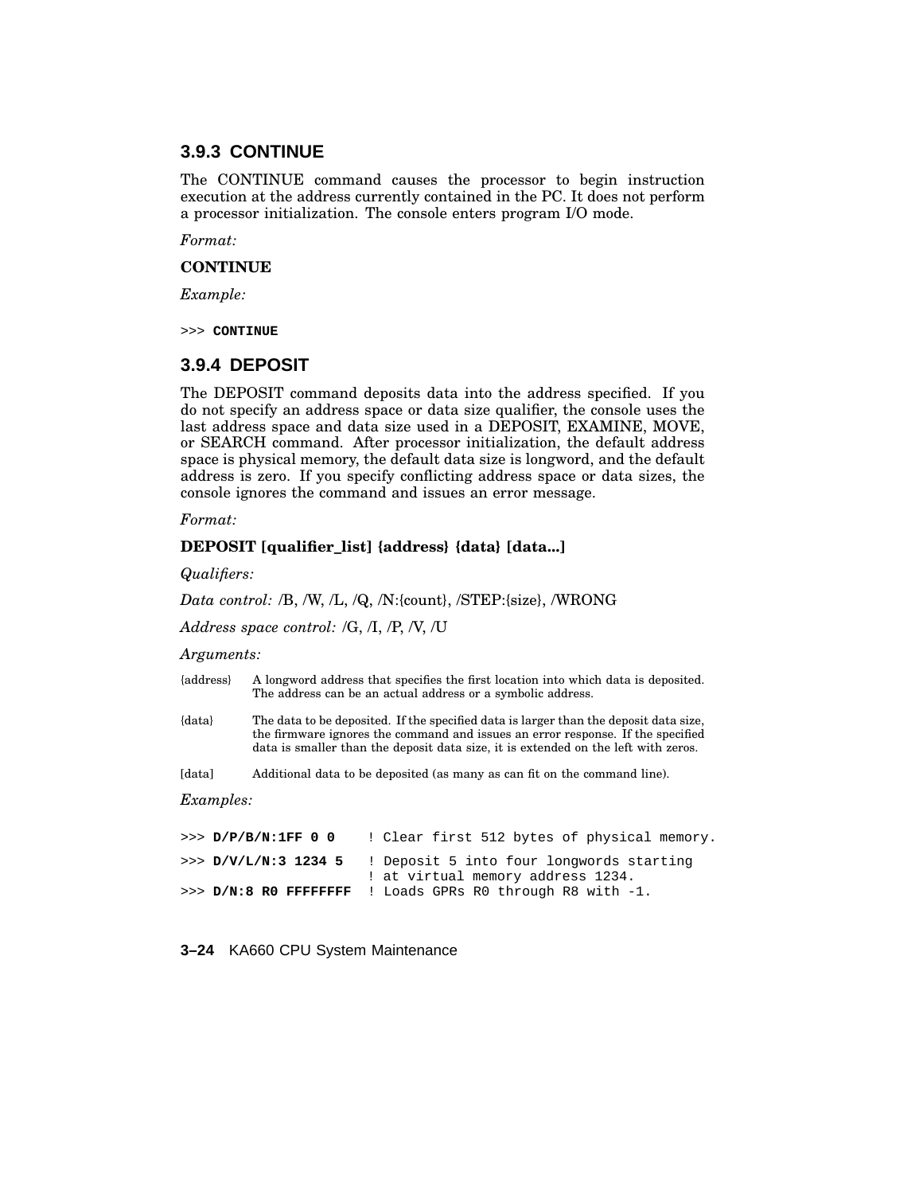### 3.9.3 CONTINUE

The CONTINUE command causes the processor to begin instruction execution at the address currently contained in the PC. It does not perform a processor initialization. The console enters program I/O mode.

*Format:*

**CONTINUE**

*Example:*

```
>>> CONTINUE
```

### 3.9.4 DEPOSIT

The DEPOSIT command deposits data into the address specified. If you do not specify an address space or data size qualifier, the console uses the last address space and data size used in a DEPOSIT, EXAMINE, MOVE, or SEARCH command. After processor initialization, the default address space is physical memory, the default data size is longword, and the default address is zero. If you specify conflicting address space or data sizes, the console ignores the command and issues an error message.

*Format:*

**DEPOSIT [qualifier_list] {address} {data} [data...]**

*Qualifiers:*

*Data control:* /B, /W, /L, /Q, /N:{count}, /STEP:{size}, /WRONG

*Address space control:* /G, /I, /P, /V, /U

*Arguments:*

| | |
|---|---|
| {address} | A longword address that specifies the first location into which data is deposited. The address can be an actual address or a symbolic address. |
| {data} | The data to be deposited. If the specified data is larger than the deposit data size, the firmware ignores the command and issues an error response. If the specified data is smaller than the deposit data size, it is extended on the left with zeros. |
| [data] | Additional data to be deposited (as many as can fit on the command line). |

*Examples:*

```
>>> D/P/B/N:1FF 0 0    ! Clear first 512 bytes of physical memory.
>>> D/V/L/N:3 1234 5   ! Deposit 5 into four longwords starting
                       ! at virtual memory address 1234.
>>> D/N:8 R0 FFFFFFFF  ! Loads GPRs R0 through R8 with -1.
```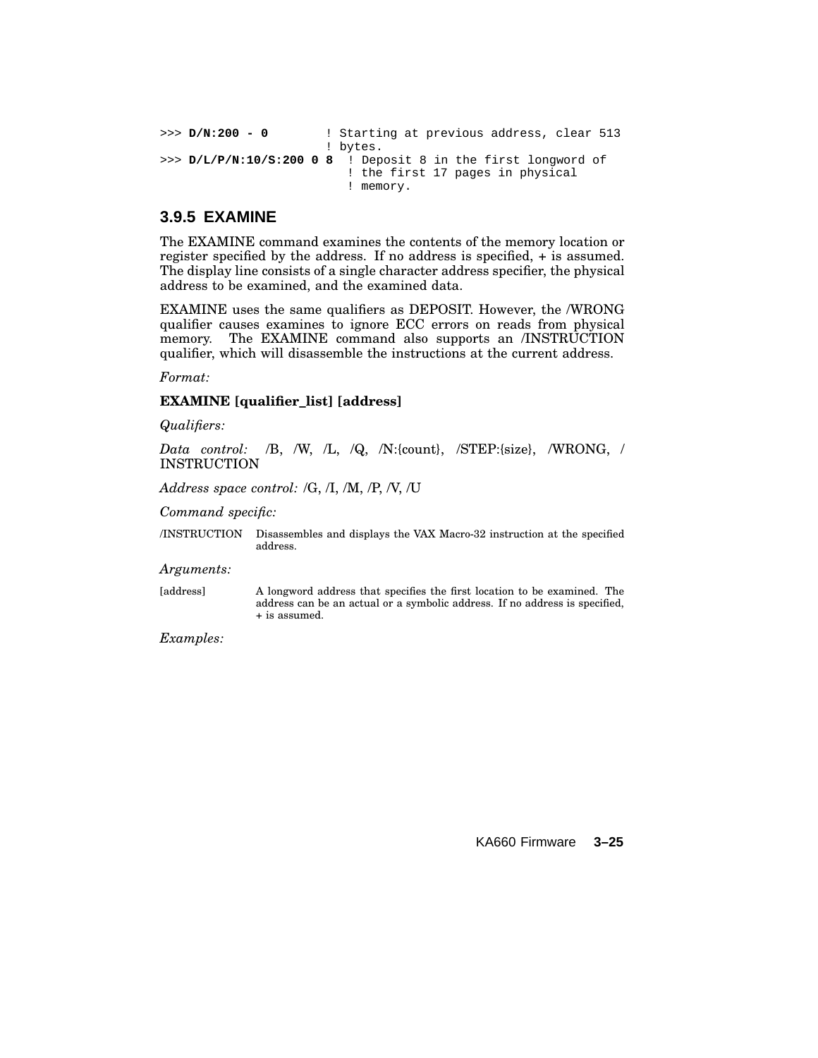```
>>> D/N:200 - 0        ! Starting at previous address, clear 513
                       ! bytes.
>>> D/L/P/N:10/S:200 0 8  ! Deposit 8 in the first longword of
                          ! the first 17 pages in physical
                          ! memory.
```

### 3.9.5 EXAMINE

The EXAMINE command examines the contents of the memory location or register specified by the address. If no address is specified, + is assumed. The display line consists of a single character address specifier, the physical address to be examined, and the examined data.

EXAMINE uses the same qualifiers as DEPOSIT. However, the /WRONG qualifier causes examines to ignore ECC errors on reads from physical memory. The EXAMINE command also supports an /INSTRUCTION qualifier, which will disassemble the instructions at the current address.

*Format:*

**EXAMINE [qualifier_list] [address]**

*Qualifiers:*

*Data control:* /B, /W, /L, /Q, /N:{count}, /STEP:{size}, /WRONG, /INSTRUCTION

*Address space control:* /G, /I, /M, /P, /V, /U

*Command specific:*

| | |
|---|---|
| /INSTRUCTION | Disassembles and displays the VAX Macro-32 instruction at the specified address. |

*Arguments:*

| | |
|---|---|
| [address] | A longword address that specifies the first location to be examined. The address can be an actual or a symbolic address. If no address is specified, + is assumed. |

*Examples:*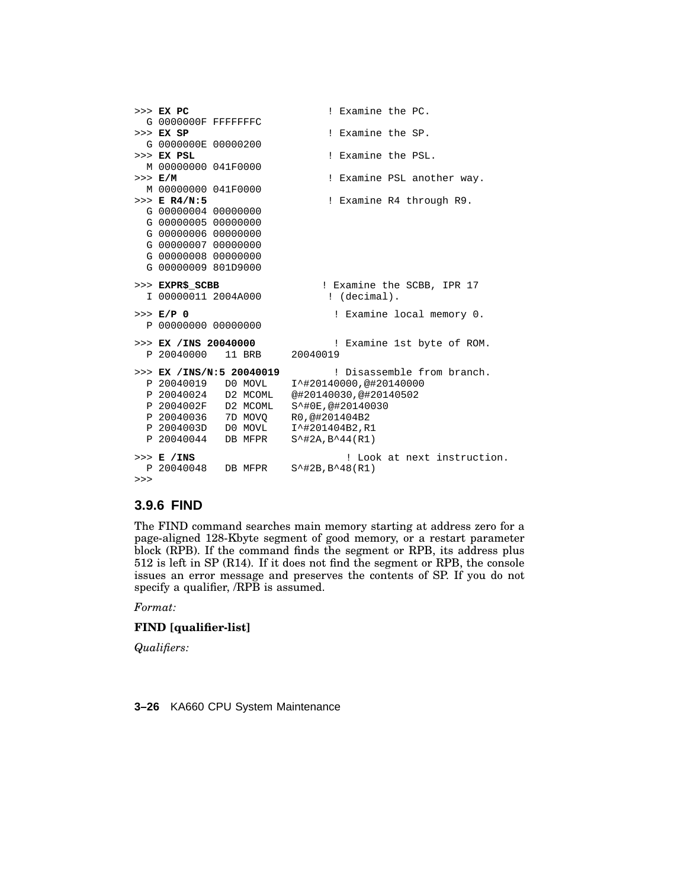```
>>> EX PC                       ! Examine the PC.
  G 0000000F FFFFFFFC
>>> EX SP                       ! Examine the SP.
  G 0000000E 00000200
>>> EX PSL                      ! Examine the PSL.
  M 00000000 041F0000
>>> E/M                         ! Examine PSL another way.
  M 00000000 041F0000
>>> E R4/N:5                    ! Examine R4 through R9.
  G 00000004 00000000
  G 00000005 00000000
  G 00000006 00000000
  G 00000007 00000000
  G 00000008 00000000
  G 00000009 801D9000

>>> EXPR$_SCBB                 ! Examine the SCBB, IPR 17
  I 00000011 2004A000           ! (decimal).

>>> E/P 0                        ! Examine local memory 0.
  P 00000000 00000000

>>> EX /INS 20040000             ! Examine 1st byte of ROM.
  P 20040000   11 BRB     20040019

>>> EX /INS/N:5 20040019         ! Disassemble from branch.
  P 20040019   D0 MOVL    I^#20140000,@#20140000
  P 20040024   D2 MCOML   @#20140030,@#20140502
  P 2004002F   D2 MCOML   S^#0E,@#20140030
  P 20040036   7D MOVQ    R0,@#201404B2
  P 2004003D   D0 MOVL    I^#201404B2,R1
  P 20040044   DB MFPR    S^#2A,B^44(R1)

>>> E /INS                         ! Look at next instruction.
  P 20040048   DB MFPR    S^#2B,B^48(R1)
>>>
```

### 3.9.6 FIND

The FIND command searches main memory starting at address zero for a page-aligned 128-Kbyte segment of good memory, or a restart parameter block (RPB). If the command finds the segment or RPB, its address plus 512 is left in SP (R14). If it does not find the segment or RPB, the console issues an error message and preserves the contents of SP. If you do not specify a qualifier, /RPB is assumed.

*Format:*

**FIND [qualifier-list]**

*Qualifiers:*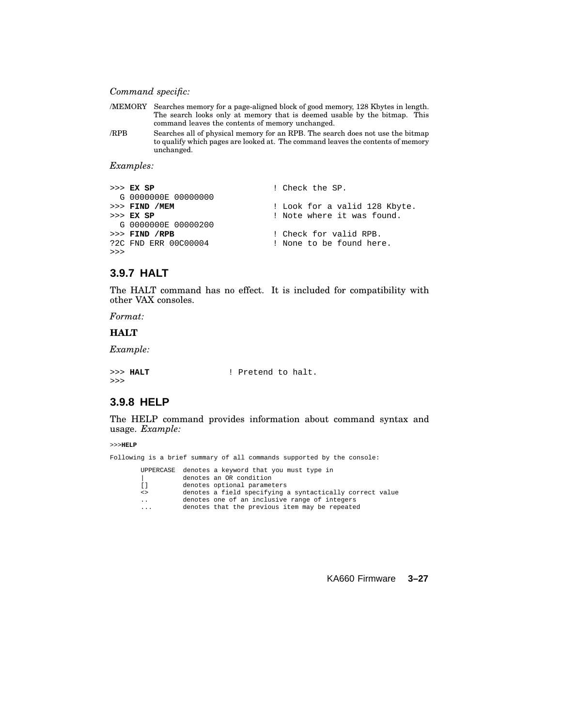*Command specific:*

/MEMORY Searches memory for a page-aligned block of good memory, 128 Kbytes in length. The search looks only at memory that is deemed usable by the bitmap. This command leaves the contents of memory unchanged.

/RPB Searches all of physical memory for an RPB. The search does not use the bitmap to qualify which pages are looked at. The command leaves the contents of memory unchanged.

*Examples:*

```
>>> EX SP                          ! Check the SP.
  G 0000000E 00000000
>>> FIND /MEM                      ! Look for a valid 128 Kbyte.
>>> EX SP                          ! Note where it was found.
  G 0000000E 00000200
>>> FIND /RPB                      ! Check for valid RPB.
?2C FND ERR 00C00004               ! None to be found here.
>>>
```

### 3.9.7 HALT

The HALT command has no effect. It is included for compatibility with other VAX consoles.

*Format:*

**HALT**

*Example:*

```
>>> HALT                 ! Pretend to halt.
>>>
```

### 3.9.8 HELP

The HELP command provides information about command syntax and usage. *Example:*

```
>>>HELP

Following is a brief summary of all commands supported by the console:

        UPPERCASE  denotes a keyword that you must type in
        |          denotes an OR condition
        []         denotes optional parameters
        <>         denotes a field specifying a syntactically correct value
        ..         denotes one of an inclusive range of integers
        ...        denotes that the previous item may be repeated
```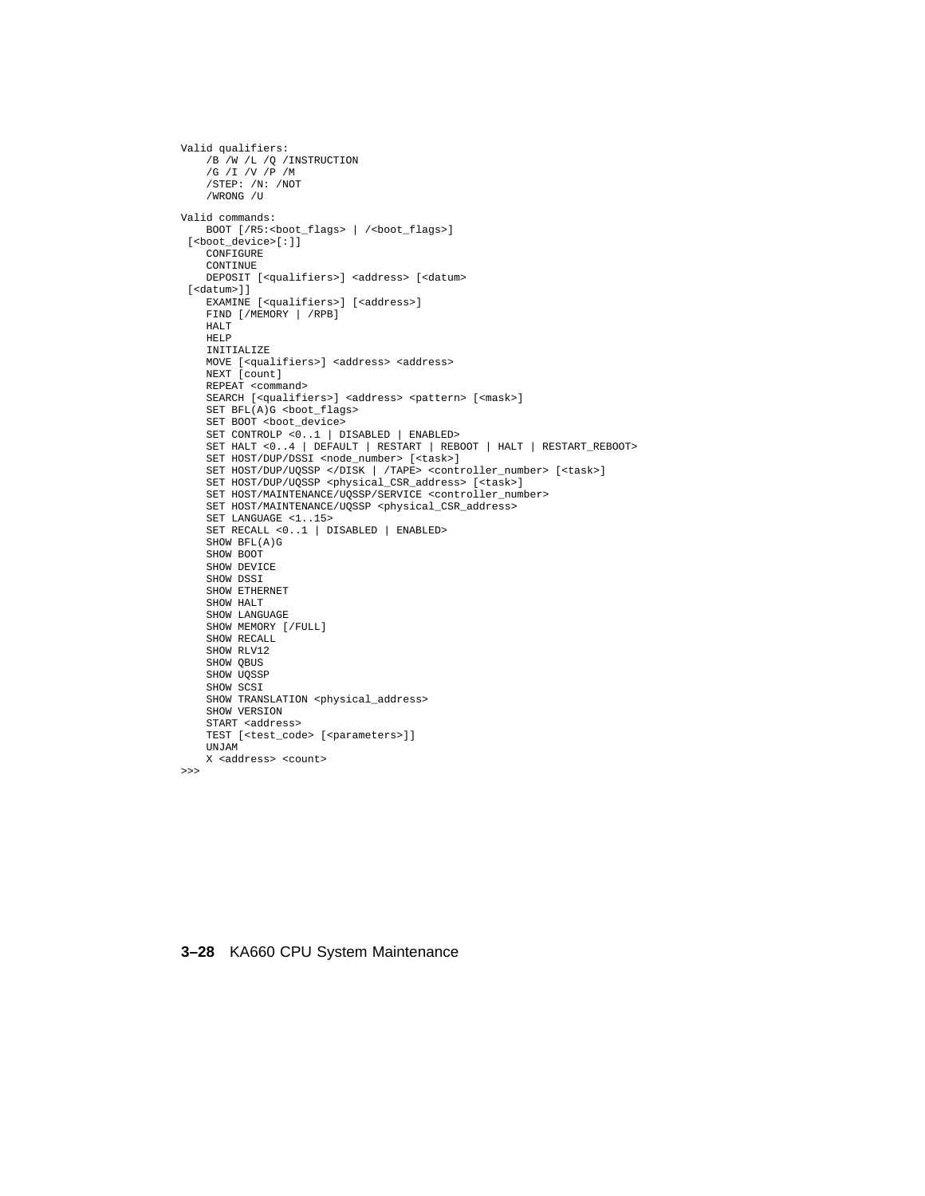```
Valid qualifiers:
    /B /W /L /Q /INSTRUCTION
    /G /I /V /P /M
    /STEP: /N: /NOT
    /WRONG /U

Valid commands:
    BOOT [/R5:<boot_flags> | /<boot_flags>]
 [<boot_device>[:]]
    CONFIGURE
    CONTINUE
    DEPOSIT [<qualifiers>] <address> [<datum>
 [<datum>]]
    EXAMINE [<qualifiers>] [<address>]
    FIND [/MEMORY | /RPB]
    HALT
    HELP
    INITIALIZE
    MOVE [<qualifiers>] <address> <address>
    NEXT [count]
    REPEAT <command>
    SEARCH [<qualifiers>] <address> <pattern> [<mask>]
    SET BFL(A)G <boot_flags>
    SET BOOT <boot_device>
    SET CONTROLP <0..1 | DISABLED | ENABLED>
    SET HALT <0..4 | DEFAULT | RESTART | REBOOT | HALT | RESTART_REBOOT>
    SET HOST/DUP/DSSI <node_number> [<task>]
    SET HOST/DUP/UQSSP </DISK | /TAPE> <controller_number> [<task>]
    SET HOST/DUP/UQSSP <physical_CSR_address> [<task>]
    SET HOST/MAINTENANCE/UQSSP/SERVICE <controller_number>
    SET HOST/MAINTENANCE/UQSSP <physical_CSR_address>
    SET LANGUAGE <1..15>
    SET RECALL <0..1 | DISABLED | ENABLED>
    SHOW BFL(A)G
    SHOW BOOT
    SHOW DEVICE
    SHOW DSSI
    SHOW ETHERNET
    SHOW HALT
    SHOW LANGUAGE
    SHOW MEMORY [/FULL]
    SHOW RECALL
    SHOW RLV12
    SHOW QBUS
    SHOW UQSSP
    SHOW SCSI
    SHOW TRANSLATION <physical_address>
    SHOW VERSION
    START <address>
    TEST [<test_code> [<parameters>]]
    UNJAM
    X <address> <count>
>>>
```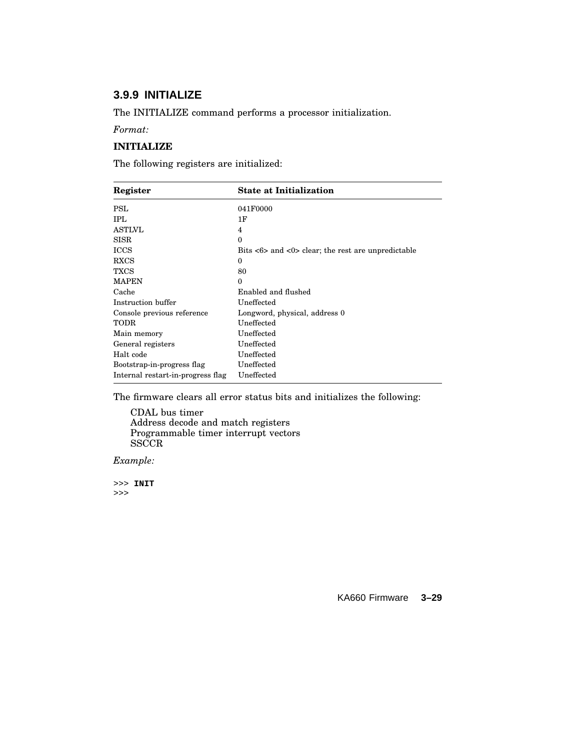### 3.9.9 INITIALIZE

The INITIALIZE command performs a processor initialization.

*Format:*

**INITIALIZE**

The following registers are initialized:

| Register | State at Initialization |
|---|---|
| PSL | 041F0000 |
| IPL | 1F |
| ASTLVL | 4 |
| SISR | 0 |
| ICCS | Bits <6> and <0> clear; the rest are unpredictable |
| RXCS | 0 |
| TXCS | 80 |
| MAPEN | 0 |
| Cache | Enabled and flushed |
| Instruction buffer | Uneffected |
| Console previous reference | Longword, physical, address 0 |
| TODR | Uneffected |
| Main memory | Uneffected |
| General registers | Uneffected |
| Halt code | Uneffected |
| Bootstrap-in-progress flag | Uneffected |
| Internal restart-in-progress flag | Uneffected |

The firmware clears all error status bits and initializes the following:

CDAL bus timer
Address decode and match registers
Programmable timer interrupt vectors
SSCCR

*Example:*

```
>>> INIT
>>>
```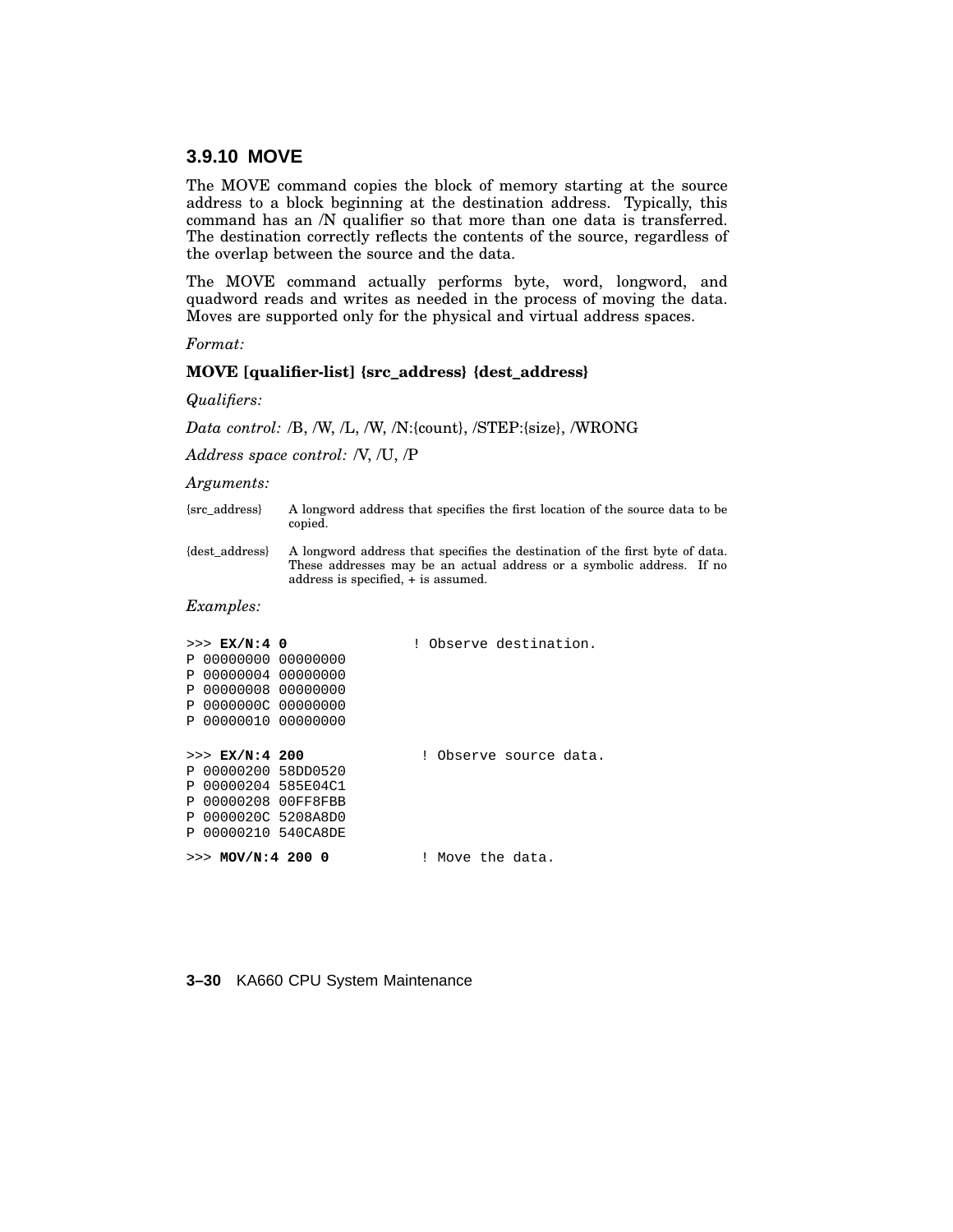### 3.9.10 MOVE

The MOVE command copies the block of memory starting at the source address to a block beginning at the destination address. Typically, this command has an /N qualifier so that more than one data is transferred. The destination correctly reflects the contents of the source, regardless of the overlap between the source and the data.

The MOVE command actually performs byte, word, longword, and quadword reads and writes as needed in the process of moving the data. Moves are supported only for the physical and virtual address spaces.

*Format:*

**MOVE [qualifier-list] {src_address} {dest_address}**

*Qualifiers:*

*Data control:* /B, /W, /L, /W, /N:{count}, /STEP:{size}, /WRONG

*Address space control:* /V, /U, /P

*Arguments:*

| | |
|---|---|
| {src_address} | A longword address that specifies the first location of the source data to be copied. |
| {dest_address} | A longword address that specifies the destination of the first byte of data. These addresses may be an actual address or a symbolic address. If no address is specified, + is assumed. |

*Examples:*

```
>>> EX/N:4 0              ! Observe destination.
P 00000000 00000000
P 00000004 00000000
P 00000008 00000000
P 0000000C 00000000
P 00000010 00000000

>>> EX/N:4 200             ! Observe source data.
P 00000200 58DD0520
P 00000204 585E04C1
P 00000208 00FF8FBB
P 0000020C 5208A8D0
P 00000210 540CA8DE
>>> MOV/N:4 200 0          ! Move the data.
```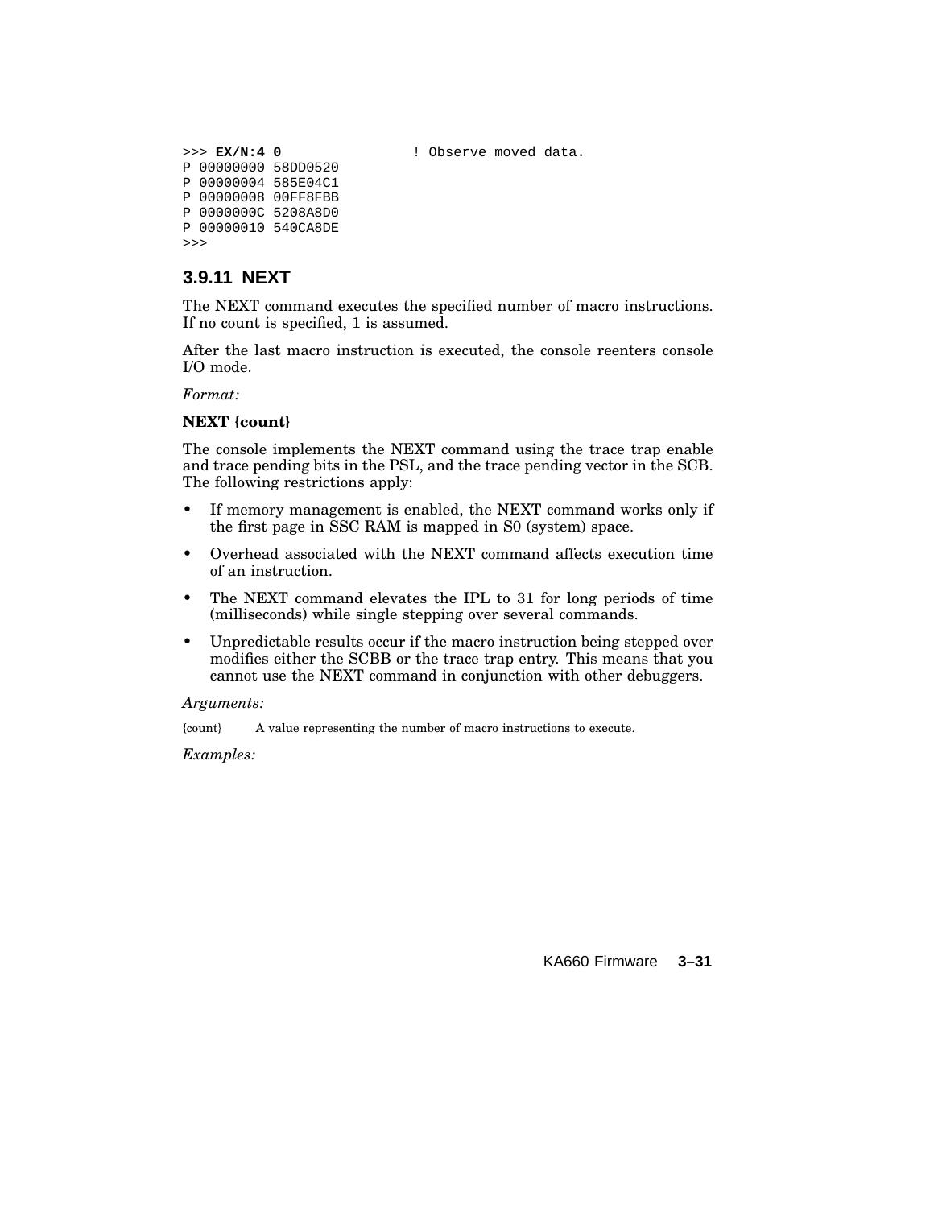```
>>> EX/N:4 0                    ! Observe moved data.
P 00000000 58DD0520
P 00000004 585E04C1
P 00000008 00FF8FBB
P 0000000C 5208A8D0
P 00000010 540CA8DE
>>>
```

### 3.9.11 NEXT

The NEXT command executes the specified number of macro instructions. If no count is specified, 1 is assumed.

After the last macro instruction is executed, the console reenters console I/O mode.

*Format:*

**NEXT {count}**

The console implements the NEXT command using the trace trap enable and trace pending bits in the PSL, and the trace pending vector in the SCB. The following restrictions apply:

- If memory management is enabled, the NEXT command works only if the first page in SSC RAM is mapped in S0 (system) space.
- Overhead associated with the NEXT command affects execution time of an instruction.
- The NEXT command elevates the IPL to 31 for long periods of time (milliseconds) while single stepping over several commands.
- Unpredictable results occur if the macro instruction being stepped over modifies either the SCBB or the trace trap entry. This means that you cannot use the NEXT command in conjunction with other debuggers.

*Arguments:*

| | |
|---|---|
| {count} | A value representing the number of macro instructions to execute. |

*Examples:*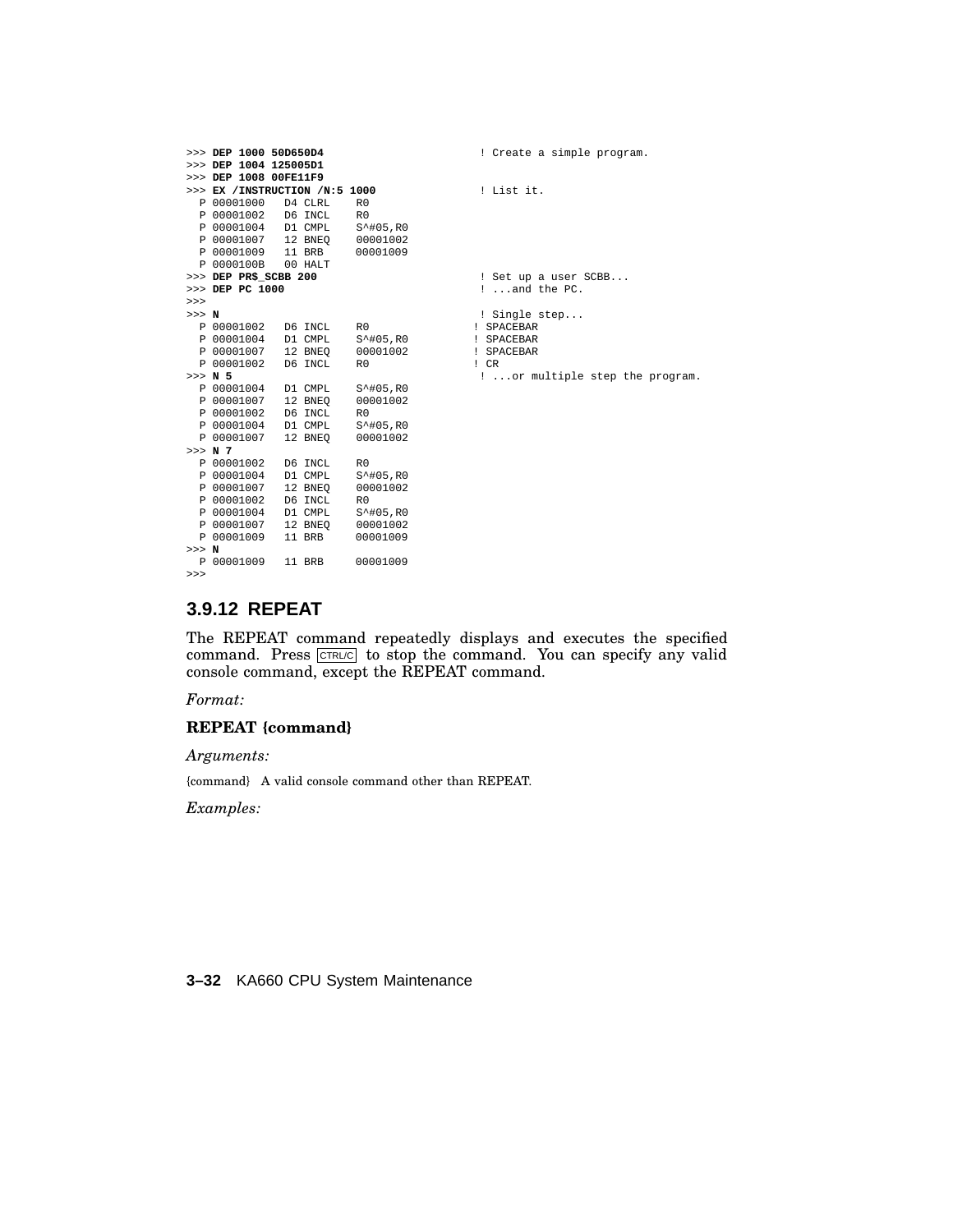```
>>> DEP 1000 50D650D4                     ! Create a simple program.
>>> DEP 1004 125005D1
>>> DEP 1008 00FE11F9
>>> EX /INSTRUCTION /N:5 1000             ! List it.
  P 00001000   D4 CLRL    R0
  P 00001002   D6 INCL    R0
  P 00001004   D1 CMPL    S^#05,R0
  P 00001007   12 BNEQ    00001002
  P 00001009   11 BRB     00001009
  P 0000100B   00 HALT
>>> DEP PR$_SCBB 200                      ! Set up a user SCBB...
>>> DEP PC 1000                           ! ...and the PC.
>>>
>>> N                                     ! Single step...
  P 00001002   D6 INCL    R0             ! SPACEBAR
  P 00001004   D1 CMPL    S^#05,R0       ! SPACEBAR
  P 00001007   12 BNEQ    00001002       ! SPACEBAR
  P 00001002   D6 INCL    R0             ! CR
>>> N 5                                   ! ...or multiple step the program.
  P 00001004   D1 CMPL    S^#05,R0
  P 00001007   12 BNEQ    00001002
  P 00001002   D6 INCL    R0
  P 00001004   D1 CMPL    S^#05,R0
  P 00001007   12 BNEQ    00001002
>>> N 7
  P 00001002   D6 INCL    R0
  P 00001004   D1 CMPL    S^#05,R0
  P 00001007   12 BNEQ    00001002
  P 00001002   D6 INCL    R0
  P 00001004   D1 CMPL    S^#05,R0
  P 00001007   12 BNEQ    00001002
  P 00001009   11 BRB     00001009
>>> N
  P 00001009   11 BRB     00001009
>>>
```

### 3.9.12 REPEAT

The REPEAT command repeatedly displays and executes the specified command. Press CTRL/C to stop the command. You can specify any valid console command, except the REPEAT command.

*Format:*

**REPEAT {command}**

*Arguments:*

{command} A valid console command other than REPEAT.

*Examples:*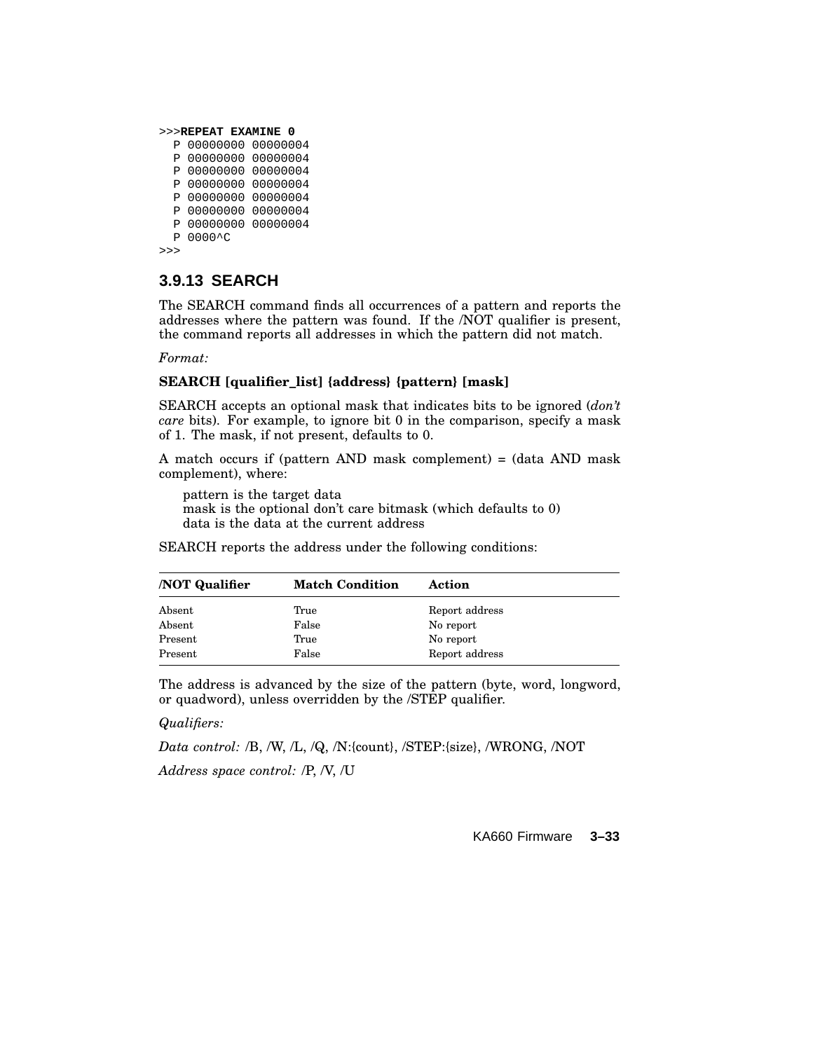```
>>>REPEAT EXAMINE 0
  P 00000000 00000004
  P 00000000 00000004
  P 00000000 00000004
  P 00000000 00000004
  P 00000000 00000004
  P 00000000 00000004
  P 00000000 00000004
  P 0000^C
>>>
```

### 3.9.13 SEARCH

The SEARCH command finds all occurrences of a pattern and reports the addresses where the pattern was found. If the /NOT qualifier is present, the command reports all addresses in which the pattern did not match.

*Format:*

**SEARCH [qualifier_list] {address} {pattern} [mask]**

SEARCH accepts an optional mask that indicates bits to be ignored (*don't care* bits). For example, to ignore bit 0 in the comparison, specify a mask of 1. The mask, if not present, defaults to 0.

A match occurs if (pattern AND mask complement) = (data AND mask complement), where:

pattern is the target data
mask is the optional don't care bitmask (which defaults to 0)
data is the data at the current address

SEARCH reports the address under the following conditions:

| /NOT Qualifier | Match Condition | Action |
|---|---|---|
| Absent | True | Report address |
| Absent | False | No report |
| Present | True | No report |
| Present | False | Report address |

The address is advanced by the size of the pattern (byte, word, longword, or quadword), unless overridden by the /STEP qualifier.

*Qualifiers:*

*Data control:* /B, /W, /L, /Q, /N:{count}, /STEP:{size}, /WRONG, /NOT

*Address space control:* /P, /V, /U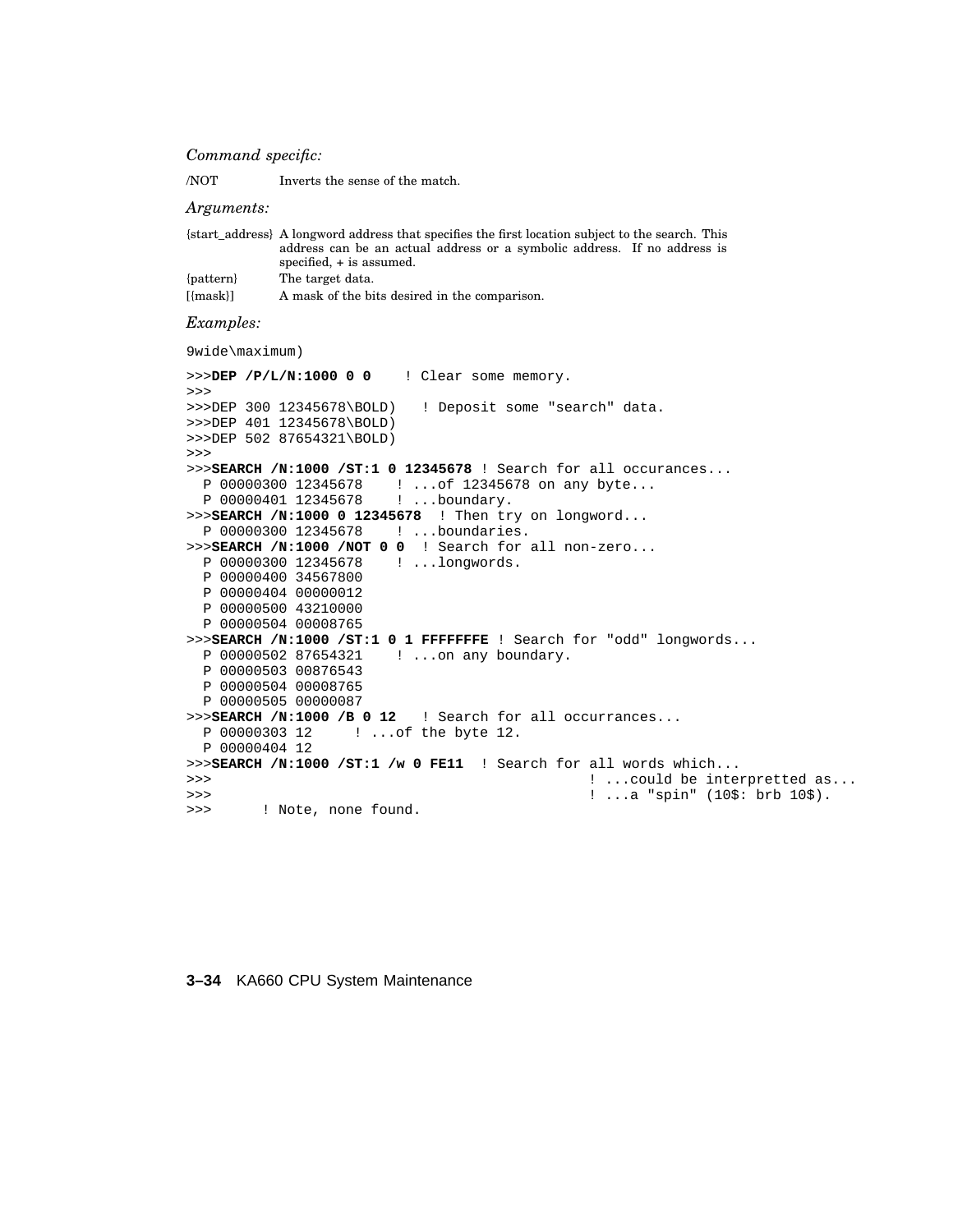*Command specific:*

/NOT Inverts the sense of the match.

*Arguments:*

{start_address} A longword address that specifies the first location subject to the search. This address can be an actual address or a symbolic address. If no address is specified, + is assumed.

{pattern} The target data.

[{mask}] A mask of the bits desired in the comparison.

*Examples:*

```
9wide\maximum)
>>>DEP /P/L/N:1000 0 0    ! Clear some memory.
>>>
>>>DEP 300 12345678\BOLD)   ! Deposit some "search" data.
>>>DEP 401 12345678\BOLD)
>>>DEP 502 87654321\BOLD)
>>>
>>>SEARCH /N:1000 /ST:1 0 12345678 ! Search for all occurances...
  P 00000300 12345678    ! ...of 12345678 on any byte...
  P 00000401 12345678    ! ...boundary.
>>>SEARCH /N:1000 0 12345678  ! Then try on longword...
  P 00000300 12345678    ! ...boundaries.
>>>SEARCH /N:1000 /NOT 0 0  ! Search for all non-zero...
  P 00000300 12345678    ! ...longwords.
  P 00000400 34567800
  P 00000404 00000012
  P 00000500 43210000
  P 00000504 00008765
>>>SEARCH /N:1000 /ST:1 0 1 FFFFFFFE ! Search for "odd" longwords...
  P 00000502 87654321    ! ...on any boundary.
  P 00000503 00876543
  P 00000504 00008765
  P 00000505 00000087
>>>SEARCH /N:1000 /B 0 12   ! Search for all occurrances...
  P 00000303 12     ! ...of the byte 12.
  P 00000404 12
>>>SEARCH /N:1000 /ST:1 /w 0 FE11  ! Search for all words which...
>>>                                         ! ...could be interpretted as...
>>>                                         ! ...a "spin" (10$: brb 10$).
>>>      ! Note, none found.
```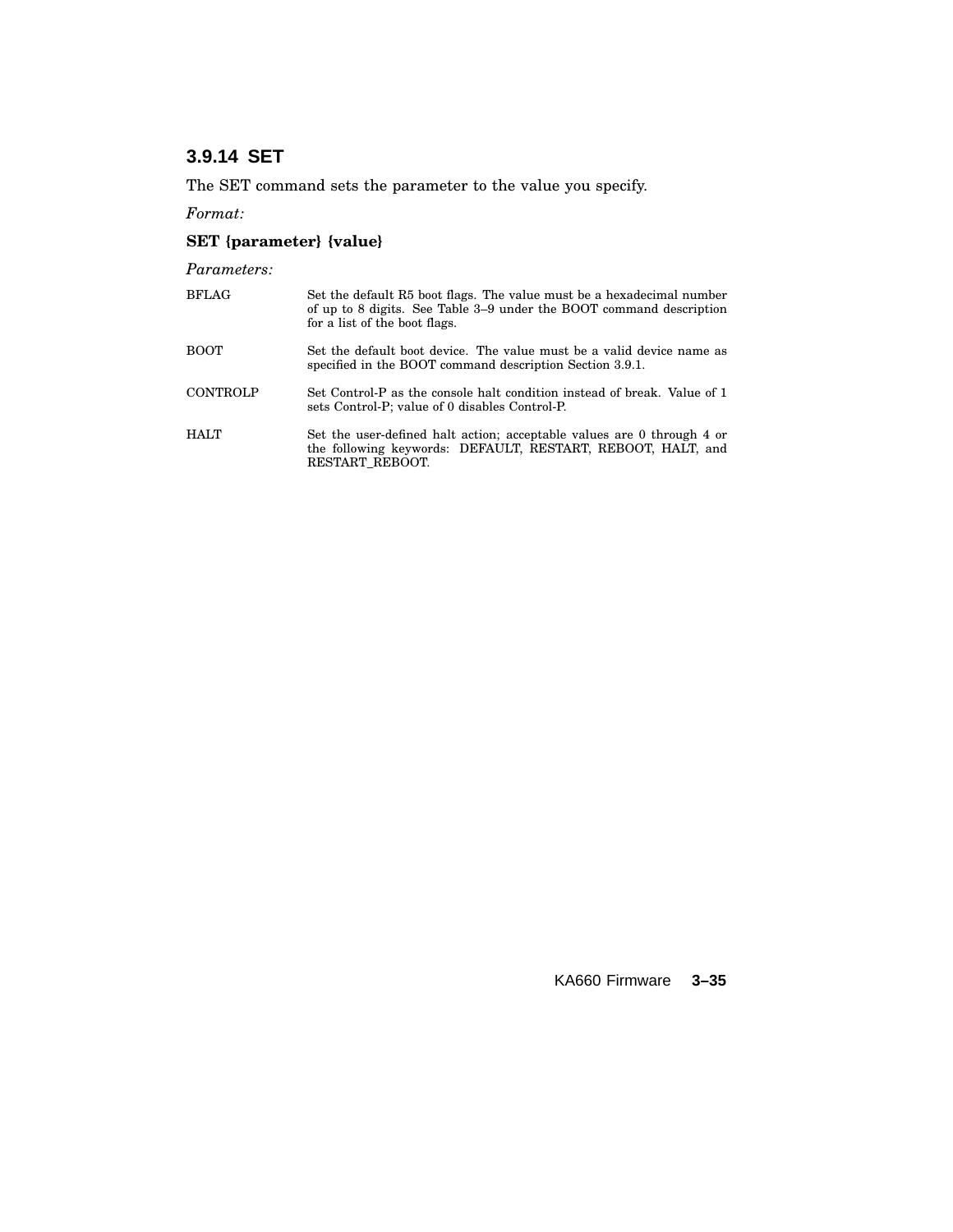### 3.9.14 SET

The SET command sets the parameter to the value you specify.

*Format:*

**SET {parameter} {value}**

*Parameters:*

| | |
|---|---|
| BFLAG | Set the default R5 boot flags. The value must be a hexadecimal number of up to 8 digits. See Table 3–9 under the BOOT command description for a list of the boot flags. |
| BOOT | Set the default boot device. The value must be a valid device name as specified in the BOOT command description Section 3.9.1. |
| CONTROLP | Set Control-P as the console halt condition instead of break. Value of 1 sets Control-P; value of 0 disables Control-P. |
| HALT | Set the user-defined halt action; acceptable values are 0 through 4 or the following keywords: DEFAULT, RESTART, REBOOT, HALT, and RESTART_REBOOT. |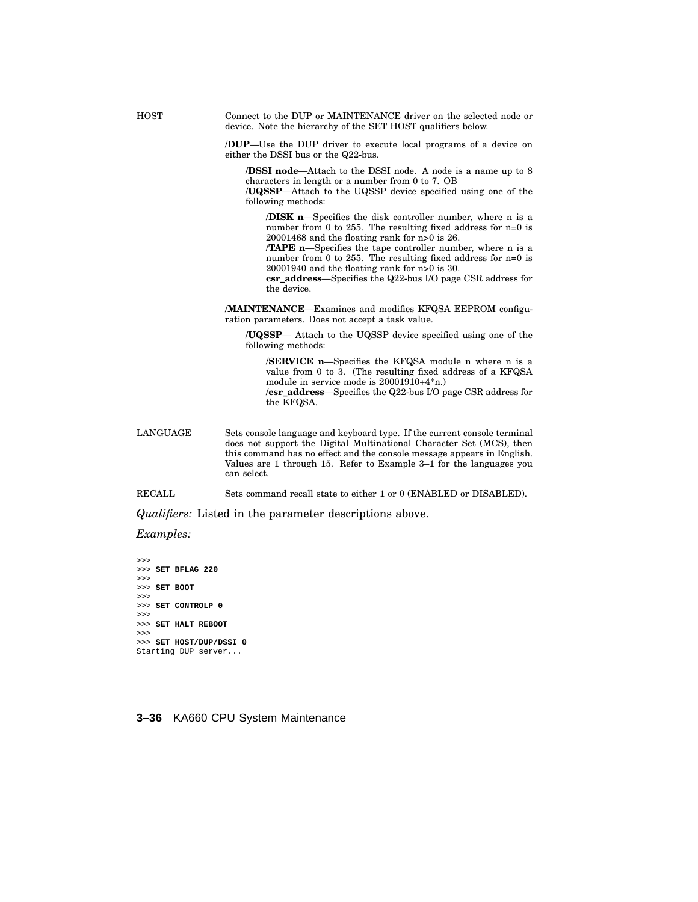HOST — Connect to the DUP or MAINTENANCE driver on the selected node or device. Note the hierarchy of the SET HOST qualifiers below.

**/DUP**—Use the DUP driver to execute local programs of a device on either the DSSI bus or the Q22-bus.

> **/DSSI node**—Attach to the DSSI node. A node is a name up to 8 characters in length or a number from 0 to 7. OB
> **/UQSSP**—Attach to the UQSSP device specified using one of the following methods:
>
> > **/DISK n**—Specifies the disk controller number, where n is a number from 0 to 255. The resulting fixed address for n=0 is 20001468 and the floating rank for n>0 is 26.
> > **/TAPE n**—Specifies the tape controller number, where n is a number from 0 to 255. The resulting fixed address for n=0 is 20001940 and the floating rank for n>0 is 30.
> > **csr_address**—Specifies the Q22-bus I/O page CSR address for the device.

**/MAINTENANCE**—Examines and modifies KFQSA EEPROM configuration parameters. Does not accept a task value.

> **/UQSSP**— Attach to the UQSSP device specified using one of the following methods:
>
> > **/SERVICE n**—Specifies the KFQSA module n where n is a value from 0 to 3. (The resulting fixed address of a KFQSA module in service mode is 20001910+4*n.)
> > **/csr_address**—Specifies the Q22-bus I/O page CSR address for the KFQSA.

LANGUAGE — Sets console language and keyboard type. If the current console terminal does not support the Digital Multinational Character Set (MCS), then this command has no effect and the console message appears in English. Values are 1 through 15. Refer to Example 3–1 for the languages you can select.

RECALL — Sets command recall state to either 1 or 0 (ENABLED or DISABLED).

*Qualifiers:* Listed in the parameter descriptions above.

*Examples:*

```
>>>
>>> SET BFLAG 220
>>>
>>> SET BOOT
>>>
>>> SET CONTROLP 0
>>>
>>> SET HALT REBOOT
>>>
>>> SET HOST/DUP/DSSI 0
Starting DUP server...
```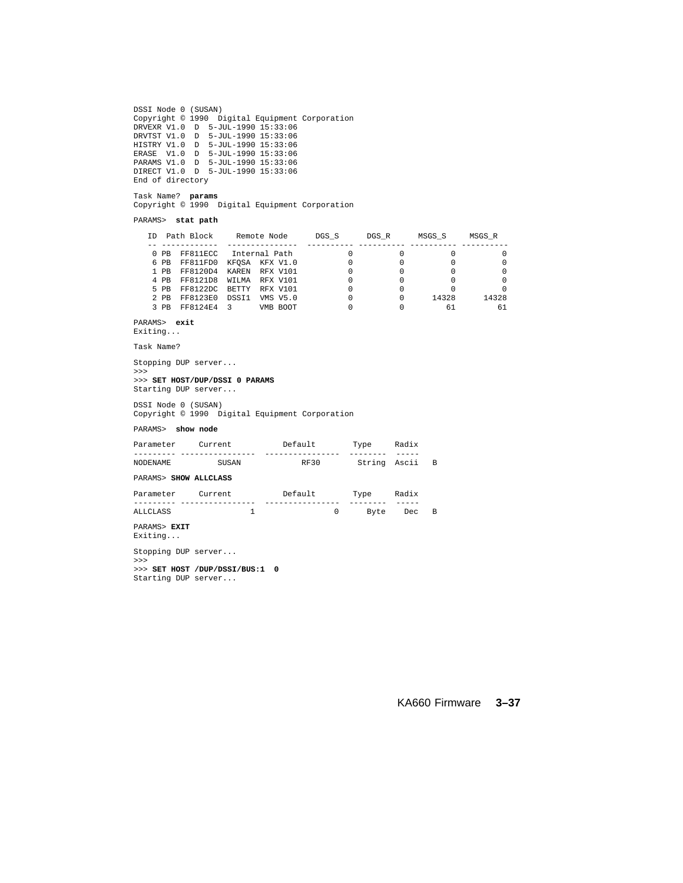```
DSSI Node 0 (SUSAN)
Copyright © 1990  Digital Equipment Corporation
DRVEXR V1.0  D  5-JUL-1990 15:33:06
DRVTST V1.0  D  5-JUL-1990 15:33:06
HISTRY V1.0  D  5-JUL-1990 15:33:06
ERASE  V1.0  D  5-JUL-1990 15:33:06
PARAMS V1.0  D  5-JUL-1990 15:33:06
DIRECT V1.0  D  5-JUL-1990 15:33:06
End of directory

Task Name?  params
Copyright © 1990  Digital Equipment Corporation

PARAMS>  stat path

   ID  Path Block     Remote Node      DGS_S      DGS_R      MSGS_S     MSGS_R
   -- ------------   ---------------  ---------- ---------- ---------- ----------
    0 PB  FF811ECC   Internal Path           0          0          0          0
    6 PB  FF811FD0  KFQSA  KFX V1.0          0          0          0          0
    1 PB  FF8120D4  KAREN  RFX V101          0          0          0          0
    4 PB  FF8121D8  WILMA  RFX V101          0          0          0          0
    5 PB  FF8122DC  BETTY  RFX V101          0          0          0          0
    2 PB  FF8123E0  DSSI1  VMS V5.0          0          0      14328      14328
    3 PB  FF8124E4  3      VMB BOOT          0          0         61         61

PARAMS>  exit
Exiting...

Task Name?

Stopping DUP server...
>>>
>>> SET HOST/DUP/DSSI 0 PARAMS
Starting DUP server...

DSSI Node 0 (SUSAN)
Copyright © 1990  Digital Equipment Corporation

PARAMS>  show node

Parameter     Current           Default        Type     Radix
--------- ----------------  ----------------  --------  -----
NODENAME          SUSAN             RF30       String  Ascii   B

PARAMS> SHOW ALLCLASS

Parameter     Current           Default        Type     Radix
--------- ----------------  ----------------  --------  -----
ALLCLASS                 1                 0      Byte    Dec   B

PARAMS> EXIT
Exiting...

Stopping DUP server...
>>>
>>> SET HOST /DUP/DSSI/BUS:1  0
Starting DUP server...
```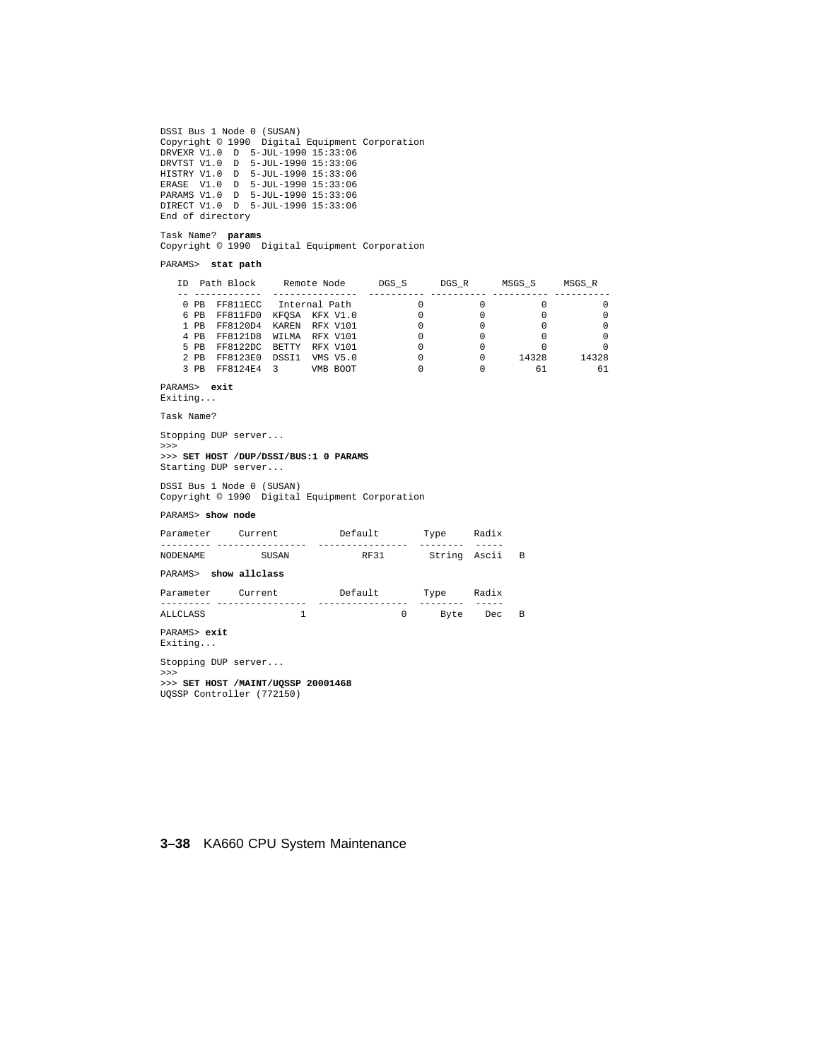```
DSSI Bus 1 Node 0 (SUSAN)
Copyright © 1990  Digital Equipment Corporation
DRVEXR V1.0  D  5-JUL-1990 15:33:06
DRVTST V1.0  D  5-JUL-1990 15:33:06
HISTRY V1.0  D  5-JUL-1990 15:33:06
ERASE  V1.0  D  5-JUL-1990 15:33:06
PARAMS V1.0  D  5-JUL-1990 15:33:06
DIRECT V1.0  D  5-JUL-1990 15:33:06
End of directory

Task Name?  params
Copyright © 1990  Digital Equipment Corporation

PARAMS>  stat path

   ID  Path Block     Remote Node      DGS_S      DGS_R      MSGS_S     MSGS_R
   -- ------------  ---------------  ---------- ---------- ---------- ----------
    0 PB  FF811ECC   Internal Path           0          0          0          0
    6 PB  FF811FD0  KFQSA  KFX V1.0          0          0          0          0
    1 PB  FF8120D4  KAREN  RFX V101          0          0          0          0
    4 PB  FF8121D8  WILMA  RFX V101          0          0          0          0
    5 PB  FF8122DC  BETTY  RFX V101          0          0          0          0
    2 PB  FF8123E0  DSSI1  VMS V5.0          0          0      14328      14328
    3 PB  FF8124E4  3      VMB BOOT          0          0         61         61

PARAMS>  exit
Exiting...

Task Name?

Stopping DUP server...
>>>
>>> SET HOST /DUP/DSSI/BUS:1 0 PARAMS
Starting DUP server...

DSSI Bus 1 Node 0 (SUSAN)
Copyright © 1990  Digital Equipment Corporation

PARAMS> show node

Parameter     Current           Default        Type     Radix
--------- ----------------  ----------------  --------  -----
NODENAME          SUSAN             RF31       String  Ascii   B

PARAMS>  show allclass

Parameter     Current           Default        Type     Radix
--------- ----------------  ----------------  --------  -----
ALLCLASS                 1                 0      Byte    Dec   B

PARAMS> exit
Exiting...

Stopping DUP server...
>>>
>>> SET HOST /MAINT/UQSSP 20001468
UQSSP Controller (772150)
```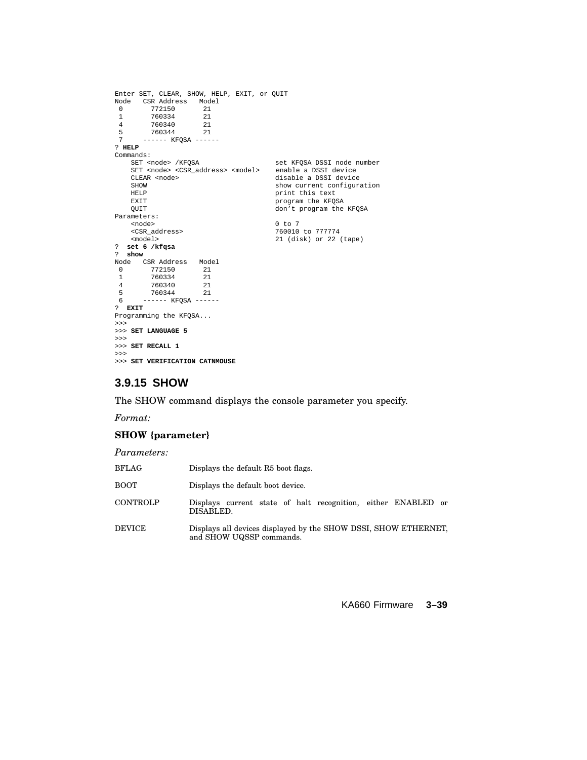```
Enter SET, CLEAR, SHOW, HELP, EXIT, or QUIT
Node   CSR Address   Model
 0       772150       21
 1       760334       21
 4       760340       21
 5       760344       21
 7     ------ KFQSA ------
? HELP
Commands:
    SET <node> /KFQSA                  set KFQSA DSSI node number
    SET <node> <CSR_address> <model>   enable a DSSI device
    CLEAR <node>                       disable a DSSI device
    SHOW                               show current configuration
    HELP                               print this text
    EXIT                               program the KFQSA
    QUIT                               don't program the KFQSA
Parameters:
    <node>                             0 to 7
    <CSR_address>                      760010 to 777774
    <model>                            21 (disk) or 22 (tape)
?  set 6 /kfqsa
?  show
Node   CSR Address   Model
 0       772150       21
 1       760334       21
 4       760340       21
 5       760344       21
 6     ------ KFQSA ------
?  EXIT
Programming the KFQSA...
>>>
>>> SET LANGUAGE 5
>>>
>>> SET RECALL 1
>>>
>>> SET VERIFICATION CATNMOUSE
```

### 3.9.15 SHOW

The SHOW command displays the console parameter you specify.

*Format:*

**SHOW {parameter}**

*Parameters:*

| | |
|---|---|
| BFLAG | Displays the default R5 boot flags. |
| BOOT | Displays the default boot device. |
| CONTROLP | Displays current state of halt recognition, either ENABLED or DISABLED. |
| DEVICE | Displays all devices displayed by the SHOW DSSI, SHOW ETHERNET, and SHOW UQSSP commands. |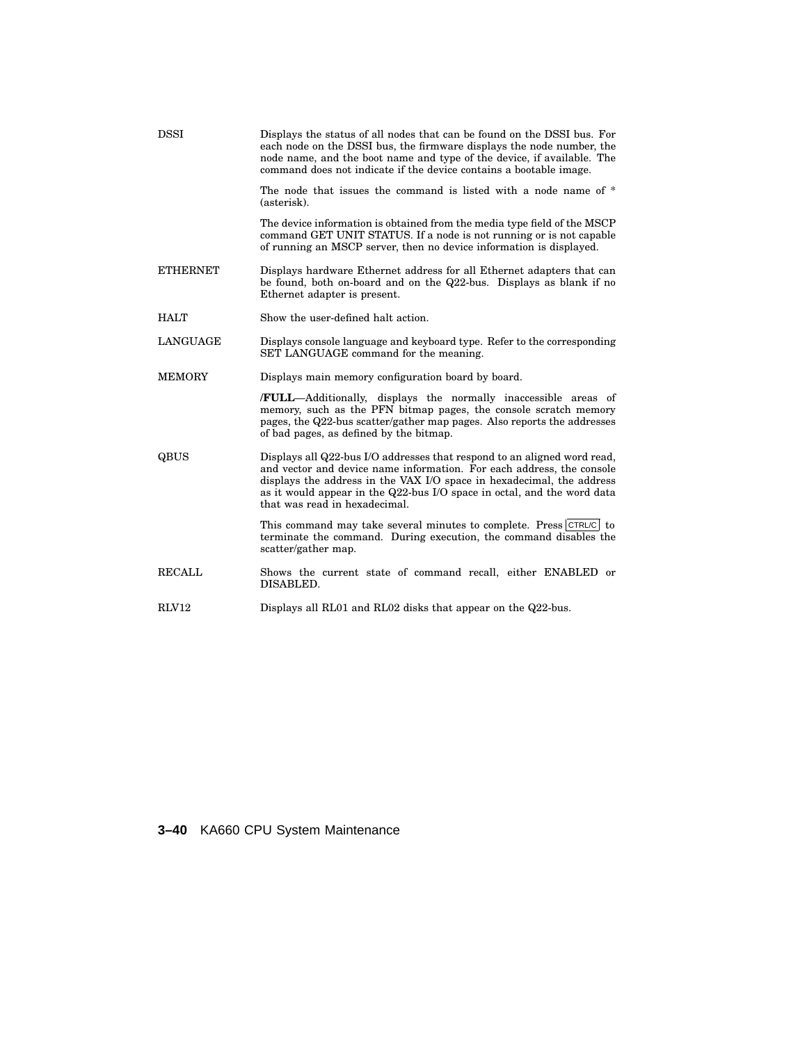| | |
|---|---|
| DSSI | Displays the status of all nodes that can be found on the DSSI bus. For each node on the DSSI bus, the firmware displays the node number, the node name, and the boot name and type of the device, if available. The command does not indicate if the device contains a bootable image.<br><br>The node that issues the command is listed with a node name of * (asterisk).<br><br>The device information is obtained from the media type field of the MSCP command GET UNIT STATUS. If a node is not running or is not capable of running an MSCP server, then no device information is displayed. |
| ETHERNET | Displays hardware Ethernet address for all Ethernet adapters that can be found, both on-board and on the Q22-bus. Displays as blank if no Ethernet adapter is present. |
| HALT | Show the user-defined halt action. |
| LANGUAGE | Displays console language and keyboard type. Refer to the corresponding SET LANGUAGE command for the meaning. |
| MEMORY | Displays main memory configuration board by board.<br><br>**/FULL**—Additionally, displays the normally inaccessible areas of memory, such as the PFN bitmap pages, the console scratch memory pages, the Q22-bus scatter/gather map pages. Also reports the addresses of bad pages, as defined by the bitmap. |
| QBUS | Displays all Q22-bus I/O addresses that respond to an aligned word read, and vector and device name information. For each address, the console displays the address in the VAX I/O space in hexadecimal, the address as it would appear in the Q22-bus I/O space in octal, and the word data that was read in hexadecimal.<br><br>This command may take several minutes to complete. Press CTRL/C to terminate the command. During execution, the command disables the scatter/gather map. |
| RECALL | Shows the current state of command recall, either ENABLED or DISABLED. |
| RLV12 | Displays all RL01 and RL02 disks that appear on the Q22-bus. |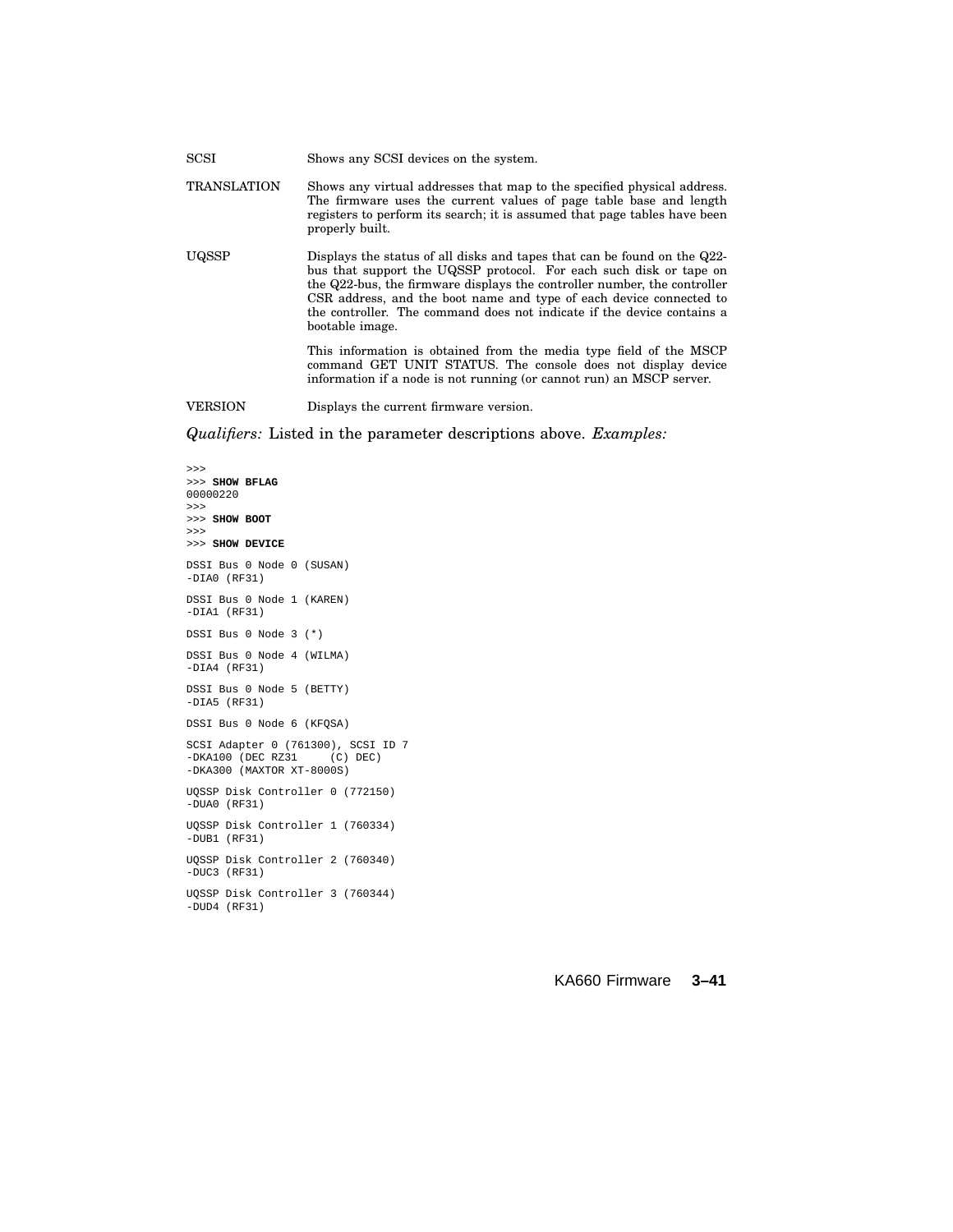| | |
|---|---|
| SCSI | Shows any SCSI devices on the system. |
| TRANSLATION | Shows any virtual addresses that map to the specified physical address. The firmware uses the current values of page table base and length registers to perform its search; it is assumed that page tables have been properly built. |
| UQSSP | Displays the status of all disks and tapes that can be found on the Q22-bus that support the UQSSP protocol. For each such disk or tape on the Q22-bus, the firmware displays the controller number, the controller CSR address, and the boot name and type of each device connected to the controller. The command does not indicate if the device contains a bootable image.<br><br>This information is obtained from the media type field of the MSCP command GET UNIT STATUS. The console does not display device information if a node is not running (or cannot run) an MSCP server. |
| VERSION | Displays the current firmware version. |

*Qualifiers:* Listed in the parameter descriptions above. *Examples:*

```
>>>
>>> SHOW BFLAG
00000220
>>>
>>> SHOW BOOT
>>>
>>> SHOW DEVICE
DSSI Bus 0 Node 0 (SUSAN)
-DIA0 (RF31)

DSSI Bus 0 Node 1 (KAREN)
-DIA1 (RF31)

DSSI Bus 0 Node 3 (*)

DSSI Bus 0 Node 4 (WILMA)
-DIA4 (RF31)

DSSI Bus 0 Node 5 (BETTY)
-DIA5 (RF31)

DSSI Bus 0 Node 6 (KFQSA)

SCSI Adapter 0 (761300), SCSI ID 7
-DKA100 (DEC RZ31     (C) DEC)
-DKA300 (MAXTOR XT-8000S)

UQSSP Disk Controller 0 (772150)
-DUA0 (RF31)

UQSSP Disk Controller 1 (760334)
-DUB1 (RF31)

UQSSP Disk Controller 2 (760340)
-DUC3 (RF31)

UQSSP Disk Controller 3 (760344)
-DUD4 (RF31)
```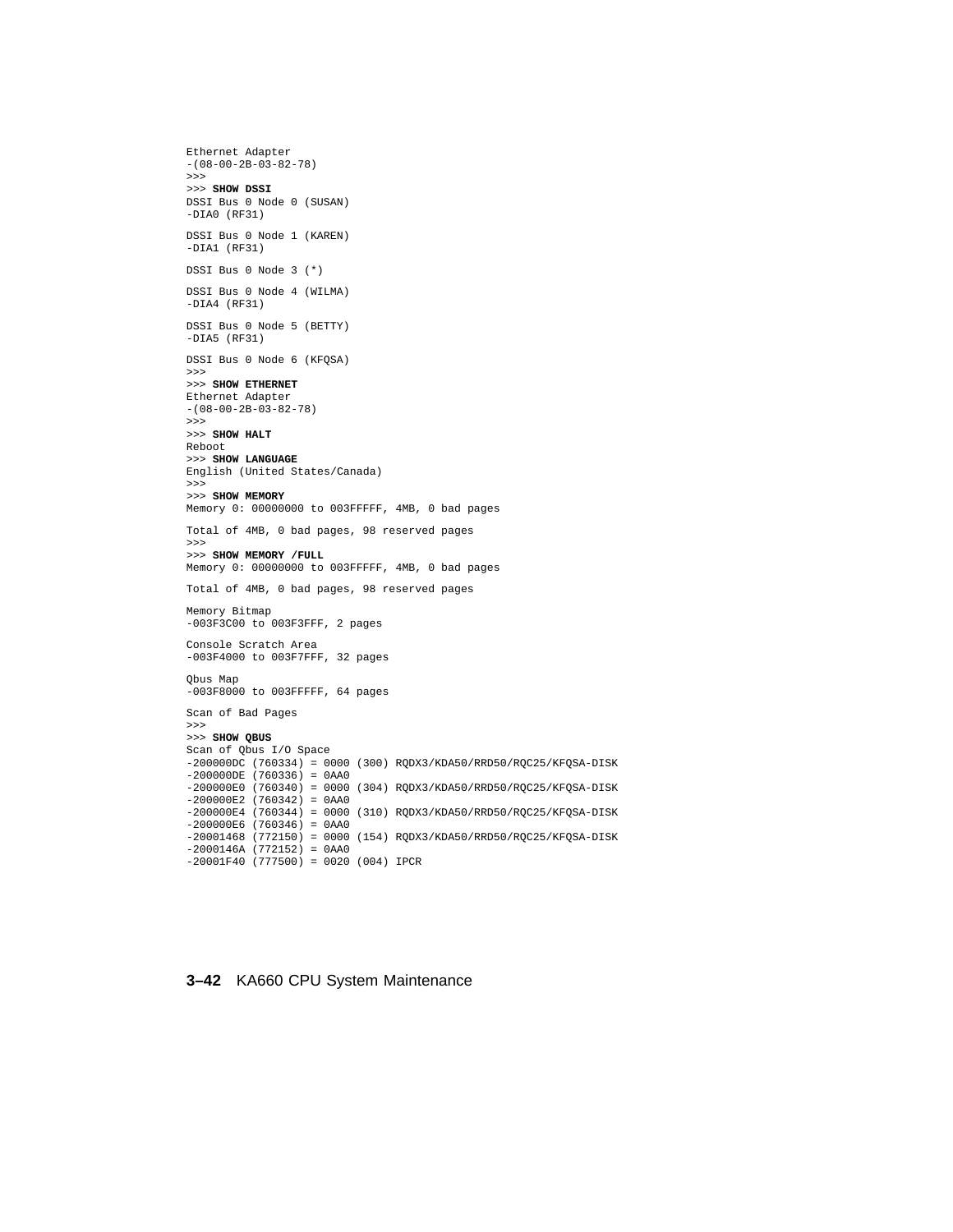```
Ethernet Adapter
-(08-00-2B-03-82-78)
>>>
>>> SHOW DSSI
DSSI Bus 0 Node 0 (SUSAN)
-DIA0 (RF31)

DSSI Bus 0 Node 1 (KAREN)
-DIA1 (RF31)

DSSI Bus 0 Node 3 (*)

DSSI Bus 0 Node 4 (WILMA)
-DIA4 (RF31)

DSSI Bus 0 Node 5 (BETTY)
-DIA5 (RF31)

DSSI Bus 0 Node 6 (KFQSA)
>>>
>>> SHOW ETHERNET
Ethernet Adapter
-(08-00-2B-03-82-78)
>>>
>>> SHOW HALT
Reboot
>>> SHOW LANGUAGE
English (United States/Canada)
>>>
>>> SHOW MEMORY
Memory 0: 00000000 to 003FFFFF, 4MB, 0 bad pages

Total of 4MB, 0 bad pages, 98 reserved pages
>>>
>>> SHOW MEMORY /FULL
Memory 0: 00000000 to 003FFFFF, 4MB, 0 bad pages

Total of 4MB, 0 bad pages, 98 reserved pages

Memory Bitmap
-003F3C00 to 003F3FFF, 2 pages

Console Scratch Area
-003F4000 to 003F7FFF, 32 pages

Qbus Map
-003F8000 to 003FFFFF, 64 pages

Scan of Bad Pages
>>>
>>> SHOW QBUS
Scan of Qbus I/O Space
-200000DC (760334) = 0000 (300) RQDX3/KDA50/RRD50/RQC25/KFQSA-DISK
-200000DE (760336) = 0AA0
-200000E0 (760340) = 0000 (304) RQDX3/KDA50/RRD50/RQC25/KFQSA-DISK
-200000E2 (760342) = 0AA0
-200000E4 (760344) = 0000 (310) RQDX3/KDA50/RRD50/RQC25/KFQSA-DISK
-200000E6 (760346) = 0AA0
-20001468 (772150) = 0000 (154) RQDX3/KDA50/RRD50/RQC25/KFQSA-DISK
-2000146A (772152) = 0AA0
-20001F40 (777500) = 0020 (004) IPCR
```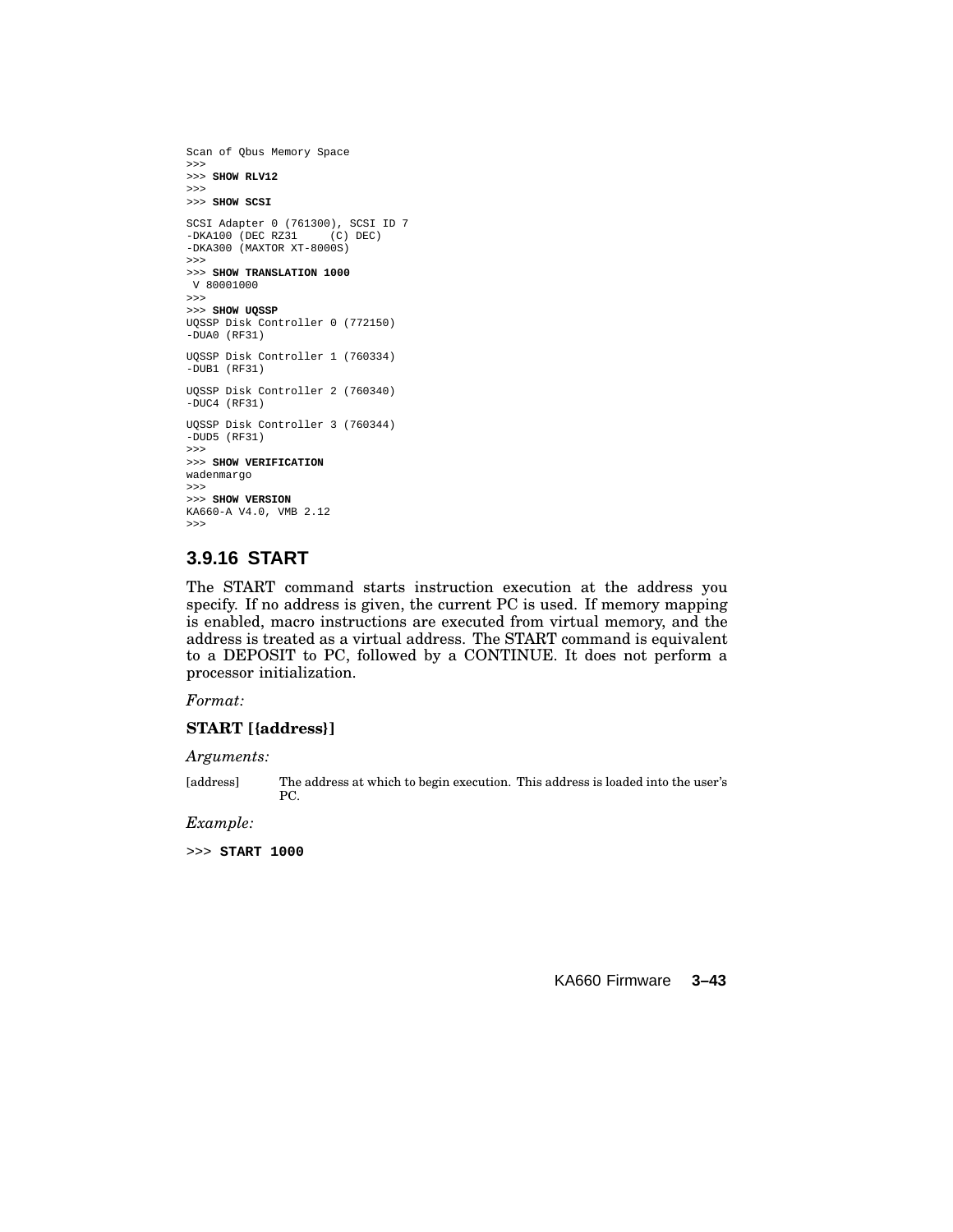```
Scan of Qbus Memory Space
>>>
>>> SHOW RLV12
>>>
>>> SHOW SCSI

SCSI Adapter 0 (761300), SCSI ID 7
-DKA100 (DEC RZ31     (C) DEC)
-DKA300 (MAXTOR XT-8000S)
>>>
>>> SHOW TRANSLATION 1000
 V 80001000
>>>
>>> SHOW UQSSP
UQSSP Disk Controller 0 (772150)
-DUA0 (RF31)

UQSSP Disk Controller 1 (760334)
-DUB1 (RF31)

UQSSP Disk Controller 2 (760340)
-DUC4 (RF31)

UQSSP Disk Controller 3 (760344)
-DUD5 (RF31)
>>>
>>> SHOW VERIFICATION
wadenmargo
>>>
>>> SHOW VERSION
KA660-A V4.0, VMB 2.12
>>>
```

### 3.9.16 START

The START command starts instruction execution at the address you specify. If no address is given, the current PC is used. If memory mapping is enabled, macro instructions are executed from virtual memory, and the address is treated as a virtual address. The START command is equivalent to a DEPOSIT to PC, followed by a CONTINUE. It does not perform a processor initialization.

*Format:*

**START [{address}]**

*Arguments:*

| | |
|---|---|
| [address] | The address at which to begin execution. This address is loaded into the user's PC. |

*Example:*

```
>>> START 1000
```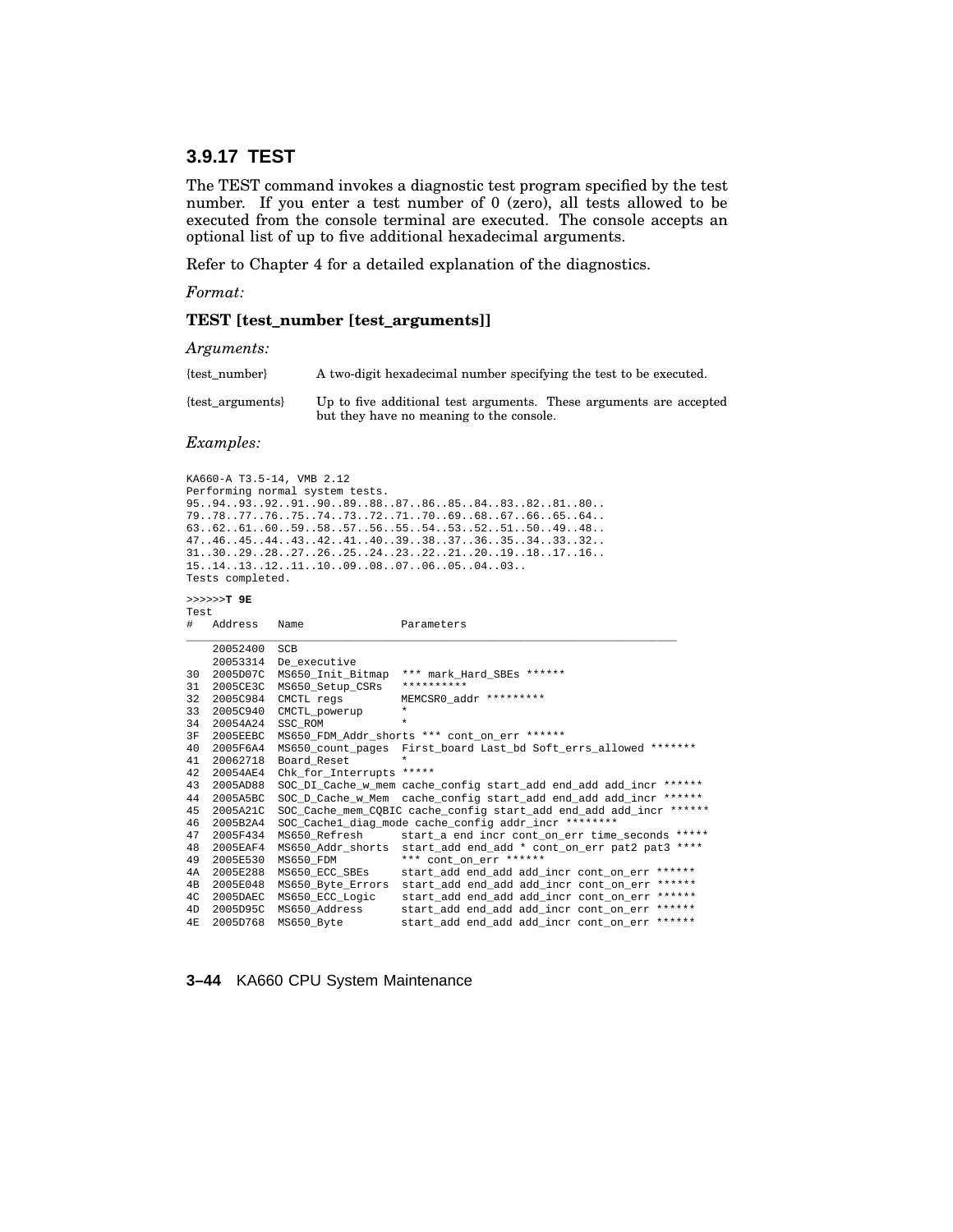### 3.9.17 TEST

The TEST command invokes a diagnostic test program specified by the test number. If you enter a test number of 0 (zero), all tests allowed to be executed from the console terminal are executed. The console accepts an optional list of up to five additional hexadecimal arguments.

Refer to Chapter 4 for a detailed explanation of the diagnostics.

*Format:*

**TEST [test_number [test_arguments]]**

*Arguments:*

| | |
|---|---|
| {test_number} | A two-digit hexadecimal number specifying the test to be executed. |
| {test_arguments} | Up to five additional test arguments. These arguments are accepted but they have no meaning to the console. |

*Examples:*

```
KA660-A T3.5-14, VMB 2.12
Performing normal system tests.
95..94..93..92..91..90..89..88..87..86..85..84..83..82..81..80..
79..78..77..76..75..74..73..72..71..70..69..68..67..66..65..64..
63..62..61..60..59..58..57..56..55..54..53..52..51..50..49..48..
47..46..45..44..43..42..41..40..39..38..37..36..35..34..33..32..
31..30..29..28..27..26..25..24..23..22..21..20..19..18..17..16..
15..14..13..12..11..10..09..08..07..06..05..04..03..
Tests completed.
```

```
>>>>>>T 9E
Test
#   Address   Name               Parameters
_______________________________________________________________________________
    20052400  SCB
    20053314  De_executive
30  2005D07C  MS650_Init_Bitmap  *** mark_Hard_SBEs ******
31  2005CE3C  MS650_Setup_CSRs   **********
32  2005C984  CMCTL regs         MEMCSR0_addr *********
33  2005C940  CMCTL_powerup      *
34  20054A24  SSC_ROM            *
3F  2005EEBC  MS650_FDM_Addr_shorts *** cont_on_err ******
40  2005F6A4  MS650_count_pages  First_board Last_bd Soft_errs_allowed *******
41  20062718  Board_Reset        *
42  20054AE4  Chk_for_Interrupts *****
43  2005AD88  SOC_DI_Cache_w_mem cache_config start_add end_add add_incr ******
44  2005A5BC  SOC_D_Cache_w_Mem  cache_config start_add end_add add_incr ******
45  2005A21C  SOC_Cache_mem_CQBIC cache_config start_add end_add add_incr ******
46  2005B2A4  SOC_Cache1_diag_mode cache_config addr_incr ********
47  2005F434  MS650_Refresh      start_a end incr cont_on_err time_seconds *****
48  2005EAF4  MS650_Addr_shorts  start_add end_add * cont_on_err pat2 pat3 ****
49  2005E530  MS650_FDM          *** cont_on_err ******
4A  2005E288  MS650_ECC_SBEs     start_add end_add add_incr cont_on_err ******
4B  2005E048  MS650_Byte_Errors  start_add end_add add_incr cont_on_err ******
4C  2005DAEC  MS650_ECC_Logic    start_add end_add add_incr cont_on_err ******
4D  2005D95C  MS650_Address      start_add end_add add_incr cont_on_err ******
4E  2005D768  MS650_Byte         start_add end_add add_incr cont_on_err ******
```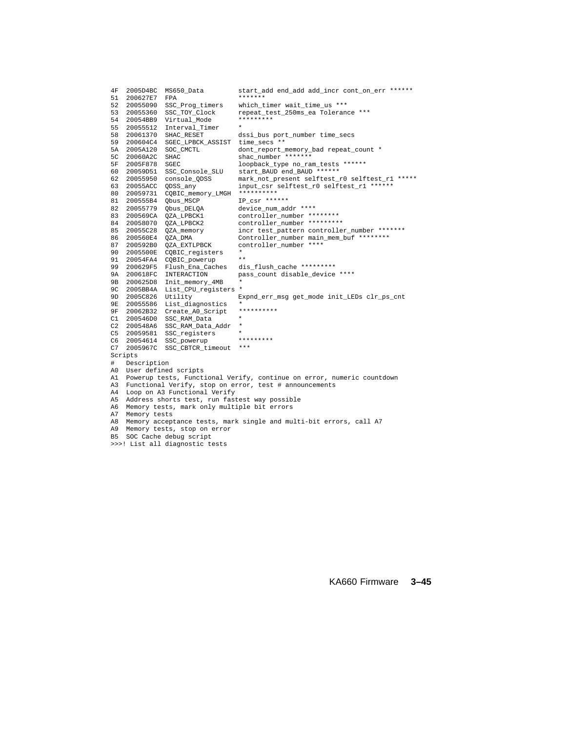```
4F  2005D4BC  MS650_Data          start_add end_add add_incr cont_on_err ******
51  200627E7  FPA                 *******
52  20055090  SSC_Prog_timers     which_timer wait_time_us ***
53  20055360  SSC_TOY_Clock       repeat_test_250ms_ea Tolerance ***
54  20054BB9  Virtual_Mode        *********
55  20055512  Interval_Timer      *
58  20061370  SHAC_RESET          dssi_bus port_number time_secs
59  200604C4  SGEC_LPBCK_ASSIST   time_secs **
5A  2005A120  SOC_CMCTL           dont_report_memory_bad repeat_count *
5C  20060A2C  SHAC                shac_number *******
5F  2005F878  SGEC                loopback_type no_ram_tests ******
60  20059D51  SSC_Console_SLU     start_BAUD end_BAUD ******
62  20055950  console_QDSS        mark_not_present selftest_r0 selftest_r1 *****
63  20055ACC  QDSS_any            input_csr selftest_r0 selftest_r1 ******
80  20059731  CQBIC_memory_LMGH   **********
81  200555B4  Qbus_MSCP           IP_csr ******
82  20055779  Qbus_DELQA          device_num_addr ****
83  200569CA  QZA_LPBCK1          controller_number ********
84  20058070  QZA_LPBCK2          controller_number *********
85  20055C28  QZA_memory          incr test_pattern controller_number *******
86  200560E4  QZA_DMA             Controller_number main_mem_buf ********
87  200592B0  QZA_EXTLPBCK        controller_number ****
90  2005500E  CQBIC_registers     *
91  20054FA4  CQBIC_powerup       **
99  200629F5  Flush_Ena_Caches    dis_flush_cache *********
9A  200618FC  INTERACTION         pass_count disable_device ****
9B  200625D8  Init_memory_4MB     *
9C  2005BB4A  List_CPU_registers  *
9D  2005C826  Utility             Expnd_err_msg get_mode init_LEDs clr_ps_cnt
9E  20055586  List_diagnostics    *
9F  20062B32  Create_A0_Script    **********
C1  200546D0  SSC_RAM_Data        *
C2  200548A6  SSC_RAM_Data_Addr   *
C5  20059581  SSC_registers       *
C6  20054614  SSC_powerup         *********
C7  2005967C  SSC_CBTCR_timeout   ***
Scripts
#   Description
A0  User defined scripts
A1  Powerup tests, Functional Verify, continue on error, numeric countdown
A3  Functional Verify, stop on error, test # announcements
A4  Loop on A3 Functional Verify
A5  Address shorts test, run fastest way possible
A6  Memory tests, mark only multiple bit errors
A7  Memory tests
A8  Memory acceptance tests, mark single and multi-bit errors, call A7
A9  Memory tests, stop on error
B5  SOC Cache debug script
>>>! List all diagnostic tests
```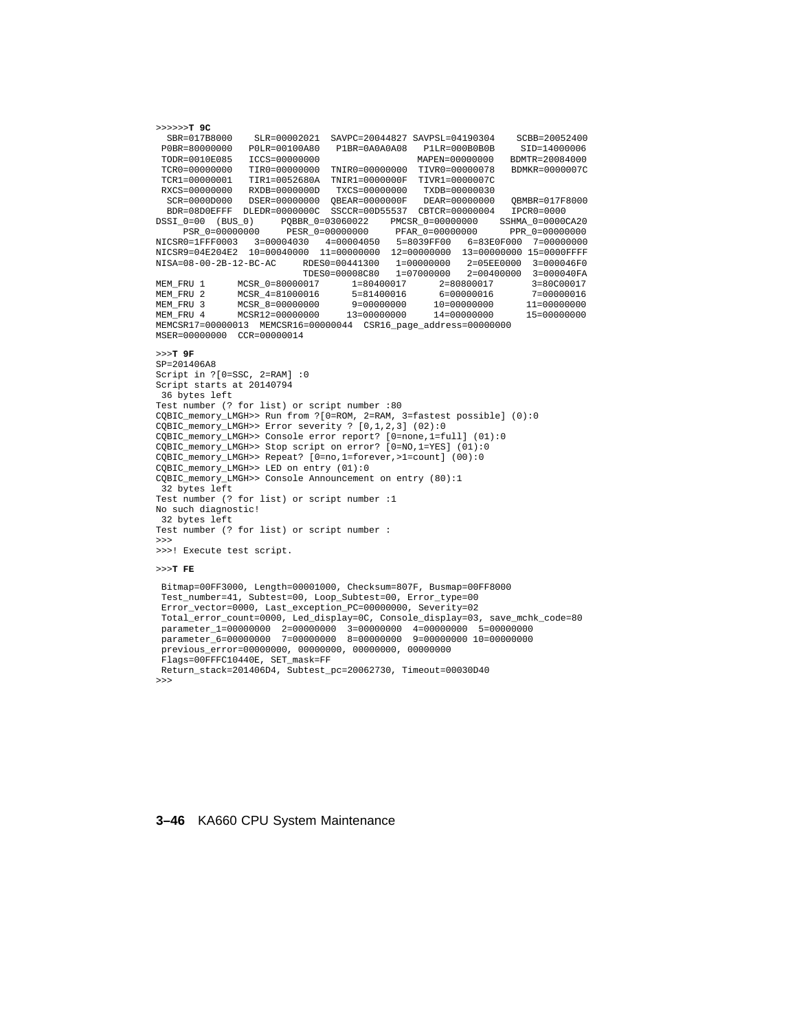```
>>>>>>T 9C
  SBR=017B8000    SLR=00002021  SAVPC=20044827 SAVPSL=04190304    SCBB=20052400
 P0BR=80000000   P0LR=00100A80   P1BR=0A0A0A08   P1LR=000B0B0B     SID=14000006
 TODR=0010E085   ICCS=00000000                  MAPEN=00000000   BDMTR=20084000
 TCR0=00000000   TIR0=00000000  TNIR0=00000000  TIVR0=00000078   BDMKR=0000007C
 TCR1=00000001   TIR1=0052680A  TNIR1=0000000F  TIVR1=0000007C
 RXCS=00000000   RXDB=0000000D   TXCS=00000000   TXDB=00000030
  SCR=0000D000   DSER=00000000  QBEAR=0000000F   DEAR=00000000   QBMBR=017F8000
  BDR=08D0EFFF  DLEDR=0000000C  SSCCR=00D55537  CBTCR=00000004   IPCR0=0000
DSSI_0=00  (BUS_0)     PQBBR_0=03060022    PMCSR_0=00000000    SSHMA_0=0000CA20
    PSR_0=00000000     PESR_0=00000000     PFAR_0=00000000      PPR_0=00000000
NICSR0=1FFF0003   3=00004030   4=00004050   5=8039FF00   6=83E0F000  7=00000000
NICSR9=04E204E2  10=00040000  11=00000000  12=00000000  13=00000000 15=0000FFFF
NISA=08-00-2B-12-BC-AC     RDES0=00441300   1=00000000   2=05EE0000  3=000046F0
                           TDES0=00008C80   1=07000000   2=00400000  3=000040FA
MEM_FRU 1      MCSR_0=80000017      1=80400017      2=80800017       3=80C00017
MEM_FRU 2      MCSR_4=81000016      5=81400016      6=00000016       7=00000016
MEM_FRU 3      MCSR_8=00000000      9=00000000     10=00000000      11=00000000
MEM_FRU 4      MCSR12=00000000     13=00000000     14=00000000      15=00000000
MEMCSR17=00000013  MEMCSR16=00000044  CSR16_page_address=00000000
MSER=00000000  CCR=00000014

>>>T 9F
SP=201406A8
Script in ?[0=SSC, 2=RAM] :0
Script starts at 20140794
 36 bytes left
Test number (? for list) or script number :80
CQBIC_memory_LMGH>> Run from ?[0=ROM, 2=RAM, 3=fastest possible] (0):0
CQBIC_memory_LMGH>> Error severity ? [0,1,2,3] (02):0
CQBIC_memory_LMGH>> Console error report? [0=none,1=full] (01):0
CQBIC_memory_LMGH>> Stop script on error? [0=NO,1=YES] (01):0
CQBIC_memory_LMGH>> Repeat? [0=no,1=forever,>1=count] (00):0
CQBIC_memory_LMGH>> LED on entry (01):0
CQBIC_memory_LMGH>> Console Announcement on entry (80):1
 32 bytes left
Test number (? for list) or script number :1
No such diagnostic!
 32 bytes left
Test number (? for list) or script number :
>>>
>>>! Execute test script.

>>>T FE

 Bitmap=00FF3000, Length=00001000, Checksum=807F, Busmap=00FF8000
 Test_number=41, Subtest=00, Loop_Subtest=00, Error_type=00
 Error_vector=0000, Last_exception_PC=00000000, Severity=02
 Total_error_count=0000, Led_display=0C, Console_display=03, save_mchk_code=80
 parameter_1=00000000  2=00000000  3=00000000  4=00000000  5=00000000
 parameter_6=00000000  7=00000000  8=00000000  9=00000000 10=00000000
 previous_error=00000000, 00000000, 00000000, 00000000
 Flags=00FFFC10440E, SET_mask=FF
 Return_stack=201406D4, Subtest_pc=20062730, Timeout=00030D40
>>>
```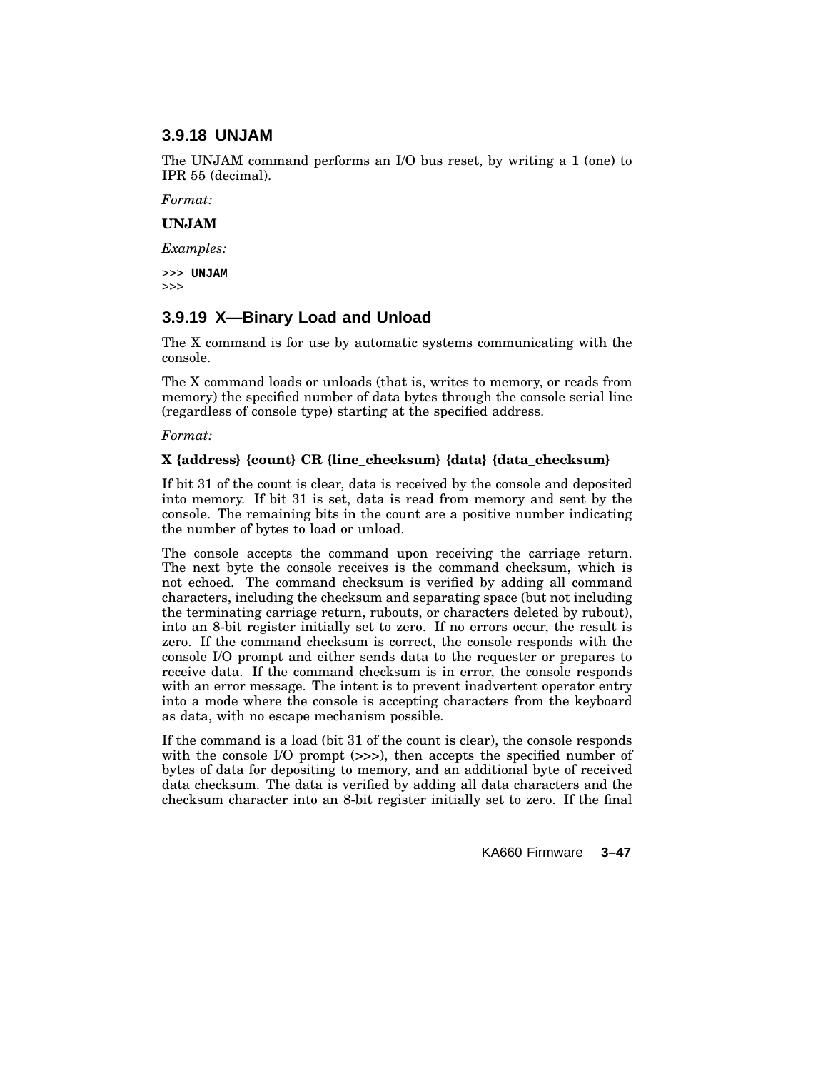### 3.9.18 UNJAM

The UNJAM command performs an I/O bus reset, by writing a 1 (one) to IPR 55 (decimal).

*Format:*

**UNJAM**

*Examples:*

```
>>> UNJAM
>>>
```

### 3.9.19 X—Binary Load and Unload

The X command is for use by automatic systems communicating with the console.

The X command loads or unloads (that is, writes to memory, or reads from memory) the specified number of data bytes through the console serial line (regardless of console type) starting at the specified address.

*Format:*

**X {address} {count} CR {line_checksum} {data} {data_checksum}**

If bit 31 of the count is clear, data is received by the console and deposited into memory. If bit 31 is set, data is read from memory and sent by the console. The remaining bits in the count are a positive number indicating the number of bytes to load or unload.

The console accepts the command upon receiving the carriage return. The next byte the console receives is the command checksum, which is not echoed. The command checksum is verified by adding all command characters, including the checksum and separating space (but not including the terminating carriage return, rubouts, or characters deleted by rubout), into an 8-bit register initially set to zero. If no errors occur, the result is zero. If the command checksum is correct, the console responds with the console I/O prompt and either sends data to the requester or prepares to receive data. If the command checksum is in error, the console responds with an error message. The intent is to prevent inadvertent operator entry into a mode where the console is accepting characters from the keyboard as data, with no escape mechanism possible.

If the command is a load (bit 31 of the count is clear), the console responds with the console I/O prompt (>>>), then accepts the specified number of bytes of data for depositing to memory, and an additional byte of received data checksum. The data is verified by adding all data characters and the checksum character into an 8-bit register initially set to zero. If the final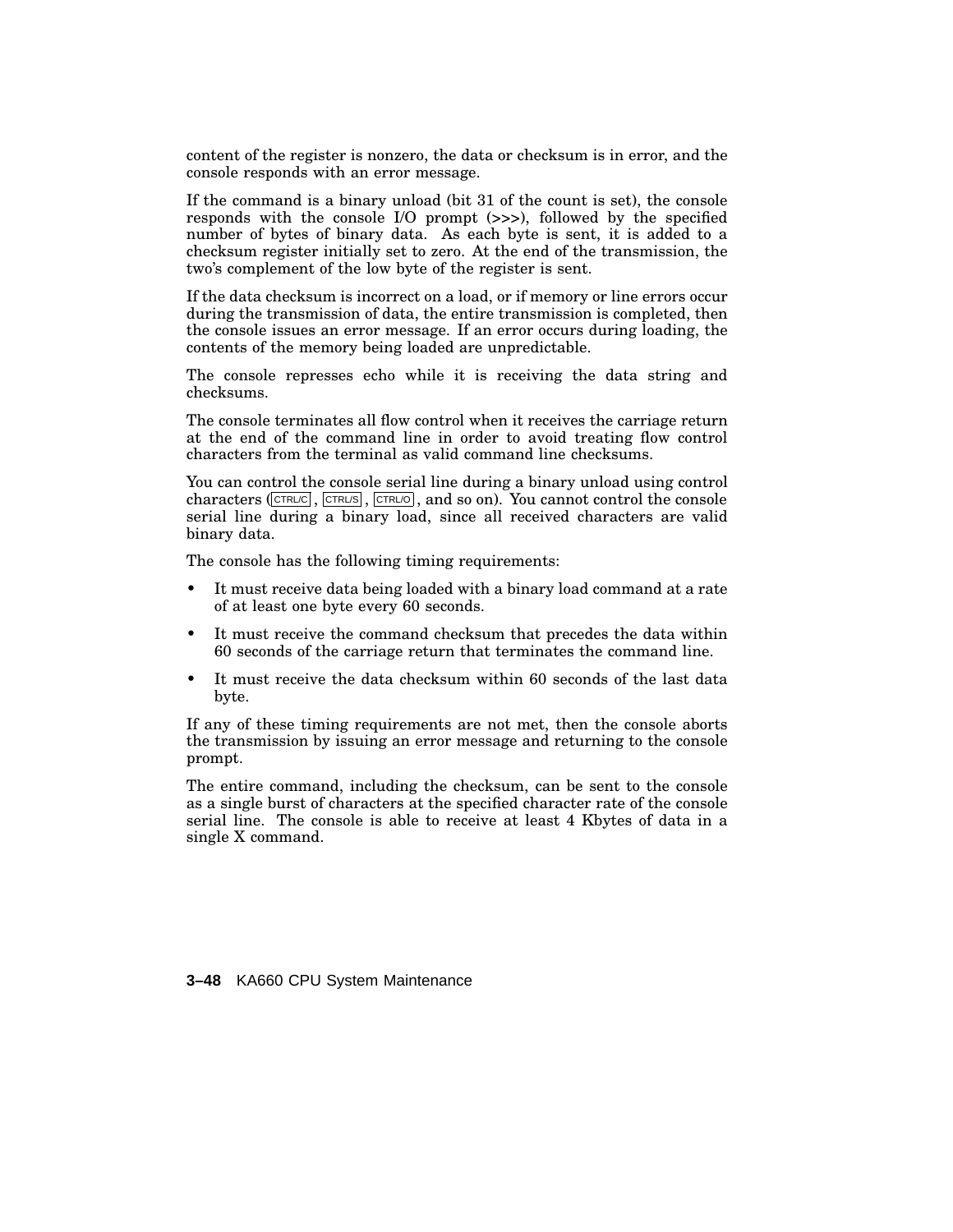content of the register is nonzero, the data or checksum is in error, and the console responds with an error message.

If the command is a binary unload (bit 31 of the count is set), the console responds with the console I/O prompt (>>>), followed by the specified number of bytes of binary data. As each byte is sent, it is added to a checksum register initially set to zero. At the end of the transmission, the two's complement of the low byte of the register is sent.

If the data checksum is incorrect on a load, or if memory or line errors occur during the transmission of data, the entire transmission is completed, then the console issues an error message. If an error occurs during loading, the contents of the memory being loaded are unpredictable.

The console represses echo while it is receiving the data string and checksums.

The console terminates all flow control when it receives the carriage return at the end of the command line in order to avoid treating flow control characters from the terminal as valid command line checksums.

You can control the console serial line during a binary unload using control characters (CTRL/C, CTRL/S, CTRL/O, and so on). You cannot control the console serial line during a binary load, since all received characters are valid binary data.

The console has the following timing requirements:

- It must receive data being loaded with a binary load command at a rate of at least one byte every 60 seconds.
- It must receive the command checksum that precedes the data within 60 seconds of the carriage return that terminates the command line.
- It must receive the data checksum within 60 seconds of the last data byte.

If any of these timing requirements are not met, then the console aborts the transmission by issuing an error message and returning to the console prompt.

The entire command, including the checksum, can be sent to the console as a single burst of characters at the specified character rate of the console serial line. The console is able to receive at least 4 Kbytes of data in a single X command.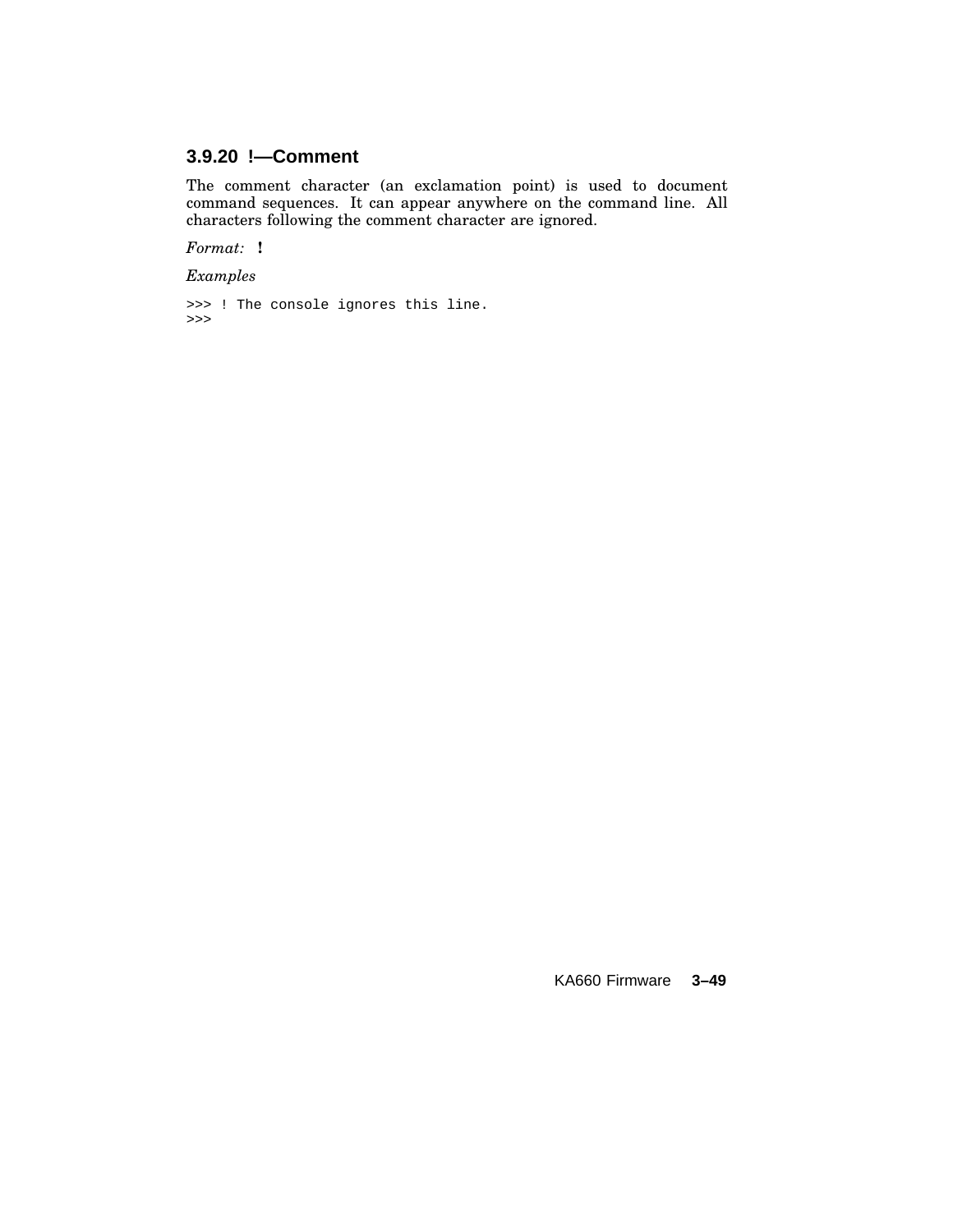### 3.9.20 !—Comment

The comment character (an exclamation point) is used to document command sequences. It can appear anywhere on the command line. All characters following the comment character are ignored.

*Format:* **!**

*Examples*

```
>>> ! The console ignores this line.
>>>
```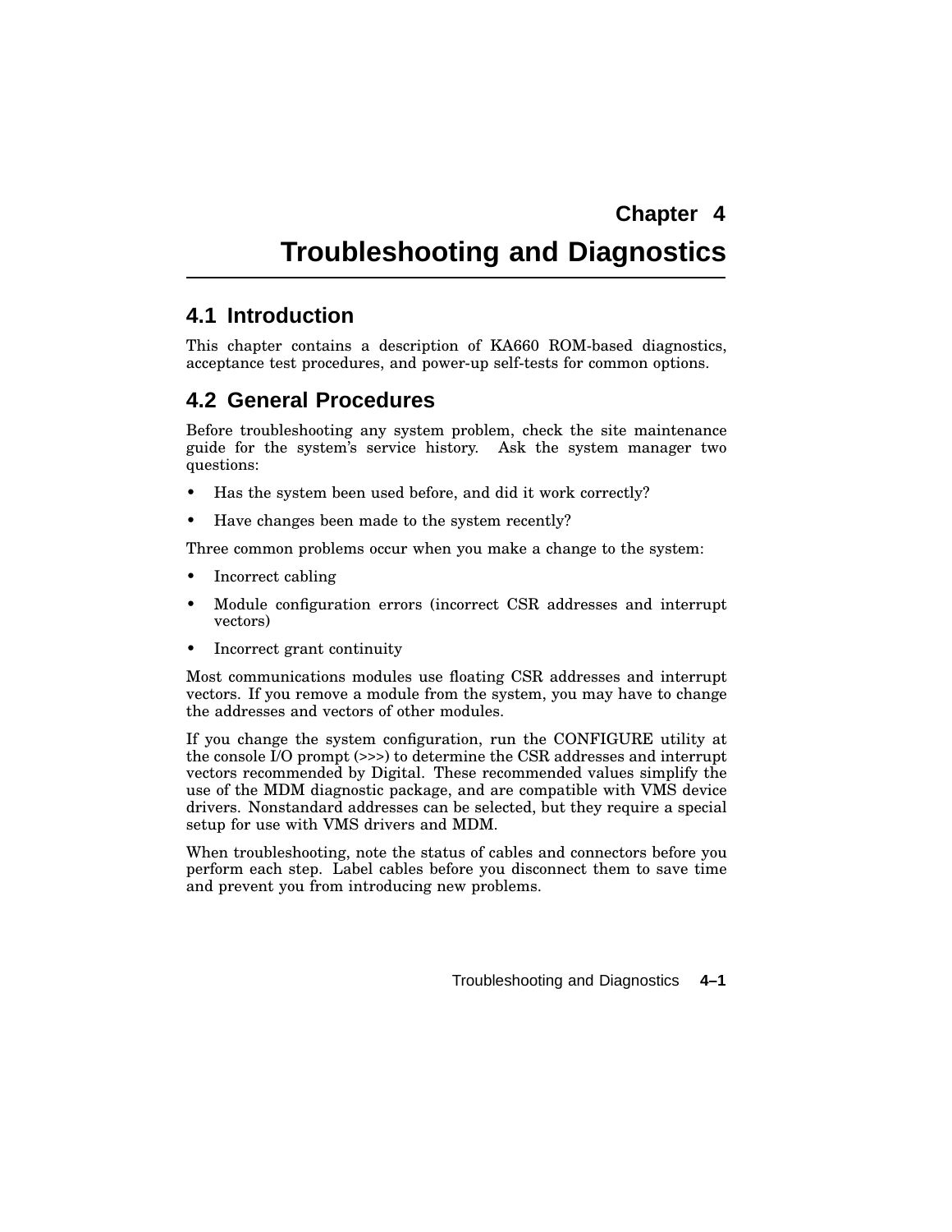# Chapter 4
# Troubleshooting and Diagnostics

## 4.1 Introduction

This chapter contains a description of KA660 ROM-based diagnostics, acceptance test procedures, and power-up self-tests for common options.

## 4.2 General Procedures

Before troubleshooting any system problem, check the site maintenance guide for the system's service history. Ask the system manager two questions:

- Has the system been used before, and did it work correctly?
- Have changes been made to the system recently?

Three common problems occur when you make a change to the system:

- Incorrect cabling
- Module configuration errors (incorrect CSR addresses and interrupt vectors)
- Incorrect grant continuity

Most communications modules use floating CSR addresses and interrupt vectors. If you remove a module from the system, you may have to change the addresses and vectors of other modules.

If you change the system configuration, run the CONFIGURE utility at the console I/O prompt (>>>) to determine the CSR addresses and interrupt vectors recommended by Digital. These recommended values simplify the use of the MDM diagnostic package, and are compatible with VMS device drivers. Nonstandard addresses can be selected, but they require a special setup for use with VMS drivers and MDM.

When troubleshooting, note the status of cables and connectors before you perform each step. Label cables before you disconnect them to save time and prevent you from introducing new problems.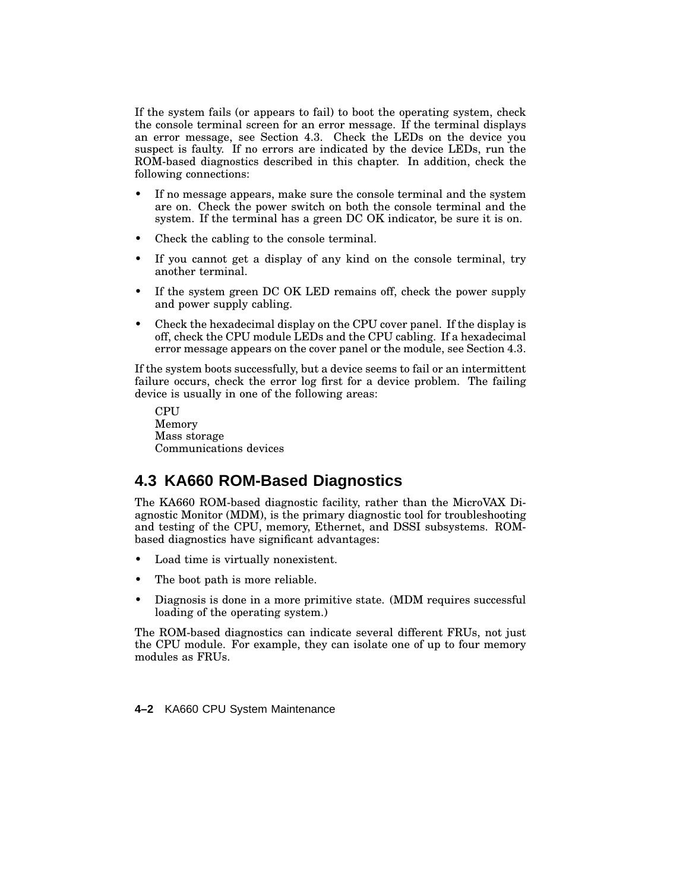If the system fails (or appears to fail) to boot the operating system, check the console terminal screen for an error message. If the terminal displays an error message, see Section 4.3. Check the LEDs on the device you suspect is faulty. If no errors are indicated by the device LEDs, run the ROM-based diagnostics described in this chapter. In addition, check the following connections:

- If no message appears, make sure the console terminal and the system are on. Check the power switch on both the console terminal and the system. If the terminal has a green DC OK indicator, be sure it is on.
- Check the cabling to the console terminal.
- If you cannot get a display of any kind on the console terminal, try another terminal.
- If the system green DC OK LED remains off, check the power supply and power supply cabling.
- Check the hexadecimal display on the CPU cover panel. If the display is off, check the CPU module LEDs and the CPU cabling. If a hexadecimal error message appears on the cover panel or the module, see Section 4.3.

If the system boots successfully, but a device seems to fail or an intermittent failure occurs, check the error log first for a device problem. The failing device is usually in one of the following areas:

CPU
Memory
Mass storage
Communications devices

## 4.3 KA660 ROM-Based Diagnostics

The KA660 ROM-based diagnostic facility, rather than the MicroVAX Diagnostic Monitor (MDM), is the primary diagnostic tool for troubleshooting and testing of the CPU, memory, Ethernet, and DSSI subsystems. ROM-based diagnostics have significant advantages:

- Load time is virtually nonexistent.
- The boot path is more reliable.
- Diagnosis is done in a more primitive state. (MDM requires successful loading of the operating system.)

The ROM-based diagnostics can indicate several different FRUs, not just the CPU module. For example, they can isolate one of up to four memory modules as FRUs.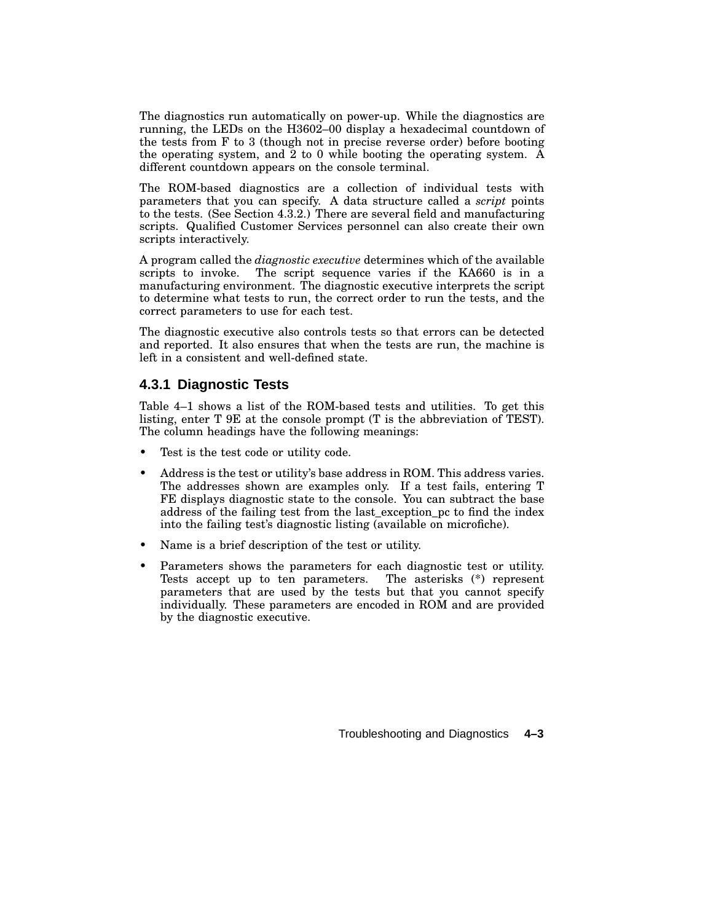The diagnostics run automatically on power-up. While the diagnostics are running, the LEDs on the H3602–00 display a hexadecimal countdown of the tests from F to 3 (though not in precise reverse order) before booting the operating system, and 2 to 0 while booting the operating system. A different countdown appears on the console terminal.

The ROM-based diagnostics are a collection of individual tests with parameters that you can specify. A data structure called a *script* points to the tests. (See Section 4.3.2.) There are several field and manufacturing scripts. Qualified Customer Services personnel can also create their own scripts interactively.

A program called the *diagnostic executive* determines which of the available scripts to invoke. The script sequence varies if the KA660 is in a manufacturing environment. The diagnostic executive interprets the script to determine what tests to run, the correct order to run the tests, and the correct parameters to use for each test.

The diagnostic executive also controls tests so that errors can be detected and reported. It also ensures that when the tests are run, the machine is left in a consistent and well-defined state.

### 4.3.1 Diagnostic Tests

Table 4–1 shows a list of the ROM-based tests and utilities. To get this listing, enter T 9E at the console prompt (T is the abbreviation of TEST). The column headings have the following meanings:

- Test is the test code or utility code.
- Address is the test or utility's base address in ROM. This address varies. The addresses shown are examples only. If a test fails, entering T FE displays diagnostic state to the console. You can subtract the base address of the failing test from the last_exception_pc to find the index into the failing test's diagnostic listing (available on microfiche).
- Name is a brief description of the test or utility.
- Parameters shows the parameters for each diagnostic test or utility. Tests accept up to ten parameters. The asterisks (*) represent parameters that are used by the tests but that you cannot specify individually. These parameters are encoded in ROM and are provided by the diagnostic executive.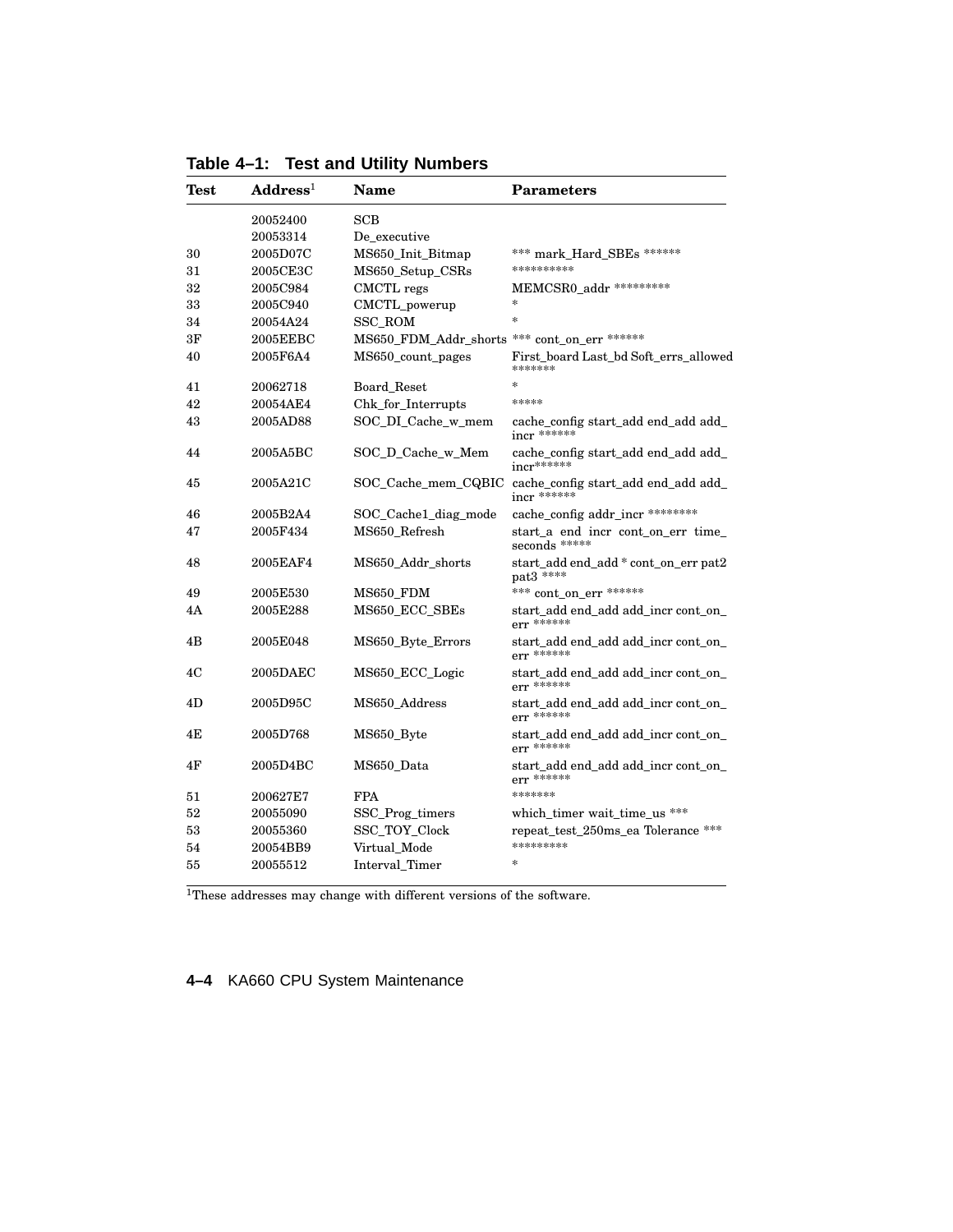**Table 4–1: Test and Utility Numbers**

| Test | Address[1] | Name | Parameters |
|---|---|---|---|
| | 20052400 | SCB | |
| | 20053314 | De_executive | |
| 30 | 2005D07C | MS650_Init_Bitmap | *** mark_Hard_SBEs ****** |
| 31 | 2005CE3C | MS650_Setup_CSRs | ********** |
| 32 | 2005C984 | CMCTL regs | MEMCSR0_addr ********* |
| 33 | 2005C940 | CMCTL_powerup | * |
| 34 | 20054A24 | SSC_ROM | * |
| 3F | 2005EEBC | MS650_FDM_Addr_shorts | *** cont_on_err ****** |
| 40 | 2005F6A4 | MS650_count_pages | First_board Last_bd Soft_errs_allowed ******* |
| 41 | 20062718 | Board_Reset | * |
| 42 | 20054AE4 | Chk_for_Interrupts | ***** |
| 43 | 2005AD88 | SOC_DI_Cache_w_mem | cache_config start_add end_add add_incr ****** |
| 44 | 2005A5BC | SOC_D_Cache_w_Mem | cache_config start_add end_add add_incr****** |
| 45 | 2005A21C | SOC_Cache_mem_CQBIC | cache_config start_add end_add add_incr ****** |
| 46 | 2005B2A4 | SOC_Cache1_diag_mode | cache_config addr_incr ******** |
| 47 | 2005F434 | MS650_Refresh | start_a end incr cont_on_err time_seconds ***** |
| 48 | 2005EAF4 | MS650_Addr_shorts | start_add end_add * cont_on_err pat2 pat3 **** |
| 49 | 2005E530 | MS650_FDM | *** cont_on_err ****** |
| 4A | 2005E288 | MS650_ECC_SBEs | start_add end_add add_incr cont_on_err ****** |
| 4B | 2005E048 | MS650_Byte_Errors | start_add end_add add_incr cont_on_err ****** |
| 4C | 2005DAEC | MS650_ECC_Logic | start_add end_add add_incr cont_on_err ****** |
| 4D | 2005D95C | MS650_Address | start_add end_add add_incr cont_on_err ****** |
| 4E | 2005D768 | MS650_Byte | start_add end_add add_incr cont_on_err ****** |
| 4F | 2005D4BC | MS650_Data | start_add end_add add_incr cont_on_err ****** |
| 51 | 200627E7 | FPA | ******* |
| 52 | 20055090 | SSC_Prog_timers | which_timer wait_time_us *** |
| 53 | 20055360 | SSC_TOY_Clock | repeat_test_250ms_ea Tolerance *** |
| 54 | 20054BB9 | Virtual_Mode | ********* |
| 55 | 20055512 | Interval_Timer | * |

[1]These addresses may change with different versions of the software.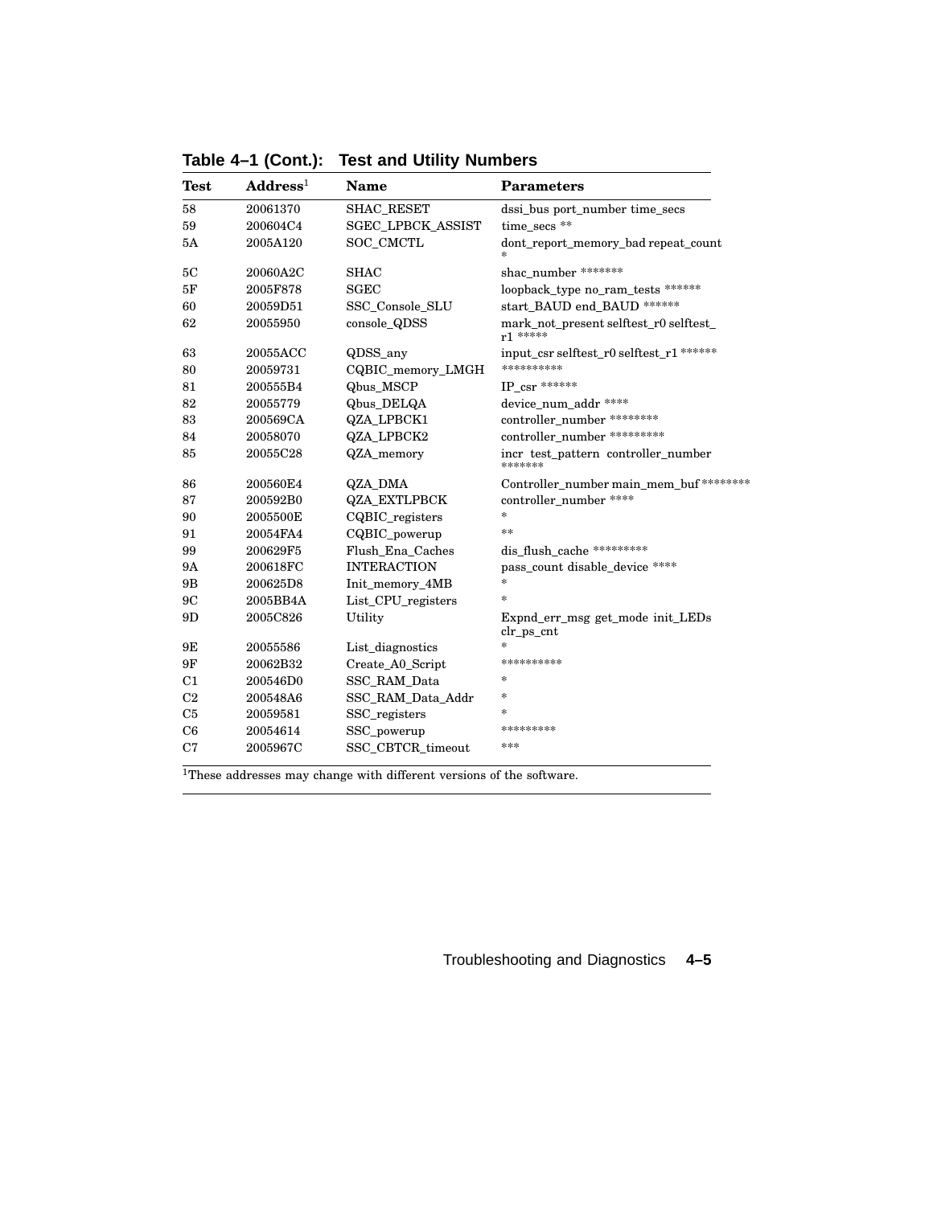**Table 4–1 (Cont.): Test and Utility Numbers**

| Test | Address[1] | Name | Parameters |
|---|---|---|---|
| 58 | 20061370 | SHAC_RESET | dssi_bus port_number time_secs |
| 59 | 200604C4 | SGEC_LPBCK_ASSIST | time_secs ** |
| 5A | 2005A120 | SOC_CMCTL | dont_report_memory_bad repeat_count * |
| 5C | 20060A2C | SHAC | shac_number ******* |
| 5F | 2005F878 | SGEC | loopback_type no_ram_tests ****** |
| 60 | 20059D51 | SSC_Console_SLU | start_BAUD end_BAUD ****** |
| 62 | 20055950 | console_QDSS | mark_not_present selftest_r0 selftest_r1 ***** |
| 63 | 20055ACC | QDSS_any | input_csr selftest_r0 selftest_r1 ****** |
| 80 | 20059731 | CQBIC_memory_LMGH | ********** |
| 81 | 200555B4 | Qbus_MSCP | IP_csr ****** |
| 82 | 20055779 | Qbus_DELQA | device_num_addr **** |
| 83 | 200569CA | QZA_LPBCK1 | controller_number ******** |
| 84 | 20058070 | QZA_LPBCK2 | controller_number ********* |
| 85 | 20055C28 | QZA_memory | incr test_pattern controller_number ******* |
| 86 | 200560E4 | QZA_DMA | Controller_number main_mem_buf ******** |
| 87 | 200592B0 | QZA_EXTLPBCK | controller_number **** |
| 90 | 2005500E | CQBIC_registers | * |
| 91 | 20054FA4 | CQBIC_powerup | ** |
| 99 | 200629F5 | Flush_Ena_Caches | dis_flush_cache ********* |
| 9A | 200618FC | INTERACTION | pass_count disable_device **** |
| 9B | 200625D8 | Init_memory_4MB | * |
| 9C | 2005BB4A | List_CPU_registers | * |
| 9D | 2005C826 | Utility | Expnd_err_msg get_mode init_LEDs clr_ps_cnt |
| 9E | 20055586 | List_diagnostics | * |
| 9F | 20062B32 | Create_A0_Script | ********** |
| C1 | 200546D0 | SSC_RAM_Data | * |
| C2 | 200548A6 | SSC_RAM_Data_Addr | * |
| C5 | 20059581 | SSC_registers | * |
| C6 | 20054614 | SSC_powerup | ********* |
| C7 | 2005967C | SSC_CBTCR_timeout | *** |

[1]These addresses may change with different versions of the software.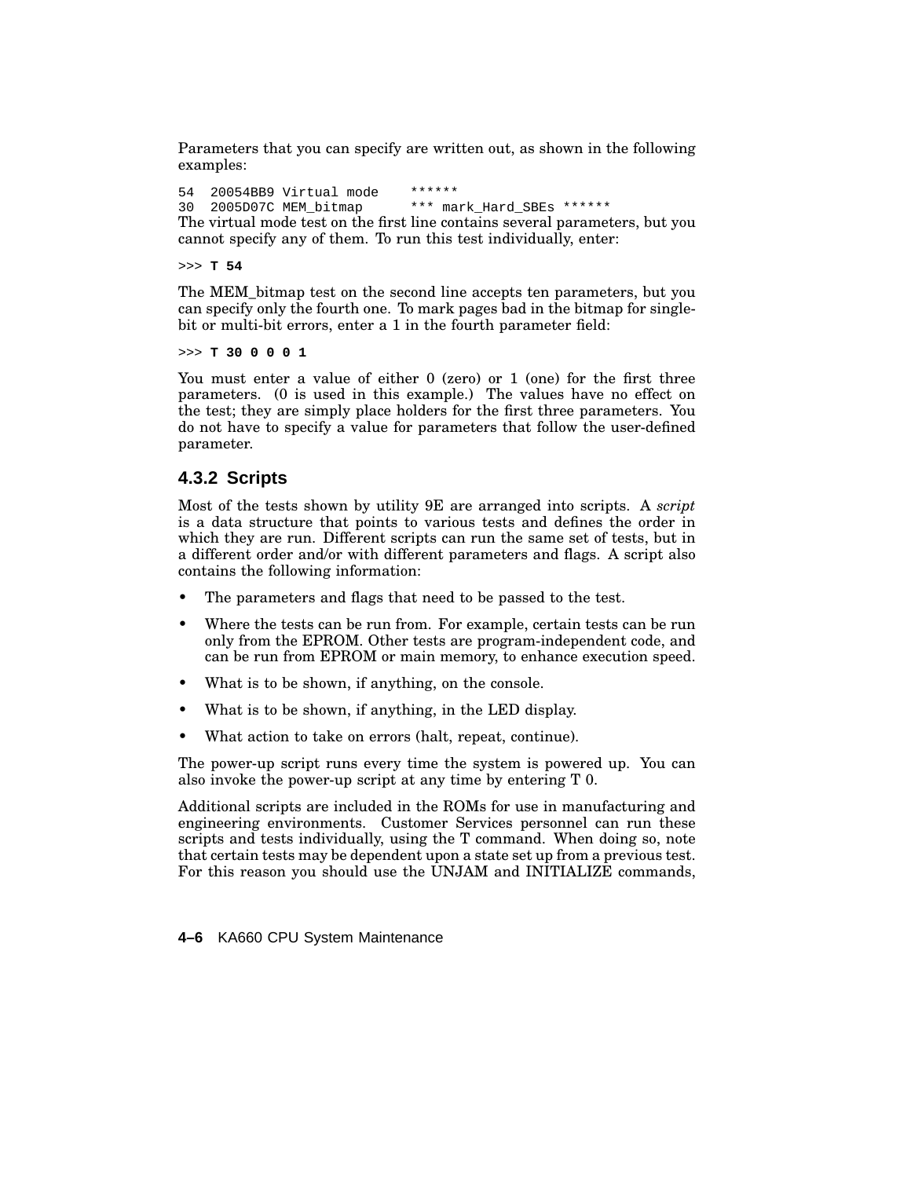Parameters that you can specify are written out, as shown in the following examples:

```
54  20054BB9 Virtual mode    ******
30  2005D07C MEM_bitmap      *** mark_Hard_SBEs ******
```

The virtual mode test on the first line contains several parameters, but you cannot specify any of them. To run this test individually, enter:

```
>>> T 54
```

The MEM_bitmap test on the second line accepts ten parameters, but you can specify only the fourth one. To mark pages bad in the bitmap for single-bit or multi-bit errors, enter a 1 in the fourth parameter field:

```
>>> T 30 0 0 0 1
```

You must enter a value of either 0 (zero) or 1 (one) for the first three parameters. (0 is used in this example.) The values have no effect on the test; they are simply place holders for the first three parameters. You do not have to specify a value for parameters that follow the user-defined parameter.

### 4.3.2 Scripts

Most of the tests shown by utility 9E are arranged into scripts. A *script* is a data structure that points to various tests and defines the order in which they are run. Different scripts can run the same set of tests, but in a different order and/or with different parameters and flags. A script also contains the following information:

- The parameters and flags that need to be passed to the test.
- Where the tests can be run from. For example, certain tests can be run only from the EPROM. Other tests are program-independent code, and can be run from EPROM or main memory, to enhance execution speed.
- What is to be shown, if anything, on the console.
- What is to be shown, if anything, in the LED display.
- What action to take on errors (halt, repeat, continue).

The power-up script runs every time the system is powered up. You can also invoke the power-up script at any time by entering T 0.

Additional scripts are included in the ROMs for use in manufacturing and engineering environments. Customer Services personnel can run these scripts and tests individually, using the T command. When doing so, note that certain tests may be dependent upon a state set up from a previous test. For this reason you should use the UNJAM and INITIALIZE commands,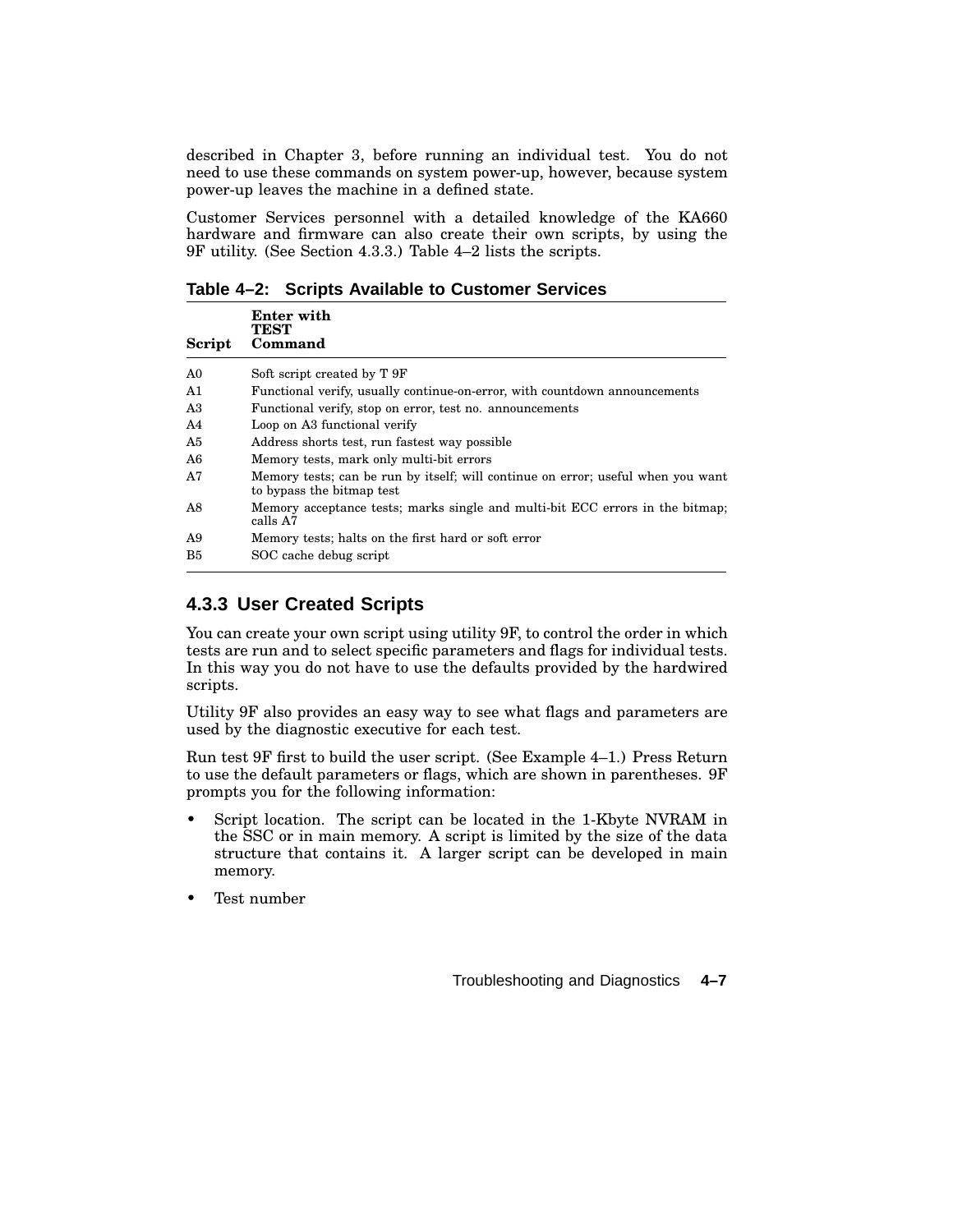described in Chapter 3, before running an individual test. You do not need to use these commands on system power-up, however, because system power-up leaves the machine in a defined state.

Customer Services personnel with a detailed knowledge of the KA660 hardware and firmware can also create their own scripts, by using the 9F utility. (See Section 4.3.3.) Table 4–2 lists the scripts.

**Table 4–2: Scripts Available to Customer Services**

| Script | Enter with TEST Command |
|---|---|
| A0 | Soft script created by T 9F |
| A1 | Functional verify, usually continue-on-error, with countdown announcements |
| A3 | Functional verify, stop on error, test no. announcements |
| A4 | Loop on A3 functional verify |
| A5 | Address shorts test, run fastest way possible |
| A6 | Memory tests, mark only multi-bit errors |
| A7 | Memory tests; can be run by itself; will continue on error; useful when you want to bypass the bitmap test |
| A8 | Memory acceptance tests; marks single and multi-bit ECC errors in the bitmap; calls A7 |
| A9 | Memory tests; halts on the first hard or soft error |
| B5 | SOC cache debug script |

### 4.3.3 User Created Scripts

You can create your own script using utility 9F, to control the order in which tests are run and to select specific parameters and flags for individual tests. In this way you do not have to use the defaults provided by the hardwired scripts.

Utility 9F also provides an easy way to see what flags and parameters are used by the diagnostic executive for each test.

Run test 9F first to build the user script. (See Example 4–1.) Press Return to use the default parameters or flags, which are shown in parentheses. 9F prompts you for the following information:

- Script location. The script can be located in the 1-Kbyte NVRAM in the SSC or in main memory. A script is limited by the size of the data structure that contains it. A larger script can be developed in main memory.
- Test number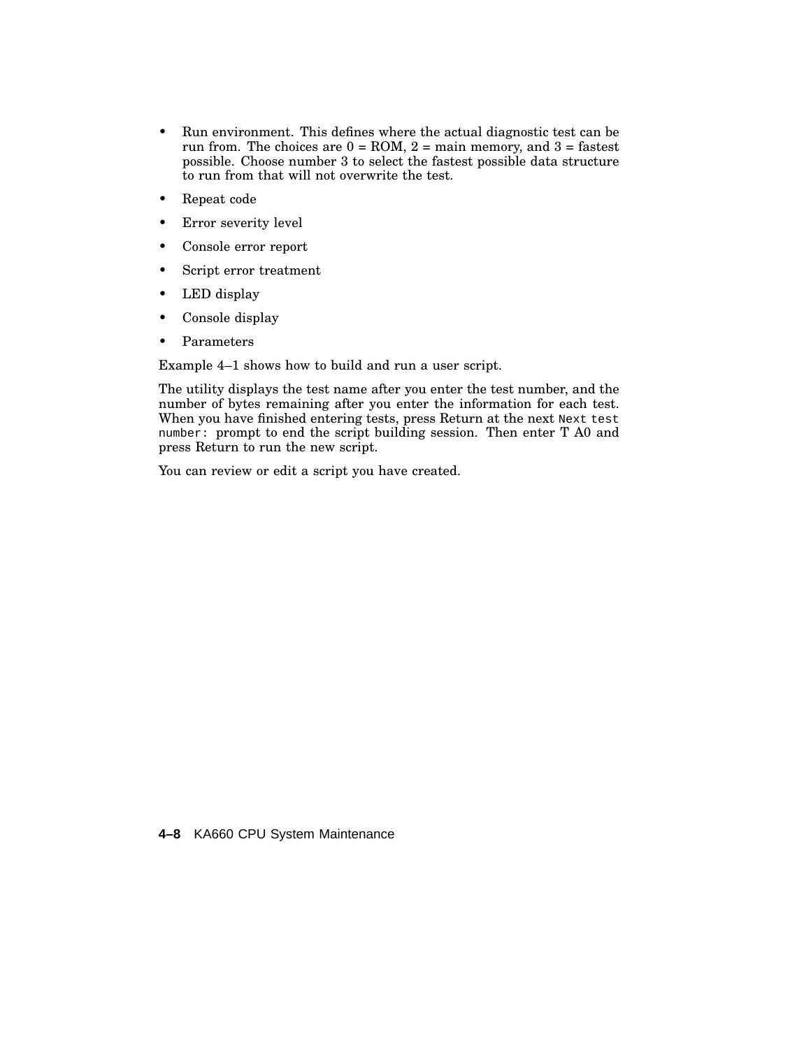- Run environment. This defines where the actual diagnostic test can be run from. The choices are 0 = ROM, 2 = main memory, and 3 = fastest possible. Choose number 3 to select the fastest possible data structure to run from that will not overwrite the test.
- Repeat code
- Error severity level
- Console error report
- Script error treatment
- LED display
- Console display
- Parameters

Example 4–1 shows how to build and run a user script.

The utility displays the test name after you enter the test number, and the number of bytes remaining after you enter the information for each test. When you have finished entering tests, press Return at the next `Next test number:` prompt to end the script building session. Then enter T A0 and press Return to run the new script.

You can review or edit a script you have created.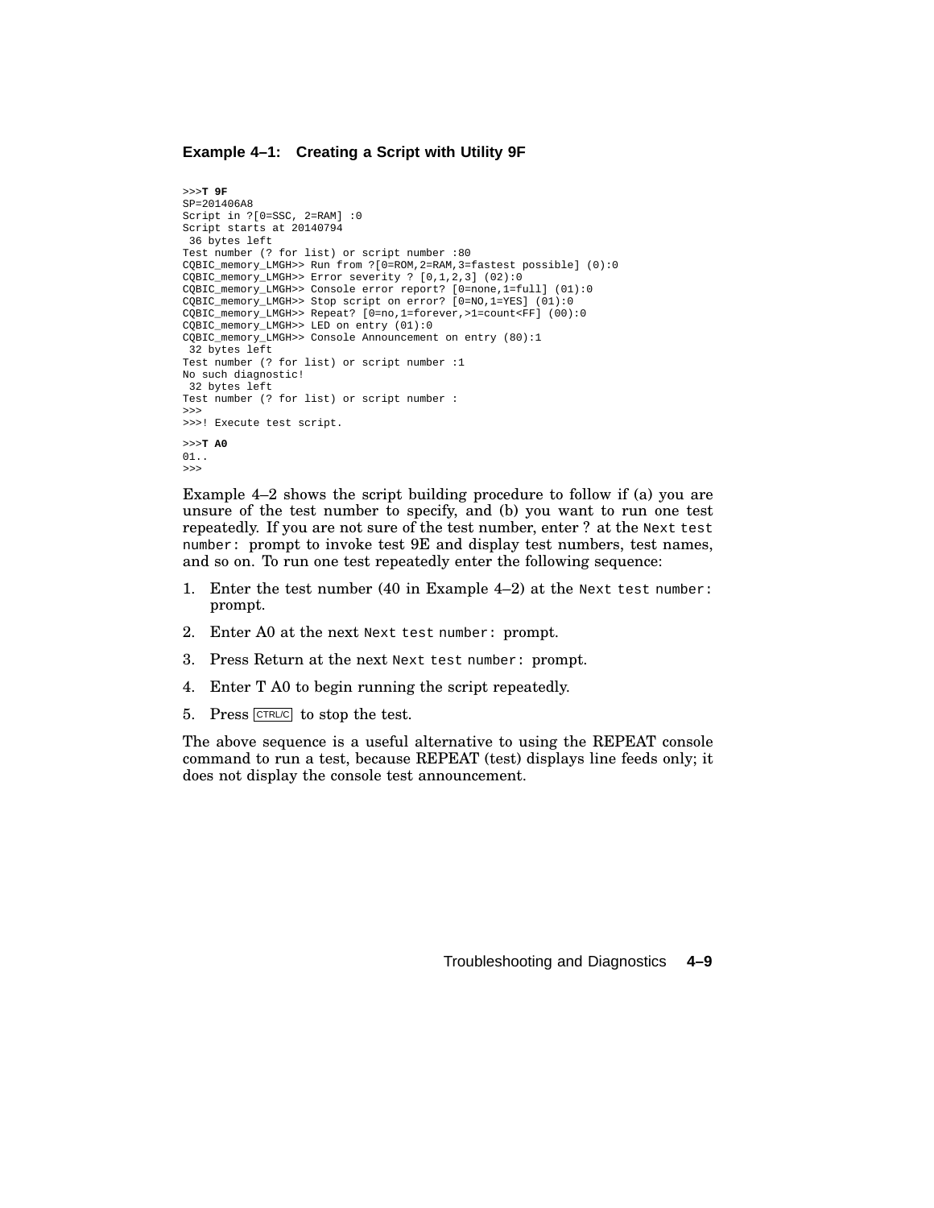**Example 4–1: Creating a Script with Utility 9F**

```
>>>T 9F
SP=201406A8
Script in ?[0=SSC, 2=RAM] :0
Script starts at 20140794
 36 bytes left
Test number (? for list) or script number :80
CQBIC_memory_LMGH>> Run from ?[0=ROM,2=RAM,3=fastest possible] (0):0
CQBIC_memory_LMGH>> Error severity ? [0,1,2,3] (02):0
CQBIC_memory_LMGH>> Console error report? [0=none,1=full] (01):0
CQBIC_memory_LMGH>> Stop script on error? [0=NO,1=YES] (01):0
CQBIC_memory_LMGH>> Repeat? [0=no,1=forever,>1=count<FF] (00):0
CQBIC_memory_LMGH>> LED on entry (01):0
CQBIC_memory_LMGH>> Console Announcement on entry (80):1
 32 bytes left
Test number (? for list) or script number :1
No such diagnostic!
 32 bytes left
Test number (? for list) or script number :
>>>
>>>! Execute test script.

>>>T A0
01..
>>>
```

Example 4–2 shows the script building procedure to follow if (a) you are unsure of the test number to specify, and (b) you want to run one test repeatedly. If you are not sure of the test number, enter ? at the `Next test number:` prompt to invoke test 9E and display test numbers, test names, and so on. To run one test repeatedly enter the following sequence:

1. Enter the test number (40 in Example 4–2) at the `Next test number:` prompt.
2. Enter A0 at the next `Next test number:` prompt.
3. Press Return at the next `Next test number:` prompt.
4. Enter T A0 to begin running the script repeatedly.
5. Press CTRL/C to stop the test.

The above sequence is a useful alternative to using the REPEAT console command to run a test, because REPEAT (test) displays line feeds only; it does not display the console test announcement.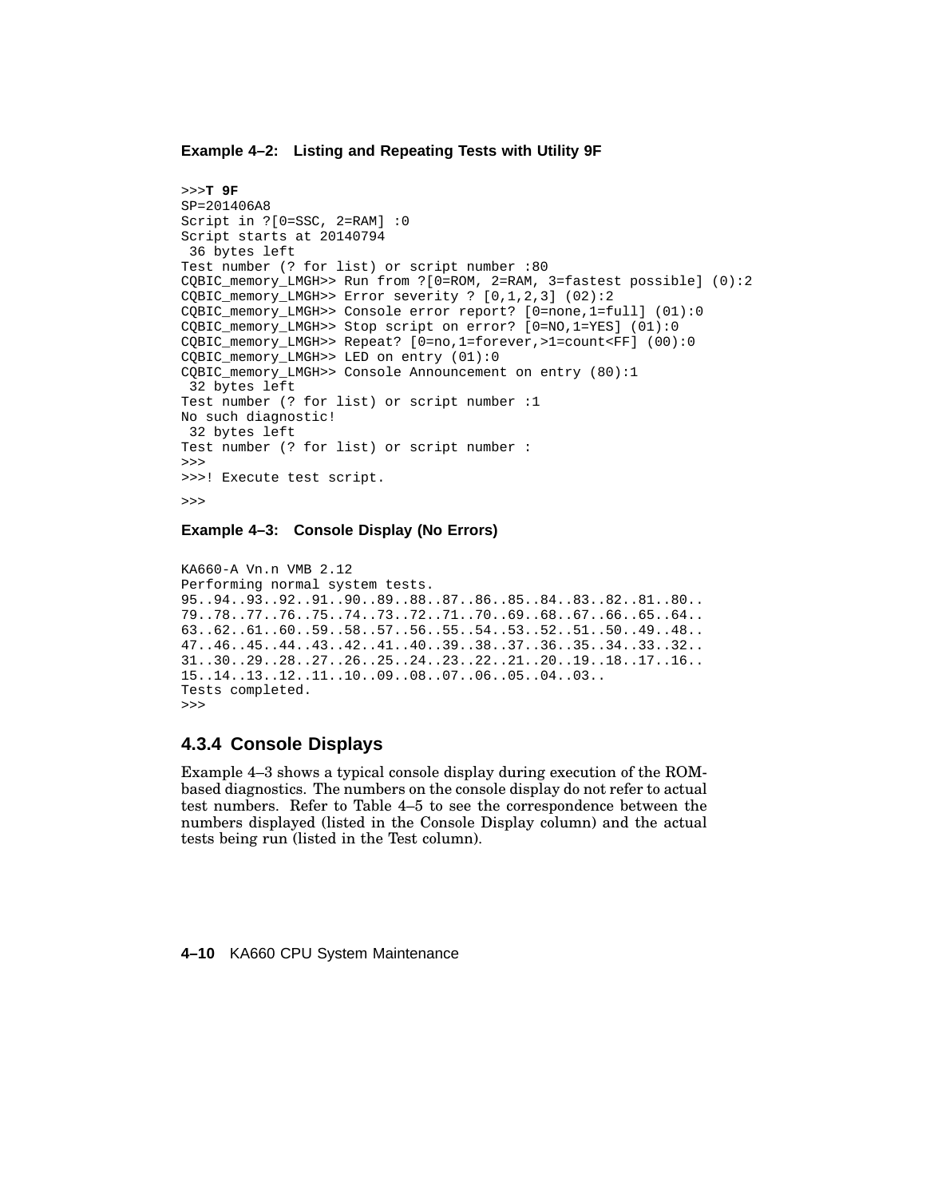**Example 4–2: Listing and Repeating Tests with Utility 9F**

```
>>>T 9F
SP=201406A8
Script in ?[0=SSC, 2=RAM] :0
Script starts at 20140794
 36 bytes left
Test number (? for list) or script number :80
CQBIC_memory_LMGH>> Run from ?[0=ROM, 2=RAM, 3=fastest possible] (0):2
CQBIC_memory_LMGH>> Error severity ? [0,1,2,3] (02):2
CQBIC_memory_LMGH>> Console error report? [0=none,1=full] (01):0
CQBIC_memory_LMGH>> Stop script on error? [0=NO,1=YES] (01):0
CQBIC_memory_LMGH>> Repeat? [0=no,1=forever,>1=count<FF] (00):0
CQBIC_memory_LMGH>> LED on entry (01):0
CQBIC_memory_LMGH>> Console Announcement on entry (80):1
 32 bytes left
Test number (? for list) or script number :1
No such diagnostic!
 32 bytes left
Test number (? for list) or script number :
>>>
>>>! Execute test script.
>>>
```

**Example 4–3: Console Display (No Errors)**

```
KA660-A Vn.n VMB 2.12
Performing normal system tests.
95..94..93..92..91..90..89..88..87..86..85..84..83..82..81..80..
79..78..77..76..75..74..73..72..71..70..69..68..67..66..65..64..
63..62..61..60..59..58..57..56..55..54..53..52..51..50..49..48..
47..46..45..44..43..42..41..40..39..38..37..36..35..34..33..32..
31..30..29..28..27..26..25..24..23..22..21..20..19..18..17..16..
15..14..13..12..11..10..09..08..07..06..05..04..03..
Tests completed.
>>>
```

### 4.3.4 Console Displays

Example 4–3 shows a typical console display during execution of the ROM-based diagnostics. The numbers on the console display do not refer to actual test numbers. Refer to Table 4–5 to see the correspondence between the numbers displayed (listed in the Console Display column) and the actual tests being run (listed in the Test column).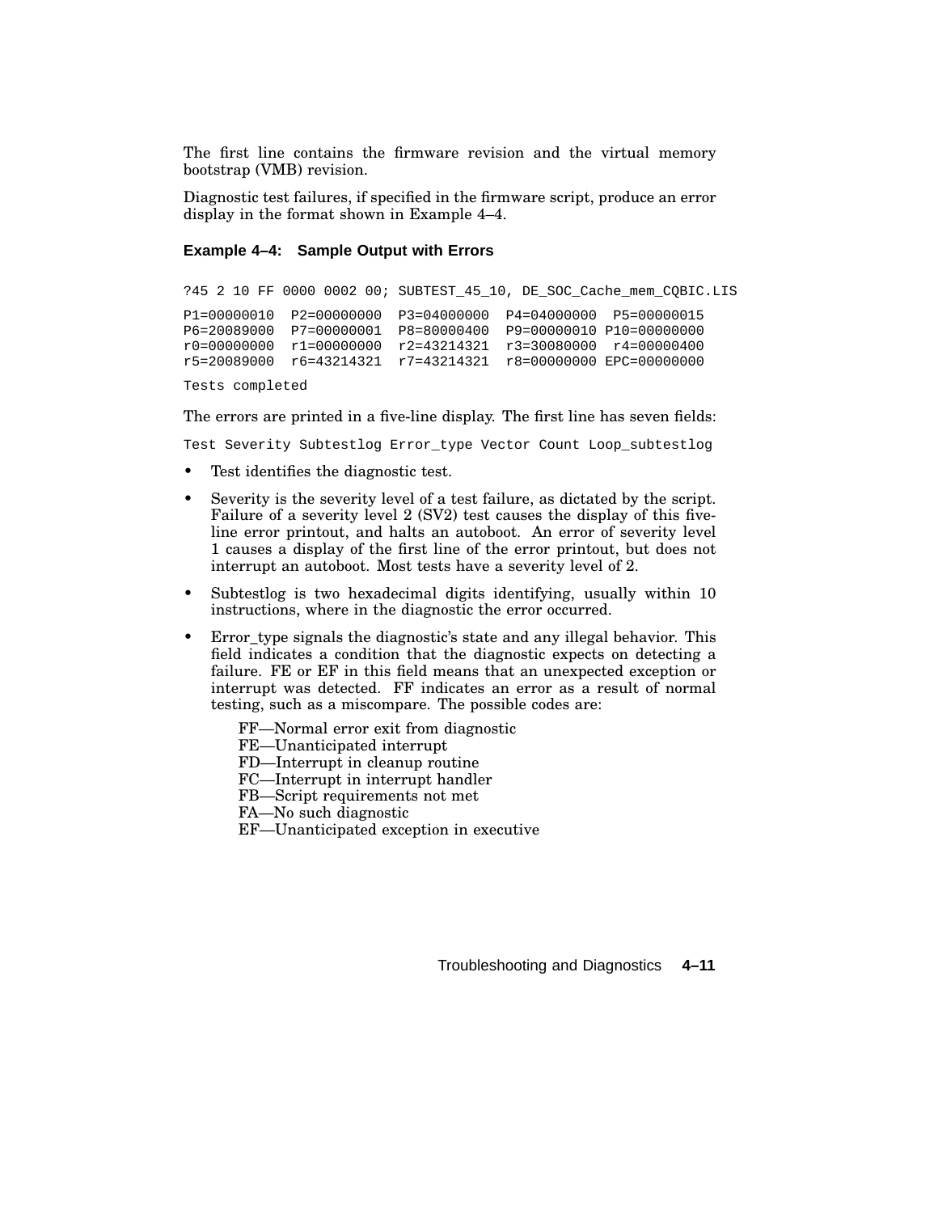The first line contains the firmware revision and the virtual memory bootstrap (VMB) revision.

Diagnostic test failures, if specified in the firmware script, produce an error display in the format shown in Example 4–4.

**Example 4–4: Sample Output with Errors**

```
?45 2 10 FF 0000 0002 00; SUBTEST_45_10, DE_SOC_Cache_mem_CQBIC.LIS

P1=00000010  P2=00000000  P3=04000000  P4=04000000  P5=00000015
P6=20089000  P7=00000001  P8=80000400  P9=00000010 P10=00000000
r0=00000000  r1=00000000  r2=43214321  r3=30080000  r4=00000400
r5=20089000  r6=43214321  r7=43214321  r8=00000000 EPC=00000000

Tests completed
```

The errors are printed in a five-line display. The first line has seven fields:

```
Test Severity Subtestlog Error_type Vector Count Loop_subtestlog
```

- Test identifies the diagnostic test.
- Severity is the severity level of a test failure, as dictated by the script. Failure of a severity level 2 (SV2) test causes the display of this five-line error printout, and halts an autoboot. An error of severity level 1 causes a display of the first line of the error printout, but does not interrupt an autoboot. Most tests have a severity level of 2.
- Subtestlog is two hexadecimal digits identifying, usually within 10 instructions, where in the diagnostic the error occurred.
- Error_type signals the diagnostic's state and any illegal behavior. This field indicates a condition that the diagnostic expects on detecting a failure. FE or EF in this field means that an unexpected exception or interrupt was detected. FF indicates an error as a result of normal testing, such as a miscompare. The possible codes are:

  FF—Normal error exit from diagnostic
  FE—Unanticipated interrupt
  FD—Interrupt in cleanup routine
  FC—Interrupt in interrupt handler
  FB—Script requirements not met
  FA—No such diagnostic
  EF—Unanticipated exception in executive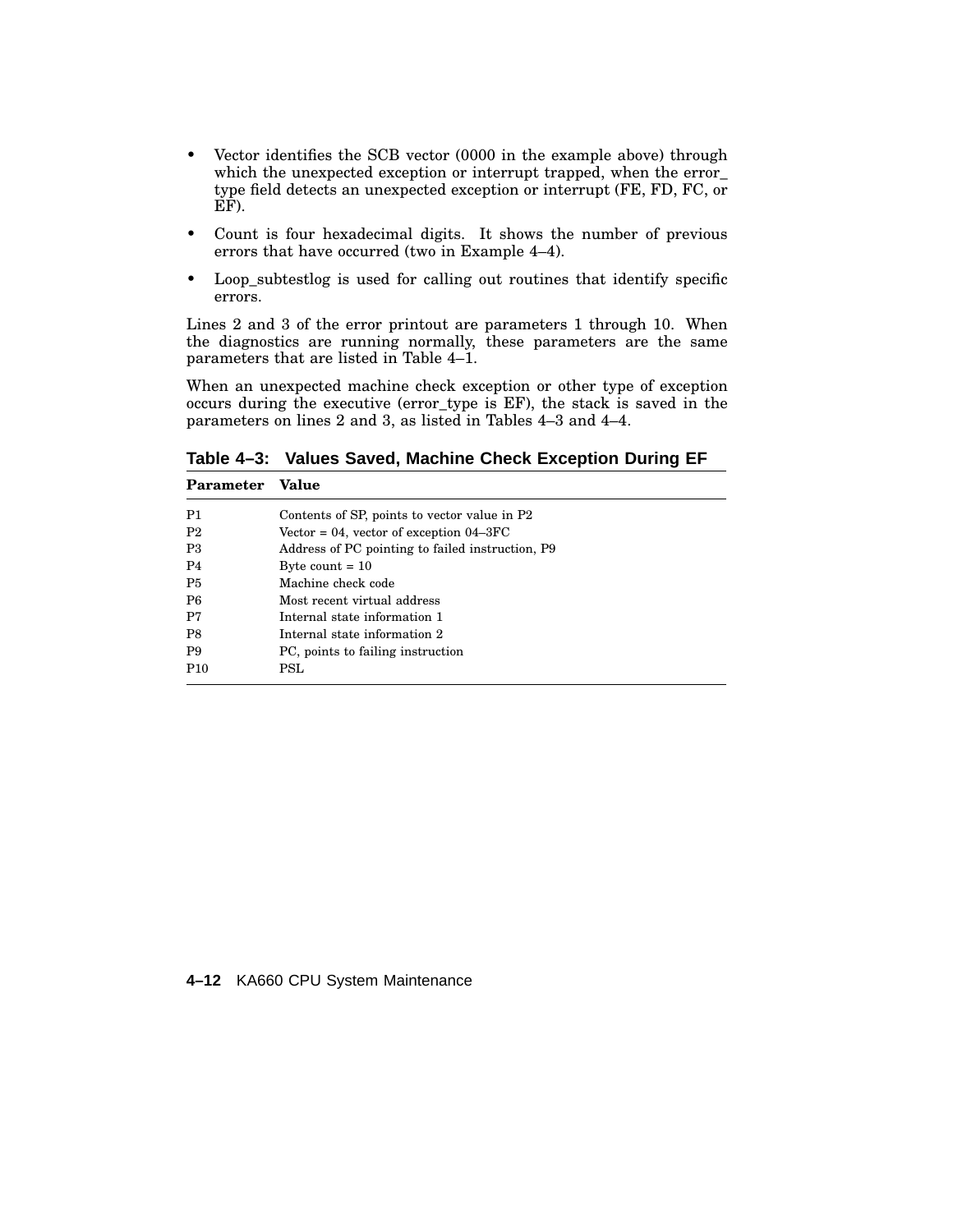- Vector identifies the SCB vector (0000 in the example above) through which the unexpected exception or interrupt trapped, when the error_type field detects an unexpected exception or interrupt (FE, FD, FC, or EF).
- Count is four hexadecimal digits. It shows the number of previous errors that have occurred (two in Example 4–4).
- Loop_subtestlog is used for calling out routines that identify specific errors.

Lines 2 and 3 of the error printout are parameters 1 through 10. When the diagnostics are running normally, these parameters are the same parameters that are listed in Table 4–1.

When an unexpected machine check exception or other type of exception occurs during the executive (error_type is EF), the stack is saved in the parameters on lines 2 and 3, as listed in Tables 4–3 and 4–4.

**Table 4–3: Values Saved, Machine Check Exception During EF**

| Parameter | Value |
|---|---|
| P1 | Contents of SP, points to vector value in P2 |
| P2 | Vector = 04, vector of exception 04–3FC |
| P3 | Address of PC pointing to failed instruction, P9 |
| P4 | Byte count = 10 |
| P5 | Machine check code |
| P6 | Most recent virtual address |
| P7 | Internal state information 1 |
| P8 | Internal state information 2 |
| P9 | PC, points to failing instruction |
| P10 | PSL |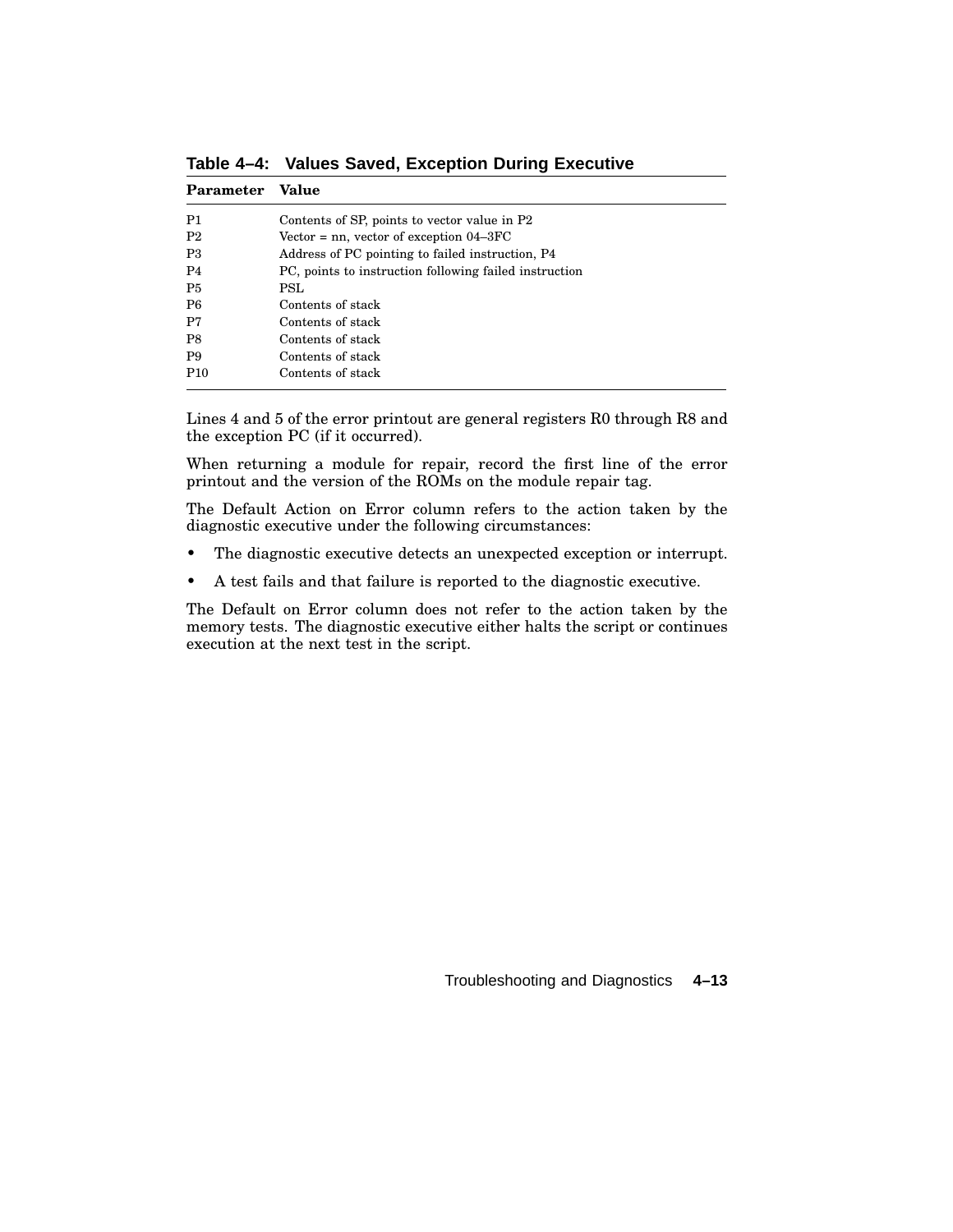**Table 4–4: Values Saved, Exception During Executive**

| Parameter | Value |
|---|---|
| P1 | Contents of SP, points to vector value in P2 |
| P2 | Vector = nn, vector of exception 04–3FC |
| P3 | Address of PC pointing to failed instruction, P4 |
| P4 | PC, points to instruction following failed instruction |
| P5 | PSL |
| P6 | Contents of stack |
| P7 | Contents of stack |
| P8 | Contents of stack |
| P9 | Contents of stack |
| P10 | Contents of stack |

Lines 4 and 5 of the error printout are general registers R0 through R8 and the exception PC (if it occurred).

When returning a module for repair, record the first line of the error printout and the version of the ROMs on the module repair tag.

The Default Action on Error column refers to the action taken by the diagnostic executive under the following circumstances:

- The diagnostic executive detects an unexpected exception or interrupt.
- A test fails and that failure is reported to the diagnostic executive.

The Default on Error column does not refer to the action taken by the memory tests. The diagnostic executive either halts the script or continues execution at the next test in the script.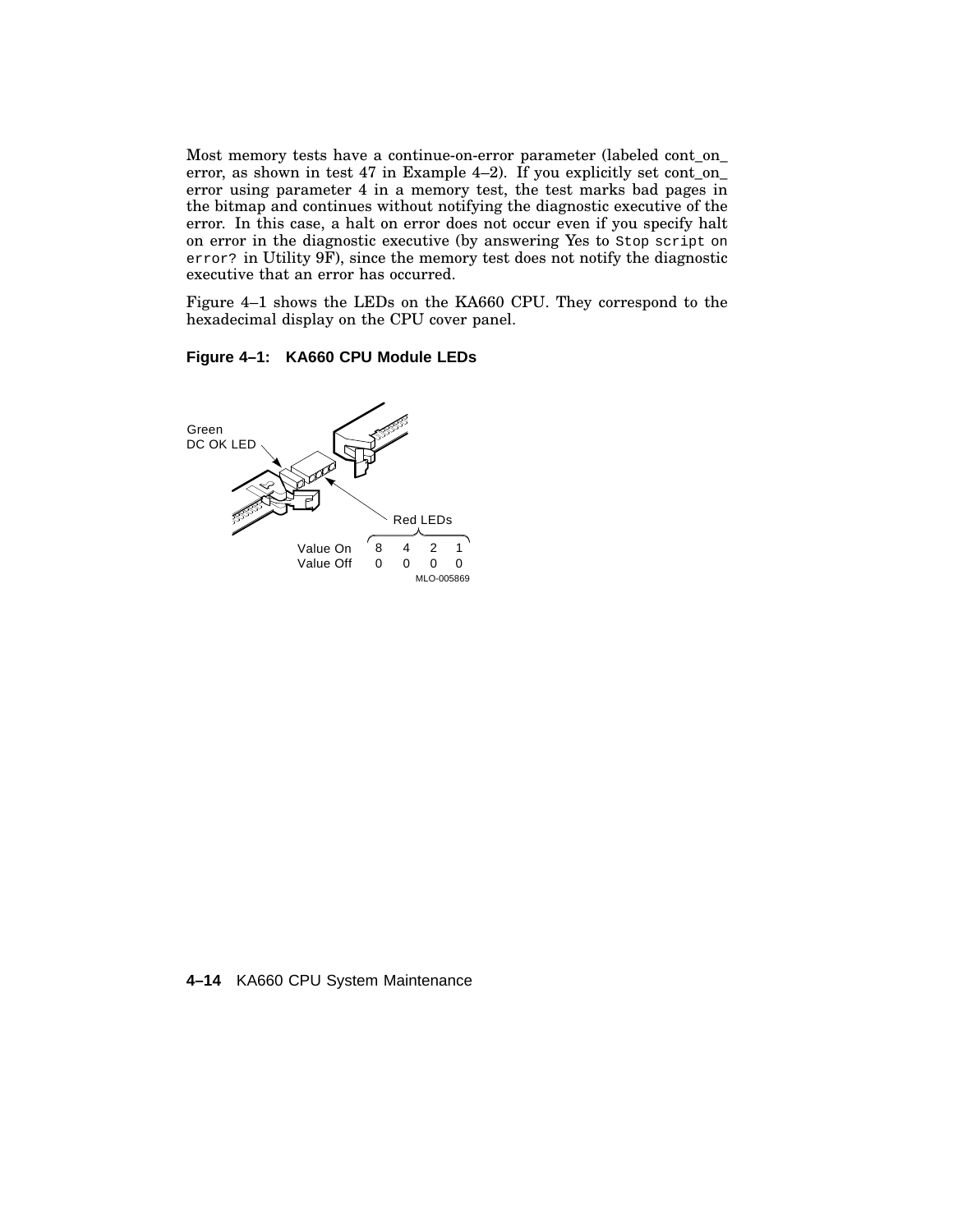Most memory tests have a continue-on-error parameter (labeled cont_on_error, as shown in test 47 in Example 4–2). If you explicitly set cont_on_error using parameter 4 in a memory test, the test marks bad pages in the bitmap and continues without notifying the diagnostic executive of the error. In this case, a halt on error does not occur even if you specify halt on error in the diagnostic executive (by answering Yes to `Stop script on error?` in Utility 9F), since the memory test does not notify the diagnostic executive that an error has occurred.

Figure 4–1 shows the LEDs on the KA660 CPU. They correspond to the hexadecimal display on the CPU cover panel.

**Figure 4–1: KA660 CPU Module LEDs**

Green DC OK LED

Red LEDs

| | | | | |
|---|---|---|---|---|
| Value On | 8 | 4 | 2 | 1 |
| Value Off | 0 | 0 | 0 | 0 |

MLO-005869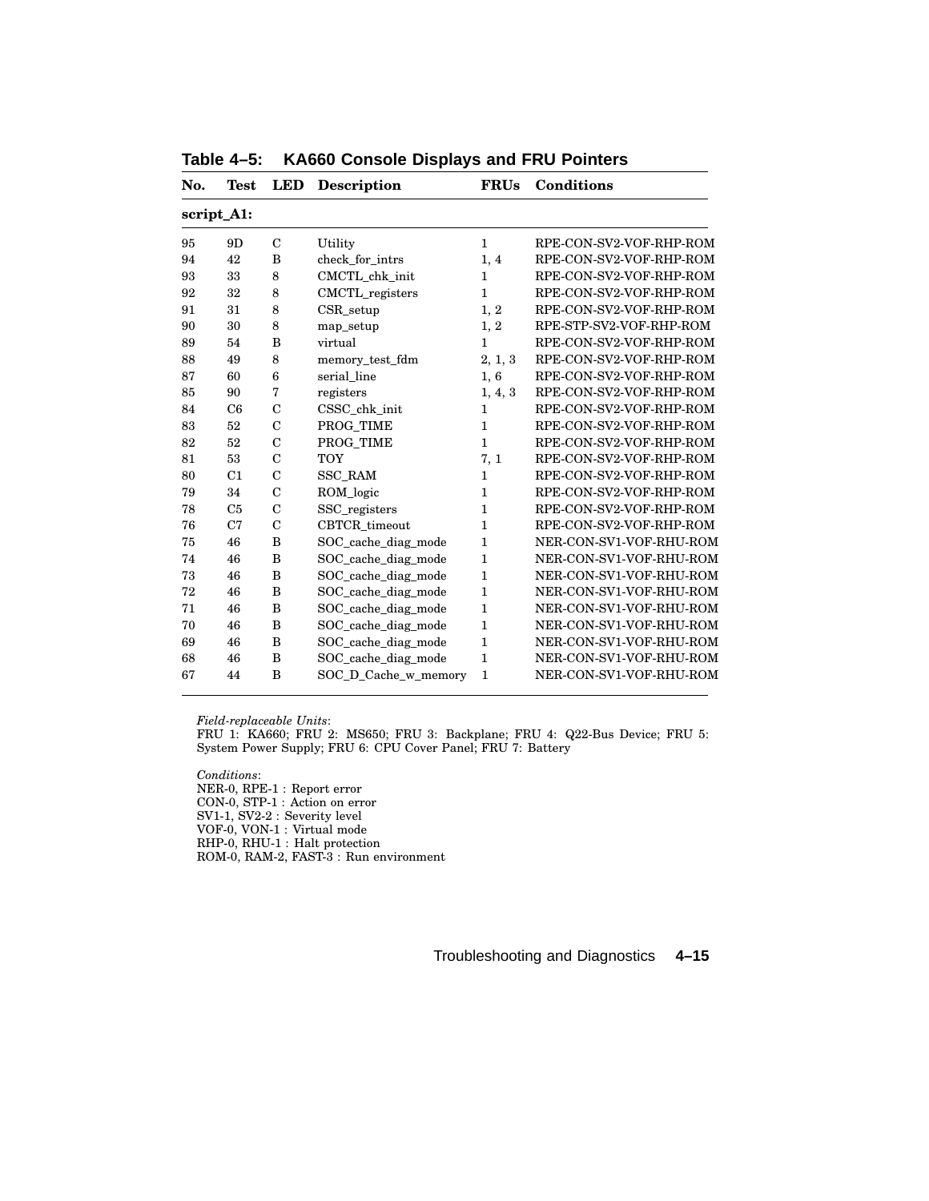**Table 4–5: KA660 Console Displays and FRU Pointers**

| No. | Test | LED | Description | FRUs | Conditions |
|---|---|---|---|---|---|
| **script_A1:** | | | | | |
| 95 | 9D | C | Utility | 1 | RPE-CON-SV2-VOF-RHP-ROM |
| 94 | 42 | B | check_for_intrs | 1, 4 | RPE-CON-SV2-VOF-RHP-ROM |
| 93 | 33 | 8 | CMCTL_chk_init | 1 | RPE-CON-SV2-VOF-RHP-ROM |
| 92 | 32 | 8 | CMCTL_registers | 1 | RPE-CON-SV2-VOF-RHP-ROM |
| 91 | 31 | 8 | CSR_setup | 1, 2 | RPE-CON-SV2-VOF-RHP-ROM |
| 90 | 30 | 8 | map_setup | 1, 2 | RPE-STP-SV2-VOF-RHP-ROM |
| 89 | 54 | B | virtual | 1 | RPE-CON-SV2-VOF-RHP-ROM |
| 88 | 49 | 8 | memory_test_fdm | 2, 1, 3 | RPE-CON-SV2-VOF-RHP-ROM |
| 87 | 60 | 6 | serial_line | 1, 6 | RPE-CON-SV2-VOF-RHP-ROM |
| 85 | 90 | 7 | registers | 1, 4, 3 | RPE-CON-SV2-VOF-RHP-ROM |
| 84 | C6 | C | CSSC_chk_init | 1 | RPE-CON-SV2-VOF-RHP-ROM |
| 83 | 52 | C | PROG_TIME | 1 | RPE-CON-SV2-VOF-RHP-ROM |
| 82 | 52 | C | PROG_TIME | 1 | RPE-CON-SV2-VOF-RHP-ROM |
| 81 | 53 | C | TOY | 7, 1 | RPE-CON-SV2-VOF-RHP-ROM |
| 80 | C1 | C | SSC_RAM | 1 | RPE-CON-SV2-VOF-RHP-ROM |
| 79 | 34 | C | ROM_logic | 1 | RPE-CON-SV2-VOF-RHP-ROM |
| 78 | C5 | C | SSC_registers | 1 | RPE-CON-SV2-VOF-RHP-ROM |
| 76 | C7 | C | CBTCR_timeout | 1 | RPE-CON-SV2-VOF-RHP-ROM |
| 75 | 46 | B | SOC_cache_diag_mode | 1 | NER-CON-SV1-VOF-RHU-ROM |
| 74 | 46 | B | SOC_cache_diag_mode | 1 | NER-CON-SV1-VOF-RHU-ROM |
| 73 | 46 | B | SOC_cache_diag_mode | 1 | NER-CON-SV1-VOF-RHU-ROM |
| 72 | 46 | B | SOC_cache_diag_mode | 1 | NER-CON-SV1-VOF-RHU-ROM |
| 71 | 46 | B | SOC_cache_diag_mode | 1 | NER-CON-SV1-VOF-RHU-ROM |
| 70 | 46 | B | SOC_cache_diag_mode | 1 | NER-CON-SV1-VOF-RHU-ROM |
| 69 | 46 | B | SOC_cache_diag_mode | 1 | NER-CON-SV1-VOF-RHU-ROM |
| 68 | 46 | B | SOC_cache_diag_mode | 1 | NER-CON-SV1-VOF-RHU-ROM |
| 67 | 44 | B | SOC_D_Cache_w_memory | 1 | NER-CON-SV1-VOF-RHU-ROM |

*Field-replaceable Units*:
FRU 1: KA660; FRU 2: MS650; FRU 3: Backplane; FRU 4: Q22-Bus Device; FRU 5: System Power Supply; FRU 6: CPU Cover Panel; FRU 7: Battery

*Conditions*:
NER-0, RPE-1 : Report error
CON-0, STP-1 : Action on error
SV1-1, SV2-2 : Severity level
VOF-0, VON-1 : Virtual mode
RHP-0, RHU-1 : Halt protection
ROM-0, RAM-2, FAST-3 : Run environment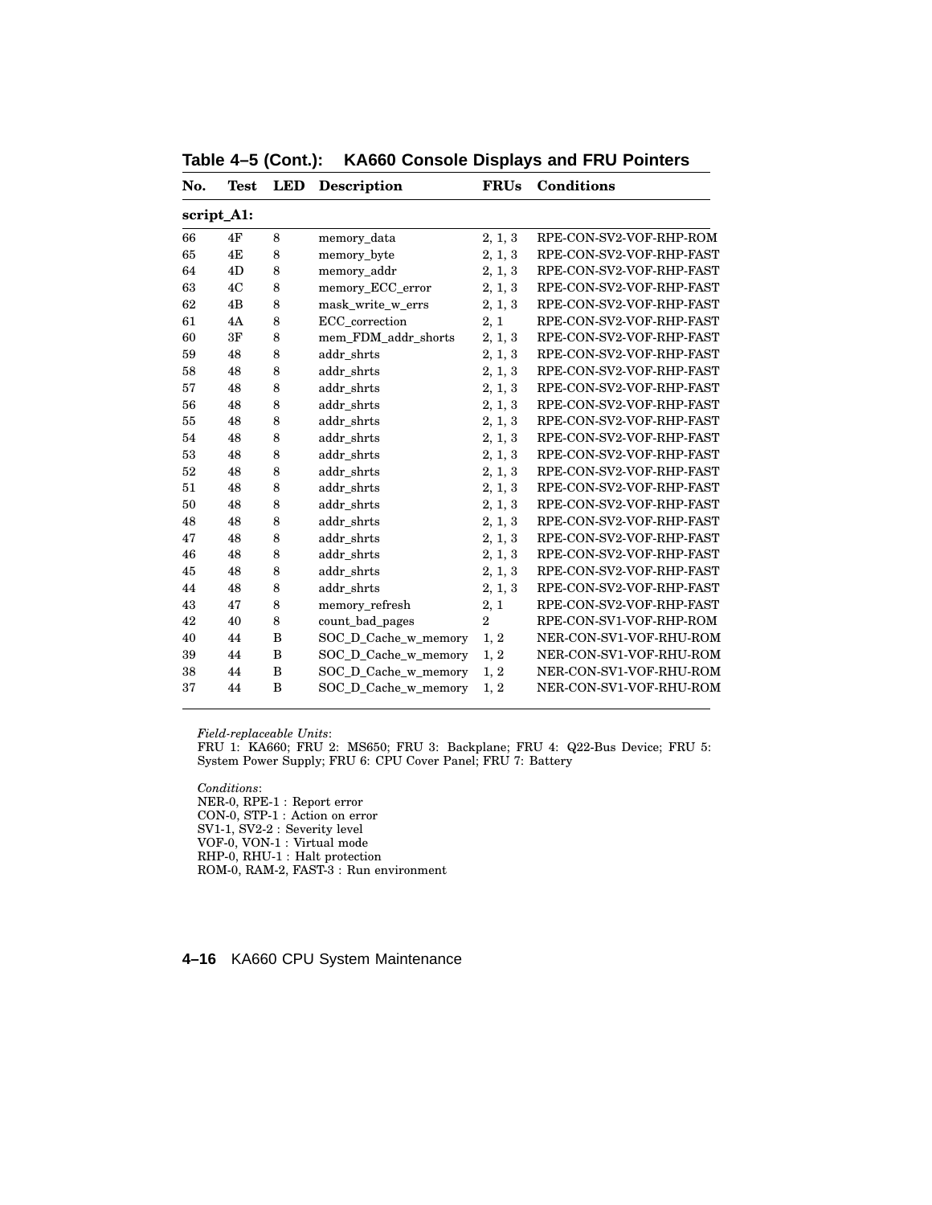**Table 4–5 (Cont.): KA660 Console Displays and FRU Pointers**

| No. | Test | LED | Description | FRUs | Conditions |
|---|---|---|---|---|---|
| **script_A1:** | | | | | |
| 66 | 4F | 8 | memory_data | 2, 1, 3 | RPE-CON-SV2-VOF-RHP-ROM |
| 65 | 4E | 8 | memory_byte | 2, 1, 3 | RPE-CON-SV2-VOF-RHP-FAST |
| 64 | 4D | 8 | memory_addr | 2, 1, 3 | RPE-CON-SV2-VOF-RHP-FAST |
| 63 | 4C | 8 | memory_ECC_error | 2, 1, 3 | RPE-CON-SV2-VOF-RHP-FAST |
| 62 | 4B | 8 | mask_write_w_errs | 2, 1, 3 | RPE-CON-SV2-VOF-RHP-FAST |
| 61 | 4A | 8 | ECC_correction | 2, 1 | RPE-CON-SV2-VOF-RHP-FAST |
| 60 | 3F | 8 | mem_FDM_addr_shorts | 2, 1, 3 | RPE-CON-SV2-VOF-RHP-FAST |
| 59 | 48 | 8 | addr_shrts | 2, 1, 3 | RPE-CON-SV2-VOF-RHP-FAST |
| 58 | 48 | 8 | addr_shrts | 2, 1, 3 | RPE-CON-SV2-VOF-RHP-FAST |
| 57 | 48 | 8 | addr_shrts | 2, 1, 3 | RPE-CON-SV2-VOF-RHP-FAST |
| 56 | 48 | 8 | addr_shrts | 2, 1, 3 | RPE-CON-SV2-VOF-RHP-FAST |
| 55 | 48 | 8 | addr_shrts | 2, 1, 3 | RPE-CON-SV2-VOF-RHP-FAST |
| 54 | 48 | 8 | addr_shrts | 2, 1, 3 | RPE-CON-SV2-VOF-RHP-FAST |
| 53 | 48 | 8 | addr_shrts | 2, 1, 3 | RPE-CON-SV2-VOF-RHP-FAST |
| 52 | 48 | 8 | addr_shrts | 2, 1, 3 | RPE-CON-SV2-VOF-RHP-FAST |
| 51 | 48 | 8 | addr_shrts | 2, 1, 3 | RPE-CON-SV2-VOF-RHP-FAST |
| 50 | 48 | 8 | addr_shrts | 2, 1, 3 | RPE-CON-SV2-VOF-RHP-FAST |
| 48 | 48 | 8 | addr_shrts | 2, 1, 3 | RPE-CON-SV2-VOF-RHP-FAST |
| 47 | 48 | 8 | addr_shrts | 2, 1, 3 | RPE-CON-SV2-VOF-RHP-FAST |
| 46 | 48 | 8 | addr_shrts | 2, 1, 3 | RPE-CON-SV2-VOF-RHP-FAST |
| 45 | 48 | 8 | addr_shrts | 2, 1, 3 | RPE-CON-SV2-VOF-RHP-FAST |
| 44 | 48 | 8 | addr_shrts | 2, 1, 3 | RPE-CON-SV2-VOF-RHP-FAST |
| 43 | 47 | 8 | memory_refresh | 2, 1 | RPE-CON-SV2-VOF-RHP-FAST |
| 42 | 40 | 8 | count_bad_pages | 2 | RPE-CON-SV1-VOF-RHP-ROM |
| 40 | 44 | B | SOC_D_Cache_w_memory | 1, 2 | NER-CON-SV1-VOF-RHU-ROM |
| 39 | 44 | B | SOC_D_Cache_w_memory | 1, 2 | NER-CON-SV1-VOF-RHU-ROM |
| 38 | 44 | B | SOC_D_Cache_w_memory | 1, 2 | NER-CON-SV1-VOF-RHU-ROM |
| 37 | 44 | B | SOC_D_Cache_w_memory | 1, 2 | NER-CON-SV1-VOF-RHU-ROM |

*Field-replaceable Units*:
FRU 1: KA660; FRU 2: MS650; FRU 3: Backplane; FRU 4: Q22-Bus Device; FRU 5: System Power Supply; FRU 6: CPU Cover Panel; FRU 7: Battery

*Conditions*:
NER-0, RPE-1 : Report error
CON-0, STP-1 : Action on error
SV1-1, SV2-2 : Severity level
VOF-0, VON-1 : Virtual mode
RHP-0, RHU-1 : Halt protection
ROM-0, RAM-2, FAST-3 : Run environment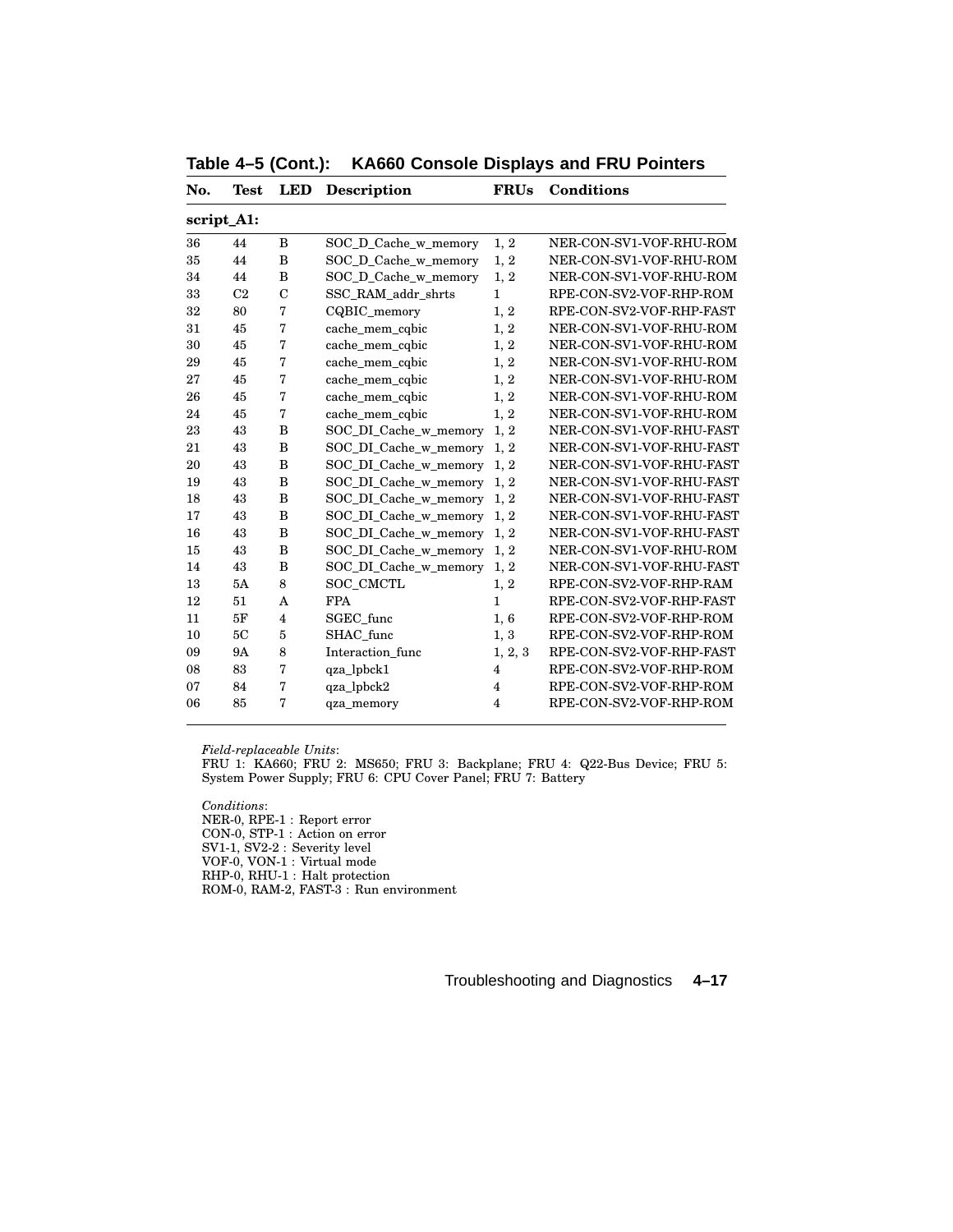**Table 4–5 (Cont.): KA660 Console Displays and FRU Pointers**

| No. | Test | LED | Description | FRUs | Conditions |
|---|---|---|---|---|---|
| **script_A1:** | | | | | |
| 36 | 44 | B | SOC_D_Cache_w_memory | 1, 2 | NER-CON-SV1-VOF-RHU-ROM |
| 35 | 44 | B | SOC_D_Cache_w_memory | 1, 2 | NER-CON-SV1-VOF-RHU-ROM |
| 34 | 44 | B | SOC_D_Cache_w_memory | 1, 2 | NER-CON-SV1-VOF-RHU-ROM |
| 33 | C2 | C | SSC_RAM_addr_shrts | 1 | RPE-CON-SV2-VOF-RHP-ROM |
| 32 | 80 | 7 | CQBIC_memory | 1, 2 | RPE-CON-SV2-VOF-RHP-FAST |
| 31 | 45 | 7 | cache_mem_cqbic | 1, 2 | NER-CON-SV1-VOF-RHU-ROM |
| 30 | 45 | 7 | cache_mem_cqbic | 1, 2 | NER-CON-SV1-VOF-RHU-ROM |
| 29 | 45 | 7 | cache_mem_cqbic | 1, 2 | NER-CON-SV1-VOF-RHU-ROM |
| 27 | 45 | 7 | cache_mem_cqbic | 1, 2 | NER-CON-SV1-VOF-RHU-ROM |
| 26 | 45 | 7 | cache_mem_cqbic | 1, 2 | NER-CON-SV1-VOF-RHU-ROM |
| 24 | 45 | 7 | cache_mem_cqbic | 1, 2 | NER-CON-SV1-VOF-RHU-ROM |
| 23 | 43 | B | SOC_DI_Cache_w_memory | 1, 2 | NER-CON-SV1-VOF-RHU-FAST |
| 21 | 43 | B | SOC_DI_Cache_w_memory | 1, 2 | NER-CON-SV1-VOF-RHU-FAST |
| 20 | 43 | B | SOC_DI_Cache_w_memory | 1, 2 | NER-CON-SV1-VOF-RHU-FAST |
| 19 | 43 | B | SOC_DI_Cache_w_memory | 1, 2 | NER-CON-SV1-VOF-RHU-FAST |
| 18 | 43 | B | SOC_DI_Cache_w_memory | 1, 2 | NER-CON-SV1-VOF-RHU-FAST |
| 17 | 43 | B | SOC_DI_Cache_w_memory | 1, 2 | NER-CON-SV1-VOF-RHU-FAST |
| 16 | 43 | B | SOC_DI_Cache_w_memory | 1, 2 | NER-CON-SV1-VOF-RHU-FAST |
| 15 | 43 | B | SOC_DI_Cache_w_memory | 1, 2 | NER-CON-SV1-VOF-RHU-ROM |
| 14 | 43 | B | SOC_DI_Cache_w_memory | 1, 2 | NER-CON-SV1-VOF-RHU-FAST |
| 13 | 5A | 8 | SOC_CMCTL | 1, 2 | RPE-CON-SV2-VOF-RHP-RAM |
| 12 | 51 | A | FPA | 1 | RPE-CON-SV2-VOF-RHP-FAST |
| 11 | 5F | 4 | SGEC_func | 1, 6 | RPE-CON-SV2-VOF-RHP-ROM |
| 10 | 5C | 5 | SHAC_func | 1, 3 | RPE-CON-SV2-VOF-RHP-ROM |
| 09 | 9A | 8 | Interaction_func | 1, 2, 3 | RPE-CON-SV2-VOF-RHP-FAST |
| 08 | 83 | 7 | qza_lpbck1 | 4 | RPE-CON-SV2-VOF-RHP-ROM |
| 07 | 84 | 7 | qza_lpbck2 | 4 | RPE-CON-SV2-VOF-RHP-ROM |
| 06 | 85 | 7 | qza_memory | 4 | RPE-CON-SV2-VOF-RHP-ROM |

*Field-replaceable Units*:
FRU 1: KA660; FRU 2: MS650; FRU 3: Backplane; FRU 4: Q22-Bus Device; FRU 5: System Power Supply; FRU 6: CPU Cover Panel; FRU 7: Battery

*Conditions*:
NER-0, RPE-1 : Report error
CON-0, STP-1 : Action on error
SV1-1, SV2-2 : Severity level
VOF-0, VON-1 : Virtual mode
RHP-0, RHU-1 : Halt protection
ROM-0, RAM-2, FAST-3 : Run environment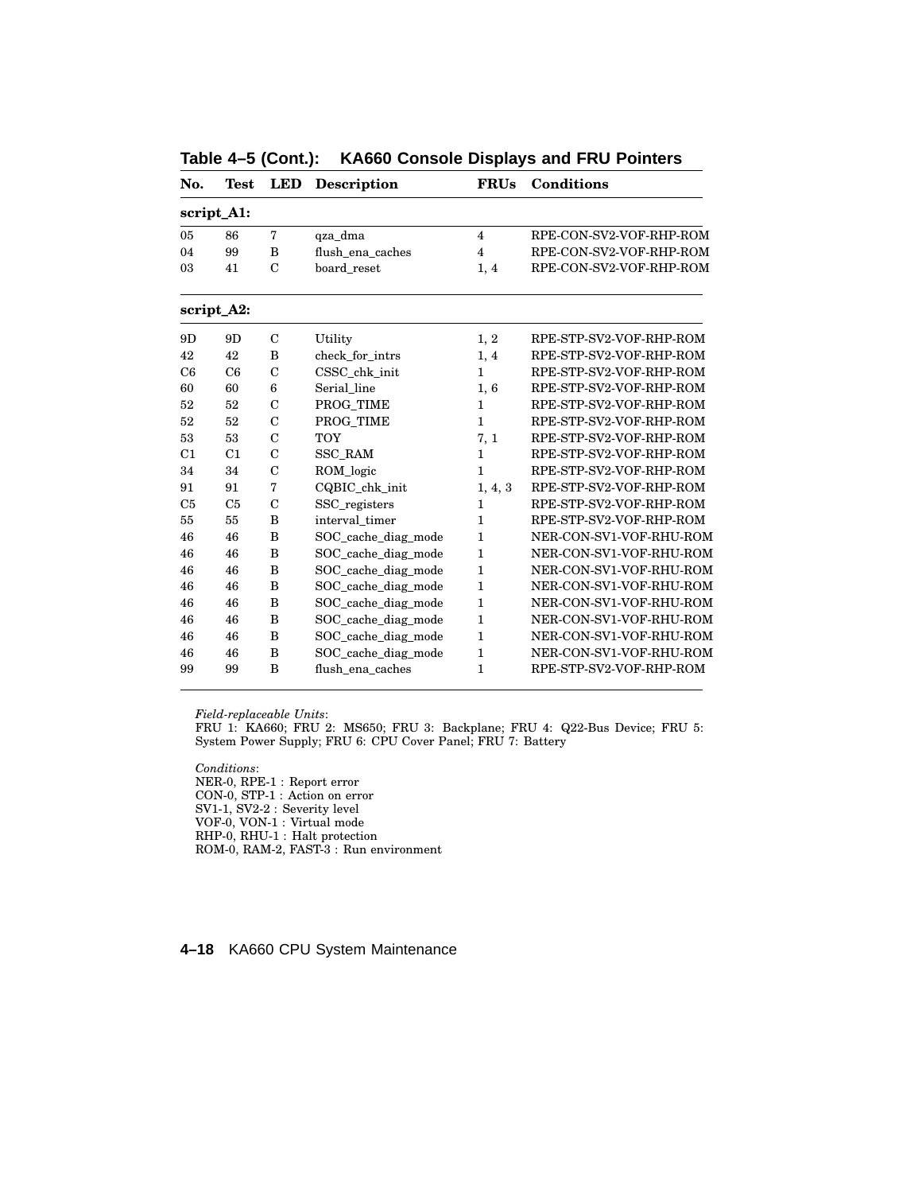**Table 4–5 (Cont.): KA660 Console Displays and FRU Pointers**

| No. | Test | LED | Description | FRUs | Conditions |
|---|---|---|---|---|---|
| **script_A1:** | | | | | |
| 05 | 86 | 7 | qza_dma | 4 | RPE-CON-SV2-VOF-RHP-ROM |
| 04 | 99 | B | flush_ena_caches | 4 | RPE-CON-SV2-VOF-RHP-ROM |
| 03 | 41 | C | board_reset | 1, 4 | RPE-CON-SV2-VOF-RHP-ROM |
| **script_A2:** | | | | | |
| 9D | 9D | C | Utility | 1, 2 | RPE-STP-SV2-VOF-RHP-ROM |
| 42 | 42 | B | check_for_intrs | 1, 4 | RPE-STP-SV2-VOF-RHP-ROM |
| C6 | C6 | C | CSSC_chk_init | 1 | RPE-STP-SV2-VOF-RHP-ROM |
| 60 | 60 | 6 | Serial_line | 1, 6 | RPE-STP-SV2-VOF-RHP-ROM |
| 52 | 52 | C | PROG_TIME | 1 | RPE-STP-SV2-VOF-RHP-ROM |
| 52 | 52 | C | PROG_TIME | 1 | RPE-STP-SV2-VOF-RHP-ROM |
| 53 | 53 | C | TOY | 7, 1 | RPE-STP-SV2-VOF-RHP-ROM |
| C1 | C1 | C | SSC_RAM | 1 | RPE-STP-SV2-VOF-RHP-ROM |
| 34 | 34 | C | ROM_logic | 1 | RPE-STP-SV2-VOF-RHP-ROM |
| 91 | 91 | 7 | CQBIC_chk_init | 1, 4, 3 | RPE-STP-SV2-VOF-RHP-ROM |
| C5 | C5 | C | SSC_registers | 1 | RPE-STP-SV2-VOF-RHP-ROM |
| 55 | 55 | B | interval_timer | 1 | RPE-STP-SV2-VOF-RHP-ROM |
| 46 | 46 | B | SOC_cache_diag_mode | 1 | NER-CON-SV1-VOF-RHU-ROM |
| 46 | 46 | B | SOC_cache_diag_mode | 1 | NER-CON-SV1-VOF-RHU-ROM |
| 46 | 46 | B | SOC_cache_diag_mode | 1 | NER-CON-SV1-VOF-RHU-ROM |
| 46 | 46 | B | SOC_cache_diag_mode | 1 | NER-CON-SV1-VOF-RHU-ROM |
| 46 | 46 | B | SOC_cache_diag_mode | 1 | NER-CON-SV1-VOF-RHU-ROM |
| 46 | 46 | B | SOC_cache_diag_mode | 1 | NER-CON-SV1-VOF-RHU-ROM |
| 46 | 46 | B | SOC_cache_diag_mode | 1 | NER-CON-SV1-VOF-RHU-ROM |
| 46 | 46 | B | SOC_cache_diag_mode | 1 | NER-CON-SV1-VOF-RHU-ROM |
| 99 | 99 | B | flush_ena_caches | 1 | RPE-STP-SV2-VOF-RHP-ROM |

*Field-replaceable Units*:
FRU 1: KA660; FRU 2: MS650; FRU 3: Backplane; FRU 4: Q22-Bus Device; FRU 5: System Power Supply; FRU 6: CPU Cover Panel; FRU 7: Battery

*Conditions*:
NER-0, RPE-1 : Report error
CON-0, STP-1 : Action on error
SV1-1, SV2-2 : Severity level
VOF-0, VON-1 : Virtual mode
RHP-0, RHU-1 : Halt protection
ROM-0, RAM-2, FAST-3 : Run environment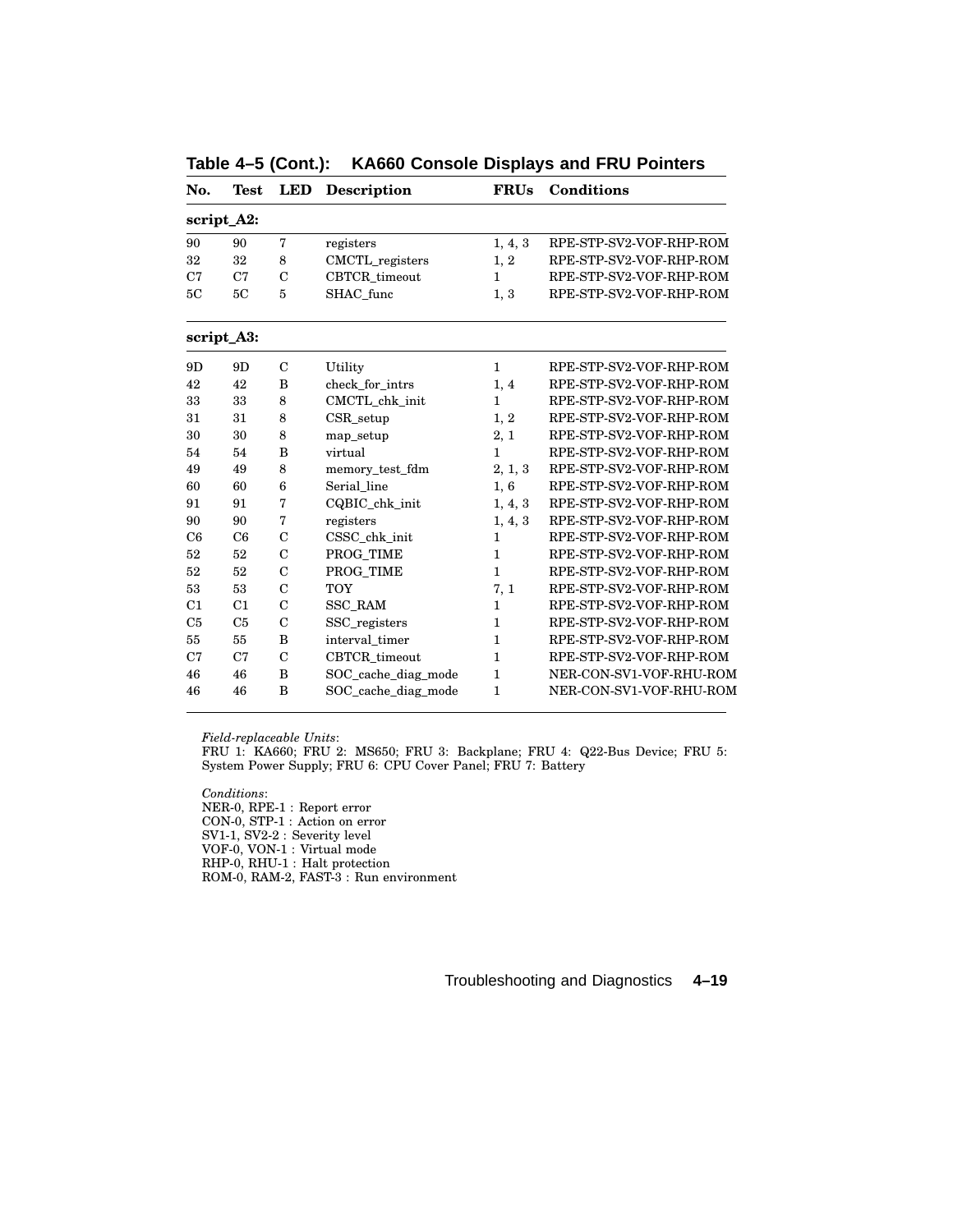**Table 4–5 (Cont.): KA660 Console Displays and FRU Pointers**

| No. | Test | LED | Description | FRUs | Conditions |
|---|---|---|---|---|---|
| **script_A2:** | | | | | |
| 90 | 90 | 7 | registers | 1, 4, 3 | RPE-STP-SV2-VOF-RHP-ROM |
| 32 | 32 | 8 | CMCTL_registers | 1, 2 | RPE-STP-SV2-VOF-RHP-ROM |
| C7 | C7 | C | CBTCR_timeout | 1 | RPE-STP-SV2-VOF-RHP-ROM |
| 5C | 5C | 5 | SHAC_func | 1, 3 | RPE-STP-SV2-VOF-RHP-ROM |
| **script_A3:** | | | | | |
| 9D | 9D | C | Utility | 1 | RPE-STP-SV2-VOF-RHP-ROM |
| 42 | 42 | B | check_for_intrs | 1, 4 | RPE-STP-SV2-VOF-RHP-ROM |
| 33 | 33 | 8 | CMCTL_chk_init | 1 | RPE-STP-SV2-VOF-RHP-ROM |
| 31 | 31 | 8 | CSR_setup | 1, 2 | RPE-STP-SV2-VOF-RHP-ROM |
| 30 | 30 | 8 | map_setup | 2, 1 | RPE-STP-SV2-VOF-RHP-ROM |
| 54 | 54 | B | virtual | 1 | RPE-STP-SV2-VOF-RHP-ROM |
| 49 | 49 | 8 | memory_test_fdm | 2, 1, 3 | RPE-STP-SV2-VOF-RHP-ROM |
| 60 | 60 | 6 | Serial_line | 1, 6 | RPE-STP-SV2-VOF-RHP-ROM |
| 91 | 91 | 7 | CQBIC_chk_init | 1, 4, 3 | RPE-STP-SV2-VOF-RHP-ROM |
| 90 | 90 | 7 | registers | 1, 4, 3 | RPE-STP-SV2-VOF-RHP-ROM |
| C6 | C6 | C | CSSC_chk_init | 1 | RPE-STP-SV2-VOF-RHP-ROM |
| 52 | 52 | C | PROG_TIME | 1 | RPE-STP-SV2-VOF-RHP-ROM |
| 52 | 52 | C | PROG_TIME | 1 | RPE-STP-SV2-VOF-RHP-ROM |
| 53 | 53 | C | TOY | 7, 1 | RPE-STP-SV2-VOF-RHP-ROM |
| C1 | C1 | C | SSC_RAM | 1 | RPE-STP-SV2-VOF-RHP-ROM |
| C5 | C5 | C | SSC_registers | 1 | RPE-STP-SV2-VOF-RHP-ROM |
| 55 | 55 | B | interval_timer | 1 | RPE-STP-SV2-VOF-RHP-ROM |
| C7 | C7 | C | CBTCR_timeout | 1 | RPE-STP-SV2-VOF-RHP-ROM |
| 46 | 46 | B | SOC_cache_diag_mode | 1 | NER-CON-SV1-VOF-RHU-ROM |
| 46 | 46 | B | SOC_cache_diag_mode | 1 | NER-CON-SV1-VOF-RHU-ROM |

*Field-replaceable Units*:
FRU 1: KA660; FRU 2: MS650; FRU 3: Backplane; FRU 4: Q22-Bus Device; FRU 5: System Power Supply; FRU 6: CPU Cover Panel; FRU 7: Battery

*Conditions*:
NER-0, RPE-1 : Report error
CON-0, STP-1 : Action on error
SV1-1, SV2-2 : Severity level
VOF-0, VON-1 : Virtual mode
RHP-0, RHU-1 : Halt protection
ROM-0, RAM-2, FAST-3 : Run environment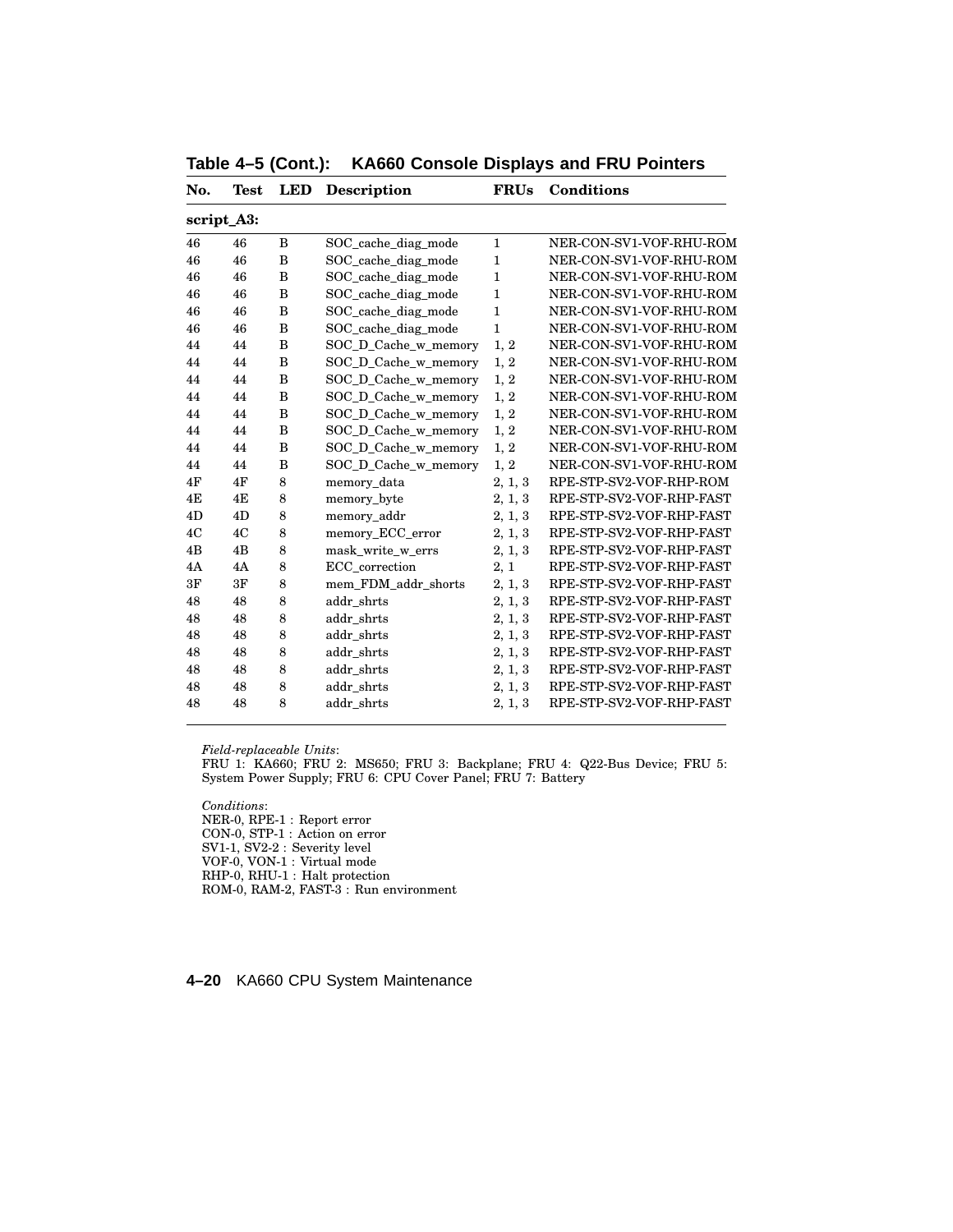**Table 4–5 (Cont.): KA660 Console Displays and FRU Pointers**

| No. | Test | LED | Description | FRUs | Conditions |
|---|---|---|---|---|---|
| **script_A3:** | | | | | |
| 46 | 46 | B | SOC_cache_diag_mode | 1 | NER-CON-SV1-VOF-RHU-ROM |
| 46 | 46 | B | SOC_cache_diag_mode | 1 | NER-CON-SV1-VOF-RHU-ROM |
| 46 | 46 | B | SOC_cache_diag_mode | 1 | NER-CON-SV1-VOF-RHU-ROM |
| 46 | 46 | B | SOC_cache_diag_mode | 1 | NER-CON-SV1-VOF-RHU-ROM |
| 46 | 46 | B | SOC_cache_diag_mode | 1 | NER-CON-SV1-VOF-RHU-ROM |
| 46 | 46 | B | SOC_cache_diag_mode | 1 | NER-CON-SV1-VOF-RHU-ROM |
| 44 | 44 | B | SOC_D_Cache_w_memory | 1, 2 | NER-CON-SV1-VOF-RHU-ROM |
| 44 | 44 | B | SOC_D_Cache_w_memory | 1, 2 | NER-CON-SV1-VOF-RHU-ROM |
| 44 | 44 | B | SOC_D_Cache_w_memory | 1, 2 | NER-CON-SV1-VOF-RHU-ROM |
| 44 | 44 | B | SOC_D_Cache_w_memory | 1, 2 | NER-CON-SV1-VOF-RHU-ROM |
| 44 | 44 | B | SOC_D_Cache_w_memory | 1, 2 | NER-CON-SV1-VOF-RHU-ROM |
| 44 | 44 | B | SOC_D_Cache_w_memory | 1, 2 | NER-CON-SV1-VOF-RHU-ROM |
| 44 | 44 | B | SOC_D_Cache_w_memory | 1, 2 | NER-CON-SV1-VOF-RHU-ROM |
| 44 | 44 | B | SOC_D_Cache_w_memory | 1, 2 | NER-CON-SV1-VOF-RHU-ROM |
| 4F | 4F | 8 | memory_data | 2, 1, 3 | RPE-STP-SV2-VOF-RHP-ROM |
| 4E | 4E | 8 | memory_byte | 2, 1, 3 | RPE-STP-SV2-VOF-RHP-FAST |
| 4D | 4D | 8 | memory_addr | 2, 1, 3 | RPE-STP-SV2-VOF-RHP-FAST |
| 4C | 4C | 8 | memory_ECC_error | 2, 1, 3 | RPE-STP-SV2-VOF-RHP-FAST |
| 4B | 4B | 8 | mask_write_w_errs | 2, 1, 3 | RPE-STP-SV2-VOF-RHP-FAST |
| 4A | 4A | 8 | ECC_correction | 2, 1 | RPE-STP-SV2-VOF-RHP-FAST |
| 3F | 3F | 8 | mem_FDM_addr_shorts | 2, 1, 3 | RPE-STP-SV2-VOF-RHP-FAST |
| 48 | 48 | 8 | addr_shrts | 2, 1, 3 | RPE-STP-SV2-VOF-RHP-FAST |
| 48 | 48 | 8 | addr_shrts | 2, 1, 3 | RPE-STP-SV2-VOF-RHP-FAST |
| 48 | 48 | 8 | addr_shrts | 2, 1, 3 | RPE-STP-SV2-VOF-RHP-FAST |
| 48 | 48 | 8 | addr_shrts | 2, 1, 3 | RPE-STP-SV2-VOF-RHP-FAST |
| 48 | 48 | 8 | addr_shrts | 2, 1, 3 | RPE-STP-SV2-VOF-RHP-FAST |
| 48 | 48 | 8 | addr_shrts | 2, 1, 3 | RPE-STP-SV2-VOF-RHP-FAST |
| 48 | 48 | 8 | addr_shrts | 2, 1, 3 | RPE-STP-SV2-VOF-RHP-FAST |

*Field-replaceable Units*:
FRU 1: KA660; FRU 2: MS650; FRU 3: Backplane; FRU 4: Q22-Bus Device; FRU 5: System Power Supply; FRU 6: CPU Cover Panel; FRU 7: Battery

*Conditions*:
NER-0, RPE-1 : Report error
CON-0, STP-1 : Action on error
SV1-1, SV2-2 : Severity level
VOF-0, VON-1 : Virtual mode
RHP-0, RHU-1 : Halt protection
ROM-0, RAM-2, FAST-3 : Run environment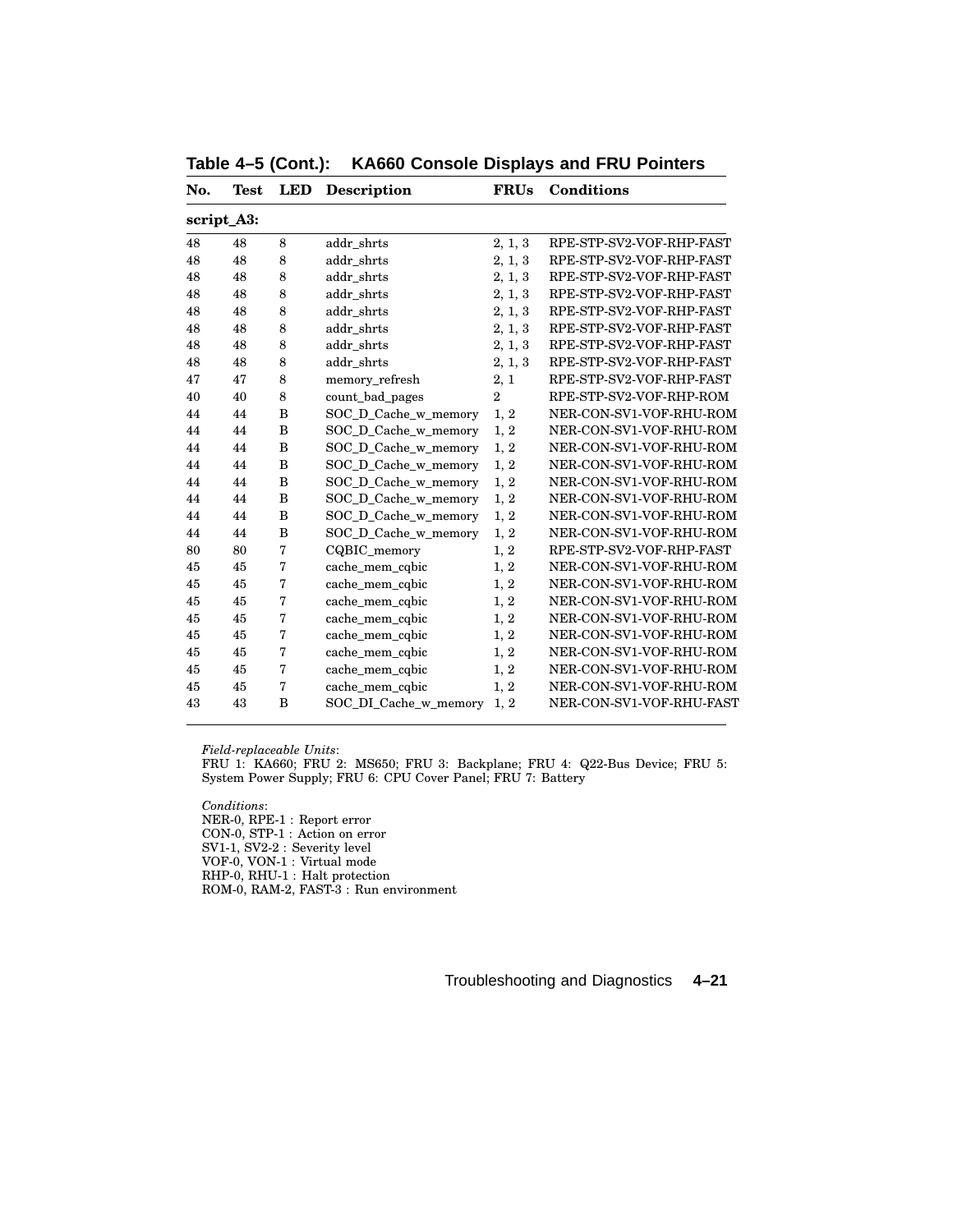**Table 4–5 (Cont.): KA660 Console Displays and FRU Pointers**

| No. | Test | LED | Description | FRUs | Conditions |
|---|---|---|---|---|---|
| **script_A3:** | | | | | |
| 48 | 48 | 8 | addr_shrts | 2, 1, 3 | RPE-STP-SV2-VOF-RHP-FAST |
| 48 | 48 | 8 | addr_shrts | 2, 1, 3 | RPE-STP-SV2-VOF-RHP-FAST |
| 48 | 48 | 8 | addr_shrts | 2, 1, 3 | RPE-STP-SV2-VOF-RHP-FAST |
| 48 | 48 | 8 | addr_shrts | 2, 1, 3 | RPE-STP-SV2-VOF-RHP-FAST |
| 48 | 48 | 8 | addr_shrts | 2, 1, 3 | RPE-STP-SV2-VOF-RHP-FAST |
| 48 | 48 | 8 | addr_shrts | 2, 1, 3 | RPE-STP-SV2-VOF-RHP-FAST |
| 48 | 48 | 8 | addr_shrts | 2, 1, 3 | RPE-STP-SV2-VOF-RHP-FAST |
| 48 | 48 | 8 | addr_shrts | 2, 1, 3 | RPE-STP-SV2-VOF-RHP-FAST |
| 47 | 47 | 8 | memory_refresh | 2, 1 | RPE-STP-SV2-VOF-RHP-FAST |
| 40 | 40 | 8 | count_bad_pages | 2 | RPE-STP-SV2-VOF-RHP-ROM |
| 44 | 44 | B | SOC_D_Cache_w_memory | 1, 2 | NER-CON-SV1-VOF-RHU-ROM |
| 44 | 44 | B | SOC_D_Cache_w_memory | 1, 2 | NER-CON-SV1-VOF-RHU-ROM |
| 44 | 44 | B | SOC_D_Cache_w_memory | 1, 2 | NER-CON-SV1-VOF-RHU-ROM |
| 44 | 44 | B | SOC_D_Cache_w_memory | 1, 2 | NER-CON-SV1-VOF-RHU-ROM |
| 44 | 44 | B | SOC_D_Cache_w_memory | 1, 2 | NER-CON-SV1-VOF-RHU-ROM |
| 44 | 44 | B | SOC_D_Cache_w_memory | 1, 2 | NER-CON-SV1-VOF-RHU-ROM |
| 44 | 44 | B | SOC_D_Cache_w_memory | 1, 2 | NER-CON-SV1-VOF-RHU-ROM |
| 44 | 44 | B | SOC_D_Cache_w_memory | 1, 2 | NER-CON-SV1-VOF-RHU-ROM |
| 80 | 80 | 7 | CQBIC_memory | 1, 2 | RPE-STP-SV2-VOF-RHP-FAST |
| 45 | 45 | 7 | cache_mem_cqbic | 1, 2 | NER-CON-SV1-VOF-RHU-ROM |
| 45 | 45 | 7 | cache_mem_cqbic | 1, 2 | NER-CON-SV1-VOF-RHU-ROM |
| 45 | 45 | 7 | cache_mem_cqbic | 1, 2 | NER-CON-SV1-VOF-RHU-ROM |
| 45 | 45 | 7 | cache_mem_cqbic | 1, 2 | NER-CON-SV1-VOF-RHU-ROM |
| 45 | 45 | 7 | cache_mem_cqbic | 1, 2 | NER-CON-SV1-VOF-RHU-ROM |
| 45 | 45 | 7 | cache_mem_cqbic | 1, 2 | NER-CON-SV1-VOF-RHU-ROM |
| 45 | 45 | 7 | cache_mem_cqbic | 1, 2 | NER-CON-SV1-VOF-RHU-ROM |
| 45 | 45 | 7 | cache_mem_cqbic | 1, 2 | NER-CON-SV1-VOF-RHU-ROM |
| 43 | 43 | B | SOC_DI_Cache_w_memory | 1, 2 | NER-CON-SV1-VOF-RHU-FAST |

*Field-replaceable Units*:
FRU 1: KA660; FRU 2: MS650; FRU 3: Backplane; FRU 4: Q22-Bus Device; FRU 5: System Power Supply; FRU 6: CPU Cover Panel; FRU 7: Battery

*Conditions*:
NER-0, RPE-1 : Report error
CON-0, STP-1 : Action on error
SV1-1, SV2-2 : Severity level
VOF-0, VON-1 : Virtual mode
RHP-0, RHU-1 : Halt protection
ROM-0, RAM-2, FAST-3 : Run environment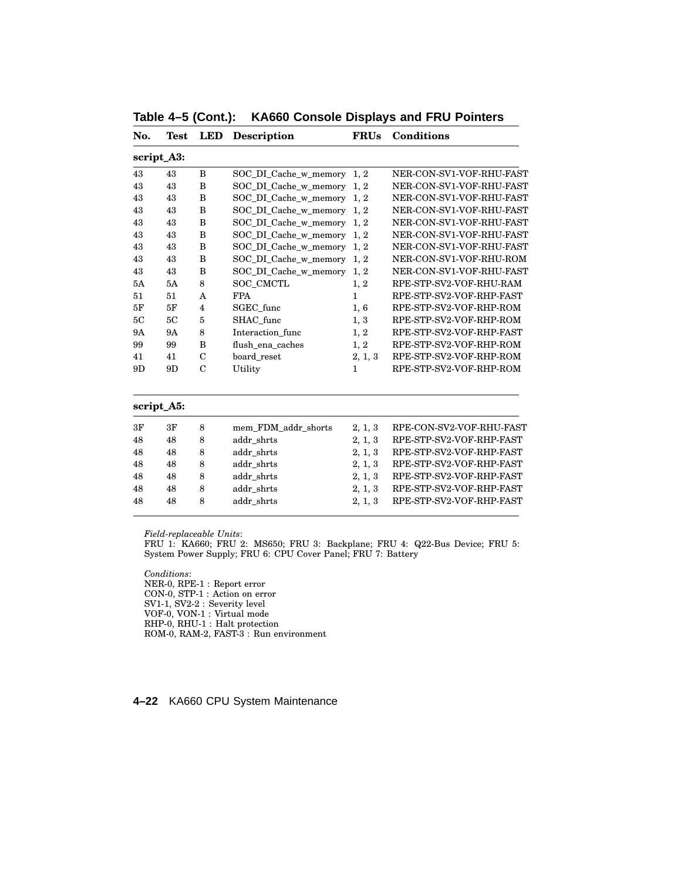**Table 4–5 (Cont.): KA660 Console Displays and FRU Pointers**

| No. | Test | LED | Description | FRUs | Conditions |
|---|---|---|---|---|---|
| **script_A3:** | | | | | |
| 43 | 43 | B | SOC_DI_Cache_w_memory | 1, 2 | NER-CON-SV1-VOF-RHU-FAST |
| 43 | 43 | B | SOC_DI_Cache_w_memory | 1, 2 | NER-CON-SV1-VOF-RHU-FAST |
| 43 | 43 | B | SOC_DI_Cache_w_memory | 1, 2 | NER-CON-SV1-VOF-RHU-FAST |
| 43 | 43 | B | SOC_DI_Cache_w_memory | 1, 2 | NER-CON-SV1-VOF-RHU-FAST |
| 43 | 43 | B | SOC_DI_Cache_w_memory | 1, 2 | NER-CON-SV1-VOF-RHU-FAST |
| 43 | 43 | B | SOC_DI_Cache_w_memory | 1, 2 | NER-CON-SV1-VOF-RHU-FAST |
| 43 | 43 | B | SOC_DI_Cache_w_memory | 1, 2 | NER-CON-SV1-VOF-RHU-FAST |
| 43 | 43 | B | SOC_DI_Cache_w_memory | 1, 2 | NER-CON-SV1-VOF-RHU-ROM |
| 43 | 43 | B | SOC_DI_Cache_w_memory | 1, 2 | NER-CON-SV1-VOF-RHU-FAST |
| 5A | 5A | 8 | SOC_CMCTL | 1, 2 | RPE-STP-SV2-VOF-RHU-RAM |
| 51 | 51 | A | FPA | 1 | RPE-STP-SV2-VOF-RHP-FAST |
| 5F | 5F | 4 | SGEC_func | 1, 6 | RPE-STP-SV2-VOF-RHP-ROM |
| 5C | 5C | 5 | SHAC_func | 1, 3 | RPE-STP-SV2-VOF-RHP-ROM |
| 9A | 9A | 8 | Interaction_func | 1, 2 | RPE-STP-SV2-VOF-RHP-FAST |
| 99 | 99 | B | flush_ena_caches | 1, 2 | RPE-STP-SV2-VOF-RHP-ROM |
| 41 | 41 | C | board_reset | 2, 1, 3 | RPE-STP-SV2-VOF-RHP-ROM |
| 9D | 9D | C | Utility | 1 | RPE-STP-SV2-VOF-RHP-ROM |
| **script_A5:** | | | | | |
| 3F | 3F | 8 | mem_FDM_addr_shorts | 2, 1, 3 | RPE-CON-SV2-VOF-RHU-FAST |
| 48 | 48 | 8 | addr_shrts | 2, 1, 3 | RPE-STP-SV2-VOF-RHP-FAST |
| 48 | 48 | 8 | addr_shrts | 2, 1, 3 | RPE-STP-SV2-VOF-RHP-FAST |
| 48 | 48 | 8 | addr_shrts | 2, 1, 3 | RPE-STP-SV2-VOF-RHP-FAST |
| 48 | 48 | 8 | addr_shrts | 2, 1, 3 | RPE-STP-SV2-VOF-RHP-FAST |
| 48 | 48 | 8 | addr_shrts | 2, 1, 3 | RPE-STP-SV2-VOF-RHP-FAST |
| 48 | 48 | 8 | addr_shrts | 2, 1, 3 | RPE-STP-SV2-VOF-RHP-FAST |

*Field-replaceable Units*:
FRU 1: KA660; FRU 2: MS650; FRU 3: Backplane; FRU 4: Q22-Bus Device; FRU 5: System Power Supply; FRU 6: CPU Cover Panel; FRU 7: Battery

*Conditions*:
NER-0, RPE-1 : Report error
CON-0, STP-1 : Action on error
SV1-1, SV2-2 : Severity level
VOF-0, VON-1 : Virtual mode
RHP-0, RHU-1 : Halt protection
ROM-0, RAM-2, FAST-3 : Run environment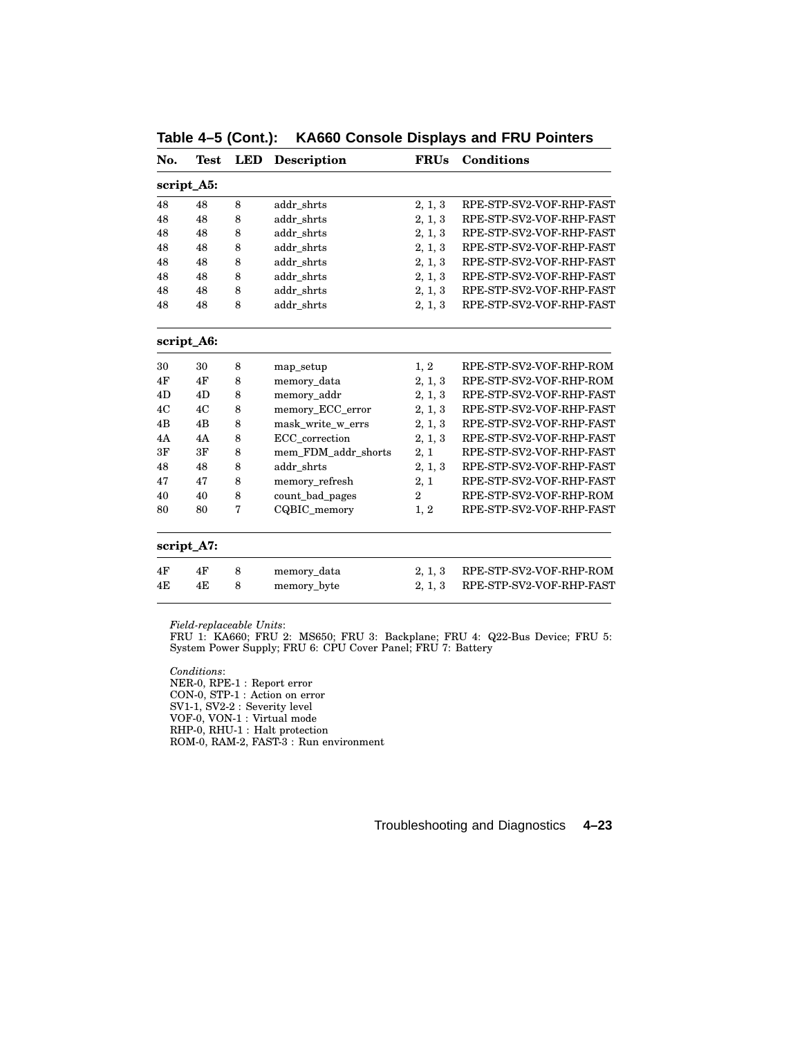**Table 4–5 (Cont.): KA660 Console Displays and FRU Pointers**

| No. | Test | LED | Description | FRUs | Conditions |
|---|---|---|---|---|---|
| **script_A5:** | | | | | |
| 48 | 48 | 8 | addr_shrts | 2, 1, 3 | RPE-STP-SV2-VOF-RHP-FAST |
| 48 | 48 | 8 | addr_shrts | 2, 1, 3 | RPE-STP-SV2-VOF-RHP-FAST |
| 48 | 48 | 8 | addr_shrts | 2, 1, 3 | RPE-STP-SV2-VOF-RHP-FAST |
| 48 | 48 | 8 | addr_shrts | 2, 1, 3 | RPE-STP-SV2-VOF-RHP-FAST |
| 48 | 48 | 8 | addr_shrts | 2, 1, 3 | RPE-STP-SV2-VOF-RHP-FAST |
| 48 | 48 | 8 | addr_shrts | 2, 1, 3 | RPE-STP-SV2-VOF-RHP-FAST |
| 48 | 48 | 8 | addr_shrts | 2, 1, 3 | RPE-STP-SV2-VOF-RHP-FAST |
| 48 | 48 | 8 | addr_shrts | 2, 1, 3 | RPE-STP-SV2-VOF-RHP-FAST |
| **script_A6:** | | | | | |
| 30 | 30 | 8 | map_setup | 1, 2 | RPE-STP-SV2-VOF-RHP-ROM |
| 4F | 4F | 8 | memory_data | 2, 1, 3 | RPE-STP-SV2-VOF-RHP-ROM |
| 4D | 4D | 8 | memory_addr | 2, 1, 3 | RPE-STP-SV2-VOF-RHP-FAST |
| 4C | 4C | 8 | memory_ECC_error | 2, 1, 3 | RPE-STP-SV2-VOF-RHP-FAST |
| 4B | 4B | 8 | mask_write_w_errs | 2, 1, 3 | RPE-STP-SV2-VOF-RHP-FAST |
| 4A | 4A | 8 | ECC_correction | 2, 1, 3 | RPE-STP-SV2-VOF-RHP-FAST |
| 3F | 3F | 8 | mem_FDM_addr_shorts | 2, 1 | RPE-STP-SV2-VOF-RHP-FAST |
| 48 | 48 | 8 | addr_shrts | 2, 1, 3 | RPE-STP-SV2-VOF-RHP-FAST |
| 47 | 47 | 8 | memory_refresh | 2, 1 | RPE-STP-SV2-VOF-RHP-FAST |
| 40 | 40 | 8 | count_bad_pages | 2 | RPE-STP-SV2-VOF-RHP-ROM |
| 80 | 80 | 7 | CQBIC_memory | 1, 2 | RPE-STP-SV2-VOF-RHP-FAST |
| **script_A7:** | | | | | |
| 4F | 4F | 8 | memory_data | 2, 1, 3 | RPE-STP-SV2-VOF-RHP-ROM |
| 4E | 4E | 8 | memory_byte | 2, 1, 3 | RPE-STP-SV2-VOF-RHP-FAST |

*Field-replaceable Units*:
FRU 1: KA660; FRU 2: MS650; FRU 3: Backplane; FRU 4: Q22-Bus Device; FRU 5: System Power Supply; FRU 6: CPU Cover Panel; FRU 7: Battery

*Conditions*:
NER-0, RPE-1 : Report error
CON-0, STP-1 : Action on error
SV1-1, SV2-2 : Severity level
VOF-0, VON-1 : Virtual mode
RHP-0, RHU-1 : Halt protection
ROM-0, RAM-2, FAST-3 : Run environment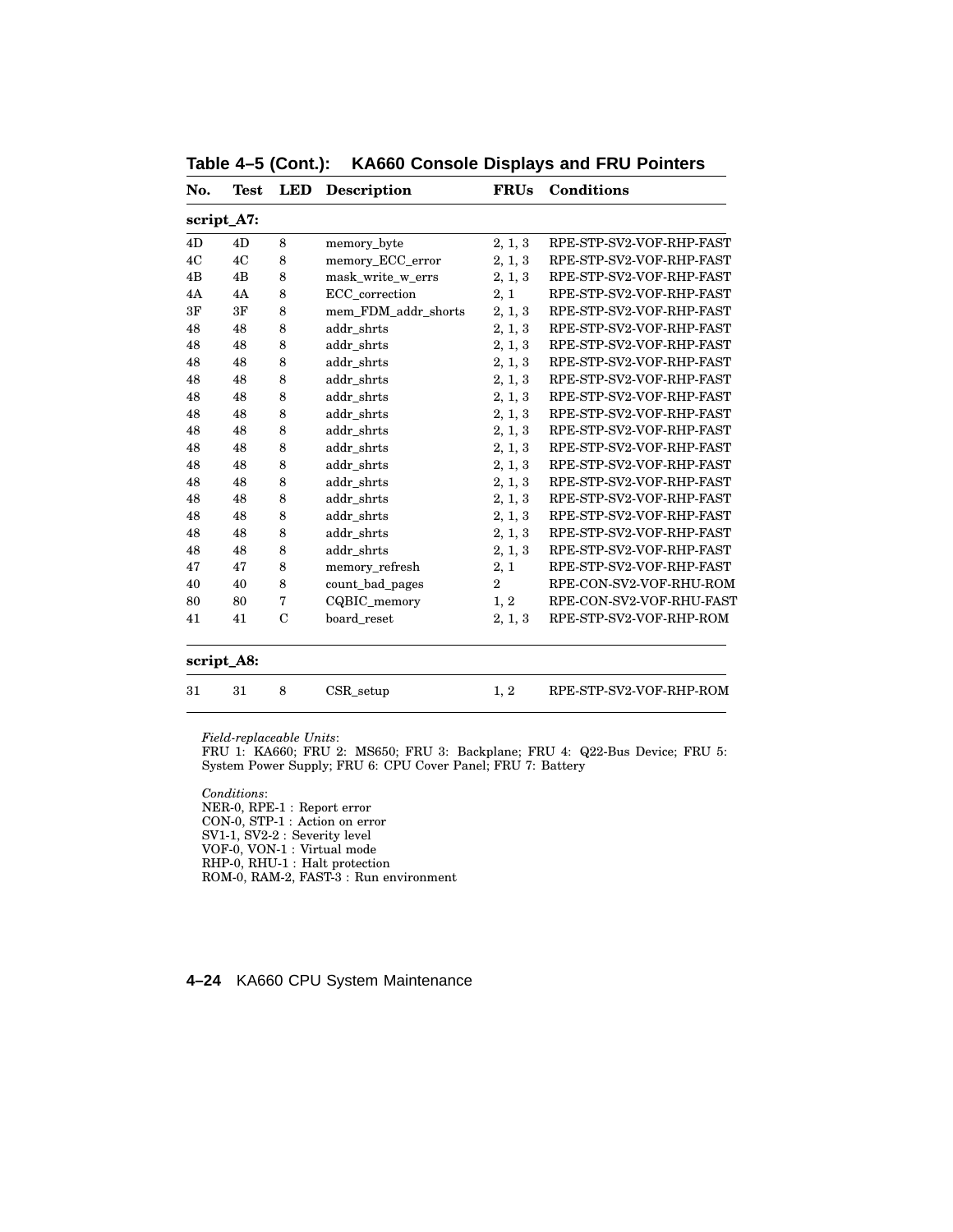**Table 4–5 (Cont.): KA660 Console Displays and FRU Pointers**

| No. | Test | LED | Description | FRUs | Conditions |
|---|---|---|---|---|---|
| **script_A7:** | | | | | |
| 4D | 4D | 8 | memory_byte | 2, 1, 3 | RPE-STP-SV2-VOF-RHP-FAST |
| 4C | 4C | 8 | memory_ECC_error | 2, 1, 3 | RPE-STP-SV2-VOF-RHP-FAST |
| 4B | 4B | 8 | mask_write_w_errs | 2, 1, 3 | RPE-STP-SV2-VOF-RHP-FAST |
| 4A | 4A | 8 | ECC_correction | 2, 1 | RPE-STP-SV2-VOF-RHP-FAST |
| 3F | 3F | 8 | mem_FDM_addr_shorts | 2, 1, 3 | RPE-STP-SV2-VOF-RHP-FAST |
| 48 | 48 | 8 | addr_shrts | 2, 1, 3 | RPE-STP-SV2-VOF-RHP-FAST |
| 48 | 48 | 8 | addr_shrts | 2, 1, 3 | RPE-STP-SV2-VOF-RHP-FAST |
| 48 | 48 | 8 | addr_shrts | 2, 1, 3 | RPE-STP-SV2-VOF-RHP-FAST |
| 48 | 48 | 8 | addr_shrts | 2, 1, 3 | RPE-STP-SV2-VOF-RHP-FAST |
| 48 | 48 | 8 | addr_shrts | 2, 1, 3 | RPE-STP-SV2-VOF-RHP-FAST |
| 48 | 48 | 8 | addr_shrts | 2, 1, 3 | RPE-STP-SV2-VOF-RHP-FAST |
| 48 | 48 | 8 | addr_shrts | 2, 1, 3 | RPE-STP-SV2-VOF-RHP-FAST |
| 48 | 48 | 8 | addr_shrts | 2, 1, 3 | RPE-STP-SV2-VOF-RHP-FAST |
| 48 | 48 | 8 | addr_shrts | 2, 1, 3 | RPE-STP-SV2-VOF-RHP-FAST |
| 48 | 48 | 8 | addr_shrts | 2, 1, 3 | RPE-STP-SV2-VOF-RHP-FAST |
| 48 | 48 | 8 | addr_shrts | 2, 1, 3 | RPE-STP-SV2-VOF-RHP-FAST |
| 48 | 48 | 8 | addr_shrts | 2, 1, 3 | RPE-STP-SV2-VOF-RHP-FAST |
| 48 | 48 | 8 | addr_shrts | 2, 1, 3 | RPE-STP-SV2-VOF-RHP-FAST |
| 48 | 48 | 8 | addr_shrts | 2, 1, 3 | RPE-STP-SV2-VOF-RHP-FAST |
| 47 | 47 | 8 | memory_refresh | 2, 1 | RPE-STP-SV2-VOF-RHP-FAST |
| 40 | 40 | 8 | count_bad_pages | 2 | RPE-CON-SV2-VOF-RHU-ROM |
| 80 | 80 | 7 | CQBIC_memory | 1, 2 | RPE-CON-SV2-VOF-RHU-FAST |
| 41 | 41 | C | board_reset | 2, 1, 3 | RPE-STP-SV2-VOF-RHP-ROM |
| **script_A8:** | | | | | |
| 31 | 31 | 8 | CSR_setup | 1, 2 | RPE-STP-SV2-VOF-RHP-ROM |

*Field-replaceable Units*:
FRU 1: KA660; FRU 2: MS650; FRU 3: Backplane; FRU 4: Q22-Bus Device; FRU 5: System Power Supply; FRU 6: CPU Cover Panel; FRU 7: Battery

*Conditions*:
NER-0, RPE-1 : Report error
CON-0, STP-1 : Action on error
SV1-1, SV2-2 : Severity level
VOF-0, VON-1 : Virtual mode
RHP-0, RHU-1 : Halt protection
ROM-0, RAM-2, FAST-3 : Run environment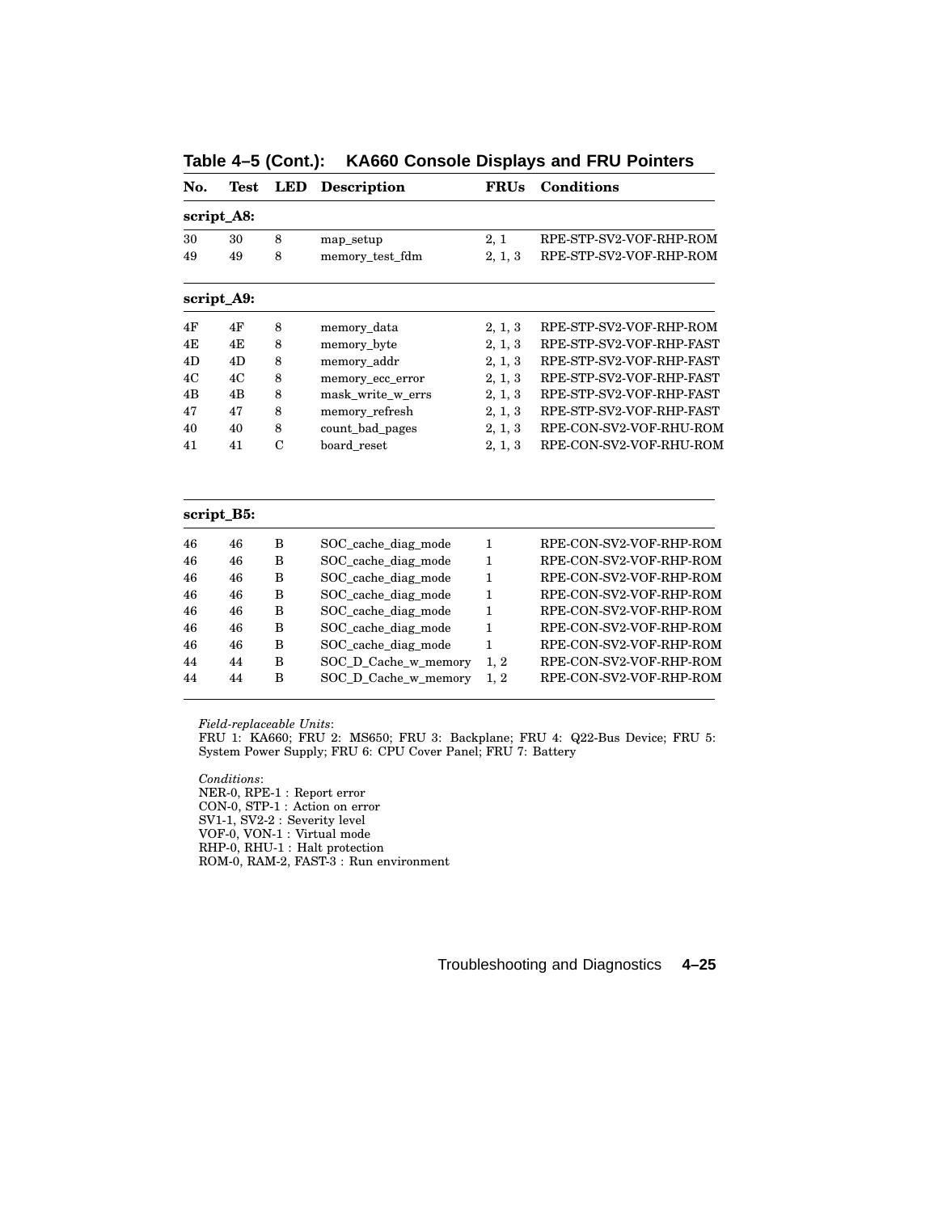**Table 4–5 (Cont.): KA660 Console Displays and FRU Pointers**

| No. | Test | LED | Description | FRUs | Conditions |
|---|---|---|---|---|---|
| **script_A8:** | | | | | |
| 30 | 30 | 8 | map_setup | 2, 1 | RPE-STP-SV2-VOF-RHP-ROM |
| 49 | 49 | 8 | memory_test_fdm | 2, 1, 3 | RPE-STP-SV2-VOF-RHP-ROM |
| **script_A9:** | | | | | |
| 4F | 4F | 8 | memory_data | 2, 1, 3 | RPE-STP-SV2-VOF-RHP-ROM |
| 4E | 4E | 8 | memory_byte | 2, 1, 3 | RPE-STP-SV2-VOF-RHP-FAST |
| 4D | 4D | 8 | memory_addr | 2, 1, 3 | RPE-STP-SV2-VOF-RHP-FAST |
| 4C | 4C | 8 | memory_ecc_error | 2, 1, 3 | RPE-STP-SV2-VOF-RHP-FAST |
| 4B | 4B | 8 | mask_write_w_errs | 2, 1, 3 | RPE-STP-SV2-VOF-RHP-FAST |
| 47 | 47 | 8 | memory_refresh | 2, 1, 3 | RPE-STP-SV2-VOF-RHP-FAST |
| 40 | 40 | 8 | count_bad_pages | 2, 1, 3 | RPE-CON-SV2-VOF-RHU-ROM |
| 41 | 41 | C | board_reset | 2, 1, 3 | RPE-CON-SV2-VOF-RHU-ROM |
| **script_B5:** | | | | | |
| 46 | 46 | B | SOC_cache_diag_mode | 1 | RPE-CON-SV2-VOF-RHP-ROM |
| 46 | 46 | B | SOC_cache_diag_mode | 1 | RPE-CON-SV2-VOF-RHP-ROM |
| 46 | 46 | B | SOC_cache_diag_mode | 1 | RPE-CON-SV2-VOF-RHP-ROM |
| 46 | 46 | B | SOC_cache_diag_mode | 1 | RPE-CON-SV2-VOF-RHP-ROM |
| 46 | 46 | B | SOC_cache_diag_mode | 1 | RPE-CON-SV2-VOF-RHP-ROM |
| 46 | 46 | B | SOC_cache_diag_mode | 1 | RPE-CON-SV2-VOF-RHP-ROM |
| 46 | 46 | B | SOC_cache_diag_mode | 1 | RPE-CON-SV2-VOF-RHP-ROM |
| 44 | 44 | B | SOC_D_Cache_w_memory | 1, 2 | RPE-CON-SV2-VOF-RHP-ROM |
| 44 | 44 | B | SOC_D_Cache_w_memory | 1, 2 | RPE-CON-SV2-VOF-RHP-ROM |

*Field-replaceable Units*:
FRU 1: KA660; FRU 2: MS650; FRU 3: Backplane; FRU 4: Q22-Bus Device; FRU 5: System Power Supply; FRU 6: CPU Cover Panel; FRU 7: Battery

*Conditions*:
NER-0, RPE-1 : Report error
CON-0, STP-1 : Action on error
SV1-1, SV2-2 : Severity level
VOF-0, VON-1 : Virtual mode
RHP-0, RHU-1 : Halt protection
ROM-0, RAM-2, FAST-3 : Run environment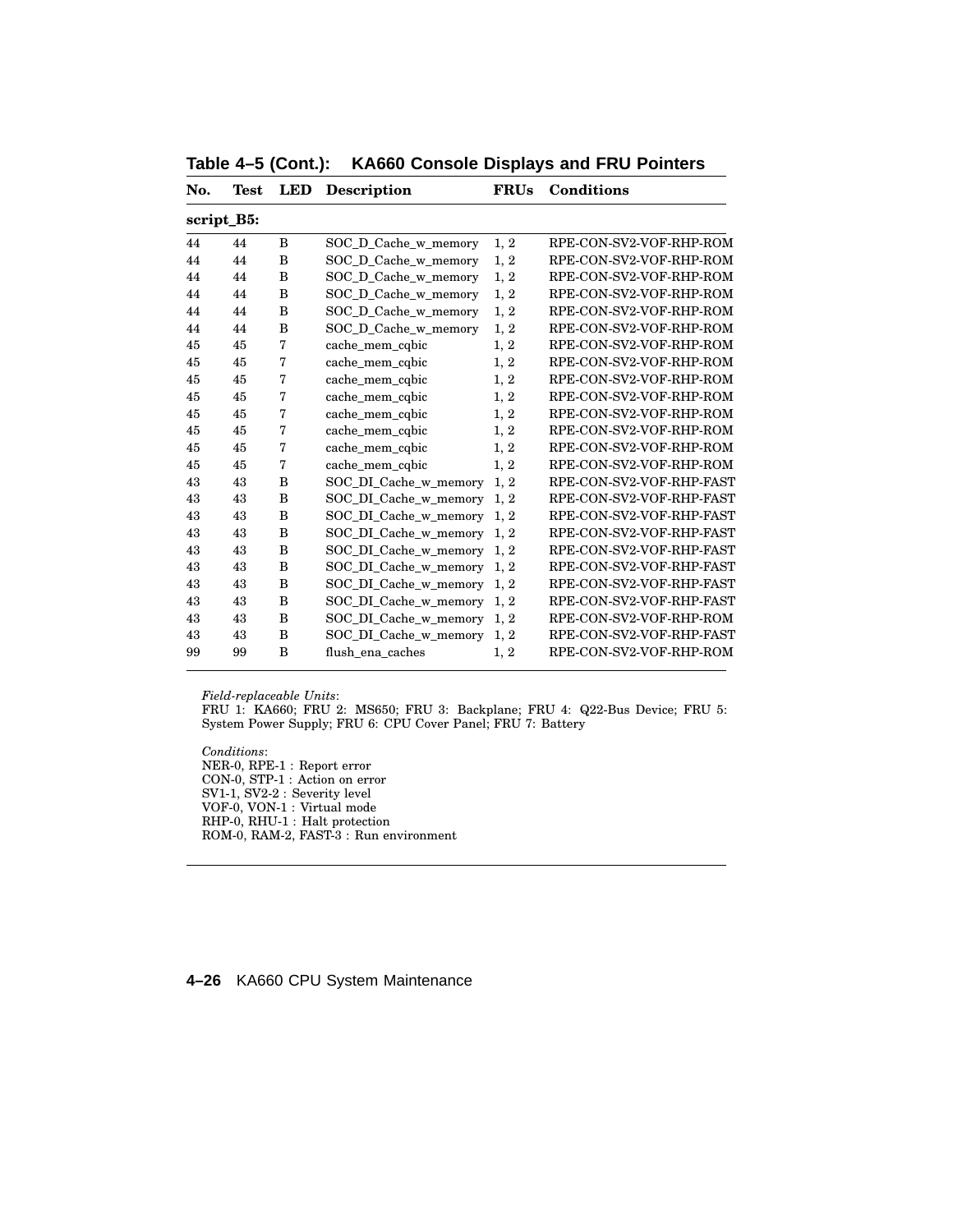**Table 4–5 (Cont.): KA660 Console Displays and FRU Pointers**

| No. | Test | LED | Description | FRUs | Conditions |
|---|---|---|---|---|---|
| **script_B5:** | | | | | |
| 44 | 44 | B | SOC_D_Cache_w_memory | 1, 2 | RPE-CON-SV2-VOF-RHP-ROM |
| 44 | 44 | B | SOC_D_Cache_w_memory | 1, 2 | RPE-CON-SV2-VOF-RHP-ROM |
| 44 | 44 | B | SOC_D_Cache_w_memory | 1, 2 | RPE-CON-SV2-VOF-RHP-ROM |
| 44 | 44 | B | SOC_D_Cache_w_memory | 1, 2 | RPE-CON-SV2-VOF-RHP-ROM |
| 44 | 44 | B | SOC_D_Cache_w_memory | 1, 2 | RPE-CON-SV2-VOF-RHP-ROM |
| 44 | 44 | B | SOC_D_Cache_w_memory | 1, 2 | RPE-CON-SV2-VOF-RHP-ROM |
| 45 | 45 | 7 | cache_mem_cqbic | 1, 2 | RPE-CON-SV2-VOF-RHP-ROM |
| 45 | 45 | 7 | cache_mem_cqbic | 1, 2 | RPE-CON-SV2-VOF-RHP-ROM |
| 45 | 45 | 7 | cache_mem_cqbic | 1, 2 | RPE-CON-SV2-VOF-RHP-ROM |
| 45 | 45 | 7 | cache_mem_cqbic | 1, 2 | RPE-CON-SV2-VOF-RHP-ROM |
| 45 | 45 | 7 | cache_mem_cqbic | 1, 2 | RPE-CON-SV2-VOF-RHP-ROM |
| 45 | 45 | 7 | cache_mem_cqbic | 1, 2 | RPE-CON-SV2-VOF-RHP-ROM |
| 45 | 45 | 7 | cache_mem_cqbic | 1, 2 | RPE-CON-SV2-VOF-RHP-ROM |
| 45 | 45 | 7 | cache_mem_cqbic | 1, 2 | RPE-CON-SV2-VOF-RHP-ROM |
| 43 | 43 | B | SOC_DI_Cache_w_memory | 1, 2 | RPE-CON-SV2-VOF-RHP-FAST |
| 43 | 43 | B | SOC_DI_Cache_w_memory | 1, 2 | RPE-CON-SV2-VOF-RHP-FAST |
| 43 | 43 | B | SOC_DI_Cache_w_memory | 1, 2 | RPE-CON-SV2-VOF-RHP-FAST |
| 43 | 43 | B | SOC_DI_Cache_w_memory | 1, 2 | RPE-CON-SV2-VOF-RHP-FAST |
| 43 | 43 | B | SOC_DI_Cache_w_memory | 1, 2 | RPE-CON-SV2-VOF-RHP-FAST |
| 43 | 43 | B | SOC_DI_Cache_w_memory | 1, 2 | RPE-CON-SV2-VOF-RHP-FAST |
| 43 | 43 | B | SOC_DI_Cache_w_memory | 1, 2 | RPE-CON-SV2-VOF-RHP-FAST |
| 43 | 43 | B | SOC_DI_Cache_w_memory | 1, 2 | RPE-CON-SV2-VOF-RHP-FAST |
| 43 | 43 | B | SOC_DI_Cache_w_memory | 1, 2 | RPE-CON-SV2-VOF-RHP-ROM |
| 43 | 43 | B | SOC_DI_Cache_w_memory | 1, 2 | RPE-CON-SV2-VOF-RHP-FAST |
| 99 | 99 | B | flush_ena_caches | 1, 2 | RPE-CON-SV2-VOF-RHP-ROM |

*Field-replaceable Units*:
FRU 1: KA660; FRU 2: MS650; FRU 3: Backplane; FRU 4: Q22-Bus Device; FRU 5: System Power Supply; FRU 6: CPU Cover Panel; FRU 7: Battery

*Conditions*:
NER-0, RPE-1 : Report error
CON-0, STP-1 : Action on error
SV1-1, SV2-2 : Severity level
VOF-0, VON-1 : Virtual mode
RHP-0, RHU-1 : Halt protection
ROM-0, RAM-2, FAST-3 : Run environment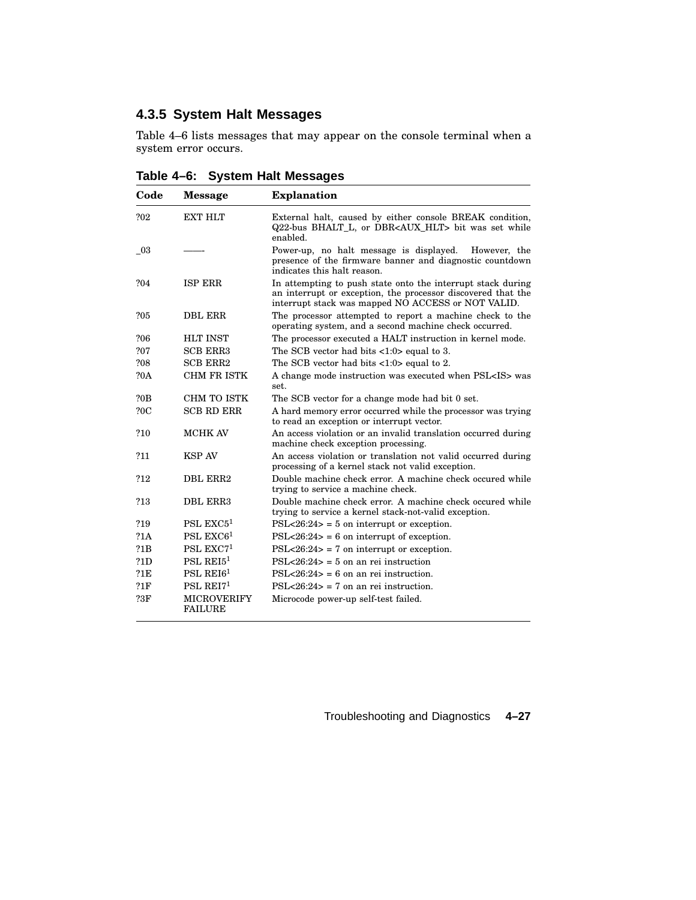### 4.3.5 System Halt Messages

Table 4–6 lists messages that may appear on the console terminal when a system error occurs.

**Table 4–6: System Halt Messages**

| Code | Message | Explanation |
|---|---|---|
| ?02 | EXT HLT | External halt, caused by either console BREAK condition, Q22-bus BHALT_L, or DBR<AUX_HLT> bit was set while enabled. |
| _03 | ——- | Power-up, no halt message is displayed. However, the presence of the firmware banner and diagnostic countdown indicates this halt reason. |
| ?04 | ISP ERR | In attempting to push state onto the interrupt stack during an interrupt or exception, the processor discovered that the interrupt stack was mapped NO ACCESS or NOT VALID. |
| ?05 | DBL ERR | The processor attempted to report a machine check to the operating system, and a second machine check occurred. |
| ?06 | HLT INST | The processor executed a HALT instruction in kernel mode. |
| ?07 | SCB ERR3 | The SCB vector had bits <1:0> equal to 3. |
| ?08 | SCB ERR2 | The SCB vector had bits <1:0> equal to 2. |
| ?0A | CHM FR ISTK | A change mode instruction was executed when PSL<IS> was set. |
| ?0B | CHM TO ISTK | The SCB vector for a change mode had bit 0 set. |
| ?0C | SCB RD ERR | A hard memory error occurred while the processor was trying to read an exception or interrupt vector. |
| ?10 | MCHK AV | An access violation or an invalid translation occurred during machine check exception processing. |
| ?11 | KSP AV | An access violation or translation not valid occurred during processing of a kernel stack not valid exception. |
| ?12 | DBL ERR2 | Double machine check error. A machine check occured while trying to service a machine check. |
| ?13 | DBL ERR3 | Double machine check error. A machine check occured while trying to service a kernel stack-not-valid exception. |
| ?19 | PSL EXC5[1] | PSL<26:24> = 5 on interrupt or exception. |
| ?1A | PSL EXC6[1] | PSL<26:24> = 6 on interrupt of exception. |
| ?1B | PSL EXC7[1] | PSL<26:24> = 7 on interrupt or exception. |
| ?1D | PSL REI5[1] | PSL<26:24> = 5 on an rei instruction |
| ?1E | PSL REI6[1] | PSL<26:24> = 6 on an rei instruction. |
| ?1F | PSL REI7[1] | PSL<26:24> = 7 on an rei instruction. |
| ?3F | MICROVERIFY FAILURE | Microcode power-up self-test failed. |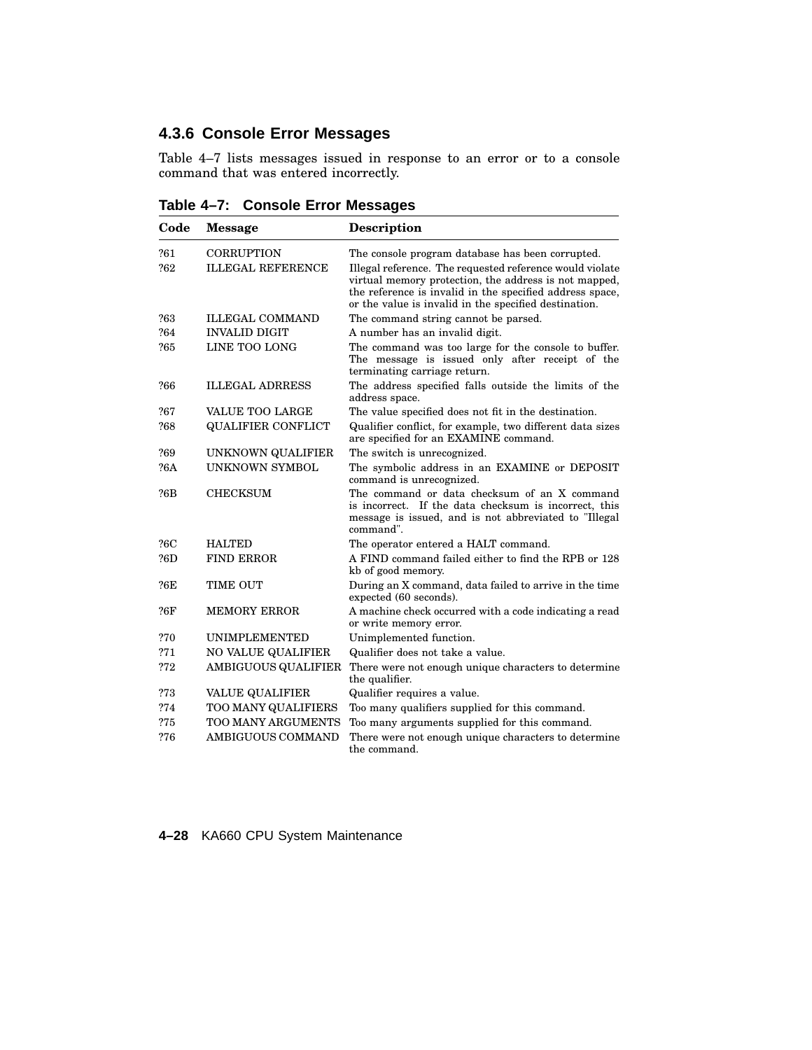### 4.3.6 Console Error Messages

Table 4–7 lists messages issued in response to an error or to a console command that was entered incorrectly.

**Table 4–7: Console Error Messages**

| Code | Message | Description |
|---|---|---|
| ?61 | CORRUPTION | The console program database has been corrupted. |
| ?62 | ILLEGAL REFERENCE | Illegal reference. The requested reference would violate virtual memory protection, the address is not mapped, the reference is invalid in the specified address space, or the value is invalid in the specified destination. |
| ?63 | ILLEGAL COMMAND | The command string cannot be parsed. |
| ?64 | INVALID DIGIT | A number has an invalid digit. |
| ?65 | LINE TOO LONG | The command was too large for the console to buffer. The message is issued only after receipt of the terminating carriage return. |
| ?66 | ILLEGAL ADRRESS | The address specified falls outside the limits of the address space. |
| ?67 | VALUE TOO LARGE | The value specified does not fit in the destination. |
| ?68 | QUALIFIER CONFLICT | Qualifier conflict, for example, two different data sizes are specified for an EXAMINE command. |
| ?69 | UNKNOWN QUALIFIER | The switch is unrecognized. |
| ?6A | UNKNOWN SYMBOL | The symbolic address in an EXAMINE or DEPOSIT command is unrecognized. |
| ?6B | CHECKSUM | The command or data checksum of an X command is incorrect. If the data checksum is incorrect, this message is issued, and is not abbreviated to "Illegal command". |
| ?6C | HALTED | The operator entered a HALT command. |
| ?6D | FIND ERROR | A FIND command failed either to find the RPB or 128 kb of good memory. |
| ?6E | TIME OUT | During an X command, data failed to arrive in the time expected (60 seconds). |
| ?6F | MEMORY ERROR | A machine check occurred with a code indicating a read or write memory error. |
| ?70 | UNIMPLEMENTED | Unimplemented function. |
| ?71 | NO VALUE QUALIFIER | Qualifier does not take a value. |
| ?72 | AMBIGUOUS QUALIFIER | There were not enough unique characters to determine the qualifier. |
| ?73 | VALUE QUALIFIER | Qualifier requires a value. |
| ?74 | TOO MANY QUALIFIERS | Too many qualifiers supplied for this command. |
| ?75 | TOO MANY ARGUMENTS | Too many arguments supplied for this command. |
| ?76 | AMBIGUOUS COMMAND | There were not enough unique characters to determine the command. |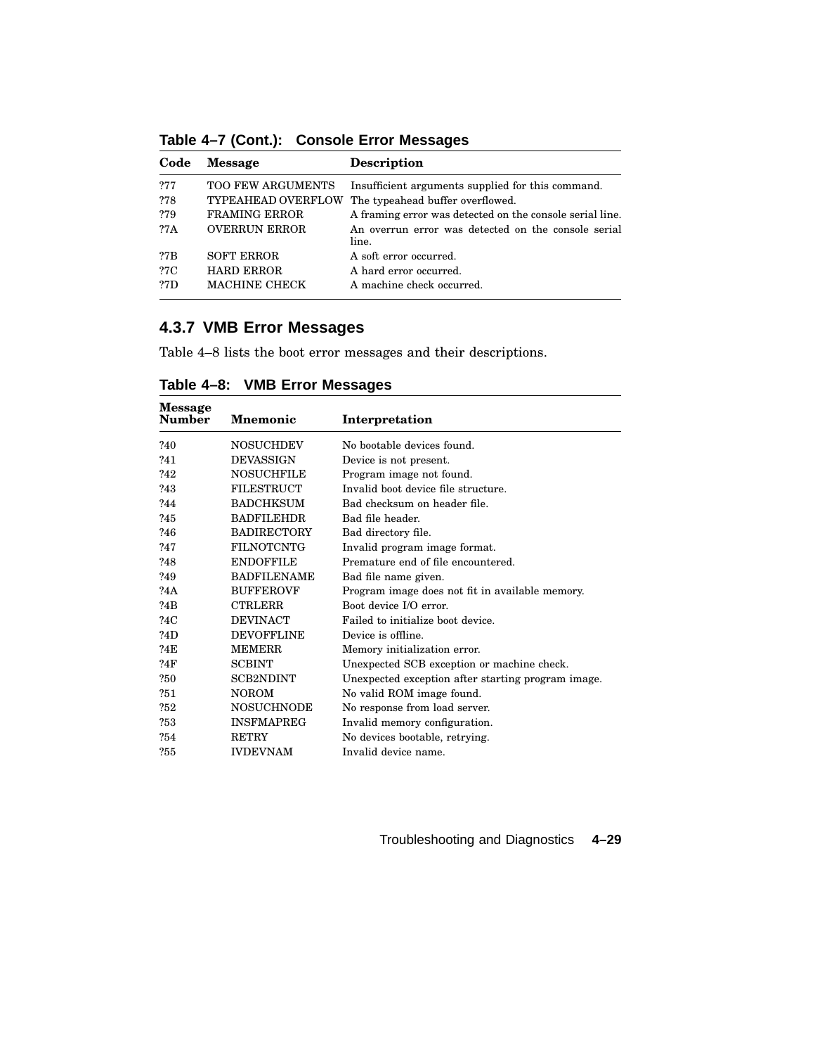**Table 4–7 (Cont.): Console Error Messages**

| Code | Message | Description |
|---|---|---|
| ?77 | TOO FEW ARGUMENTS | Insufficient arguments supplied for this command. |
| ?78 | TYPEAHEAD OVERFLOW | The typeahead buffer overflowed. |
| ?79 | FRAMING ERROR | A framing error was detected on the console serial line. |
| ?7A | OVERRUN ERROR | An overrun error was detected on the console serial line. |
| ?7B | SOFT ERROR | A soft error occurred. |
| ?7C | HARD ERROR | A hard error occurred. |
| ?7D | MACHINE CHECK | A machine check occurred. |

### 4.3.7 VMB Error Messages

Table 4–8 lists the boot error messages and their descriptions.

**Table 4–8: VMB Error Messages**

| Message Number | Mnemonic | Interpretation |
|---|---|---|
| ?40 | NOSUCHDEV | No bootable devices found. |
| ?41 | DEVASSIGN | Device is not present. |
| ?42 | NOSUCHFILE | Program image not found. |
| ?43 | FILESTRUCT | Invalid boot device file structure. |
| ?44 | BADCHKSUM | Bad checksum on header file. |
| ?45 | BADFILEHDR | Bad file header. |
| ?46 | BADIRECTORY | Bad directory file. |
| ?47 | FILNOTCNTG | Invalid program image format. |
| ?48 | ENDOFFILE | Premature end of file encountered. |
| ?49 | BADFILENAME | Bad file name given. |
| ?4A | BUFFEROVF | Program image does not fit in available memory. |
| ?4B | CTRLERR | Boot device I/O error. |
| ?4C | DEVINACT | Failed to initialize boot device. |
| ?4D | DEVOFFLINE | Device is offline. |
| ?4E | MEMERR | Memory initialization error. |
| ?4F | SCBINT | Unexpected SCB exception or machine check. |
| ?50 | SCB2NDINT | Unexpected exception after starting program image. |
| ?51 | NOROM | No valid ROM image found. |
| ?52 | NOSUCHNODE | No response from load server. |
| ?53 | INSFMAPREG | Invalid memory configuration. |
| ?54 | RETRY | No devices bootable, retrying. |
| ?55 | IVDEVNAM | Invalid device name. |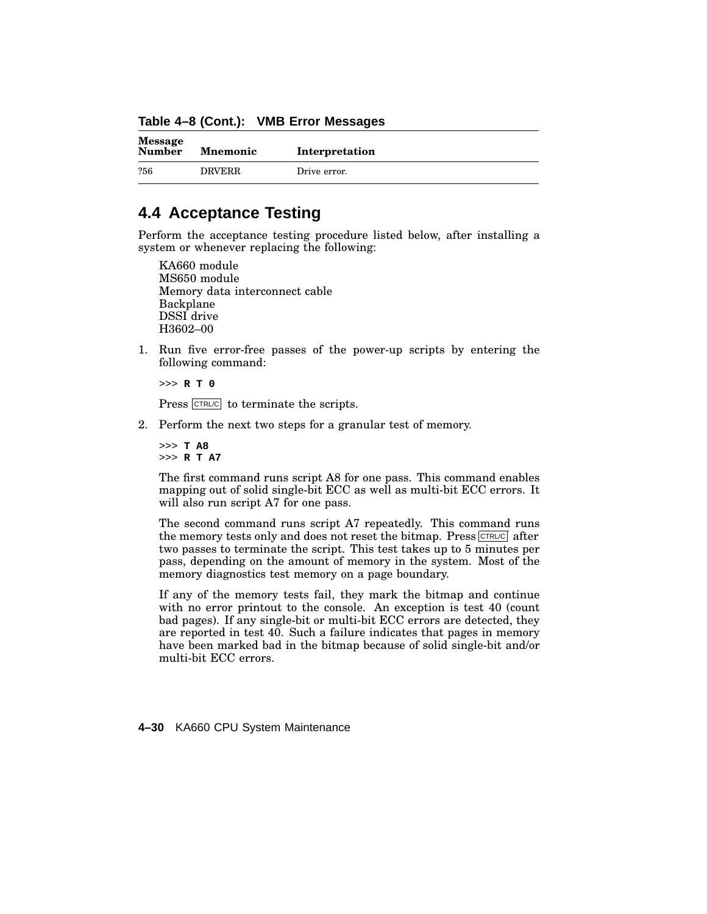**Table 4–8 (Cont.): VMB Error Messages**

| Message Number | Mnemonic | Interpretation |
|---|---|---|
| ?56 | DRVERR | Drive error. |

## 4.4 Acceptance Testing

Perform the acceptance testing procedure listed below, after installing a system or whenever replacing the following:

KA660 module
MS650 module
Memory data interconnect cable
Backplane
DSSI drive
H3602–00

1. Run five error-free passes of the power-up scripts by entering the following command:

   ```
   >>> R T 0
   ```

   Press CTRL/C to terminate the scripts.

2. Perform the next two steps for a granular test of memory.

   ```
   >>> T A8
   >>> R T A7
   ```

   The first command runs script A8 for one pass. This command enables mapping out of solid single-bit ECC as well as multi-bit ECC errors. It will also run script A7 for one pass.

   The second command runs script A7 repeatedly. This command runs the memory tests only and does not reset the bitmap. Press CTRL/C after two passes to terminate the script. This test takes up to 5 minutes per pass, depending on the amount of memory in the system. Most of the memory diagnostics test memory on a page boundary.

   If any of the memory tests fail, they mark the bitmap and continue with no error printout to the console. An exception is test 40 (count bad pages). If any single-bit or multi-bit ECC errors are detected, they are reported in test 40. Such a failure indicates that pages in memory have been marked bad in the bitmap because of solid single-bit and/or multi-bit ECC errors.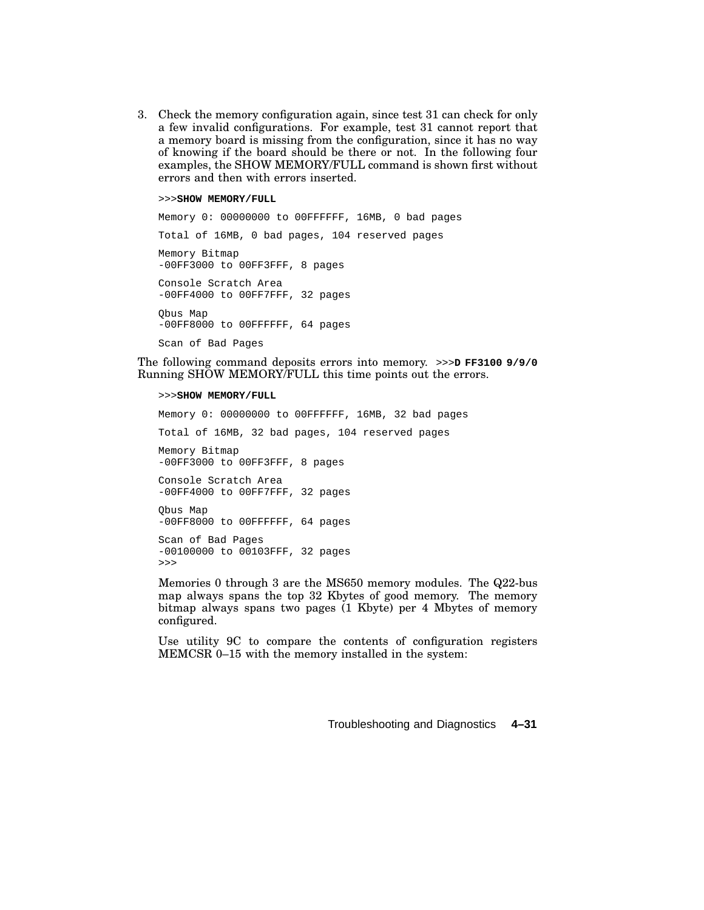3. Check the memory configuration again, since test 31 can check for only a few invalid configurations. For example, test 31 cannot report that a memory board is missing from the configuration, since it has no way of knowing if the board should be there or not. In the following four examples, the SHOW MEMORY/FULL command is shown first without errors and then with errors inserted.

```
>>>SHOW MEMORY/FULL

Memory 0: 00000000 to 00FFFFFF, 16MB, 0 bad pages

Total of 16MB, 0 bad pages, 104 reserved pages

Memory Bitmap
-00FF3000 to 00FF3FFF, 8 pages

Console Scratch Area
-00FF4000 to 00FF7FFF, 32 pages

Qbus Map
-00FF8000 to 00FFFFFF, 64 pages

Scan of Bad Pages
```

The following command deposits errors into memory. `>>>D FF3100 9/9/0` Running SHOW MEMORY/FULL this time points out the errors.

```
>>>SHOW MEMORY/FULL

Memory 0: 00000000 to 00FFFFFF, 16MB, 32 bad pages

Total of 16MB, 32 bad pages, 104 reserved pages

Memory Bitmap
-00FF3000 to 00FF3FFF, 8 pages

Console Scratch Area
-00FF4000 to 00FF7FFF, 32 pages

Qbus Map
-00FF8000 to 00FFFFFF, 64 pages

Scan of Bad Pages
-00100000 to 00103FFF, 32 pages
>>>
```

Memories 0 through 3 are the MS650 memory modules. The Q22-bus map always spans the top 32 Kbytes of good memory. The memory bitmap always spans two pages (1 Kbyte) per 4 Mbytes of memory configured.

Use utility 9C to compare the contents of configuration registers MEMCSR 0–15 with the memory installed in the system: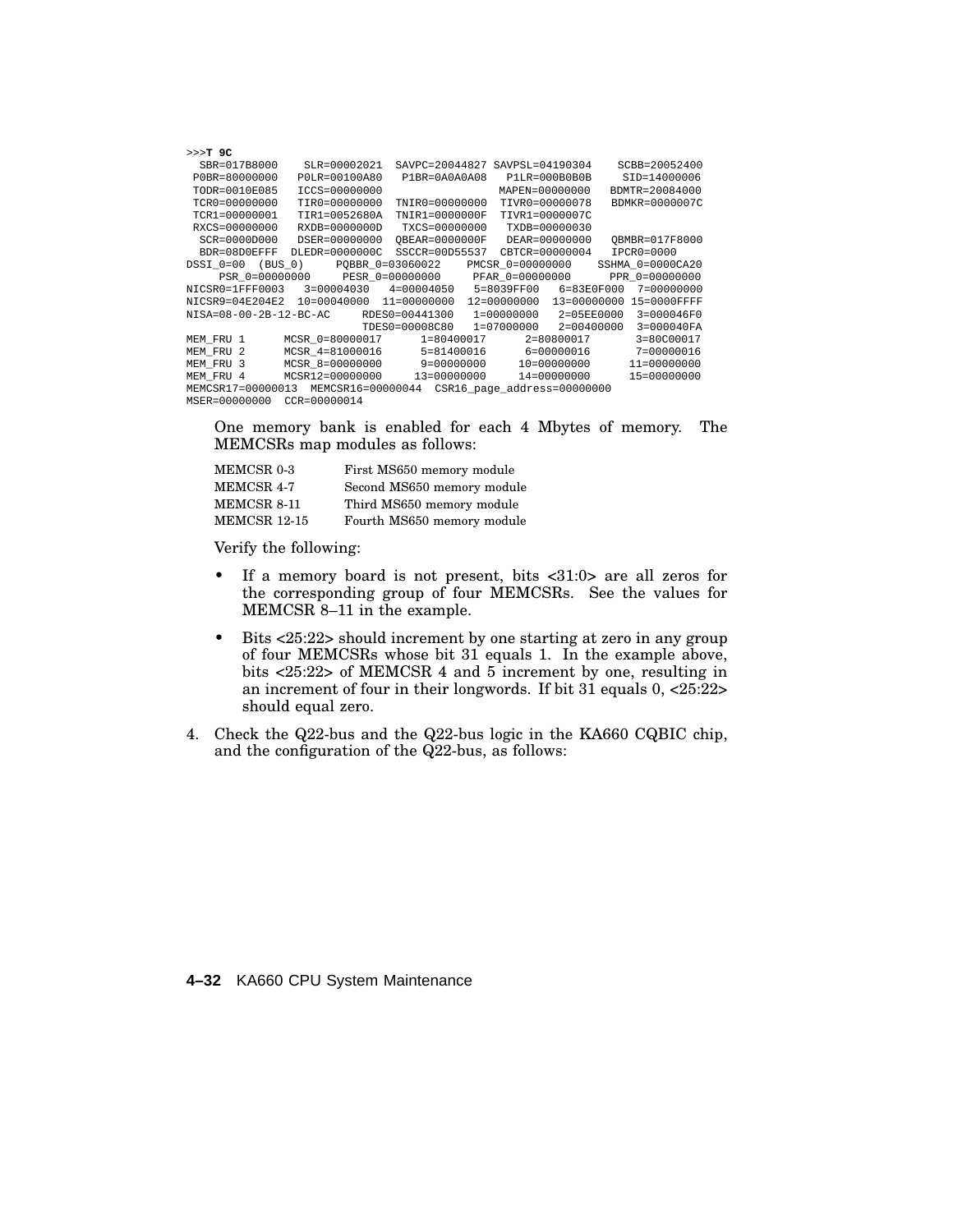```
>>>T 9C
  SBR=017B8000    SLR=00002021  SAVPC=20044827 SAVPSL=04190304    SCBB=20052400
 P0BR=80000000   P0LR=00100A80   P1BR=0A0A0A08   P1LR=000B0B0B     SID=14000006
 TODR=0010E085   ICCS=00000000                   MAPEN=00000000   BDMTR=20084000
 TCR0=00000000   TIR0=00000000  TNIR0=00000000  TIVR0=00000078   BDMKR=0000007C
 TCR1=00000001   TIR1=0052680A  TNIR1=0000000F  TIVR1=0000007C
 RXCS=00000000   RXDB=0000000D   TXCS=00000000   TXDB=00000030
  SCR=0000D000   DSER=00000000  QBEAR=0000000F   DEAR=00000000   QBMBR=017F8000
  BDR=08D0EFFF  DLEDR=0000000C  SSCCR=00D55537  CBTCR=00000004   IPCR0=0000
DSSI_0=00  (BUS_0)     PQBBR_0=03060022    PMCSR_0=00000000    SSHMA_0=0000CA20
    PSR_0=00000000     PESR_0=00000000     PFAR_0=00000000      PPR_0=00000000
NICSR0=1FFF0003   3=00004030   4=00004050   5=8039FF00   6=83E0F000  7=00000000
NICSR9=04E204E2  10=00040000  11=00000000  12=00000000  13=00000000 15=0000FFFF
NISA=08-00-2B-12-BC-AC     RDES0=00441300   1=00000000   2=05EE0000  3=000046F0
                           TDES0=00008C80   1=07000000   2=00400000  3=000040FA
MEM_FRU 1      MCSR_0=80000017      1=80400017      2=80800017       3=80C00017
MEM_FRU 2      MCSR_4=81000016      5=81400016      6=00000016       7=00000016
MEM_FRU 3      MCSR_8=00000000      9=00000000     10=00000000      11=00000000
MEM_FRU 4      MCSR12=00000000     13=00000000     14=00000000      15=00000000
MEMCSR17=00000013  MEMCSR16=00000044  CSR16_page_address=00000000
MSER=00000000  CCR=00000014
```

One memory bank is enabled for each 4 Mbytes of memory. The MEMCSRs map modules as follows:

| | |
|---|---|
| MEMCSR 0-3 | First MS650 memory module |
| MEMCSR 4-7 | Second MS650 memory module |
| MEMCSR 8-11 | Third MS650 memory module |
| MEMCSR 12-15 | Fourth MS650 memory module |

Verify the following:

- If a memory board is not present, bits <31:0> are all zeros for the corresponding group of four MEMCSRs. See the values for MEMCSR 8–11 in the example.
- Bits <25:22> should increment by one starting at zero in any group of four MEMCSRs whose bit 31 equals 1. In the example above, bits <25:22> of MEMCSR 4 and 5 increment by one, resulting in an increment of four in their longwords. If bit 31 equals 0, <25:22> should equal zero.

4. Check the Q22-bus and the Q22-bus logic in the KA660 CQBIC chip, and the configuration of the Q22-bus, as follows: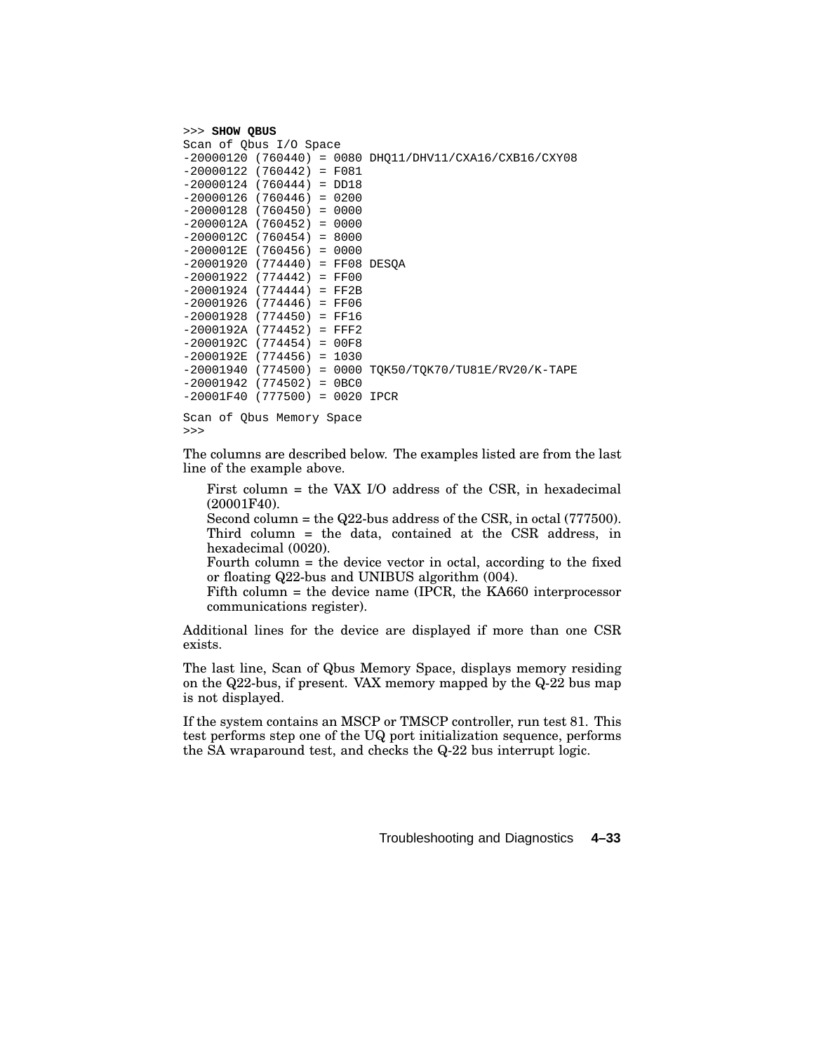```
>>> SHOW QBUS
Scan of Qbus I/O Space
-20000120 (760440) = 0080 DHQ11/DHV11/CXA16/CXB16/CXY08
-20000122 (760442) = F081
-20000124 (760444) = DD18
-20000126 (760446) = 0200
-20000128 (760450) = 0000
-2000012A (760452) = 0000
-2000012C (760454) = 8000
-2000012E (760456) = 0000
-20001920 (774440) = FF08 DESQA
-20001922 (774442) = FF00
-20001924 (774444) = FF2B
-20001926 (774446) = FF06
-20001928 (774450) = FF16
-2000192A (774452) = FFF2
-2000192C (774454) = 00F8
-2000192E (774456) = 1030
-20001940 (774500) = 0000 TQK50/TQK70/TU81E/RV20/K-TAPE
-20001942 (774502) = 0BC0
-20001F40 (777500) = 0020 IPCR

Scan of Qbus Memory Space
>>>
```

The columns are described below. The examples listed are from the last line of the example above.

First column = the VAX I/O address of the CSR, in hexadecimal (20001F40).
Second column = the Q22-bus address of the CSR, in octal (777500).
Third column = the data, contained at the CSR address, in hexadecimal (0020).
Fourth column = the device vector in octal, according to the fixed or floating Q22-bus and UNIBUS algorithm (004).
Fifth column = the device name (IPCR, the KA660 interprocessor communications register).

Additional lines for the device are displayed if more than one CSR exists.

The last line, Scan of Qbus Memory Space, displays memory residing on the Q22-bus, if present. VAX memory mapped by the Q-22 bus map is not displayed.

If the system contains an MSCP or TMSCP controller, run test 81. This test performs step one of the UQ port initialization sequence, performs the SA wraparound test, and checks the Q-22 bus interrupt logic.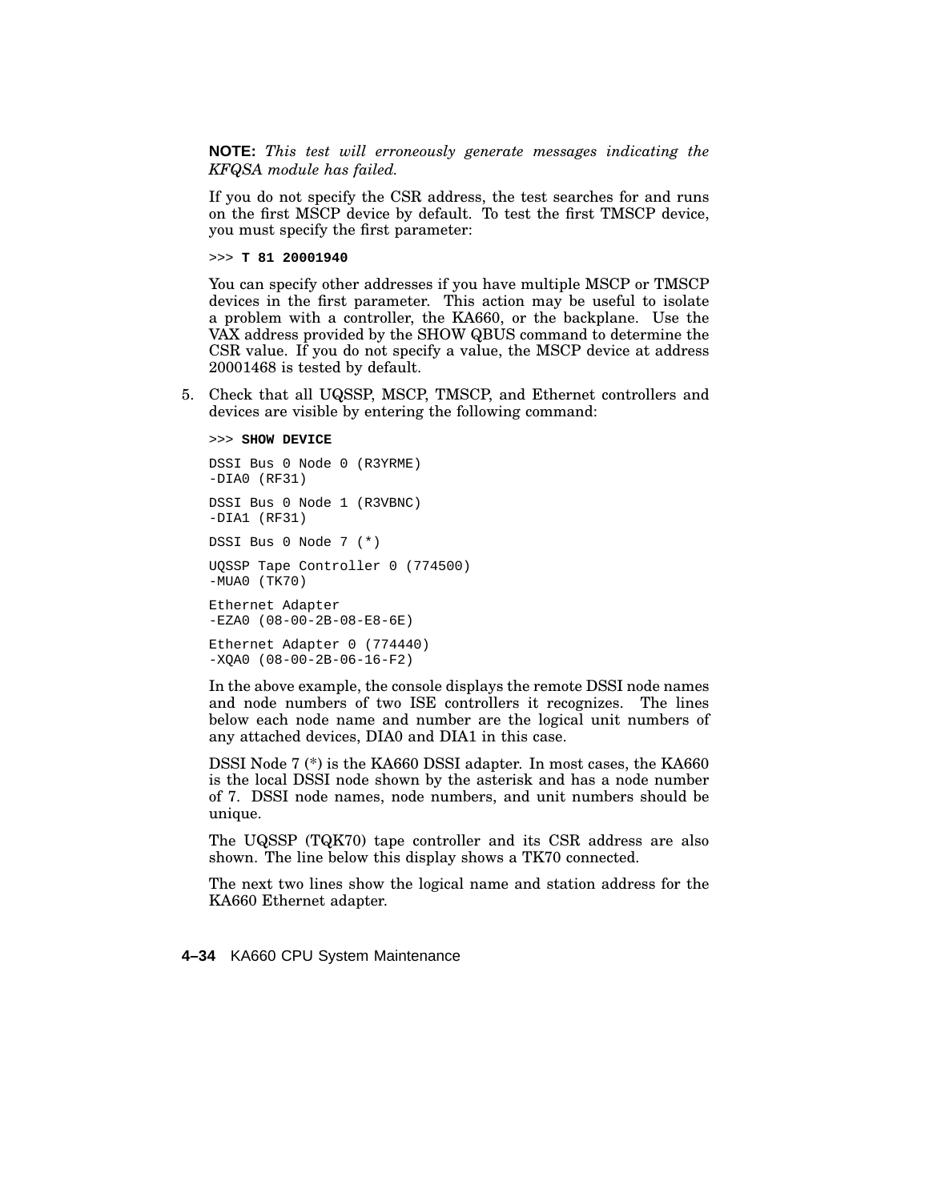**NOTE:** *This test will erroneously generate messages indicating the KFQSA module has failed.*

If you do not specify the CSR address, the test searches for and runs on the first MSCP device by default. To test the first TMSCP device, you must specify the first parameter:

```
>>> T 81 20001940
```

You can specify other addresses if you have multiple MSCP or TMSCP devices in the first parameter. This action may be useful to isolate a problem with a controller, the KA660, or the backplane. Use the VAX address provided by the SHOW QBUS command to determine the CSR value. If you do not specify a value, the MSCP device at address 20001468 is tested by default.

5. Check that all UQSSP, MSCP, TMSCP, and Ethernet controllers and devices are visible by entering the following command:

```
>>> SHOW DEVICE

DSSI Bus 0 Node 0 (R3YRME)
-DIA0 (RF31)

DSSI Bus 0 Node 1 (R3VBNC)
-DIA1 (RF31)

DSSI Bus 0 Node 7 (*)

UQSSP Tape Controller 0 (774500)
-MUA0 (TK70)

Ethernet Adapter
-EZA0 (08-00-2B-08-E8-6E)

Ethernet Adapter 0 (774440)
-XQA0 (08-00-2B-06-16-F2)
```

In the above example, the console displays the remote DSSI node names and node numbers of two ISE controllers it recognizes. The lines below each node name and number are the logical unit numbers of any attached devices, DIA0 and DIA1 in this case.

DSSI Node 7 (*) is the KA660 DSSI adapter. In most cases, the KA660 is the local DSSI node shown by the asterisk and has a node number of 7. DSSI node names, node numbers, and unit numbers should be unique.

The UQSSP (TQK70) tape controller and its CSR address are also shown. The line below this display shows a TK70 connected.

The next two lines show the logical name and station address for the KA660 Ethernet adapter.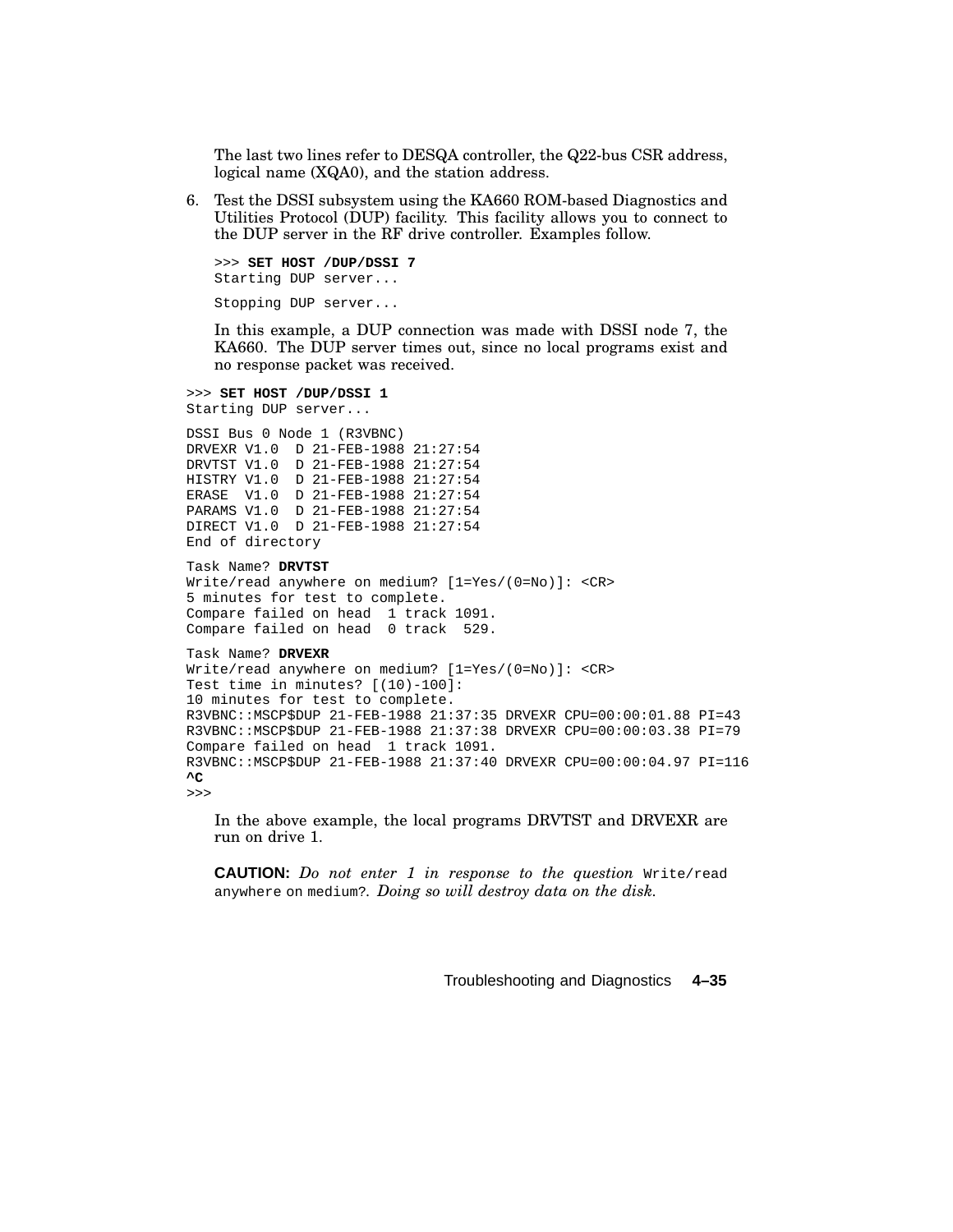The last two lines refer to DESQA controller, the Q22-bus CSR address, logical name (XQA0), and the station address.

6. Test the DSSI subsystem using the KA660 ROM-based Diagnostics and Utilities Protocol (DUP) facility. This facility allows you to connect to the DUP server in the RF drive controller. Examples follow.

```
>>> SET HOST /DUP/DSSI 7
Starting DUP server...

Stopping DUP server...
```

In this example, a DUP connection was made with DSSI node 7, the KA660. The DUP server times out, since no local programs exist and no response packet was received.

```
>>> SET HOST /DUP/DSSI 1
Starting DUP server...

DSSI Bus 0 Node 1 (R3VBNC)
DRVEXR V1.0  D 21-FEB-1988 21:27:54
DRVTST V1.0  D 21-FEB-1988 21:27:54
HISTRY V1.0  D 21-FEB-1988 21:27:54
ERASE  V1.0  D 21-FEB-1988 21:27:54
PARAMS V1.0  D 21-FEB-1988 21:27:54
DIRECT V1.0  D 21-FEB-1988 21:27:54
End of directory

Task Name? DRVTST
Write/read anywhere on medium? [1=Yes/(0=No)]: <CR>
5 minutes for test to complete.
Compare failed on head  1 track 1091.
Compare failed on head  0 track  529.

Task Name? DRVEXR
Write/read anywhere on medium? [1=Yes/(0=No)]: <CR>
Test time in minutes? [(10)-100]:
10 minutes for test to complete.
R3VBNC::MSCP$DUP 21-FEB-1988 21:37:35 DRVEXR CPU=00:00:01.88 PI=43
R3VBNC::MSCP$DUP 21-FEB-1988 21:37:38 DRVEXR CPU=00:00:03.38 PI=79
Compare failed on head  1 track 1091.
R3VBNC::MSCP$DUP 21-FEB-1988 21:37:40 DRVEXR CPU=00:00:04.97 PI=116
^C
>>>
```

In the above example, the local programs DRVTST and DRVEXR are run on drive 1.

**CAUTION:** *Do not enter 1 in response to the question* `Write/read anywhere on medium?`. *Doing so will destroy data on the disk.*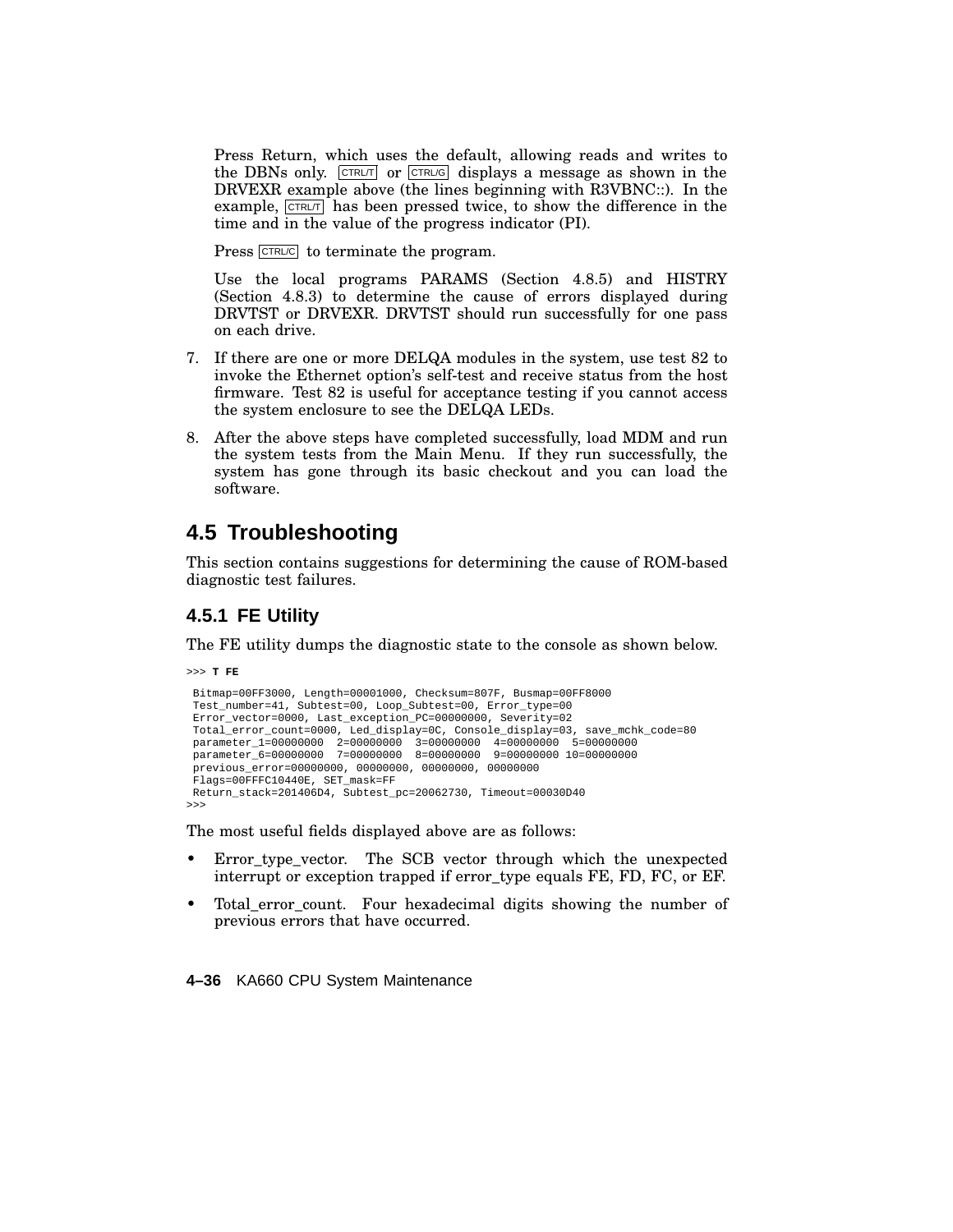Press Return, which uses the default, allowing reads and writes to the DBNs only. CTRL/T or CTRL/G displays a message as shown in the DRVEXR example above (the lines beginning with R3VBNC::). In the example, CTRL/T has been pressed twice, to show the difference in the time and in the value of the progress indicator (PI).

Press CTRL/C to terminate the program.

Use the local programs PARAMS (Section 4.8.5) and HISTRY (Section 4.8.3) to determine the cause of errors displayed during DRVTST or DRVEXR. DRVTST should run successfully for one pass on each drive.

7. If there are one or more DELQA modules in the system, use test 82 to invoke the Ethernet option's self-test and receive status from the host firmware. Test 82 is useful for acceptance testing if you cannot access the system enclosure to see the DELQA LEDs.

8. After the above steps have completed successfully, load MDM and run the system tests from the Main Menu. If they run successfully, the system has gone through its basic checkout and you can load the software.

## 4.5 Troubleshooting

This section contains suggestions for determining the cause of ROM-based diagnostic test failures.

### 4.5.1 FE Utility

The FE utility dumps the diagnostic state to the console as shown below.

```
>>> T FE

 Bitmap=00FF3000, Length=00001000, Checksum=807F, Busmap=00FF8000
 Test_number=41, Subtest=00, Loop_Subtest=00, Error_type=00
 Error_vector=0000, Last_exception_PC=00000000, Severity=02
 Total_error_count=0000, Led_display=0C, Console_display=03, save_mchk_code=80
 parameter_1=00000000  2=00000000  3=00000000  4=00000000  5=00000000
 parameter_6=00000000  7=00000000  8=00000000  9=00000000 10=00000000
 previous_error=00000000, 00000000, 00000000, 00000000
 Flags=00FFFC10440E, SET_mask=FF
 Return_stack=201406D4, Subtest_pc=20062730, Timeout=00030D40
>>>
```

The most useful fields displayed above are as follows:

- Error_type_vector. The SCB vector through which the unexpected interrupt or exception trapped if error_type equals FE, FD, FC, or EF.
- Total_error_count. Four hexadecimal digits showing the number of previous errors that have occurred.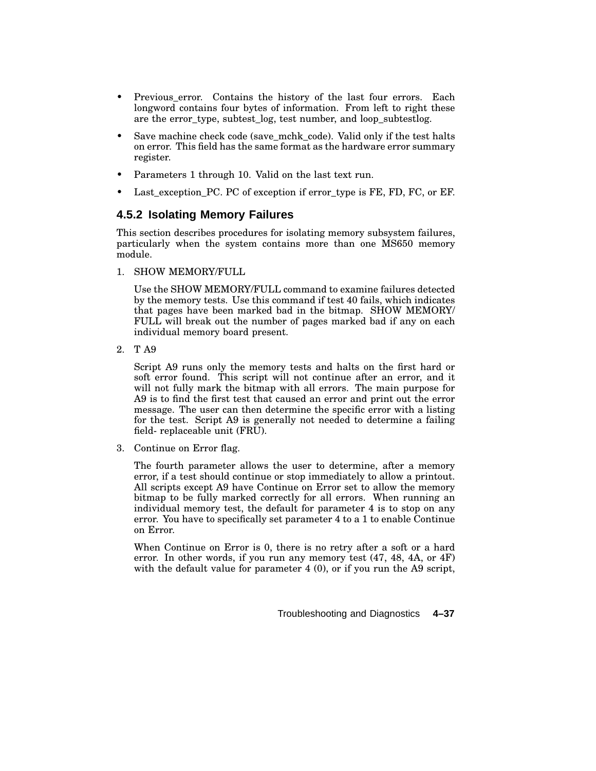- Previous_error. Contains the history of the last four errors. Each longword contains four bytes of information. From left to right these are the error_type, subtest_log, test number, and loop_subtestlog.
- Save machine check code (save_mchk_code). Valid only if the test halts on error. This field has the same format as the hardware error summary register.
- Parameters 1 through 10. Valid on the last text run.
- Last_exception_PC. PC of exception if error_type is FE, FD, FC, or EF.

### 4.5.2 Isolating Memory Failures

This section describes procedures for isolating memory subsystem failures, particularly when the system contains more than one MS650 memory module.

1. SHOW MEMORY/FULL

   Use the SHOW MEMORY/FULL command to examine failures detected by the memory tests. Use this command if test 40 fails, which indicates that pages have been marked bad in the bitmap. SHOW MEMORY/FULL will break out the number of pages marked bad if any on each individual memory board present.

2. T A9

   Script A9 runs only the memory tests and halts on the first hard or soft error found. This script will not continue after an error, and it will not fully mark the bitmap with all errors. The main purpose for A9 is to find the first test that caused an error and print out the error message. The user can then determine the specific error with a listing for the test. Script A9 is generally not needed to determine a failing field- replaceable unit (FRU).

3. Continue on Error flag.

   The fourth parameter allows the user to determine, after a memory error, if a test should continue or stop immediately to allow a printout. All scripts except A9 have Continue on Error set to allow the memory bitmap to be fully marked correctly for all errors. When running an individual memory test, the default for parameter 4 is to stop on any error. You have to specifically set parameter 4 to a 1 to enable Continue on Error.

   When Continue on Error is 0, there is no retry after a soft or a hard error. In other words, if you run any memory test (47, 48, 4A, or 4F) with the default value for parameter 4 (0), or if you run the A9 script,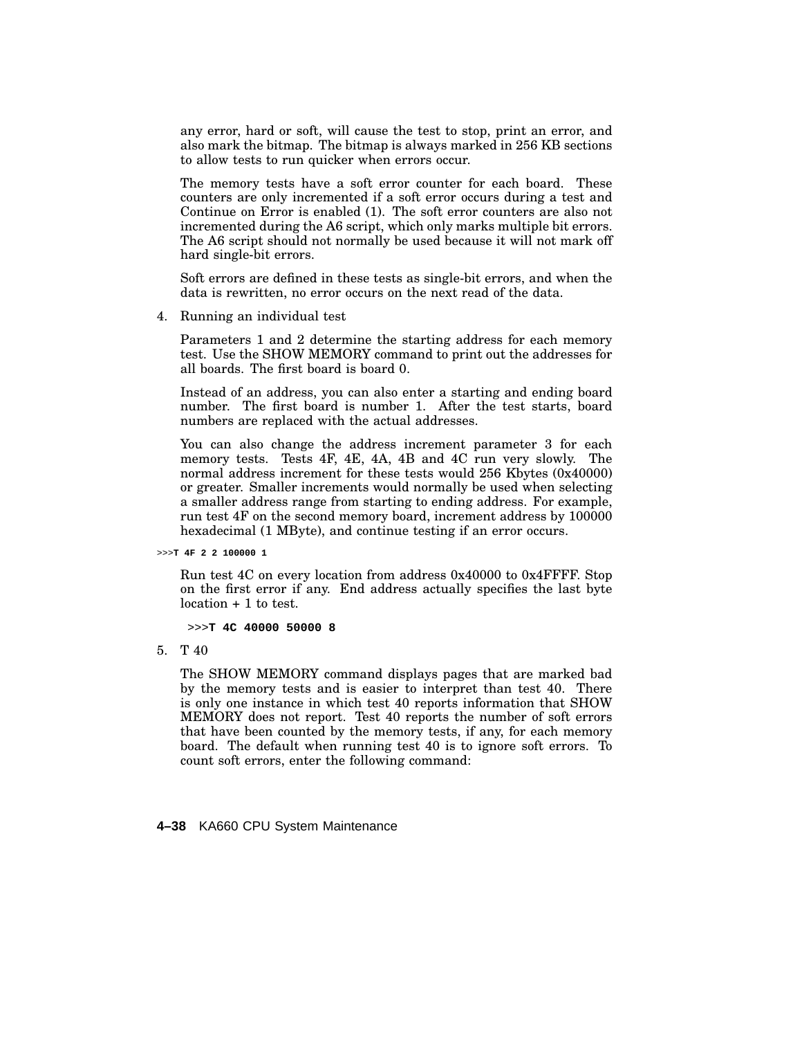any error, hard or soft, will cause the test to stop, print an error, and also mark the bitmap. The bitmap is always marked in 256 KB sections to allow tests to run quicker when errors occur.

The memory tests have a soft error counter for each board. These counters are only incremented if a soft error occurs during a test and Continue on Error is enabled (1). The soft error counters are also not incremented during the A6 script, which only marks multiple bit errors. The A6 script should not normally be used because it will not mark off hard single-bit errors.

Soft errors are defined in these tests as single-bit errors, and when the data is rewritten, no error occurs on the next read of the data.

4. Running an individual test

   Parameters 1 and 2 determine the starting address for each memory test. Use the SHOW MEMORY command to print out the addresses for all boards. The first board is board 0.

   Instead of an address, you can also enter a starting and ending board number. The first board is number 1. After the test starts, board numbers are replaced with the actual addresses.

   You can also change the address increment parameter 3 for each memory tests. Tests 4F, 4E, 4A, 4B and 4C run very slowly. The normal address increment for these tests would 256 Kbytes (0x40000) or greater. Smaller increments would normally be used when selecting a smaller address range from starting to ending address. For example, run test 4F on the second memory board, increment address by 100000 hexadecimal (1 MByte), and continue testing if an error occurs.

```
>>>T 4F 2 2 100000 1
```

   Run test 4C on every location from address 0x40000 to 0x4FFFF. Stop on the first error if any. End address actually specifies the last byte location + 1 to test.

```
>>>T 4C 40000 50000 8
```

5. T 40

   The SHOW MEMORY command displays pages that are marked bad by the memory tests and is easier to interpret than test 40. There is only one instance in which test 40 reports information that SHOW MEMORY does not report. Test 40 reports the number of soft errors that have been counted by the memory tests, if any, for each memory board. The default when running test 40 is to ignore soft errors. To count soft errors, enter the following command: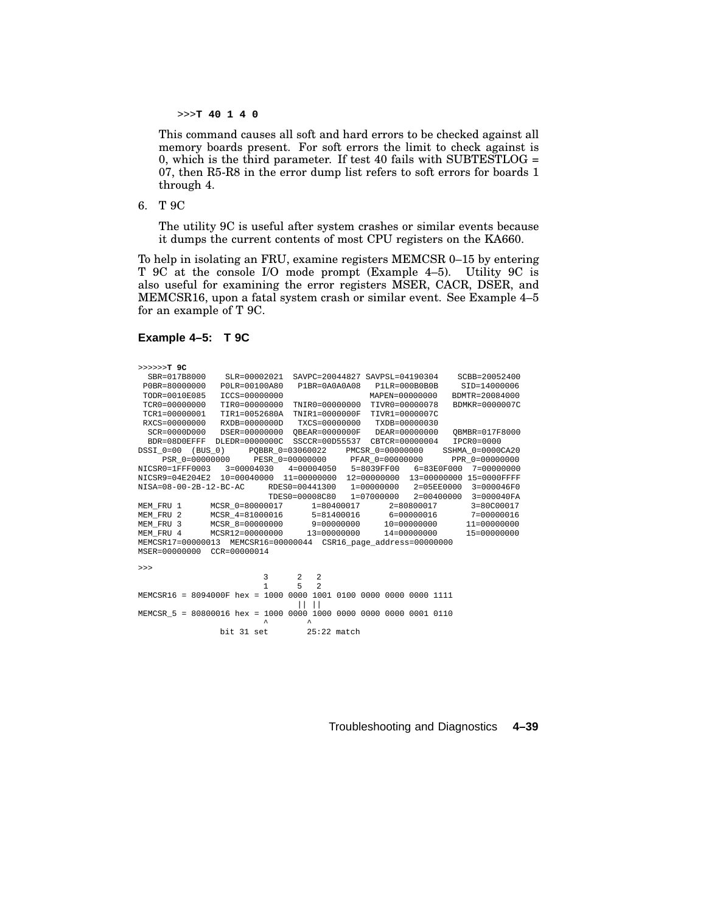```
>>>T 40 1 4 0
```

This command causes all soft and hard errors to be checked against all memory boards present. For soft errors the limit to check against is 0, which is the third parameter. If test 40 fails with SUBTESTLOG = 07, then R5-R8 in the error dump list refers to soft errors for boards 1 through 4.

6. T 9C

   The utility 9C is useful after system crashes or similar events because it dumps the current contents of most CPU registers on the KA660.

To help in isolating an FRU, examine registers MEMCSR 0–15 by entering T 9C at the console I/O mode prompt (Example 4–5). Utility 9C is also useful for examining the error registers MSER, CACR, DSER, and MEMCSR16, upon a fatal system crash or similar event. See Example 4–5 for an example of T 9C.

**Example 4–5: T 9C**

```
>>>>>>T 9C
  SBR=017B8000    SLR=00002021  SAVPC=20044827 SAVPSL=04190304    SCBB=20052400
 P0BR=80000000   P0LR=00100A80   P1BR=0A0A0A08   P1LR=000B0B0B     SID=14000006
 TODR=0010E085   ICCS=00000000                  MAPEN=00000000   BDMTR=20084000
 TCR0=00000000   TIR0=00000000  TNIR0=00000000  TIVR0=00000078   BDMKR=0000007C
 TCR1=00000001   TIR1=0052680A  TNIR1=0000000F  TIVR1=0000007C
 RXCS=00000000   RXDB=0000000D   TXCS=00000000   TXDB=00000030
  SCR=0000D000   DSER=00000000  QBEAR=0000000F   DEAR=00000000   QBMBR=017F8000
  BDR=08D0EFFF  DLEDR=0000000C  SSCCR=00D55537  CBTCR=00000004   IPCR0=0000
DSSI_0=00  (BUS_0)     PQBBR_0=03060022    PMCSR_0=00000000    SSHMA_0=0000CA20
     PSR_0=00000000     PESR_0=00000000     PFAR_0=00000000      PPR_0=00000000
NICSR0=1FFF0003   3=00004030   4=00004050   5=8039FF00   6=83E0F000  7=00000000
NICSR9=04E204E2  10=00040000  11=00000000  12=00000000  13=00000000 15=0000FFFF
NISA=08-00-2B-12-BC-AC     RDES0=00441300   1=00000000   2=05EE0000  3=000046F0
                           TDES0=00008C80   1=07000000   2=00400000  3=000040FA
MEM_FRU 1      MCSR_0=80000017      1=80400017      2=80800017       3=80C00017
MEM_FRU 2      MCSR_4=81000016      5=81400016      6=00000016       7=00000016
MEM_FRU 3      MCSR_8=00000000      9=00000000     10=00000000      11=00000000
MEM_FRU 4      MCSR12=00000000     13=00000000     14=00000000      15=00000000
MEMCSR17=00000013  MEMCSR16=00000044  CSR16_page_address=00000000
MSER=00000000  CCR=00000014

>>>
                           3      2   2
                           1      5   2
MEMCSR16 = 8094000F hex = 1000 0000 1001 0100 0000 0000 0000 1111
                                   || ||
MEMCSR_5 = 80800016 hex = 1000 0000 1000 0000 0000 0000 0001 0110
                           ^         ^
                  bit 31 set        25:22 match
```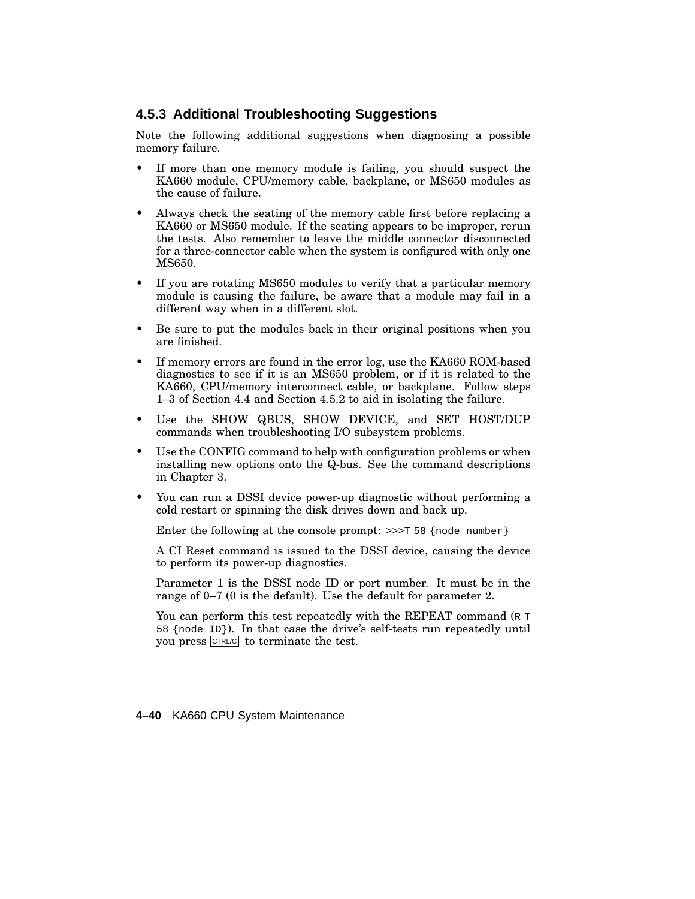### 4.5.3 Additional Troubleshooting Suggestions

Note the following additional suggestions when diagnosing a possible memory failure.

- If more than one memory module is failing, you should suspect the KA660 module, CPU/memory cable, backplane, or MS650 modules as the cause of failure.
- Always check the seating of the memory cable first before replacing a KA660 or MS650 module. If the seating appears to be improper, rerun the tests. Also remember to leave the middle connector disconnected for a three-connector cable when the system is configured with only one MS650.
- If you are rotating MS650 modules to verify that a particular memory module is causing the failure, be aware that a module may fail in a different way when in a different slot.
- Be sure to put the modules back in their original positions when you are finished.
- If memory errors are found in the error log, use the KA660 ROM-based diagnostics to see if it is an MS650 problem, or if it is related to the KA660, CPU/memory interconnect cable, or backplane. Follow steps 1–3 of Section 4.4 and Section 4.5.2 to aid in isolating the failure.
- Use the SHOW QBUS, SHOW DEVICE, and SET HOST/DUP commands when troubleshooting I/O subsystem problems.
- Use the CONFIG command to help with configuration problems or when installing new options onto the Q-bus. See the command descriptions in Chapter 3.
- You can run a DSSI device power-up diagnostic without performing a cold restart or spinning the disk drives down and back up.

  Enter the following at the console prompt: `>>>T 58 {node_number}`

  A CI Reset command is issued to the DSSI device, causing the device to perform its power-up diagnostics.

  Parameter 1 is the DSSI node ID or port number. It must be in the range of 0–7 (0 is the default). Use the default for parameter 2.

  You can perform this test repeatedly with the REPEAT command (`R T 58 {node_ID}`). In that case the drive's self-tests run repeatedly until you press CTRL/C to terminate the test.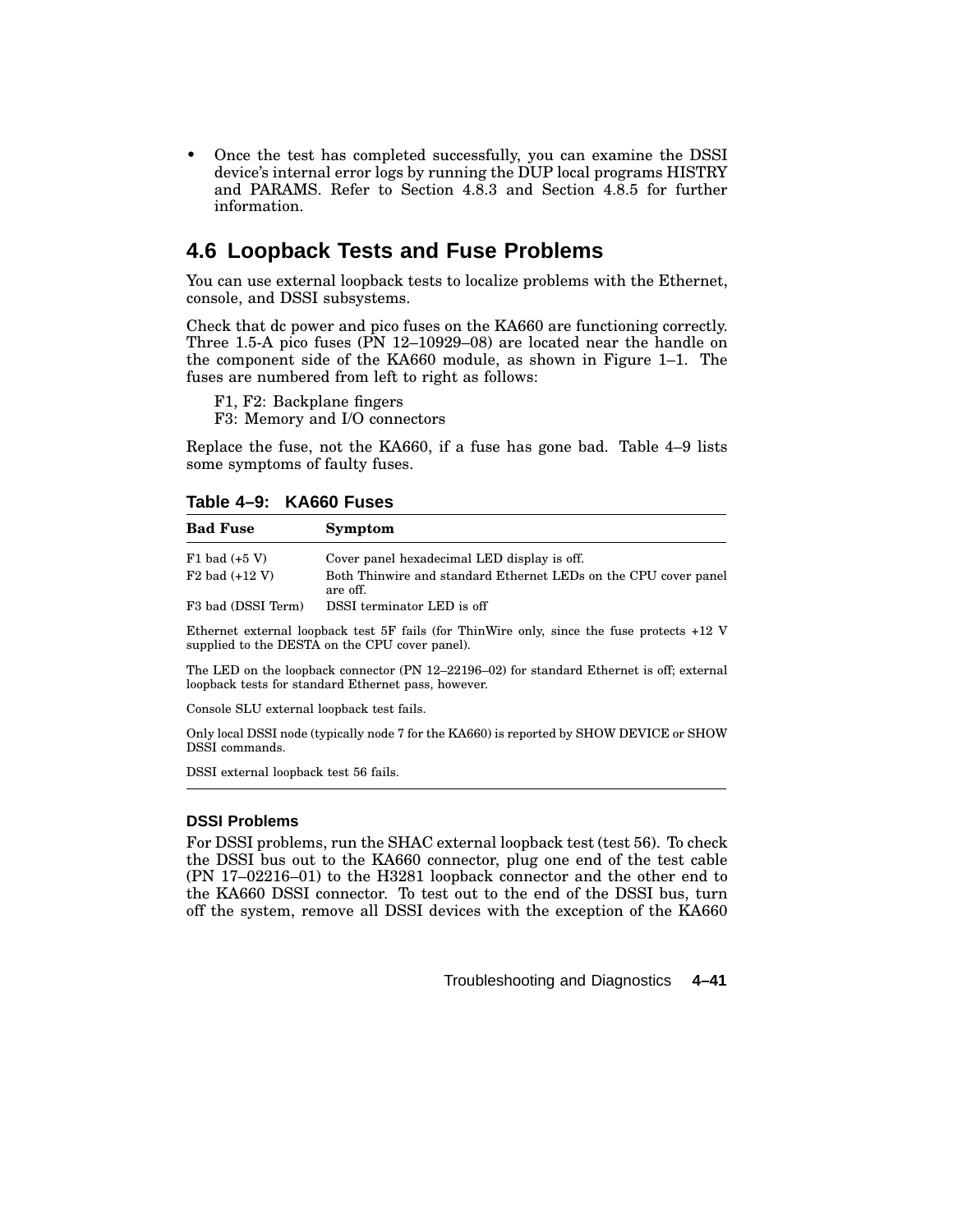- Once the test has completed successfully, you can examine the DSSI device's internal error logs by running the DUP local programs HISTRY and PARAMS. Refer to Section 4.8.3 and Section 4.8.5 for further information.

## 4.6 Loopback Tests and Fuse Problems

You can use external loopback tests to localize problems with the Ethernet, console, and DSSI subsystems.

Check that dc power and pico fuses on the KA660 are functioning correctly. Three 1.5-A pico fuses (PN 12–10929–08) are located near the handle on the component side of the KA660 module, as shown in Figure 1–1. The fuses are numbered from left to right as follows:

F1, F2: Backplane fingers
F3: Memory and I/O connectors

Replace the fuse, not the KA660, if a fuse has gone bad. Table 4–9 lists some symptoms of faulty fuses.

**Table 4–9: KA660 Fuses**

| Bad Fuse | Symptom |
|---|---|
| F1 bad (+5 V) | Cover panel hexadecimal LED display is off. |
| F2 bad (+12 V) | Both Thinwire and standard Ethernet LEDs on the CPU cover panel are off. |
| F3 bad (DSSI Term) | DSSI terminator LED is off |
| Ethernet external loopback test 5F fails (for ThinWire only, since the fuse protects +12 V supplied to the DESTA on the CPU cover panel). | |
| The LED on the loopback connector (PN 12–22196–02) for standard Ethernet is off; external loopback tests for standard Ethernet pass, however. | |
| Console SLU external loopback test fails. | |
| Only local DSSI node (typically node 7 for the KA660) is reported by SHOW DEVICE or SHOW DSSI commands. | |
| DSSI external loopback test 56 fails. | |

### DSSI Problems

For DSSI problems, run the SHAC external loopback test (test 56). To check the DSSI bus out to the KA660 connector, plug one end of the test cable (PN 17–02216–01) to the H3281 loopback connector and the other end to the KA660 DSSI connector. To test out to the end of the DSSI bus, turn off the system, remove all DSSI devices with the exception of the KA660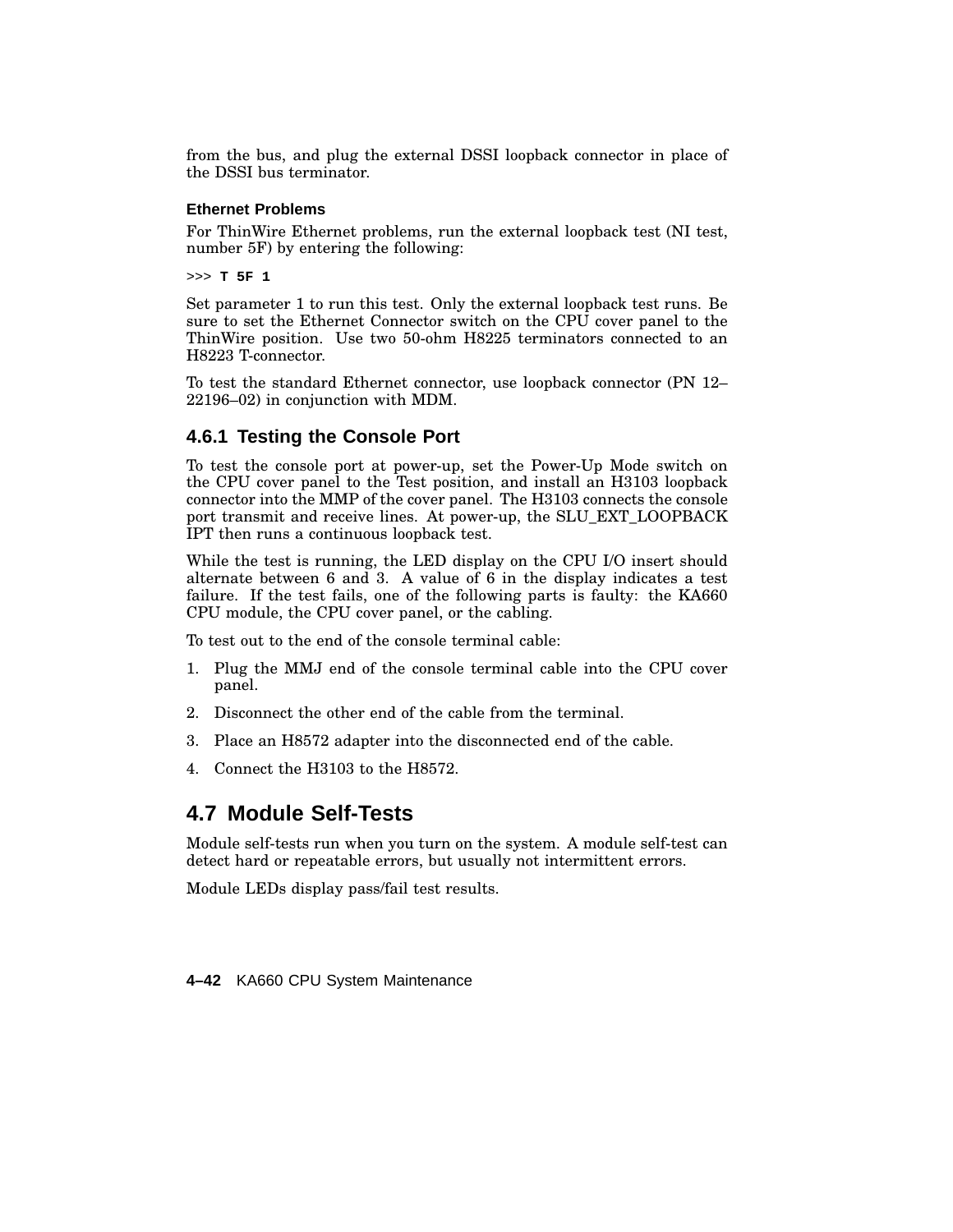from the bus, and plug the external DSSI loopback connector in place of the DSSI bus terminator.

#### Ethernet Problems

For ThinWire Ethernet problems, run the external loopback test (NI test, number 5F) by entering the following:

```
>>> T 5F 1
```

Set parameter 1 to run this test. Only the external loopback test runs. Be sure to set the Ethernet Connector switch on the CPU cover panel to the ThinWire position. Use two 50-ohm H8225 terminators connected to an H8223 T-connector.

To test the standard Ethernet connector, use loopback connector (PN 12–22196–02) in conjunction with MDM.

### 4.6.1 Testing the Console Port

To test the console port at power-up, set the Power-Up Mode switch on the CPU cover panel to the Test position, and install an H3103 loopback connector into the MMP of the cover panel. The H3103 connects the console port transmit and receive lines. At power-up, the SLU_EXT_LOOPBACK IPT then runs a continuous loopback test.

While the test is running, the LED display on the CPU I/O insert should alternate between 6 and 3. A value of 6 in the display indicates a test failure. If the test fails, one of the following parts is faulty: the KA660 CPU module, the CPU cover panel, or the cabling.

To test out to the end of the console terminal cable:

1. Plug the MMJ end of the console terminal cable into the CPU cover panel.
2. Disconnect the other end of the cable from the terminal.
3. Place an H8572 adapter into the disconnected end of the cable.
4. Connect the H3103 to the H8572.

## 4.7 Module Self-Tests

Module self-tests run when you turn on the system. A module self-test can detect hard or repeatable errors, but usually not intermittent errors.

Module LEDs display pass/fail test results.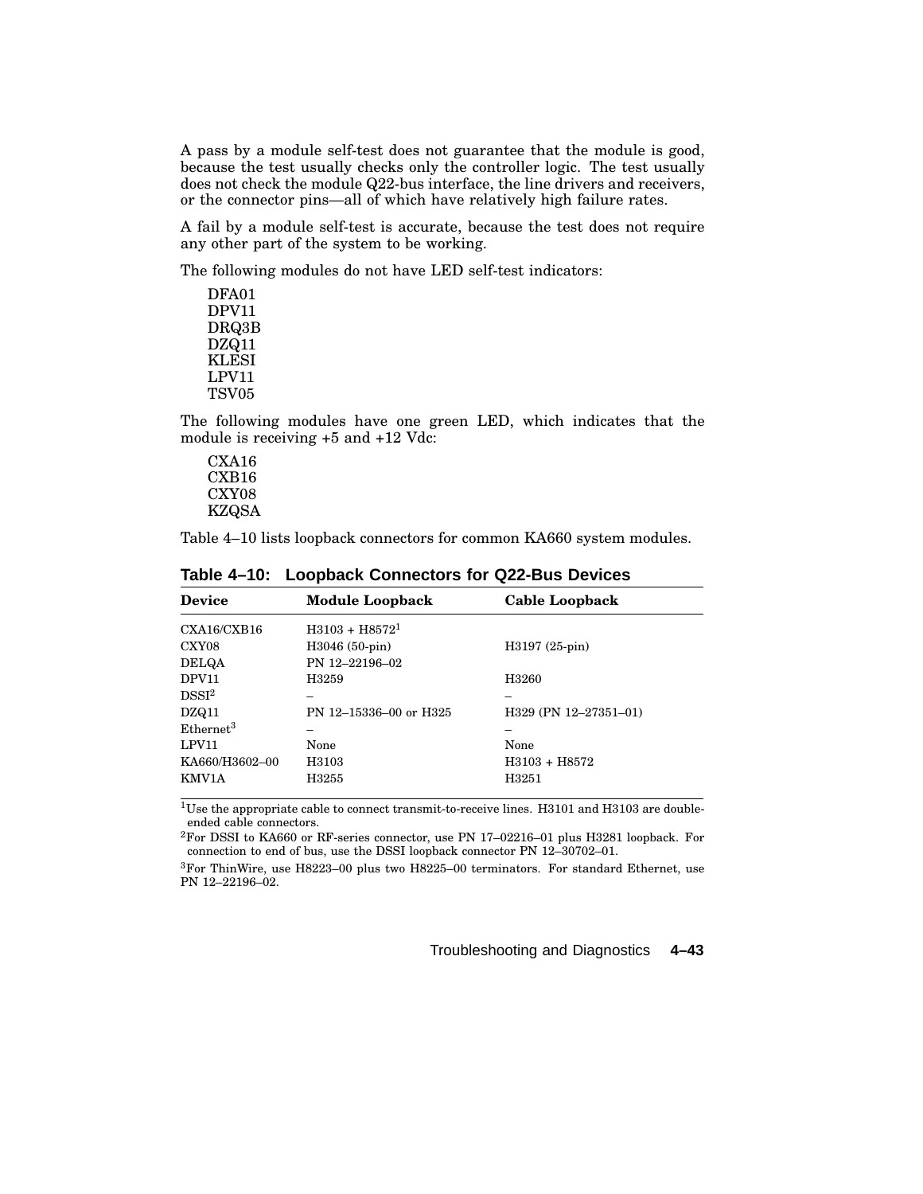A pass by a module self-test does not guarantee that the module is good, because the test usually checks only the controller logic. The test usually does not check the module Q22-bus interface, the line drivers and receivers, or the connector pins—all of which have relatively high failure rates.

A fail by a module self-test is accurate, because the test does not require any other part of the system to be working.

The following modules do not have LED self-test indicators:

DFA01
DPV11
DRQ3B
DZQ11
KLESI
LPV11
TSV05

The following modules have one green LED, which indicates that the module is receiving +5 and +12 Vdc:

CXA16
CXB16
CXY08
KZQSA

Table 4–10 lists loopback connectors for common KA660 system modules.

**Table 4–10: Loopback Connectors for Q22-Bus Devices**

| Device | Module Loopback | Cable Loopback |
|---|---|---|
| CXA16/CXB16 | H3103 + H8572[1] | |
| CXY08 | H3046 (50-pin) | H3197 (25-pin) |
| DELQA | PN 12–22196–02 | |
| DPV11 | H3259 | H3260 |
| DSSI[2] | – | – |
| DZQ11 | PN 12–15336–00 or H325 | H329 (PN 12–27351–01) |
| Ethernet[3] | – | – |
| LPV11 | None | None |
| KA660/H3602–00 | H3103 | H3103 + H8572 |
| KMV1A | H3255 | H3251 |

[1]Use the appropriate cable to connect transmit-to-receive lines. H3101 and H3103 are double-ended cable connectors.

[2]For DSSI to KA660 or RF-series connector, use PN 17–02216–01 plus H3281 loopback. For connection to end of bus, use the DSSI loopback connector PN 12–30702–01.

[3]For ThinWire, use H8223–00 plus two H8225–00 terminators. For standard Ethernet, use PN 12–22196–02.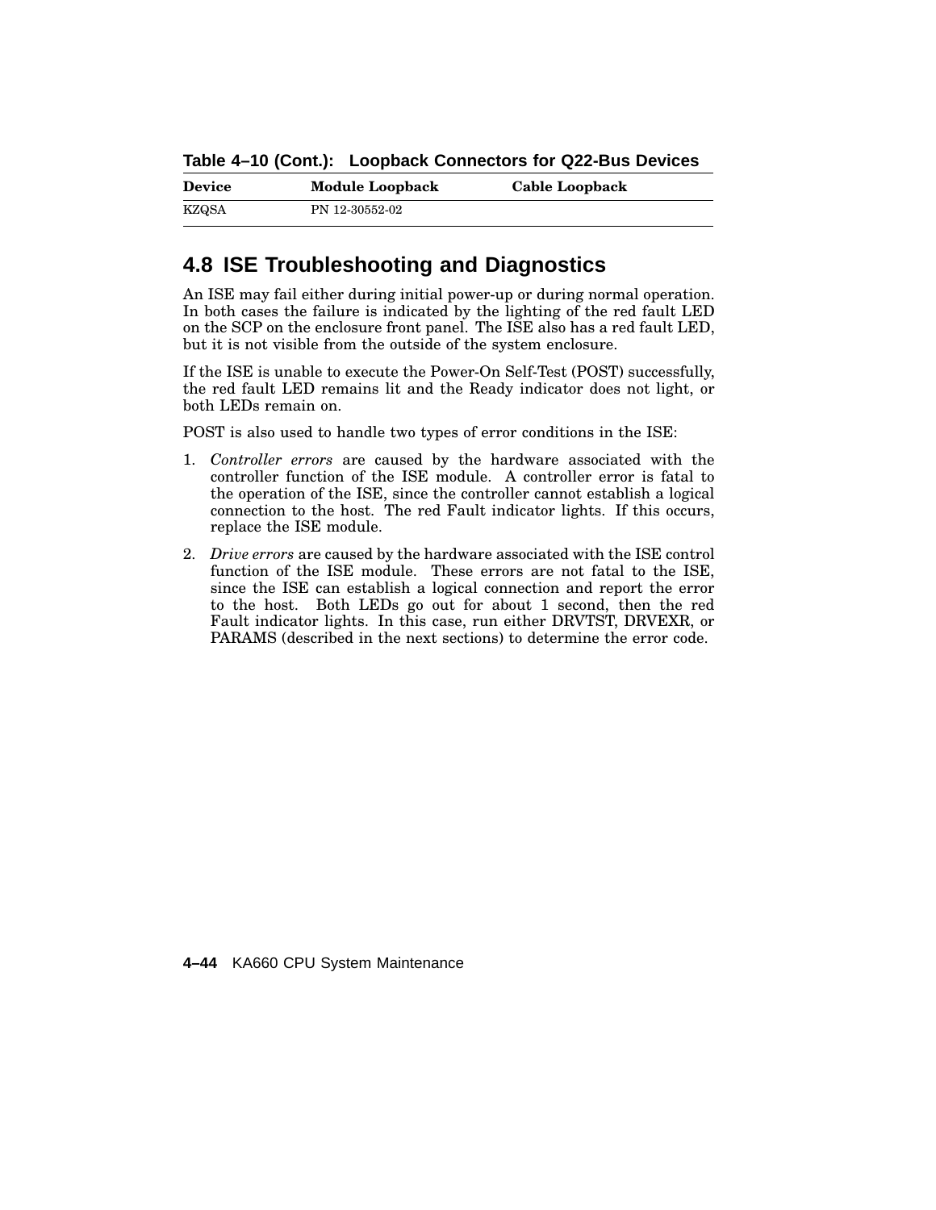**Table 4–10 (Cont.): Loopback Connectors for Q22-Bus Devices**

| Device | Module Loopback | Cable Loopback |
|---|---|---|
| KZQSA | PN 12-30552-02 | |

## 4.8 ISE Troubleshooting and Diagnostics

An ISE may fail either during initial power-up or during normal operation. In both cases the failure is indicated by the lighting of the red fault LED on the SCP on the enclosure front panel. The ISE also has a red fault LED, but it is not visible from the outside of the system enclosure.

If the ISE is unable to execute the Power-On Self-Test (POST) successfully, the red fault LED remains lit and the Ready indicator does not light, or both LEDs remain on.

POST is also used to handle two types of error conditions in the ISE:

1. *Controller errors* are caused by the hardware associated with the controller function of the ISE module. A controller error is fatal to the operation of the ISE, since the controller cannot establish a logical connection to the host. The red Fault indicator lights. If this occurs, replace the ISE module.
2. *Drive errors* are caused by the hardware associated with the ISE control function of the ISE module. These errors are not fatal to the ISE, since the ISE can establish a logical connection and report the error to the host. Both LEDs go out for about 1 second, then the red Fault indicator lights. In this case, run either DRVTST, DRVEXR, or PARAMS (described in the next sections) to determine the error code.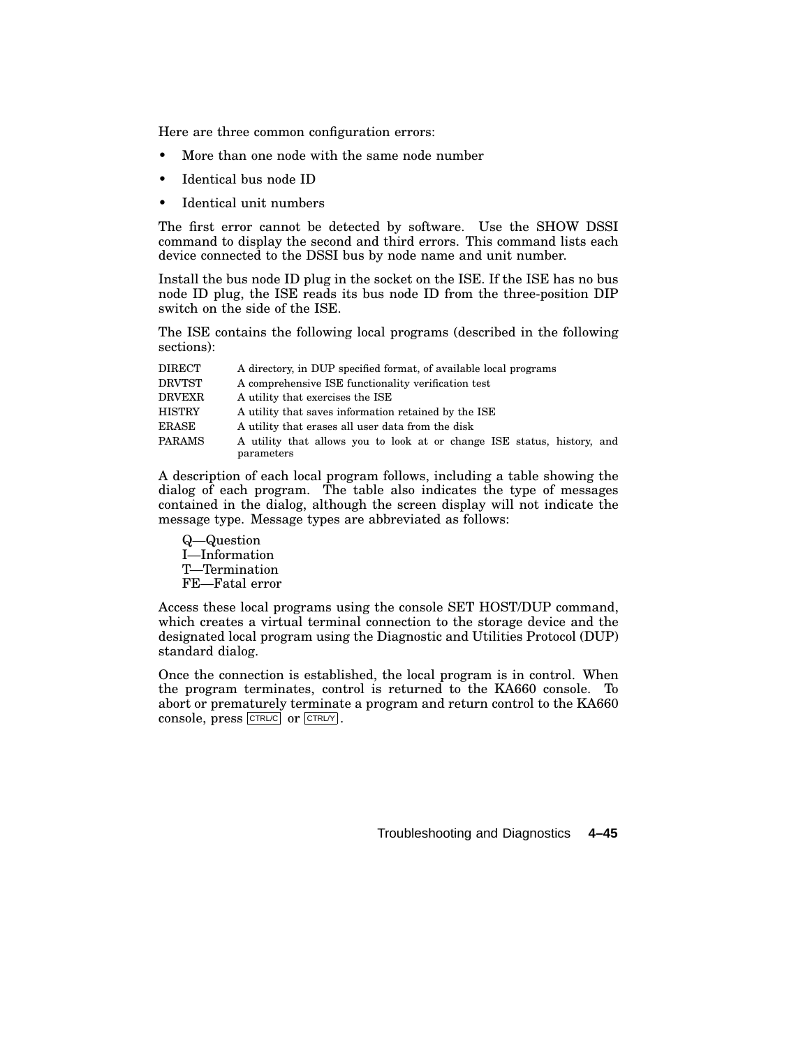Here are three common configuration errors:

- More than one node with the same node number
- Identical bus node ID
- Identical unit numbers

The first error cannot be detected by software. Use the SHOW DSSI command to display the second and third errors. This command lists each device connected to the DSSI bus by node name and unit number.

Install the bus node ID plug in the socket on the ISE. If the ISE has no bus node ID plug, the ISE reads its bus node ID from the three-position DIP switch on the side of the ISE.

The ISE contains the following local programs (described in the following sections):

| | |
|---|---|
| DIRECT | A directory, in DUP specified format, of available local programs |
| DRVTST | A comprehensive ISE functionality verification test |
| DRVEXR | A utility that exercises the ISE |
| HISTRY | A utility that saves information retained by the ISE |
| ERASE | A utility that erases all user data from the disk |
| PARAMS | A utility that allows you to look at or change ISE status, history, and parameters |

A description of each local program follows, including a table showing the dialog of each program. The table also indicates the type of messages contained in the dialog, although the screen display will not indicate the message type. Message types are abbreviated as follows:

Q—Question
I—Information
T—Termination
FE—Fatal error

Access these local programs using the console SET HOST/DUP command, which creates a virtual terminal connection to the storage device and the designated local program using the Diagnostic and Utilities Protocol (DUP) standard dialog.

Once the connection is established, the local program is in control. When the program terminates, control is returned to the KA660 console. To abort or prematurely terminate a program and return control to the KA660 console, press CTRL/C or CTRL/Y.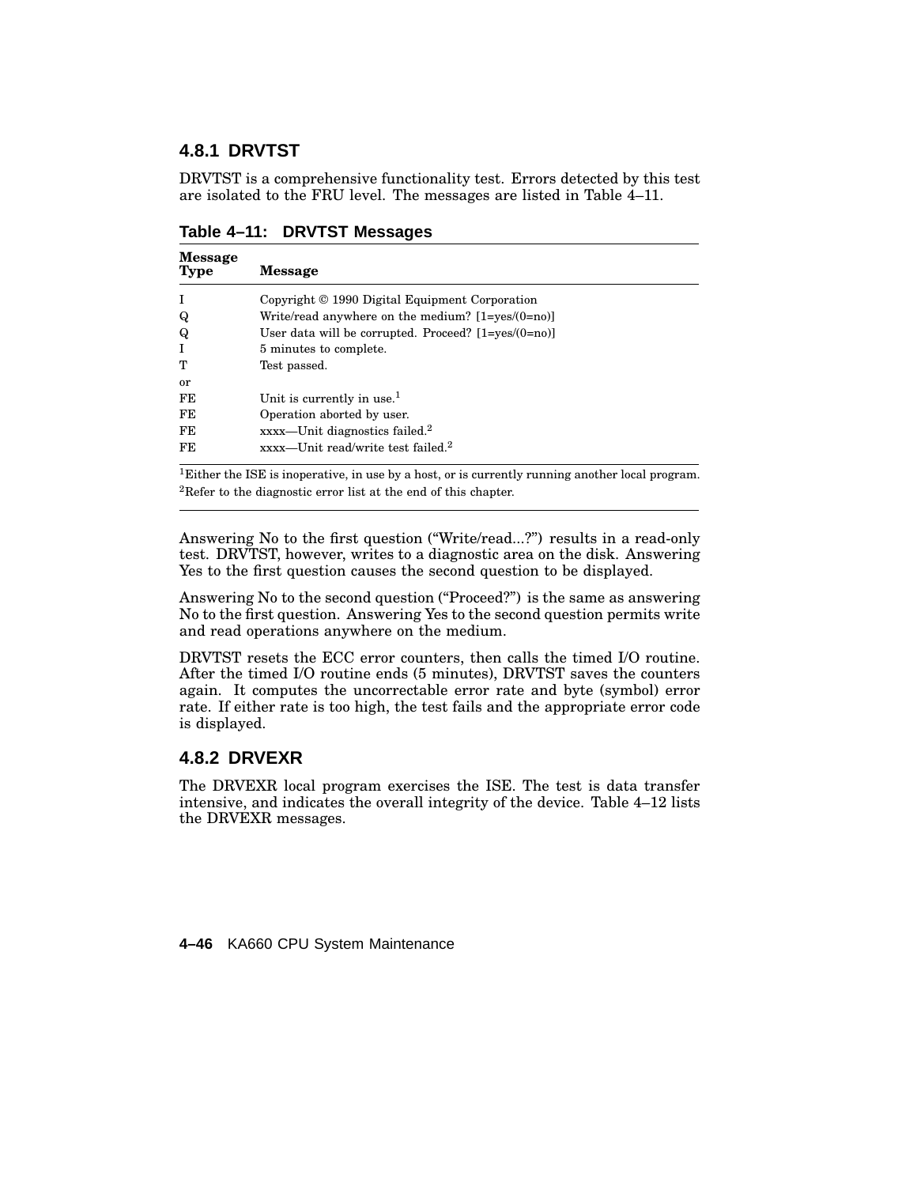### 4.8.1 DRVTST

DRVTST is a comprehensive functionality test. Errors detected by this test are isolated to the FRU level. The messages are listed in Table 4–11.

**Table 4–11: DRVTST Messages**

| Message Type | Message |
|---|---|
| I | Copyright © 1990 Digital Equipment Corporation |
| Q | Write/read anywhere on the medium? [1=yes/(0=no)] |
| Q | User data will be corrupted. Proceed? [1=yes/(0=no)] |
| I | 5 minutes to complete. |
| T | Test passed. |
| or | |
| FE | Unit is currently in use.[1] |
| FE | Operation aborted by user. |
| FE | xxxx—Unit diagnostics failed.[2] |
| FE | xxxx—Unit read/write test failed.[2] |

[1]Either the ISE is inoperative, in use by a host, or is currently running another local program.

[2]Refer to the diagnostic error list at the end of this chapter.

Answering No to the first question ("Write/read...?") results in a read-only test. DRVTST, however, writes to a diagnostic area on the disk. Answering Yes to the first question causes the second question to be displayed.

Answering No to the second question ("Proceed?") is the same as answering No to the first question. Answering Yes to the second question permits write and read operations anywhere on the medium.

DRVTST resets the ECC error counters, then calls the timed I/O routine. After the timed I/O routine ends (5 minutes), DRVTST saves the counters again. It computes the uncorrectable error rate and byte (symbol) error rate. If either rate is too high, the test fails and the appropriate error code is displayed.

### 4.8.2 DRVEXR

The DRVEXR local program exercises the ISE. The test is data transfer intensive, and indicates the overall integrity of the device. Table 4–12 lists the DRVEXR messages.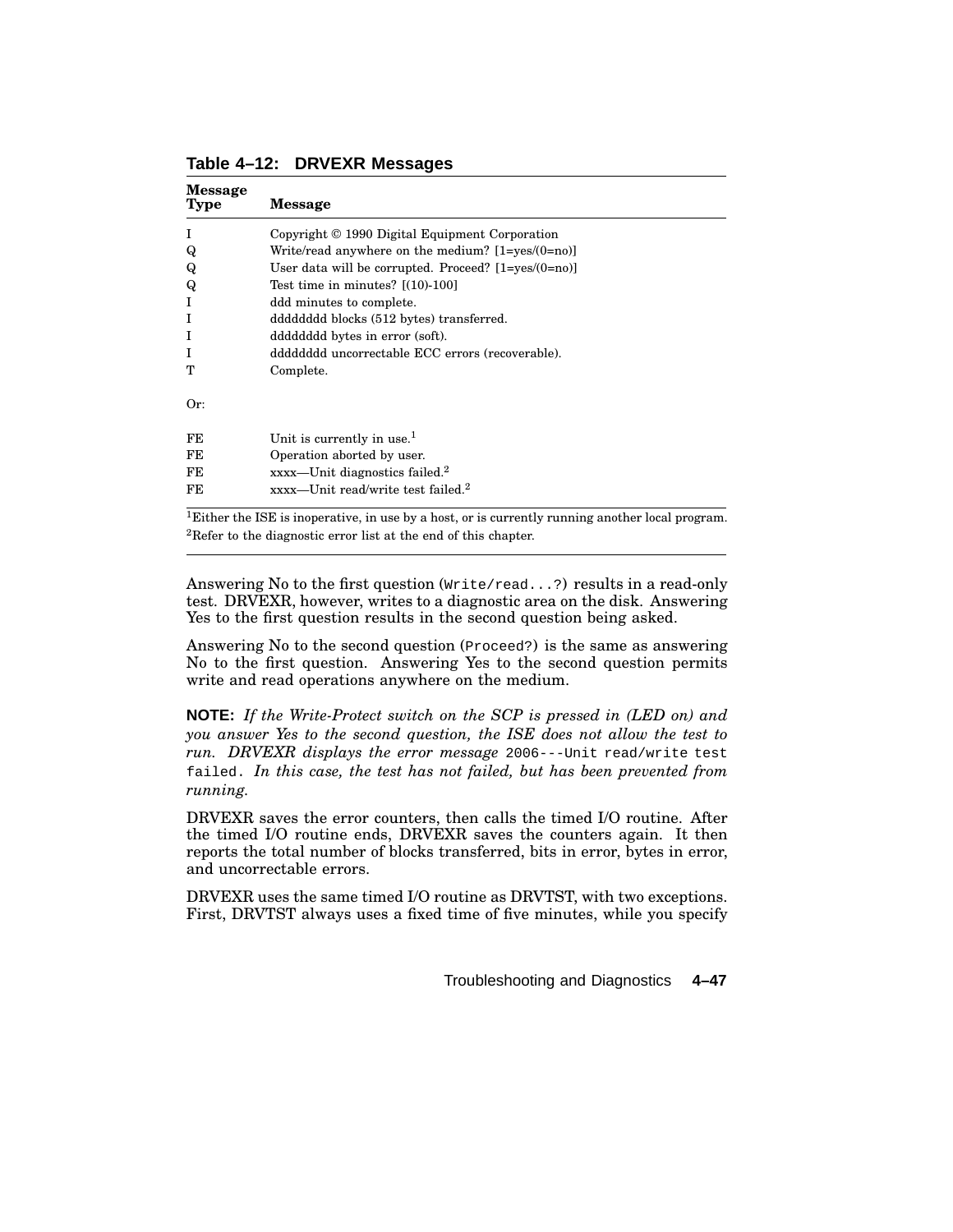**Table 4–12: DRVEXR Messages**

| Message Type | Message |
|---|---|
| I | Copyright © 1990 Digital Equipment Corporation |
| Q | Write/read anywhere on the medium? [1=yes/(0=no)] |
| Q | User data will be corrupted. Proceed? [1=yes/(0=no)] |
| Q | Test time in minutes? [(10)-100] |
| I | ddd minutes to complete. |
| I | dddddddd blocks (512 bytes) transferred. |
| I | dddddddd bytes in error (soft). |
| I | dddddddd uncorrectable ECC errors (recoverable). |
| T | Complete. |
| Or: | |
| FE | Unit is currently in use.[1] |
| FE | Operation aborted by user. |
| FE | xxxx—Unit diagnostics failed.[2] |
| FE | xxxx—Unit read/write test failed.[2] |

[1]Either the ISE is inoperative, in use by a host, or is currently running another local program.
[2]Refer to the diagnostic error list at the end of this chapter.

Answering No to the first question (`Write/read...?`) results in a read-only test. DRVEXR, however, writes to a diagnostic area on the disk. Answering Yes to the first question results in the second question being asked.

Answering No to the second question (`Proceed?`) is the same as answering No to the first question. Answering Yes to the second question permits write and read operations anywhere on the medium.

**NOTE:** *If the Write-Protect switch on the SCP is pressed in (LED on) and you answer Yes to the second question, the ISE does not allow the test to run. DRVEXR displays the error message* `2006---Unit read/write test failed.` *In this case, the test has not failed, but has been prevented from running.*

DRVEXR saves the error counters, then calls the timed I/O routine. After the timed I/O routine ends, DRVEXR saves the counters again. It then reports the total number of blocks transferred, bits in error, bytes in error, and uncorrectable errors.

DRVEXR uses the same timed I/O routine as DRVTST, with two exceptions. First, DRVTST always uses a fixed time of five minutes, while you specify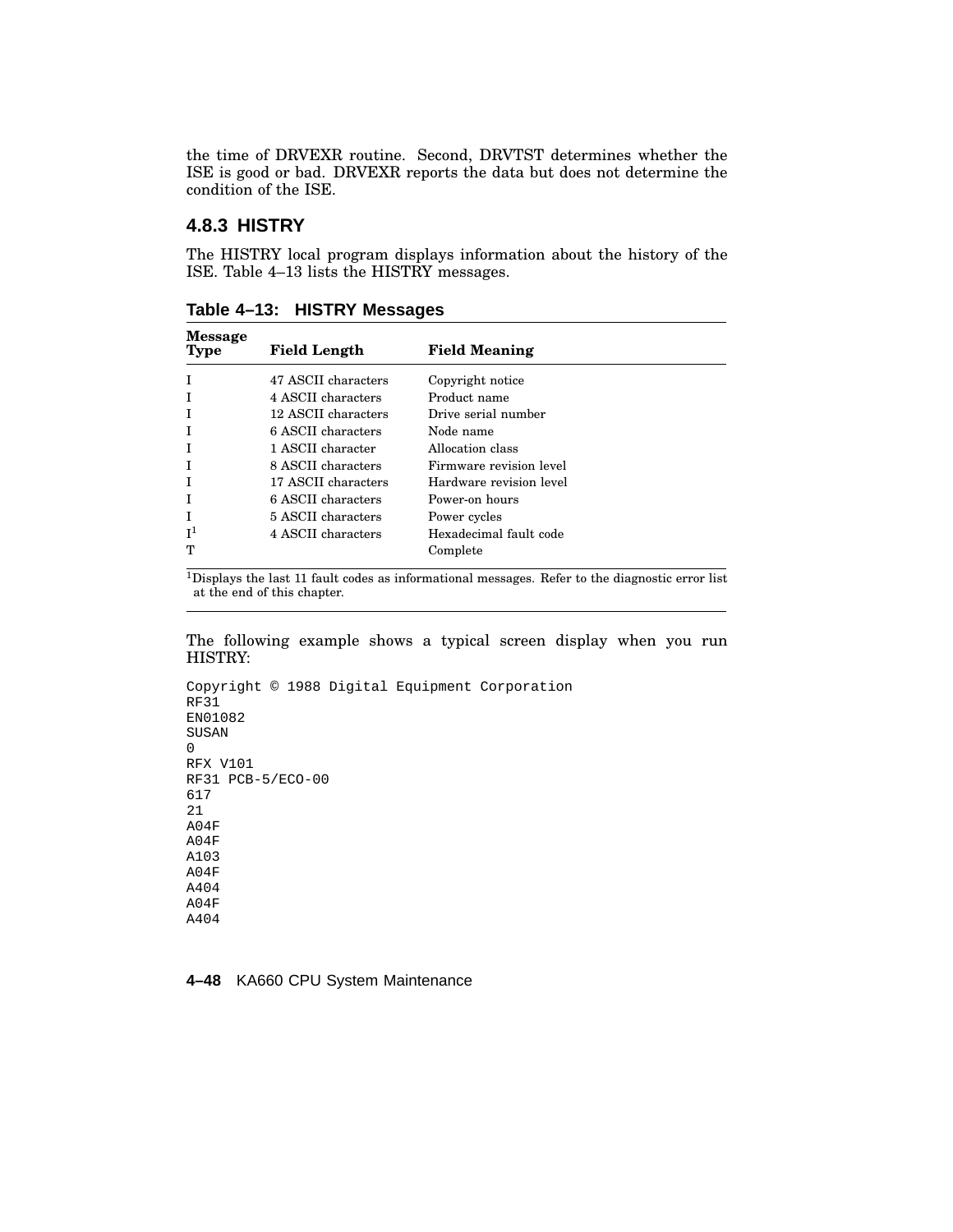the time of DRVEXR routine. Second, DRVTST determines whether the ISE is good or bad. DRVEXR reports the data but does not determine the condition of the ISE.

### 4.8.3 HISTRY

The HISTRY local program displays information about the history of the ISE. Table 4–13 lists the HISTRY messages.

**Table 4–13: HISTRY Messages**

| Message Type | Field Length | Field Meaning |
|---|---|---|
| I | 47 ASCII characters | Copyright notice |
| I | 4 ASCII characters | Product name |
| I | 12 ASCII characters | Drive serial number |
| I | 6 ASCII characters | Node name |
| I | 1 ASCII character | Allocation class |
| I | 8 ASCII characters | Firmware revision level |
| I | 17 ASCII characters | Hardware revision level |
| I | 6 ASCII characters | Power-on hours |
| I | 5 ASCII characters | Power cycles |
| I[1] | 4 ASCII characters | Hexadecimal fault code |
| T | | Complete |

[1]Displays the last 11 fault codes as informational messages. Refer to the diagnostic error list at the end of this chapter.

The following example shows a typical screen display when you run HISTRY:

```
Copyright © 1988 Digital Equipment Corporation
RF31
EN01082
SUSAN
0
RFX V101
RF31 PCB-5/ECO-00
617
21
A04F
A04F
A103
A04F
A404
A04F
A404
```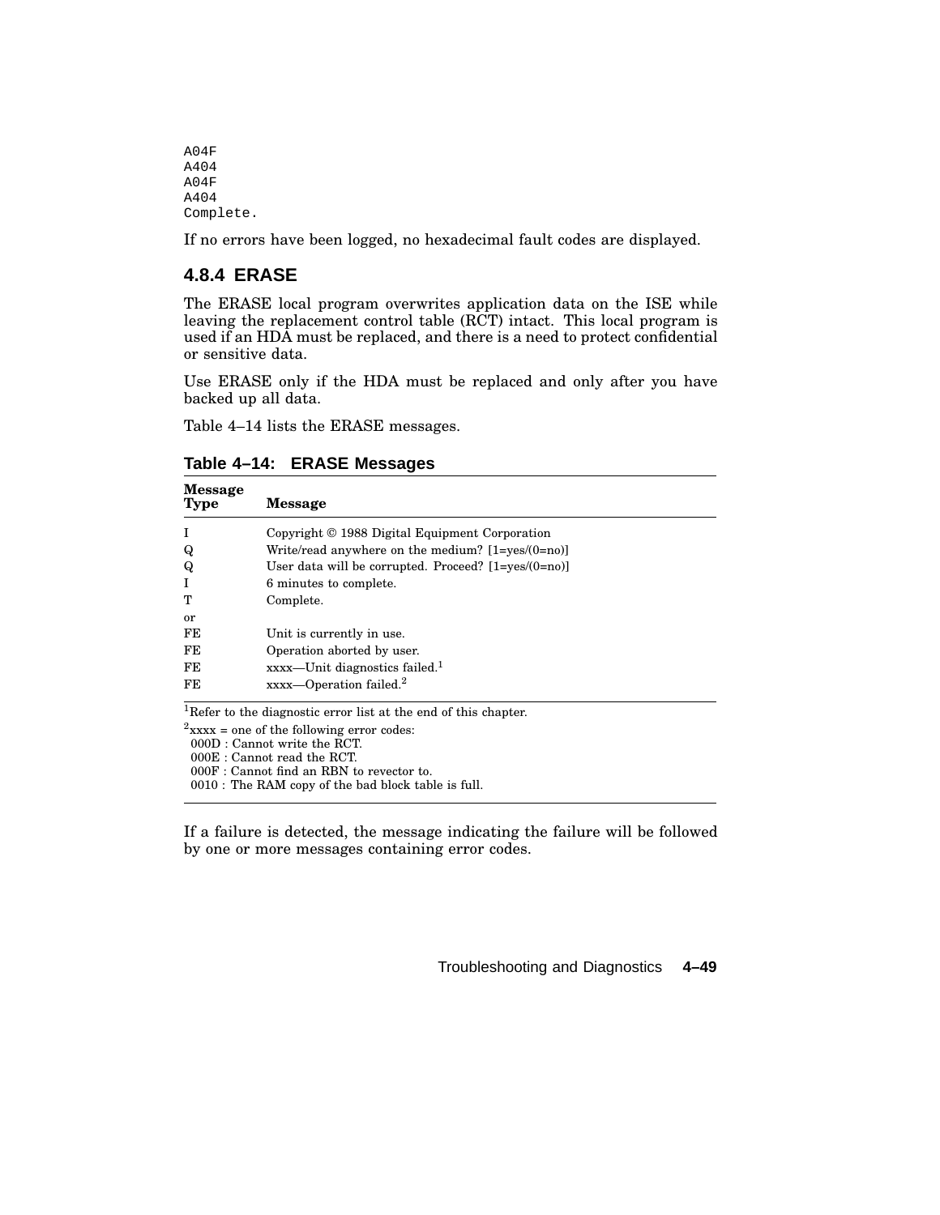```
A04F
A404
A04F
A404
Complete.
```

If no errors have been logged, no hexadecimal fault codes are displayed.

### 4.8.4 ERASE

The ERASE local program overwrites application data on the ISE while leaving the replacement control table (RCT) intact. This local program is used if an HDA must be replaced, and there is a need to protect confidential or sensitive data.

Use ERASE only if the HDA must be replaced and only after you have backed up all data.

Table 4–14 lists the ERASE messages.

**Table 4–14: ERASE Messages**

| Message Type | Message |
|---|---|
| I | Copyright © 1988 Digital Equipment Corporation |
| Q | Write/read anywhere on the medium? [1=yes/(0=no)] |
| Q | User data will be corrupted. Proceed? [1=yes/(0=no)] |
| I | 6 minutes to complete. |
| T | Complete. |
| or | |
| FE | Unit is currently in use. |
| FE | Operation aborted by user. |
| FE | xxxx—Unit diagnostics failed.[1] |
| FE | xxxx—Operation failed.[2] |

[1]Refer to the diagnostic error list at the end of this chapter.

[2]xxxx = one of the following error codes:
000D : Cannot write the RCT.
000E : Cannot read the RCT.
000F : Cannot find an RBN to revector to.
0010 : The RAM copy of the bad block table is full.

If a failure is detected, the message indicating the failure will be followed by one or more messages containing error codes.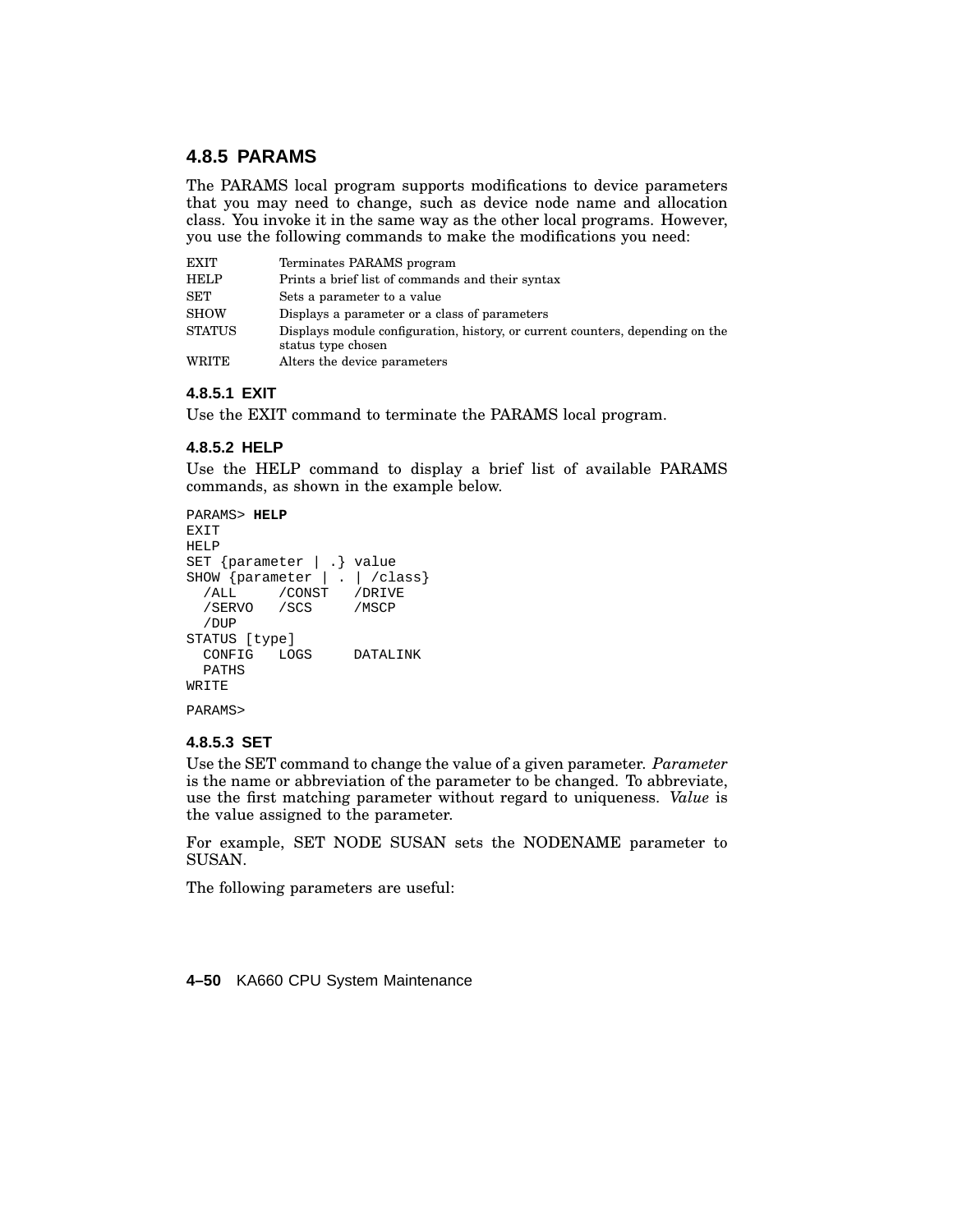### 4.8.5 PARAMS

The PARAMS local program supports modifications to device parameters that you may need to change, such as device node name and allocation class. You invoke it in the same way as the other local programs. However, you use the following commands to make the modifications you need:

| | |
|---|---|
| EXIT | Terminates PARAMS program |
| HELP | Prints a brief list of commands and their syntax |
| SET | Sets a parameter to a value |
| SHOW | Displays a parameter or a class of parameters |
| STATUS | Displays module configuration, history, or current counters, depending on the status type chosen |
| WRITE | Alters the device parameters |

#### 4.8.5.1 EXIT

Use the EXIT command to terminate the PARAMS local program.

#### 4.8.5.2 HELP

Use the HELP command to display a brief list of available PARAMS commands, as shown in the example below.

```
PARAMS> HELP
EXIT
HELP
SET {parameter | .} value
SHOW {parameter | . | /class}
  /ALL     /CONST   /DRIVE
  /SERVO   /SCS     /MSCP
  /DUP
STATUS [type]
  CONFIG   LOGS     DATALINK
  PATHS
WRITE

PARAMS>
```

#### 4.8.5.3 SET

Use the SET command to change the value of a given parameter. *Parameter* is the name or abbreviation of the parameter to be changed. To abbreviate, use the first matching parameter without regard to uniqueness. *Value* is the value assigned to the parameter.

For example, SET NODE SUSAN sets the NODENAME parameter to SUSAN.

The following parameters are useful: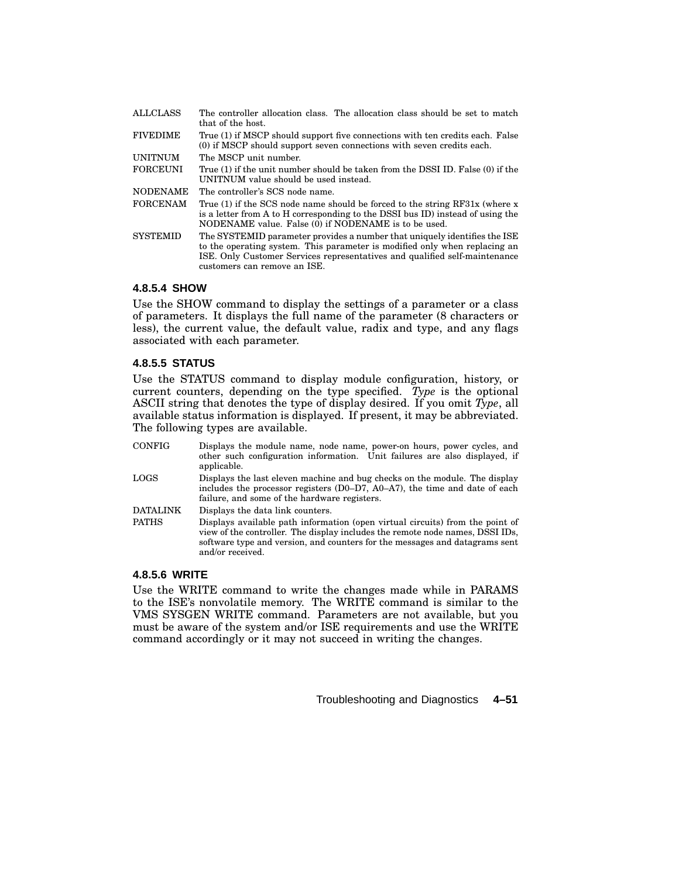| | |
|---|---|
| ALLCLASS | The controller allocation class. The allocation class should be set to match that of the host. |
| FIVEDIME | True (1) if MSCP should support five connections with ten credits each. False (0) if MSCP should support seven connections with seven credits each. |
| UNITNUM | The MSCP unit number. |
| FORCEUNI | True (1) if the unit number should be taken from the DSSI ID. False (0) if the UNITNUM value should be used instead. |
| NODENAME | The controller's SCS node name. |
| FORCENAM | True (1) if the SCS node name should be forced to the string RF31x (where x is a letter from A to H corresponding to the DSSI bus ID) instead of using the NODENAME value. False (0) if NODENAME is to be used. |
| SYSTEMID | The SYSTEMID parameter provides a number that uniquely identifies the ISE to the operating system. This parameter is modified only when replacing an ISE. Only Customer Services representatives and qualified self-maintenance customers can remove an ISE. |

#### 4.8.5.4 SHOW

Use the SHOW command to display the settings of a parameter or a class of parameters. It displays the full name of the parameter (8 characters or less), the current value, the default value, radix and type, and any flags associated with each parameter.

#### 4.8.5.5 STATUS

Use the STATUS command to display module configuration, history, or current counters, depending on the type specified. *Type* is the optional ASCII string that denotes the type of display desired. If you omit *Type*, all available status information is displayed. If present, it may be abbreviated. The following types are available.

| | |
|---|---|
| CONFIG | Displays the module name, node name, power-on hours, power cycles, and other such configuration information. Unit failures are also displayed, if applicable. |
| LOGS | Displays the last eleven machine and bug checks on the module. The display includes the processor registers (D0–D7, A0–A7), the time and date of each failure, and some of the hardware registers. |
| DATALINK | Displays the data link counters. |
| PATHS | Displays available path information (open virtual circuits) from the point of view of the controller. The display includes the remote node names, DSSI IDs, software type and version, and counters for the messages and datagrams sent and/or received. |

#### 4.8.5.6 WRITE

Use the WRITE command to write the changes made while in PARAMS to the ISE's nonvolatile memory. The WRITE command is similar to the VMS SYSGEN WRITE command. Parameters are not available, but you must be aware of the system and/or ISE requirements and use the WRITE command accordingly or it may not succeed in writing the changes.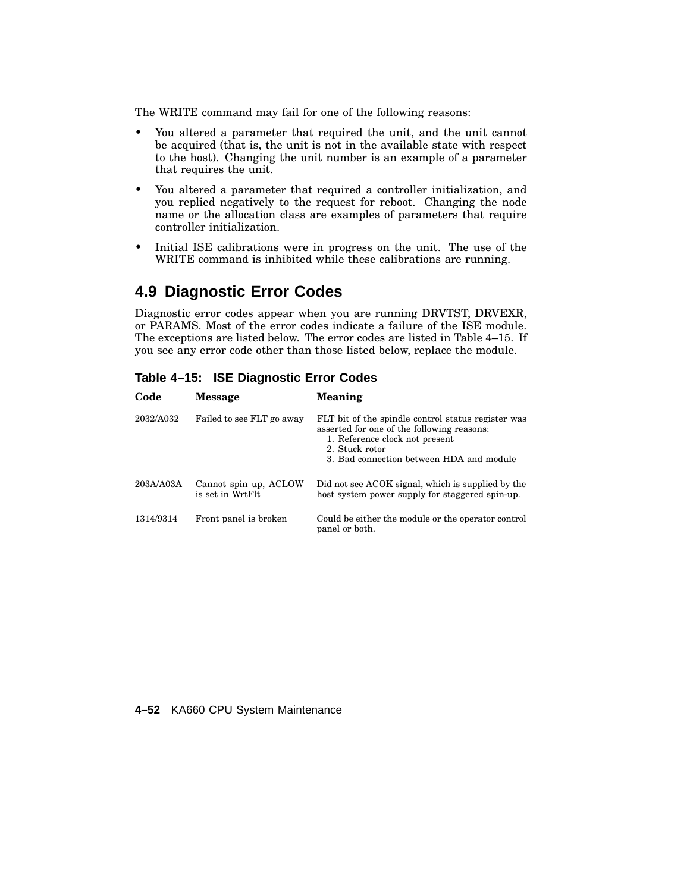The WRITE command may fail for one of the following reasons:

- You altered a parameter that required the unit, and the unit cannot be acquired (that is, the unit is not in the available state with respect to the host). Changing the unit number is an example of a parameter that requires the unit.
- You altered a parameter that required a controller initialization, and you replied negatively to the request for reboot. Changing the node name or the allocation class are examples of parameters that require controller initialization.
- Initial ISE calibrations were in progress on the unit. The use of the WRITE command is inhibited while these calibrations are running.

## 4.9 Diagnostic Error Codes

Diagnostic error codes appear when you are running DRVTST, DRVEXR, or PARAMS. Most of the error codes indicate a failure of the ISE module. The exceptions are listed below. The error codes are listed in Table 4–15. If you see any error code other than those listed below, replace the module.

**Table 4–15: ISE Diagnostic Error Codes**

| Code | Message | Meaning |
|---|---|---|
| 2032/A032 | Failed to see FLT go away | FLT bit of the spindle control status register was asserted for one of the following reasons:<br>1. Reference clock not present<br>2. Stuck rotor<br>3. Bad connection between HDA and module |
| 203A/A03A | Cannot spin up, ACLOW is set in WrtFlt | Did not see ACOK signal, which is supplied by the host system power supply for staggered spin-up. |
| 1314/9314 | Front panel is broken | Could be either the module or the operator control panel or both. |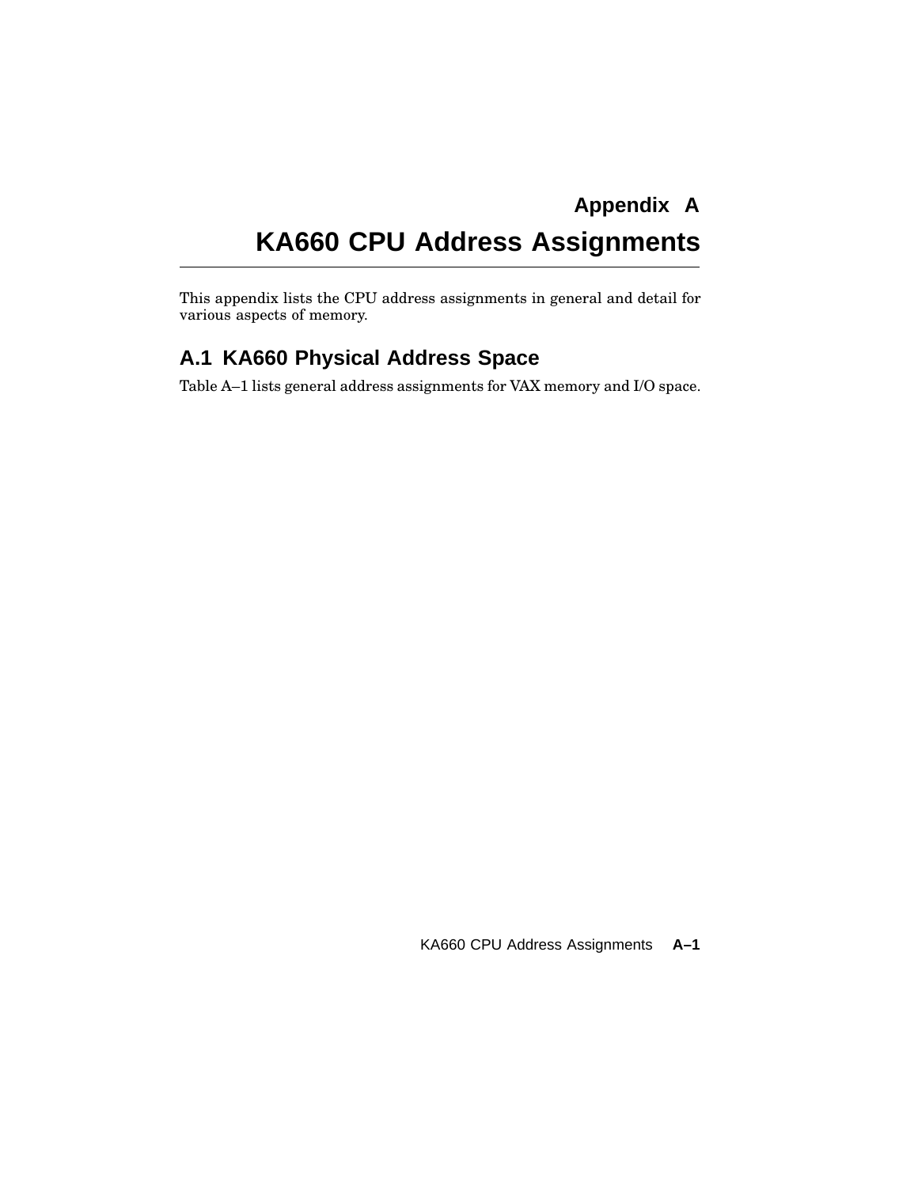# Appendix A

# KA660 CPU Address Assignments

This appendix lists the CPU address assignments in general and detail for various aspects of memory.

## A.1 KA660 Physical Address Space

Table A–1 lists general address assignments for VAX memory and I/O space.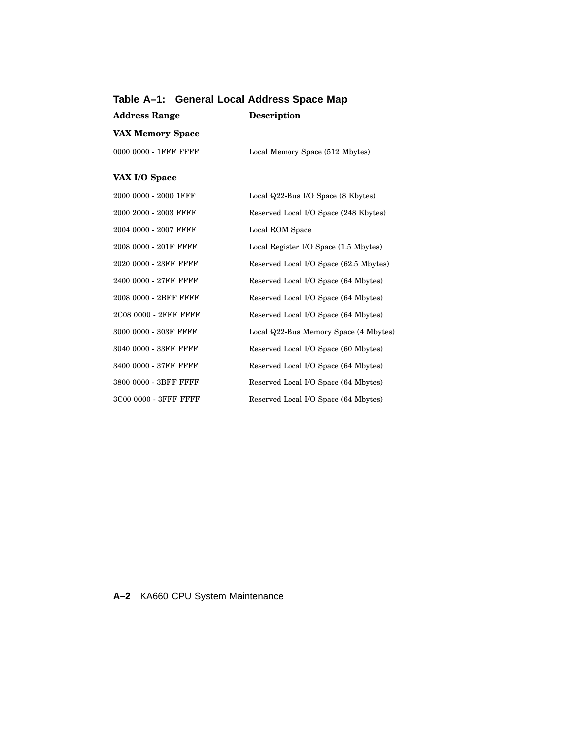**Table A–1: General Local Address Space Map**

| Address Range | Description |
|---|---|
| **VAX Memory Space** | |
| 0000 0000 - 1FFF FFFF | Local Memory Space (512 Mbytes) |
| **VAX I/O Space** | |
| 2000 0000 - 2000 1FFF | Local Q22-Bus I/O Space (8 Kbytes) |
| 2000 2000 - 2003 FFFF | Reserved Local I/O Space (248 Kbytes) |
| 2004 0000 - 2007 FFFF | Local ROM Space |
| 2008 0000 - 201F FFFF | Local Register I/O Space (1.5 Mbytes) |
| 2020 0000 - 23FF FFFF | Reserved Local I/O Space (62.5 Mbytes) |
| 2400 0000 - 27FF FFFF | Reserved Local I/O Space (64 Mbytes) |
| 2008 0000 - 2BFF FFFF | Reserved Local I/O Space (64 Mbytes) |
| 2C08 0000 - 2FFF FFFF | Reserved Local I/O Space (64 Mbytes) |
| 3000 0000 - 303F FFFF | Local Q22-Bus Memory Space (4 Mbytes) |
| 3040 0000 - 33FF FFFF | Reserved Local I/O Space (60 Mbytes) |
| 3400 0000 - 37FF FFFF | Reserved Local I/O Space (64 Mbytes) |
| 3800 0000 - 3BFF FFFF | Reserved Local I/O Space (64 Mbytes) |
| 3C00 0000 - 3FFF FFFF | Reserved Local I/O Space (64 Mbytes) |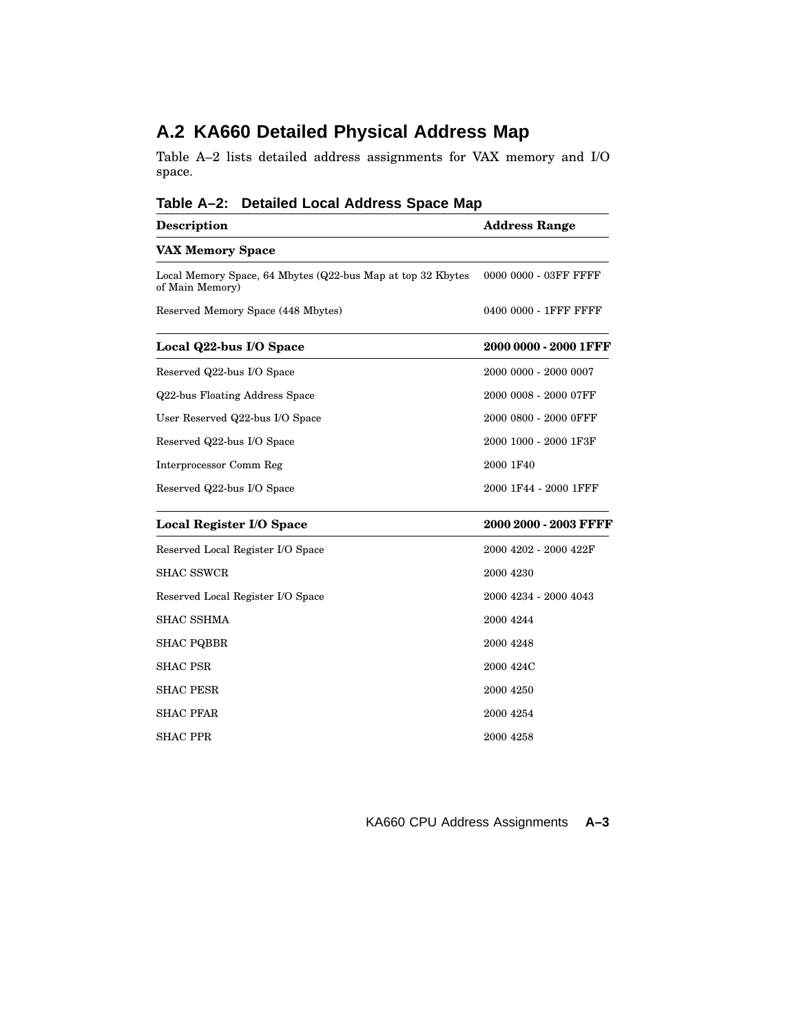## A.2 KA660 Detailed Physical Address Map

Table A–2 lists detailed address assignments for VAX memory and I/O space.

**Table A–2: Detailed Local Address Space Map**

| Description | Address Range |
|---|---|
| **VAX Memory Space** | |
| Local Memory Space, 64 Mbytes (Q22-bus Map at top 32 Kbytes of Main Memory) | 0000 0000 - 03FF FFFF |
| Reserved Memory Space (448 Mbytes) | 0400 0000 - 1FFF FFFF |
| **Local Q22-bus I/O Space** | **2000 0000 - 2000 1FFF** |
| Reserved Q22-bus I/O Space | 2000 0000 - 2000 0007 |
| Q22-bus Floating Address Space | 2000 0008 - 2000 07FF |
| User Reserved Q22-bus I/O Space | 2000 0800 - 2000 0FFF |
| Reserved Q22-bus I/O Space | 2000 1000 - 2000 1F3F |
| Interprocessor Comm Reg | 2000 1F40 |
| Reserved Q22-bus I/O Space | 2000 1F44 - 2000 1FFF |
| **Local Register I/O Space** | **2000 2000 - 2003 FFFF** |
| Reserved Local Register I/O Space | 2000 4202 - 2000 422F |
| SHAC SSWCR | 2000 4230 |
| Reserved Local Register I/O Space | 2000 4234 - 2000 4043 |
| SHAC SSHMA | 2000 4244 |
| SHAC PQBBR | 2000 4248 |
| SHAC PSR | 2000 424C |
| SHAC PESR | 2000 4250 |
| SHAC PFAR | 2000 4254 |
| SHAC PPR | 2000 4258 |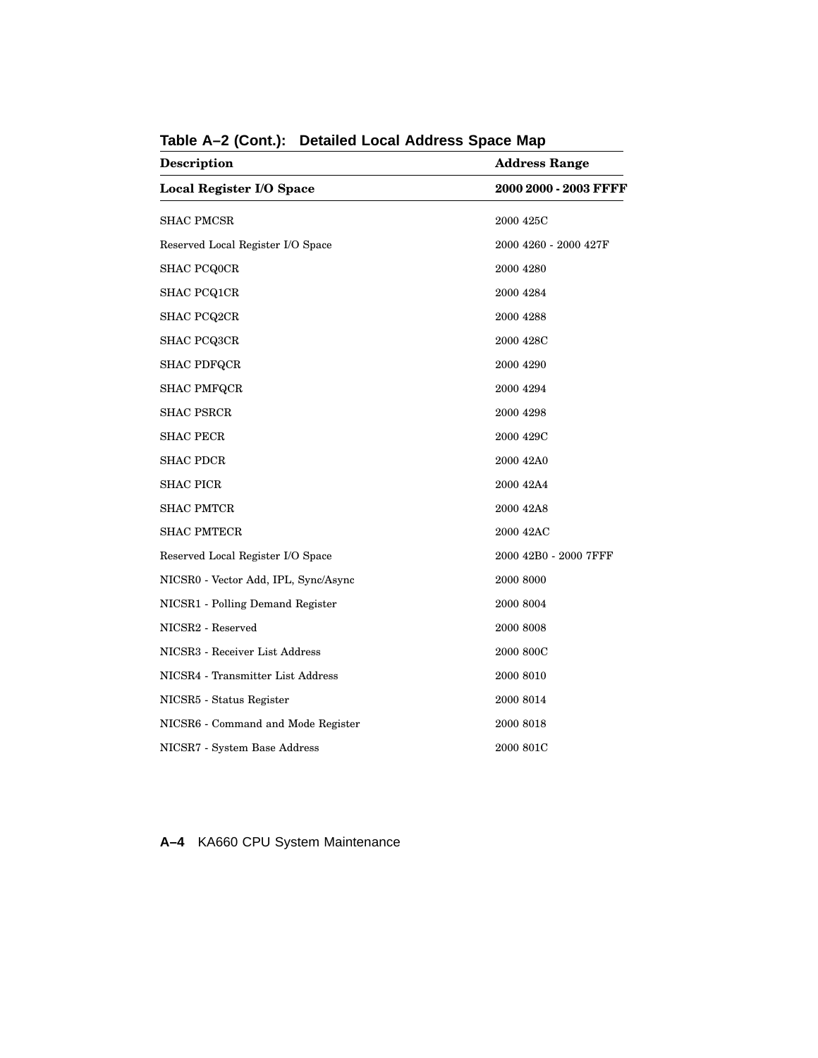**Table A–2 (Cont.): Detailed Local Address Space Map**

| Description | Address Range |
|---|---|
| **Local Register I/O Space** | **2000 2000 - 2003 FFFF** |
| SHAC PMCSR | 2000 425C |
| Reserved Local Register I/O Space | 2000 4260 - 2000 427F |
| SHAC PCQ0CR | 2000 4280 |
| SHAC PCQ1CR | 2000 4284 |
| SHAC PCQ2CR | 2000 4288 |
| SHAC PCQ3CR | 2000 428C |
| SHAC PDFQCR | 2000 4290 |
| SHAC PMFQCR | 2000 4294 |
| SHAC PSRCR | 2000 4298 |
| SHAC PECR | 2000 429C |
| SHAC PDCR | 2000 42A0 |
| SHAC PICR | 2000 42A4 |
| SHAC PMTCR | 2000 42A8 |
| SHAC PMTECR | 2000 42AC |
| Reserved Local Register I/O Space | 2000 42B0 - 2000 7FFF |
| NICSR0 - Vector Add, IPL, Sync/Async | 2000 8000 |
| NICSR1 - Polling Demand Register | 2000 8004 |
| NICSR2 - Reserved | 2000 8008 |
| NICSR3 - Receiver List Address | 2000 800C |
| NICSR4 - Transmitter List Address | 2000 8010 |
| NICSR5 - Status Register | 2000 8014 |
| NICSR6 - Command and Mode Register | 2000 8018 |
| NICSR7 - System Base Address | 2000 801C |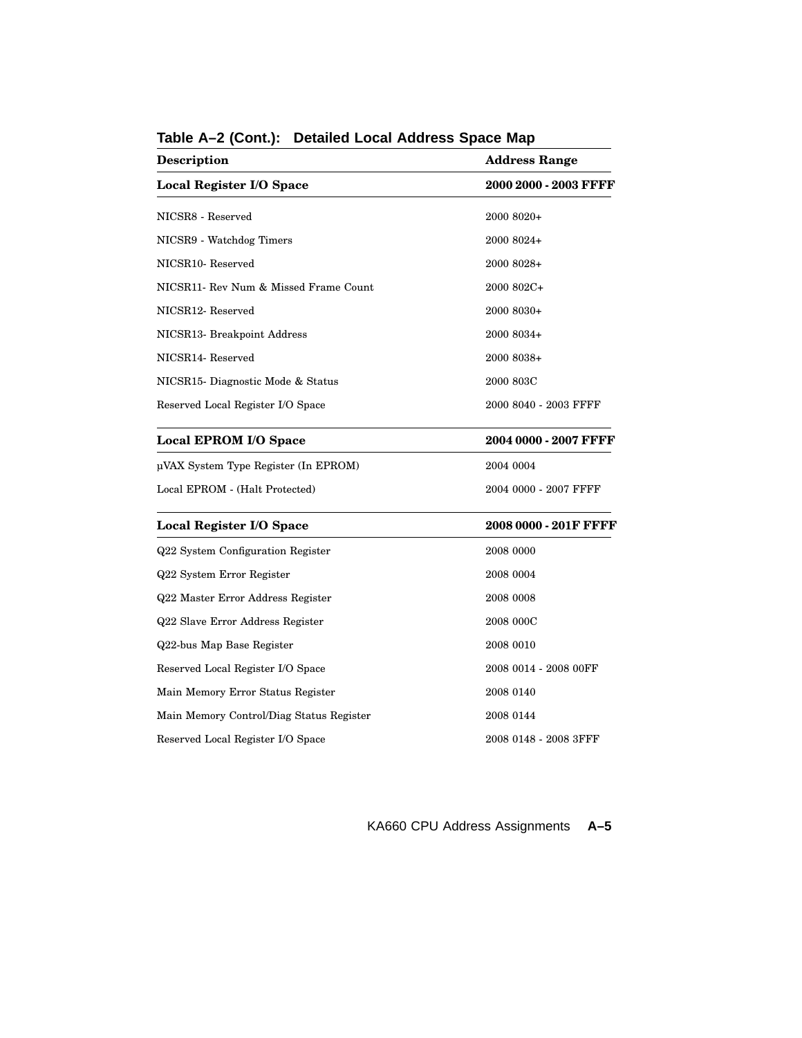**Table A–2 (Cont.): Detailed Local Address Space Map**

| Description | Address Range |
|---|---|
| **Local Register I/O Space** | **2000 2000 - 2003 FFFF** |
| NICSR8 - Reserved | 2000 8020+ |
| NICSR9 - Watchdog Timers | 2000 8024+ |
| NICSR10- Reserved | 2000 8028+ |
| NICSR11- Rev Num & Missed Frame Count | 2000 802C+ |
| NICSR12- Reserved | 2000 8030+ |
| NICSR13- Breakpoint Address | 2000 8034+ |
| NICSR14- Reserved | 2000 8038+ |
| NICSR15- Diagnostic Mode & Status | 2000 803C |
| Reserved Local Register I/O Space | 2000 8040 - 2003 FFFF |
| **Local EPROM I/O Space** | **2004 0000 - 2007 FFFF** |
| µVAX System Type Register (In EPROM) | 2004 0004 |
| Local EPROM - (Halt Protected) | 2004 0000 - 2007 FFFF |
| **Local Register I/O Space** | **2008 0000 - 201F FFFF** |
| Q22 System Configuration Register | 2008 0000 |
| Q22 System Error Register | 2008 0004 |
| Q22 Master Error Address Register | 2008 0008 |
| Q22 Slave Error Address Register | 2008 000C |
| Q22-bus Map Base Register | 2008 0010 |
| Reserved Local Register I/O Space | 2008 0014 - 2008 00FF |
| Main Memory Error Status Register | 2008 0140 |
| Main Memory Control/Diag Status Register | 2008 0144 |
| Reserved Local Register I/O Space | 2008 0148 - 2008 3FFF |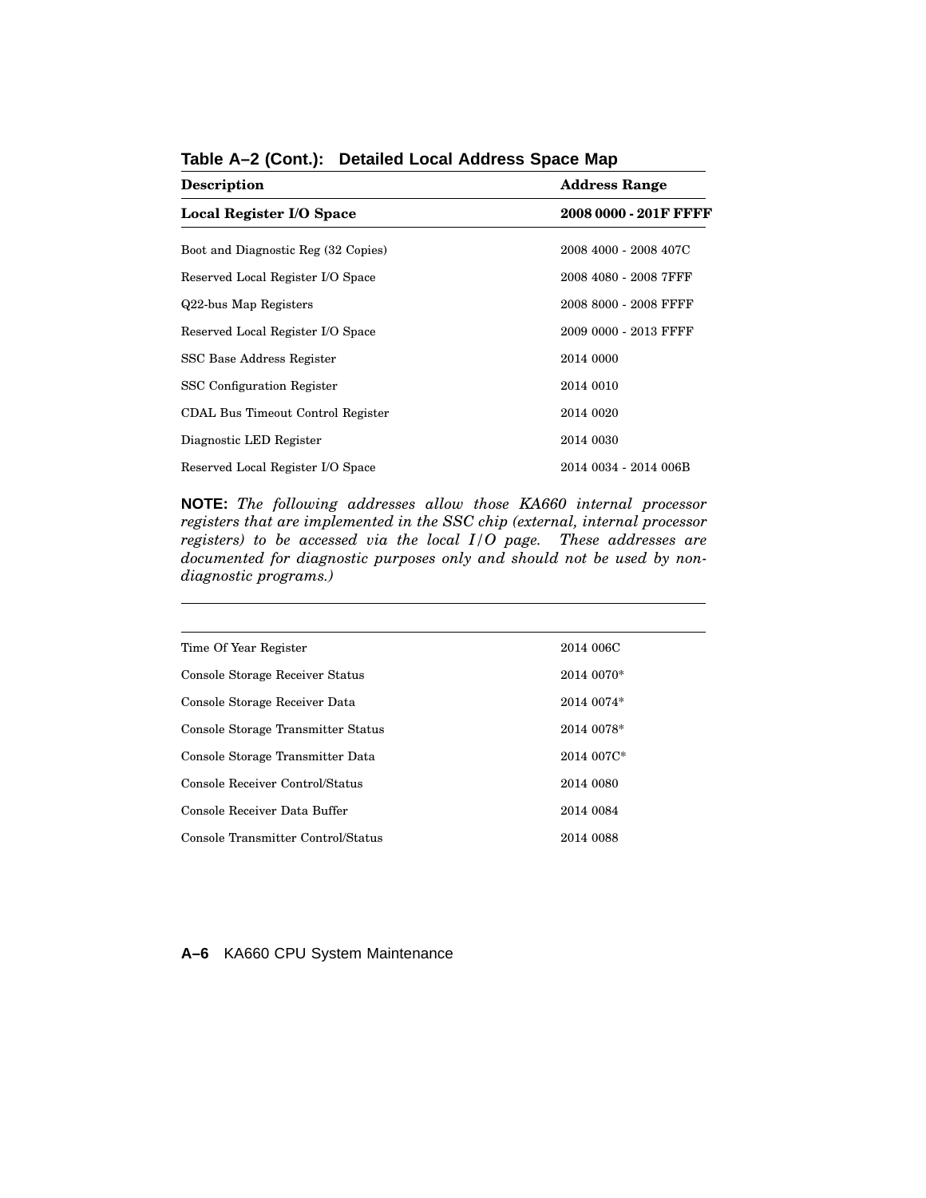**Table A–2 (Cont.): Detailed Local Address Space Map**

| Description | Address Range |
|---|---|
| **Local Register I/O Space** | **2008 0000 - 201F FFFF** |
| Boot and Diagnostic Reg (32 Copies) | 2008 4000 - 2008 407C |
| Reserved Local Register I/O Space | 2008 4080 - 2008 7FFF |
| Q22-bus Map Registers | 2008 8000 - 2008 FFFF |
| Reserved Local Register I/O Space | 2009 0000 - 2013 FFFF |
| SSC Base Address Register | 2014 0000 |
| SSC Configuration Register | 2014 0010 |
| CDAL Bus Timeout Control Register | 2014 0020 |
| Diagnostic LED Register | 2014 0030 |
| Reserved Local Register I/O Space | 2014 0034 - 2014 006B |

**NOTE:** *The following addresses allow those KA660 internal processor registers that are implemented in the SSC chip (external, internal processor registers) to be accessed via the local I/O page. These addresses are documented for diagnostic purposes only and should not be used by non-diagnostic programs.)*

| Description | Address Range |
|---|---|
| Time Of Year Register | 2014 006C |
| Console Storage Receiver Status | 2014 0070* |
| Console Storage Receiver Data | 2014 0074* |
| Console Storage Transmitter Status | 2014 0078* |
| Console Storage Transmitter Data | 2014 007C* |
| Console Receiver Control/Status | 2014 0080 |
| Console Receiver Data Buffer | 2014 0084 |
| Console Transmitter Control/Status | 2014 0088 |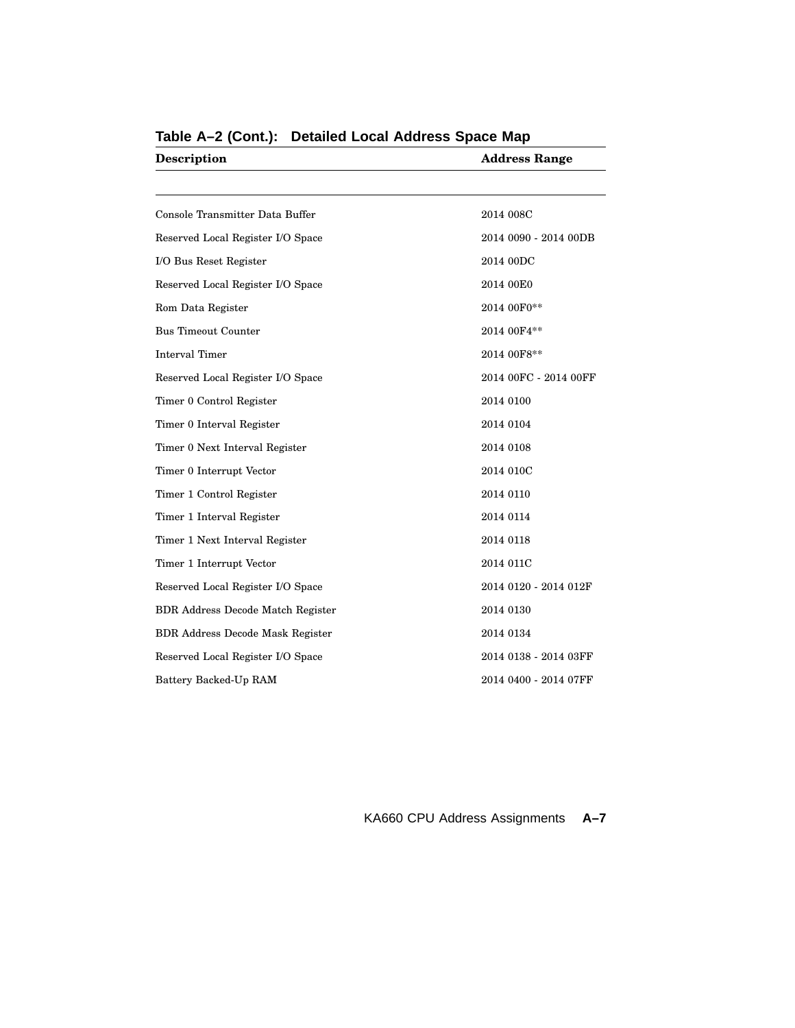**Table A–2 (Cont.): Detailed Local Address Space Map**

| Description | Address Range |
| --- | --- |
| Console Transmitter Data Buffer | 2014 008C |
| Reserved Local Register I/O Space | 2014 0090 - 2014 00DB |
| I/O Bus Reset Register | 2014 00DC |
| Reserved Local Register I/O Space | 2014 00E0 |
| Rom Data Register | 2014 00F0** |
| Bus Timeout Counter | 2014 00F4** |
| Interval Timer | 2014 00F8** |
| Reserved Local Register I/O Space | 2014 00FC - 2014 00FF |
| Timer 0 Control Register | 2014 0100 |
| Timer 0 Interval Register | 2014 0104 |
| Timer 0 Next Interval Register | 2014 0108 |
| Timer 0 Interrupt Vector | 2014 010C |
| Timer 1 Control Register | 2014 0110 |
| Timer 1 Interval Register | 2014 0114 |
| Timer 1 Next Interval Register | 2014 0118 |
| Timer 1 Interrupt Vector | 2014 011C |
| Reserved Local Register I/O Space | 2014 0120 - 2014 012F |
| BDR Address Decode Match Register | 2014 0130 |
| BDR Address Decode Mask Register | 2014 0134 |
| Reserved Local Register I/O Space | 2014 0138 - 2014 03FF |
| Battery Backed-Up RAM | 2014 0400 - 2014 07FF |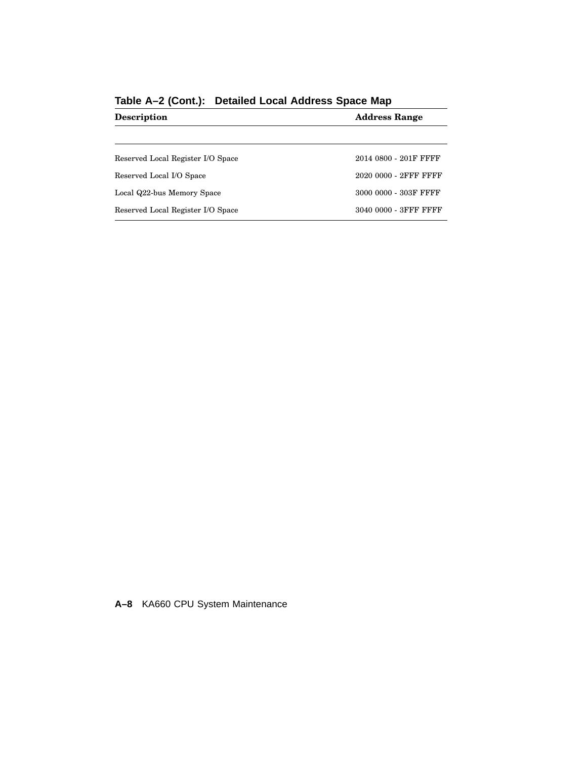**Table A–2 (Cont.): Detailed Local Address Space Map**

| Description | Address Range |
|---|---|
| Reserved Local Register I/O Space | 2014 0800 - 201F FFFF |
| Reserved Local I/O Space | 2020 0000 - 2FFF FFFF |
| Local Q22-bus Memory Space | 3000 0000 - 303F FFFF |
| Reserved Local Register I/O Space | 3040 0000 - 3FFF FFFF |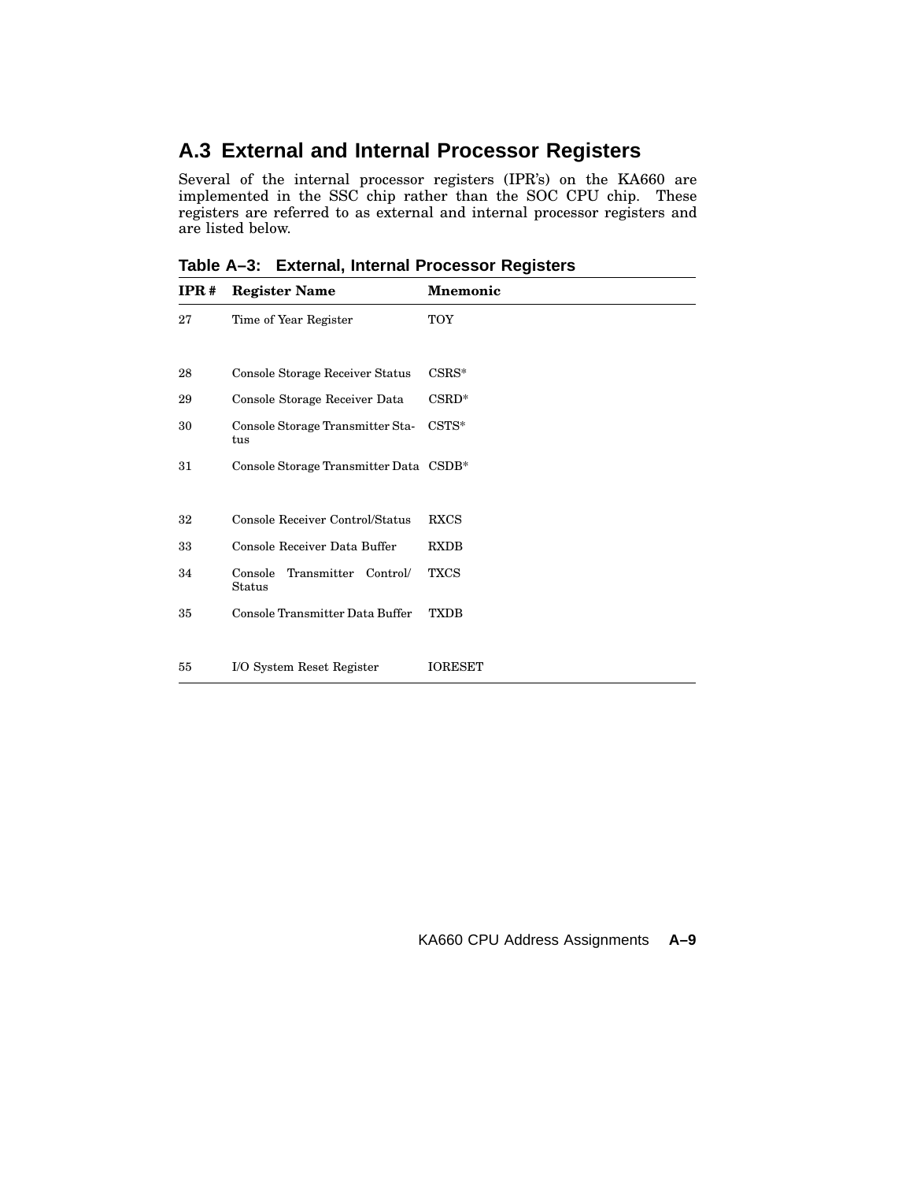## A.3 External and Internal Processor Registers

Several of the internal processor registers (IPR's) on the KA660 are implemented in the SSC chip rather than the SOC CPU chip. These registers are referred to as external and internal processor registers and are listed below.

**Table A–3: External, Internal Processor Registers**

| IPR # | Register Name | Mnemonic |
|---|---|---|
| 27 | Time of Year Register | TOY |
| 28 | Console Storage Receiver Status | CSRS* |
| 29 | Console Storage Receiver Data | CSRD* |
| 30 | Console Storage Transmitter Status | CSTS* |
| 31 | Console Storage Transmitter Data | CSDB* |
| 32 | Console Receiver Control/Status | RXCS |
| 33 | Console Receiver Data Buffer | RXDB |
| 34 | Console Transmitter Control/Status | TXCS |
| 35 | Console Transmitter Data Buffer | TXDB |
| 55 | I/O System Reset Register | IORESET |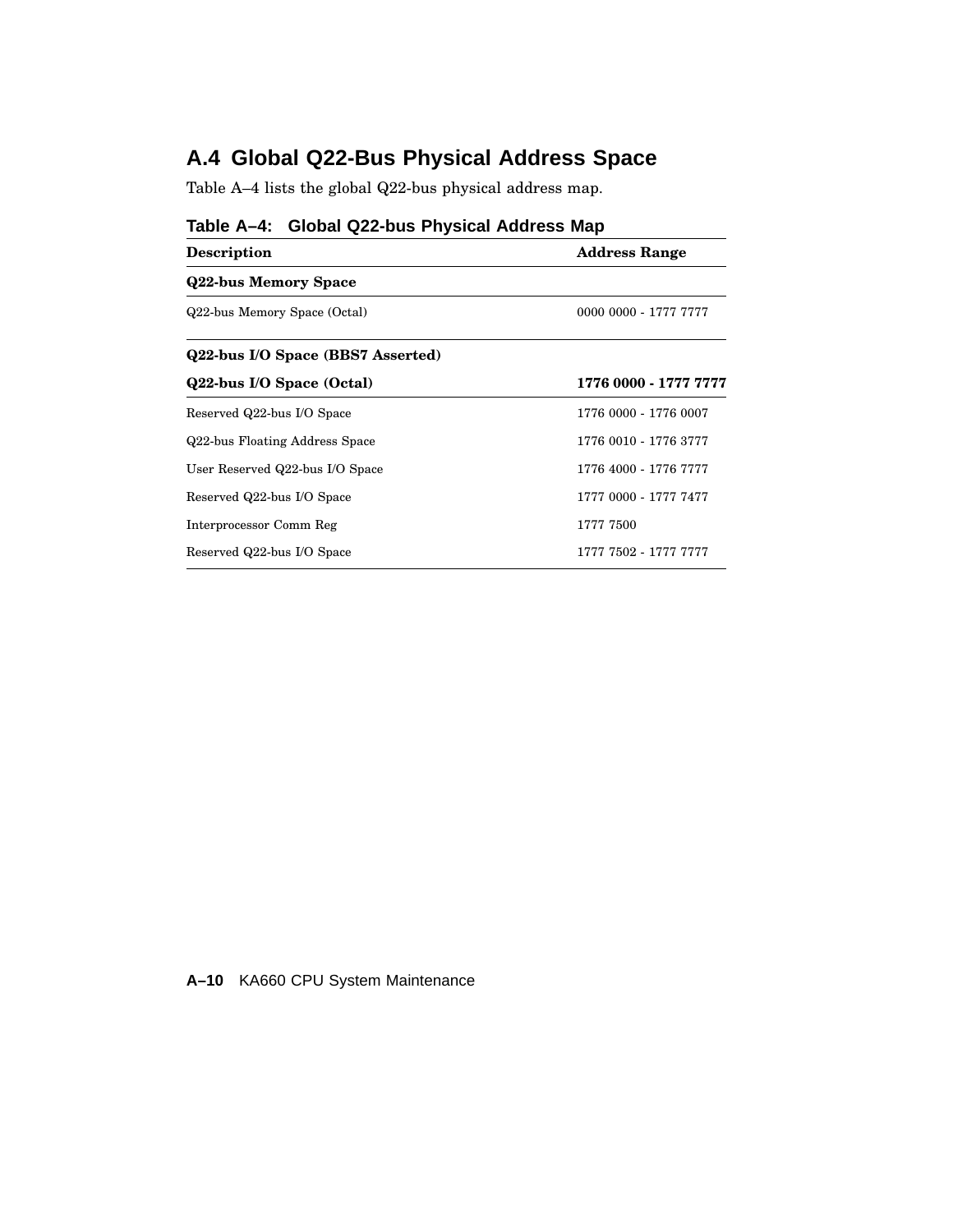## A.4 Global Q22-Bus Physical Address Space

Table A–4 lists the global Q22-bus physical address map.

**Table A–4: Global Q22-bus Physical Address Map**

| Description | Address Range |
|---|---|
| **Q22-bus Memory Space** | |
| Q22-bus Memory Space (Octal) | 0000 0000 - 1777 7777 |
| **Q22-bus I/O Space (BBS7 Asserted)** | |
| **Q22-bus I/O Space (Octal)** | **1776 0000 - 1777 7777** |
| Reserved Q22-bus I/O Space | 1776 0000 - 1776 0007 |
| Q22-bus Floating Address Space | 1776 0010 - 1776 3777 |
| User Reserved Q22-bus I/O Space | 1776 4000 - 1776 7777 |
| Reserved Q22-bus I/O Space | 1777 0000 - 1777 7477 |
| Interprocessor Comm Reg | 1777 7500 |
| Reserved Q22-bus I/O Space | 1777 7502 - 1777 7777 |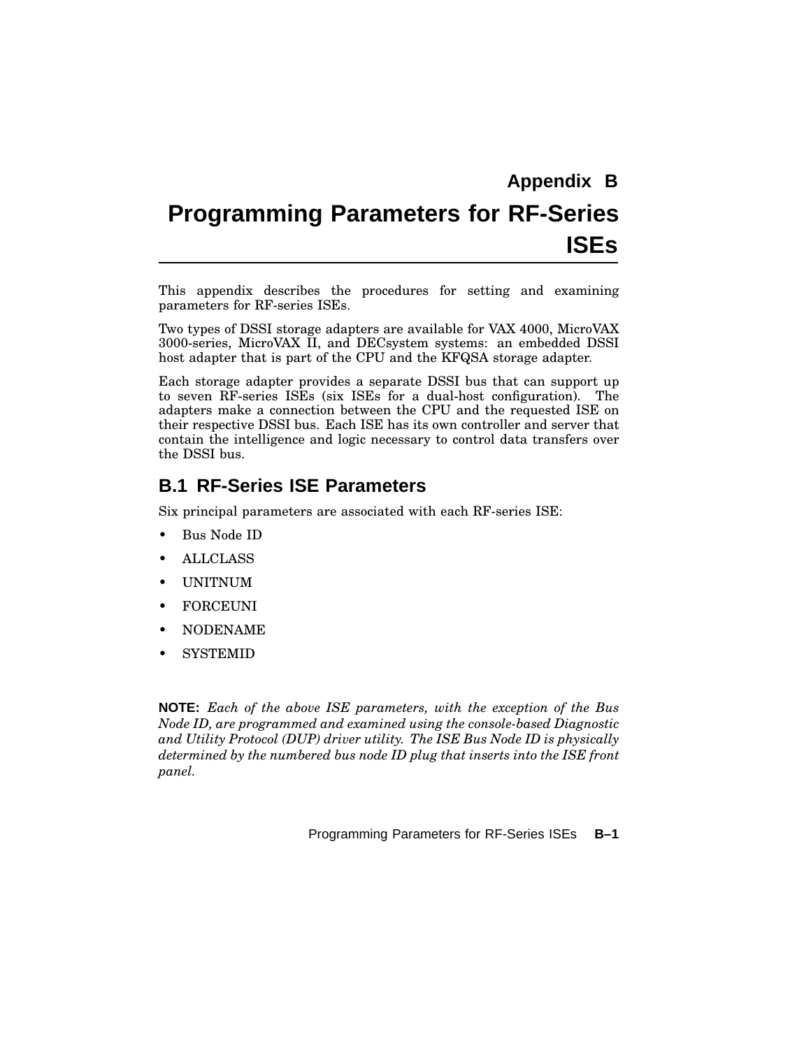# Appendix B

# Programming Parameters for RF-Series ISEs

This appendix describes the procedures for setting and examining parameters for RF-series ISEs.

Two types of DSSI storage adapters are available for VAX 4000, MicroVAX 3000-series, MicroVAX II, and DECsystem systems: an embedded DSSI host adapter that is part of the CPU and the KFQSA storage adapter.

Each storage adapter provides a separate DSSI bus that can support up to seven RF-series ISEs (six ISEs for a dual-host configuration). The adapters make a connection between the CPU and the requested ISE on their respective DSSI bus. Each ISE has its own controller and server that contain the intelligence and logic necessary to control data transfers over the DSSI bus.

## B.1 RF-Series ISE Parameters

Six principal parameters are associated with each RF-series ISE:

- Bus Node ID
- ALLCLASS
- UNITNUM
- FORCEUNI
- NODENAME
- SYSTEMID

**NOTE:** *Each of the above ISE parameters, with the exception of the Bus Node ID, are programmed and examined using the console-based Diagnostic and Utility Protocol (DUP) driver utility. The ISE Bus Node ID is physically determined by the numbered bus node ID plug that inserts into the ISE front panel.*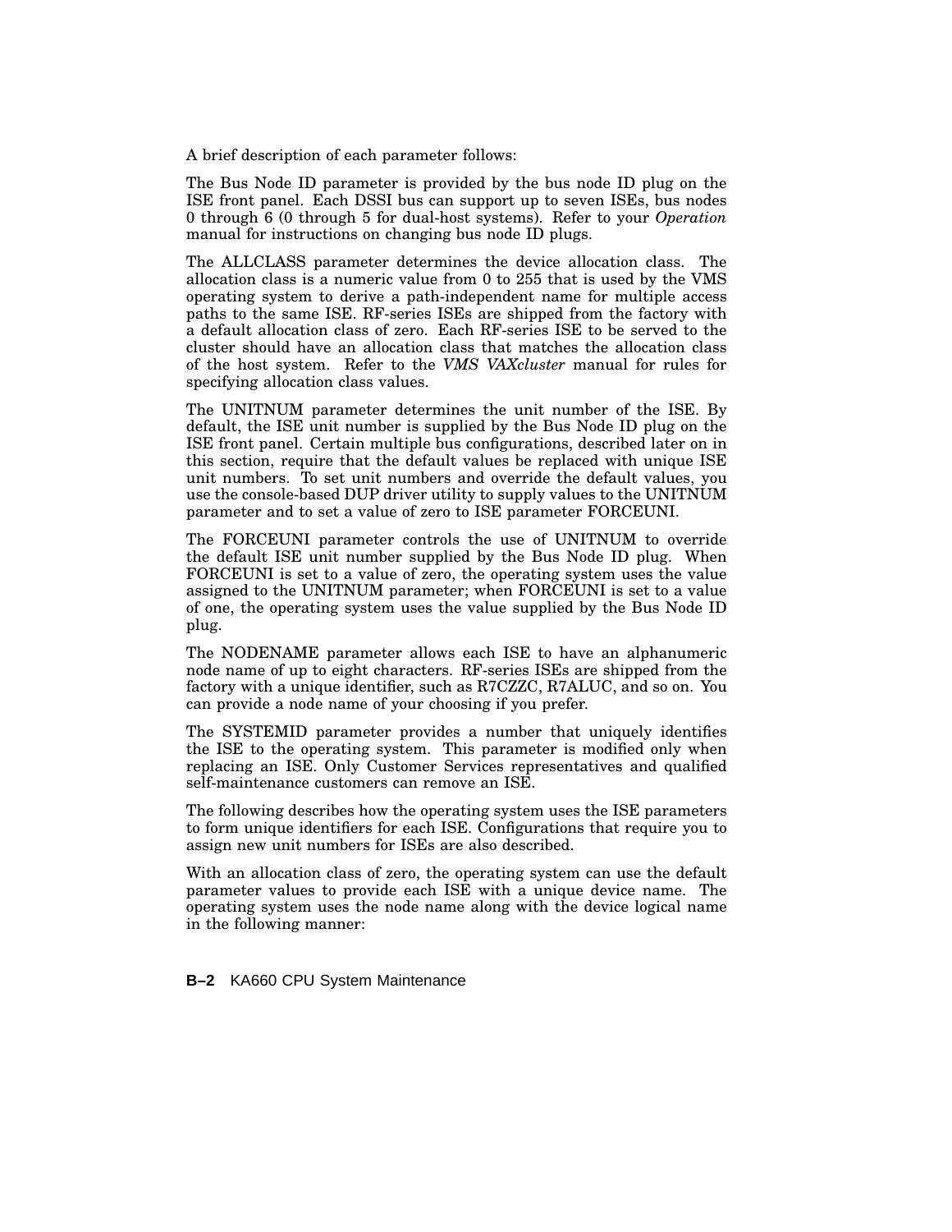A brief description of each parameter follows:

The Bus Node ID parameter is provided by the bus node ID plug on the ISE front panel. Each DSSI bus can support up to seven ISEs, bus nodes 0 through 6 (0 through 5 for dual-host systems). Refer to your *Operation* manual for instructions on changing bus node ID plugs.

The ALLCLASS parameter determines the device allocation class. The allocation class is a numeric value from 0 to 255 that is used by the VMS operating system to derive a path-independent name for multiple access paths to the same ISE. RF-series ISEs are shipped from the factory with a default allocation class of zero. Each RF-series ISE to be served to the cluster should have an allocation class that matches the allocation class of the host system. Refer to the *VMS VAXcluster* manual for rules for specifying allocation class values.

The UNITNUM parameter determines the unit number of the ISE. By default, the ISE unit number is supplied by the Bus Node ID plug on the ISE front panel. Certain multiple bus configurations, described later on in this section, require that the default values be replaced with unique ISE unit numbers. To set unit numbers and override the default values, you use the console-based DUP driver utility to supply values to the UNITNUM parameter and to set a value of zero to ISE parameter FORCEUNI.

The FORCEUNI parameter controls the use of UNITNUM to override the default ISE unit number supplied by the Bus Node ID plug. When FORCEUNI is set to a value of zero, the operating system uses the value assigned to the UNITNUM parameter; when FORCEUNI is set to a value of one, the operating system uses the value supplied by the Bus Node ID plug.

The NODENAME parameter allows each ISE to have an alphanumeric node name of up to eight characters. RF-series ISEs are shipped from the factory with a unique identifier, such as R7CZZC, R7ALUC, and so on. You can provide a node name of your choosing if you prefer.

The SYSTEMID parameter provides a number that uniquely identifies the ISE to the operating system. This parameter is modified only when replacing an ISE. Only Customer Services representatives and qualified self-maintenance customers can remove an ISE.

The following describes how the operating system uses the ISE parameters to form unique identifiers for each ISE. Configurations that require you to assign new unit numbers for ISEs are also described.

With an allocation class of zero, the operating system can use the default parameter values to provide each ISE with a unique device name. The operating system uses the node name along with the device logical name in the following manner: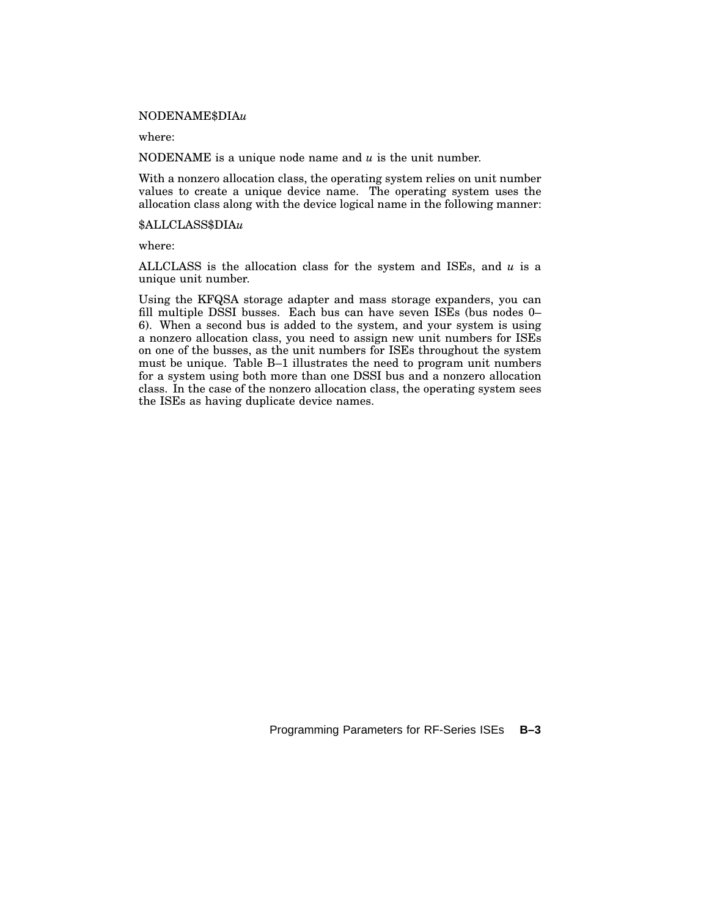NODENAME$DIA*u*

where:

NODENAME is a unique node name and *u* is the unit number.

With a nonzero allocation class, the operating system relies on unit number values to create a unique device name. The operating system uses the allocation class along with the device logical name in the following manner:

$ALLCLASS$DIA*u*

where:

ALLCLASS is the allocation class for the system and ISEs, and *u* is a unique unit number.

Using the KFQSA storage adapter and mass storage expanders, you can fill multiple DSSI busses. Each bus can have seven ISEs (bus nodes 0–6). When a second bus is added to the system, and your system is using a nonzero allocation class, you need to assign new unit numbers for ISEs on one of the busses, as the unit numbers for ISEs throughout the system must be unique. Table B–1 illustrates the need to program unit numbers for a system using both more than one DSSI bus and a nonzero allocation class. In the case of the nonzero allocation class, the operating system sees the ISEs as having duplicate device names.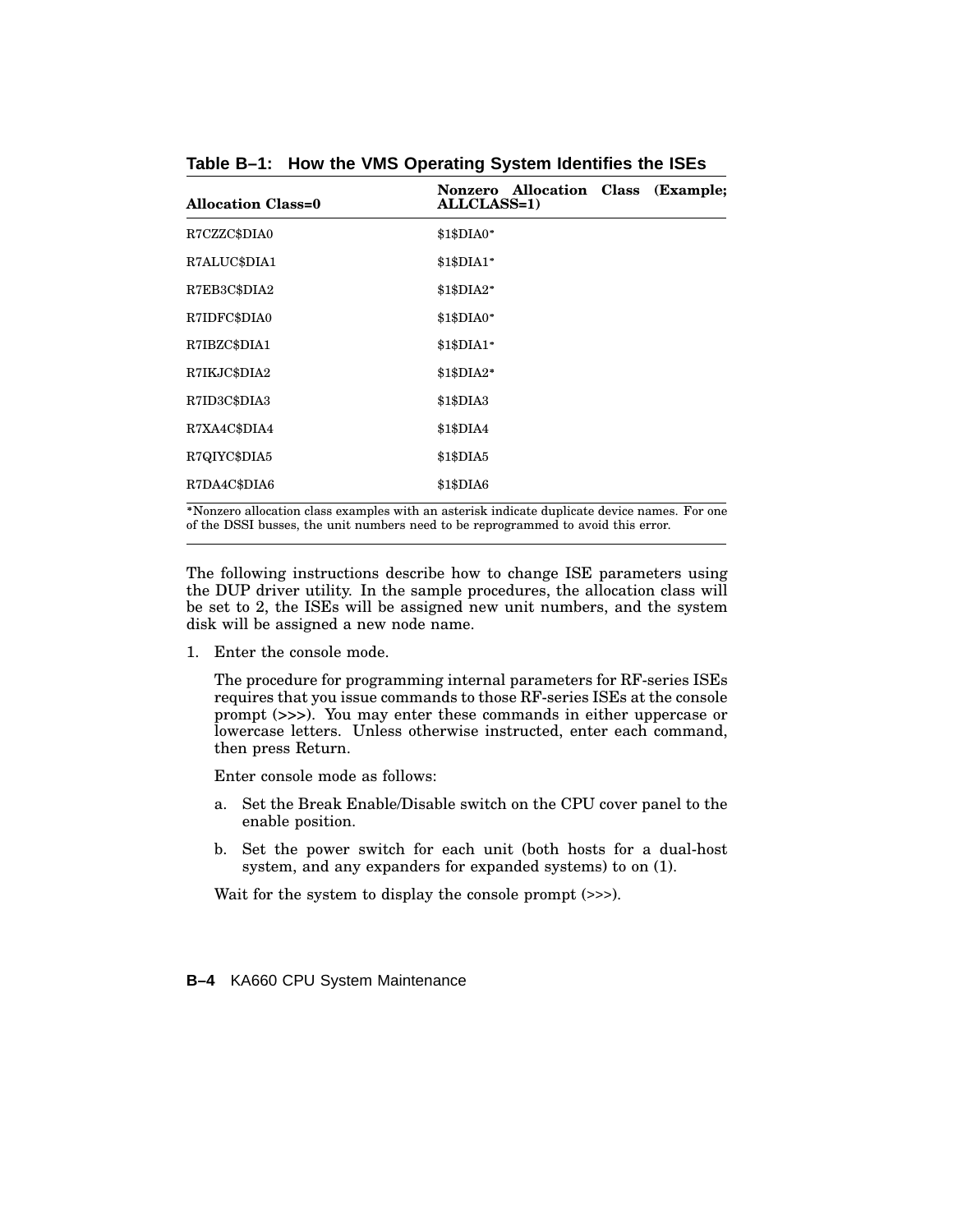**Table B–1: How the VMS Operating System Identifies the ISEs**

| Allocation Class=0 | Nonzero Allocation Class (Example; ALLCLASS=1) |
|---|---|
| R7CZZC$DIA0 | $1$DIA0* |
| R7ALUC$DIA1 | $1$DIA1* |
| R7EB3C$DIA2 | $1$DIA2* |
| R7IDFC$DIA0 | $1$DIA0* |
| R7IBZC$DIA1 | $1$DIA1* |
| R7IKJC$DIA2 | $1$DIA2* |
| R7ID3C$DIA3 | $1$DIA3 |
| R7XA4C$DIA4 | $1$DIA4 |
| R7QIYC$DIA5 | $1$DIA5 |
| R7DA4C$DIA6 | $1$DIA6 |

*Nonzero allocation class examples with an asterisk indicate duplicate device names. For one of the DSSI busses, the unit numbers need to be reprogrammed to avoid this error.

The following instructions describe how to change ISE parameters using the DUP driver utility. In the sample procedures, the allocation class will be set to 2, the ISEs will be assigned new unit numbers, and the system disk will be assigned a new node name.

1. Enter the console mode.

   The procedure for programming internal parameters for RF-series ISEs requires that you issue commands to those RF-series ISEs at the console prompt (>>>). You may enter these commands in either uppercase or lowercase letters. Unless otherwise instructed, enter each command, then press Return.

   Enter console mode as follows:

   a. Set the Break Enable/Disable switch on the CPU cover panel to the enable position.

   b. Set the power switch for each unit (both hosts for a dual-host system, and any expanders for expanded systems) to on (1).

   Wait for the system to display the console prompt (>>>).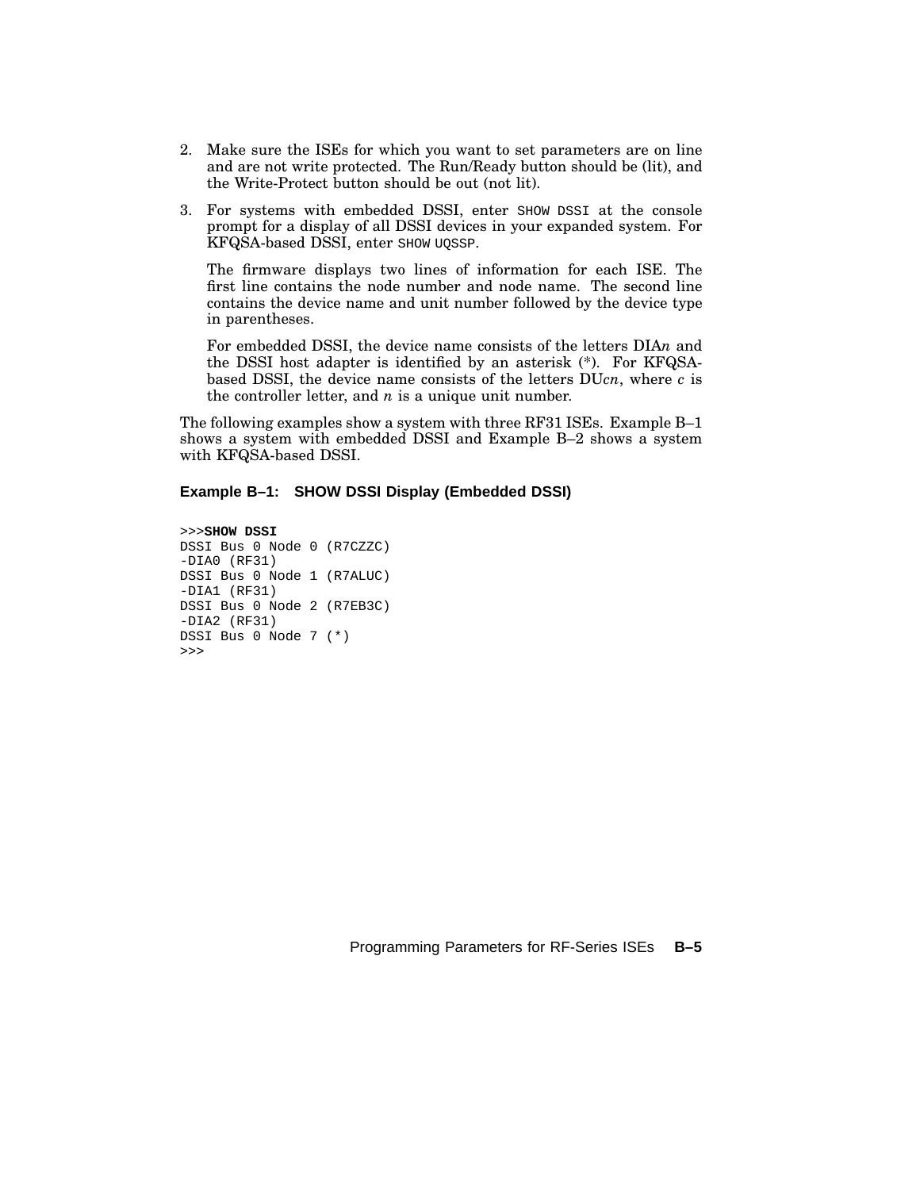2. Make sure the ISEs for which you want to set parameters are on line and are not write protected. The Run/Ready button should be (lit), and the Write-Protect button should be out (not lit).

3. For systems with embedded DSSI, enter `SHOW DSSI` at the console prompt for a display of all DSSI devices in your expanded system. For KFQSA-based DSSI, enter `SHOW UQSSP`.

   The firmware displays two lines of information for each ISE. The first line contains the node number and node name. The second line contains the device name and unit number followed by the device type in parentheses.

   For embedded DSSI, the device name consists of the letters DIA*n* and the DSSI host adapter is identified by an asterisk (*). For KFQSA-based DSSI, the device name consists of the letters DU*cn*, where *c* is the controller letter, and *n* is a unique unit number.

The following examples show a system with three RF31 ISEs. Example B–1 shows a system with embedded DSSI and Example B–2 shows a system with KFQSA-based DSSI.

**Example B–1: SHOW DSSI Display (Embedded DSSI)**

```
>>>SHOW DSSI
DSSI Bus 0 Node 0 (R7CZZC)
-DIA0 (RF31)
DSSI Bus 0 Node 1 (R7ALUC)
-DIA1 (RF31)
DSSI Bus 0 Node 2 (R7EB3C)
-DIA2 (RF31)
DSSI Bus 0 Node 7 (*)
>>>
```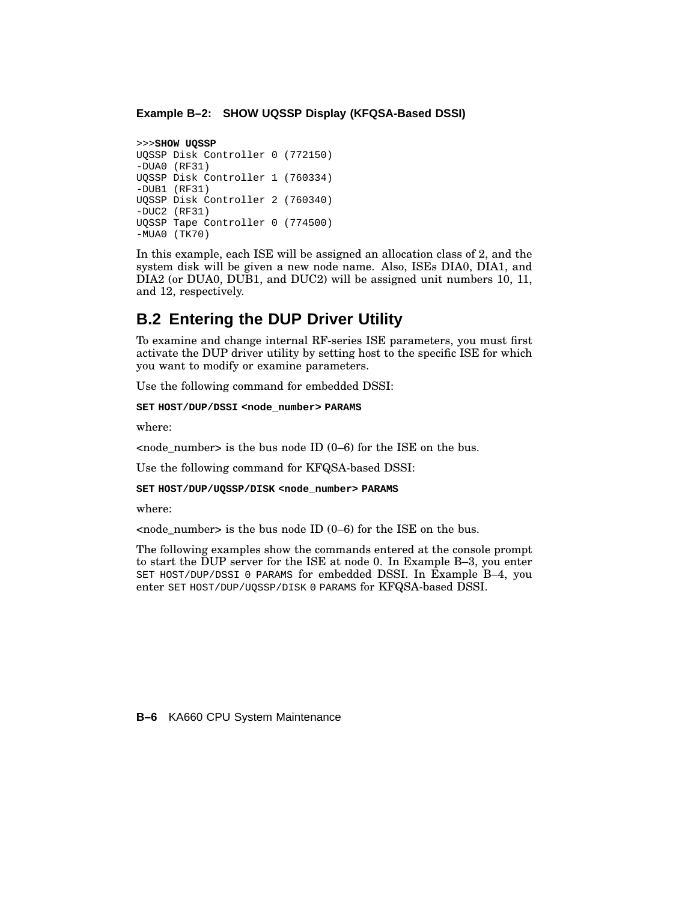**Example B–2: SHOW UQSSP Display (KFQSA-Based DSSI)**

```
>>>SHOW UQSSP
UQSSP Disk Controller 0 (772150)
-DUA0 (RF31)
UQSSP Disk Controller 1 (760334)
-DUB1 (RF31)
UQSSP Disk Controller 2 (760340)
-DUC2 (RF31)
UQSSP Tape Controller 0 (774500)
-MUA0 (TK70)
```

In this example, each ISE will be assigned an allocation class of 2, and the system disk will be given a new node name. Also, ISEs DIA0, DIA1, and DIA2 (or DUA0, DUB1, and DUC2) will be assigned unit numbers 10, 11, and 12, respectively.

## B.2 Entering the DUP Driver Utility

To examine and change internal RF-series ISE parameters, you must first activate the DUP driver utility by setting host to the specific ISE for which you want to modify or examine parameters.

Use the following command for embedded DSSI:

**SET HOST/DUP/DSSI <node_number> PARAMS**

where:

<node_number> is the bus node ID (0–6) for the ISE on the bus.

Use the following command for KFQSA-based DSSI:

**SET HOST/DUP/UQSSP/DISK <node_number> PARAMS**

where:

<node_number> is the bus node ID (0–6) for the ISE on the bus.

The following examples show the commands entered at the console prompt to start the DUP server for the ISE at node 0. In Example B–3, you enter `SET HOST/DUP/DSSI 0 PARAMS` for embedded DSSI. In Example B–4, you enter `SET HOST/DUP/UQSSP/DISK 0 PARAMS` for KFQSA-based DSSI.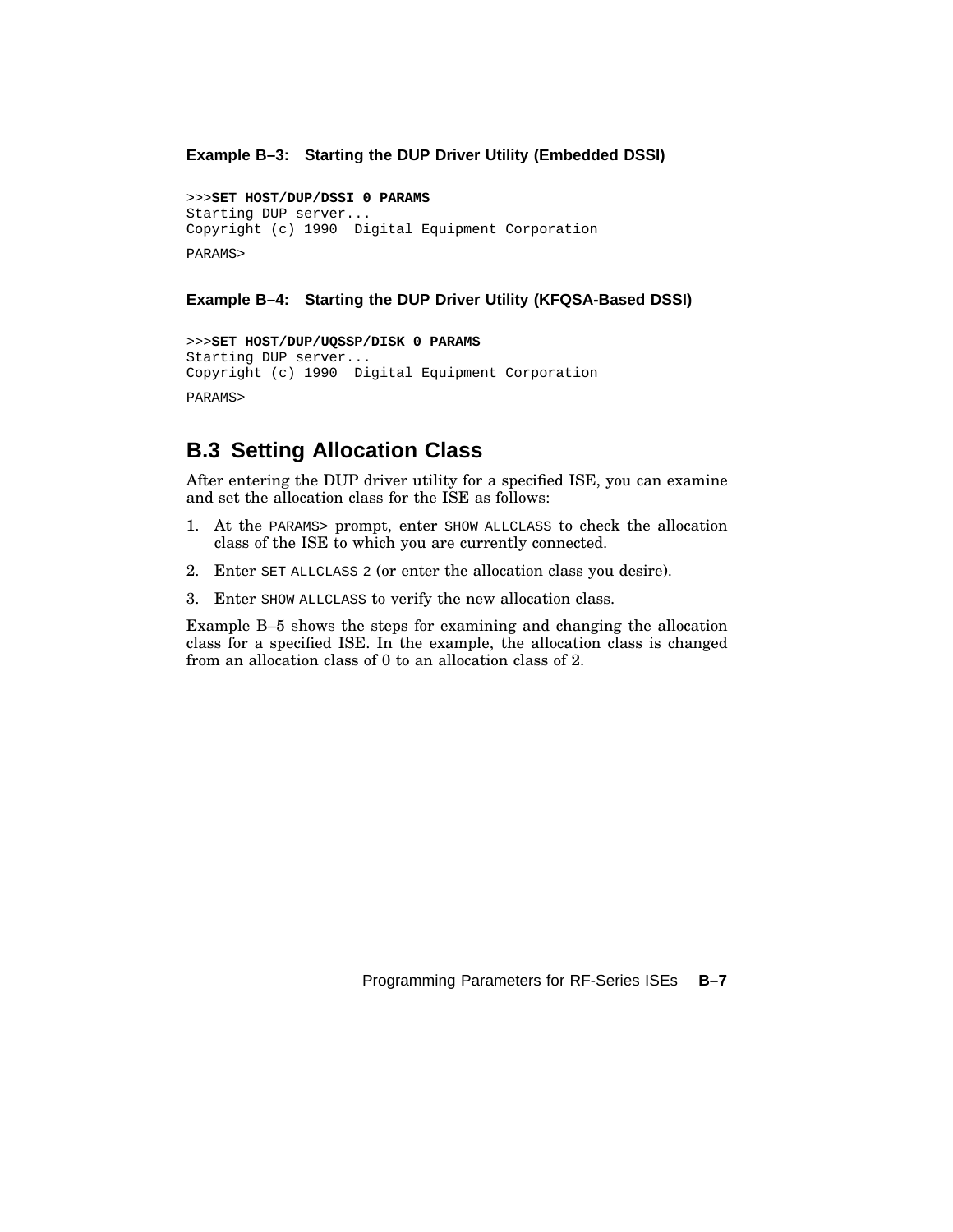**Example B–3: Starting the DUP Driver Utility (Embedded DSSI)**

```
>>>SET HOST/DUP/DSSI 0 PARAMS
Starting DUP server...
Copyright (c) 1990  Digital Equipment Corporation
PARAMS>
```

**Example B–4: Starting the DUP Driver Utility (KFQSA-Based DSSI)**

```
>>>SET HOST/DUP/UQSSP/DISK 0 PARAMS
Starting DUP server...
Copyright (c) 1990  Digital Equipment Corporation
PARAMS>
```

## B.3 Setting Allocation Class

After entering the DUP driver utility for a specified ISE, you can examine and set the allocation class for the ISE as follows:

1. At the `PARAMS>` prompt, enter `SHOW ALLCLASS` to check the allocation class of the ISE to which you are currently connected.
2. Enter `SET ALLCLASS 2` (or enter the allocation class you desire).
3. Enter `SHOW ALLCLASS` to verify the new allocation class.

Example B–5 shows the steps for examining and changing the allocation class for a specified ISE. In the example, the allocation class is changed from an allocation class of 0 to an allocation class of 2.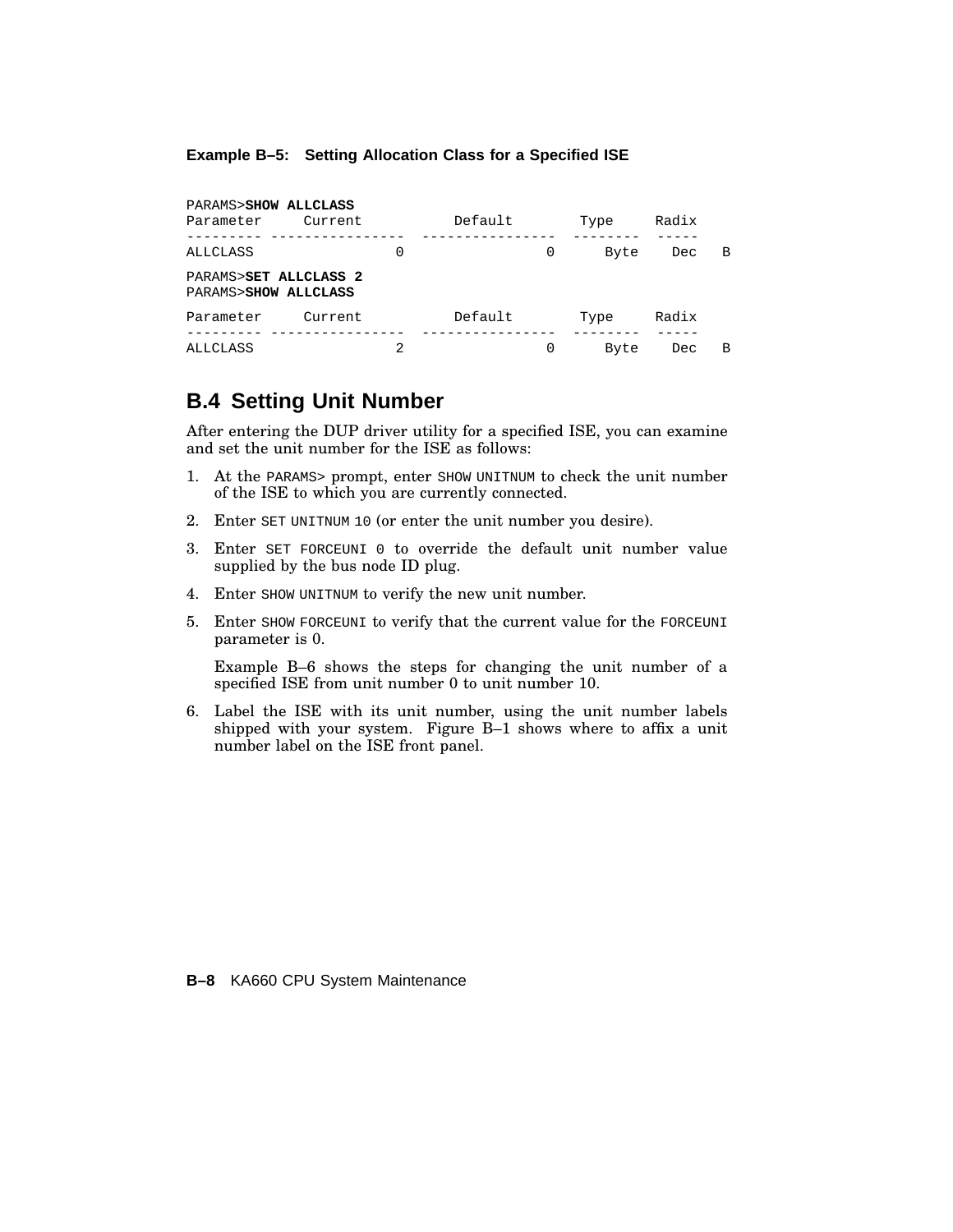**Example B–5: Setting Allocation Class for a Specified ISE**

```
PARAMS>SHOW ALLCLASS
Parameter     Current          Default        Type     Radix
--------- ----------------  ----------------  --------  -----
ALLCLASS                 0                0      Byte    Dec   B

PARAMS>SET ALLCLASS 2
PARAMS>SHOW ALLCLASS

Parameter     Current          Default        Type     Radix
--------- ----------------  ----------------  --------  -----
ALLCLASS                 2                0      Byte    Dec   B
```

## B.4 Setting Unit Number

After entering the DUP driver utility for a specified ISE, you can examine and set the unit number for the ISE as follows:

1. At the PARAMS> prompt, enter SHOW UNITNUM to check the unit number of the ISE to which you are currently connected.
2. Enter SET UNITNUM 10 (or enter the unit number you desire).
3. Enter SET FORCEUNI 0 to override the default unit number value supplied by the bus node ID plug.
4. Enter SHOW UNITNUM to verify the new unit number.
5. Enter SHOW FORCEUNI to verify that the current value for the FORCEUNI parameter is 0.

   Example B–6 shows the steps for changing the unit number of a specified ISE from unit number 0 to unit number 10.

6. Label the ISE with its unit number, using the unit number labels shipped with your system. Figure B–1 shows where to affix a unit number label on the ISE front panel.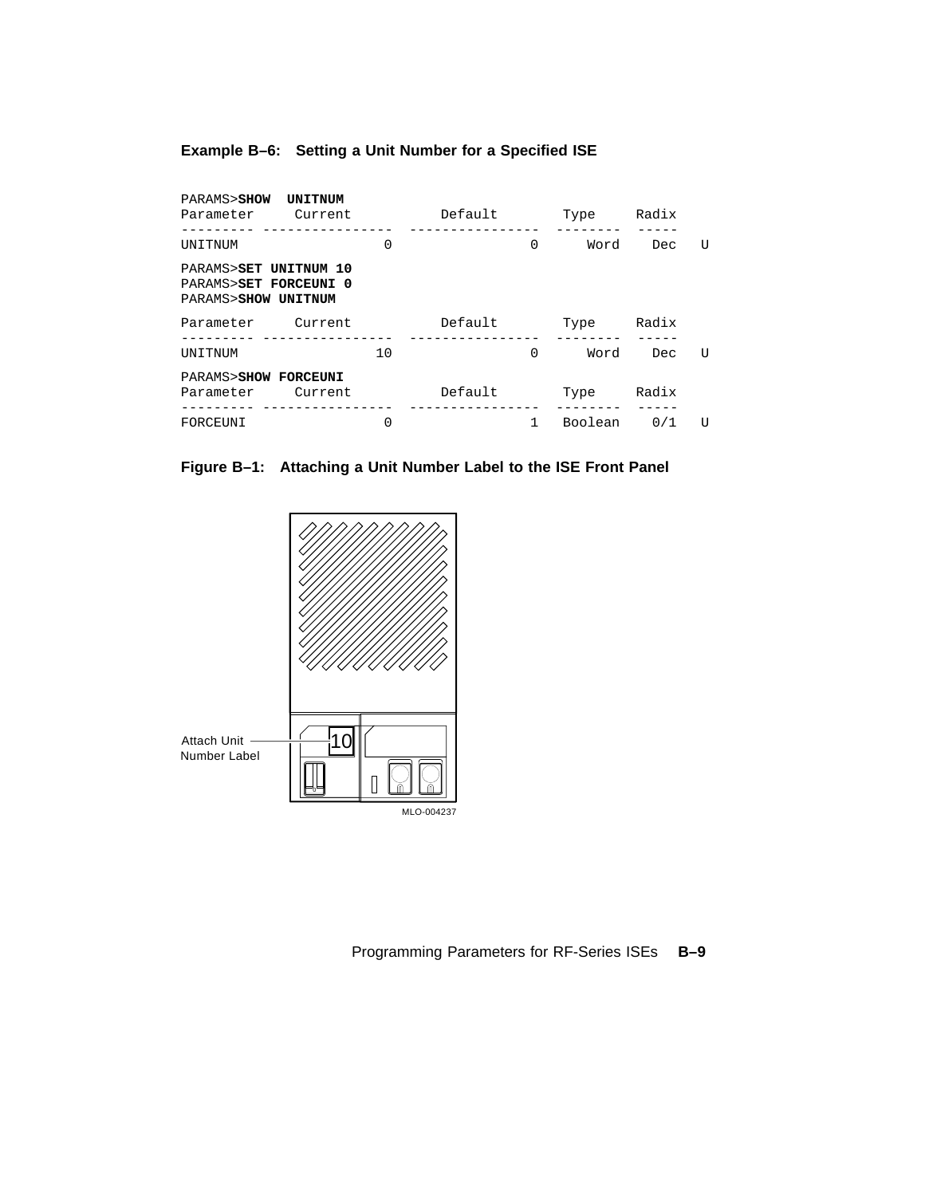**Example B–6: Setting a Unit Number for a Specified ISE**

```
PARAMS>SHOW  UNITNUM
Parameter     Current           Default         Type     Radix
--------- ---------------- ---------------- -------- -----
UNITNUM                  0                0     Word   Dec   U

PARAMS>SET UNITNUM 10
PARAMS>SET FORCEUNI 0
PARAMS>SHOW UNITNUM

Parameter     Current           Default         Type     Radix
--------- ---------------- ---------------- -------- -----
UNITNUM                 10                0     Word   Dec   U

PARAMS>SHOW FORCEUNI
Parameter     Current           Default         Type     Radix
--------- ---------------- ---------------- -------- -----
FORCEUNI                 0                1  Boolean   0/1   U
```

**Figure B–1: Attaching a Unit Number Label to the ISE Front Panel**

Attach Unit Number Label

10

MLO-004237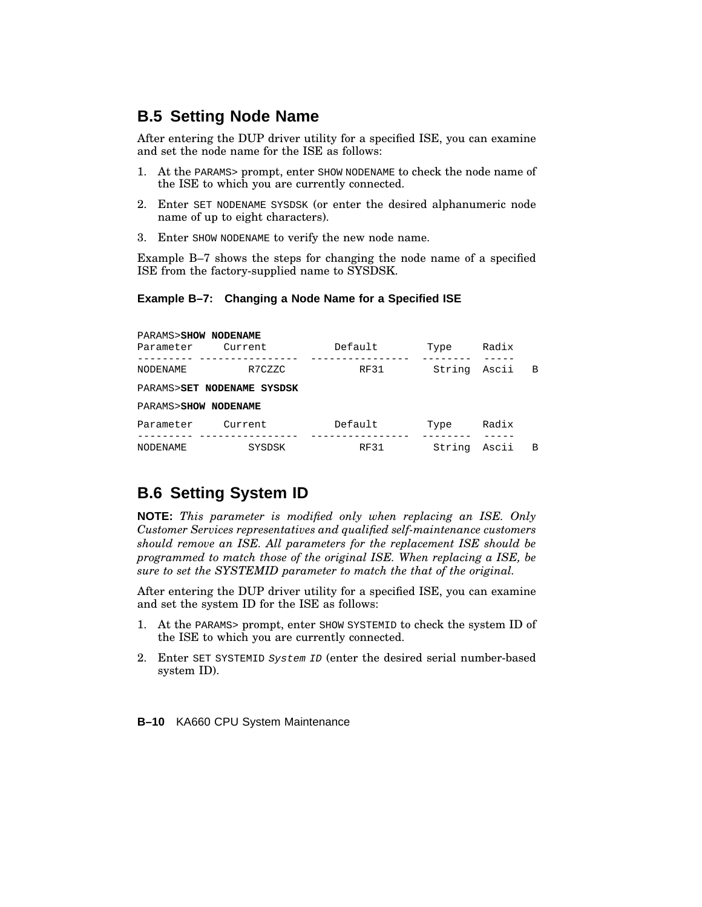## B.5 Setting Node Name

After entering the DUP driver utility for a specified ISE, you can examine and set the node name for the ISE as follows:

1. At the `PARAMS>` prompt, enter `SHOW NODENAME` to check the node name of the ISE to which you are currently connected.
2. Enter `SET NODENAME SYSDSK` (or enter the desired alphanumeric node name of up to eight characters).
3. Enter `SHOW NODENAME` to verify the new node name.

Example B–7 shows the steps for changing the node name of a specified ISE from the factory-supplied name to SYSDSK.

**Example B–7: Changing a Node Name for a Specified ISE**

```
PARAMS>SHOW NODENAME
Parameter     Current          Default        Type     Radix
--------- ----------------  ----------------  --------  -----
NODENAME          R7CZZC           RF31       String  Ascii   B

PARAMS>SET NODENAME SYSDSK

PARAMS>SHOW NODENAME

Parameter     Current          Default        Type     Radix
--------- ----------------  ----------------  --------  -----
NODENAME          SYSDSK           RF31       String  Ascii   B
```

## B.6 Setting System ID

**NOTE:** *This parameter is modified only when replacing an ISE. Only Customer Services representatives and qualified self-maintenance customers should remove an ISE. All parameters for the replacement ISE should be programmed to match those of the original ISE. When replacing a ISE, be sure to set the SYSTEMID parameter to match the that of the original.*

After entering the DUP driver utility for a specified ISE, you can examine and set the system ID for the ISE as follows:

1. At the `PARAMS>` prompt, enter `SHOW SYSTEMID` to check the system ID of the ISE to which you are currently connected.
2. Enter `SET SYSTEMID` *`System ID`* (enter the desired serial number-based system ID).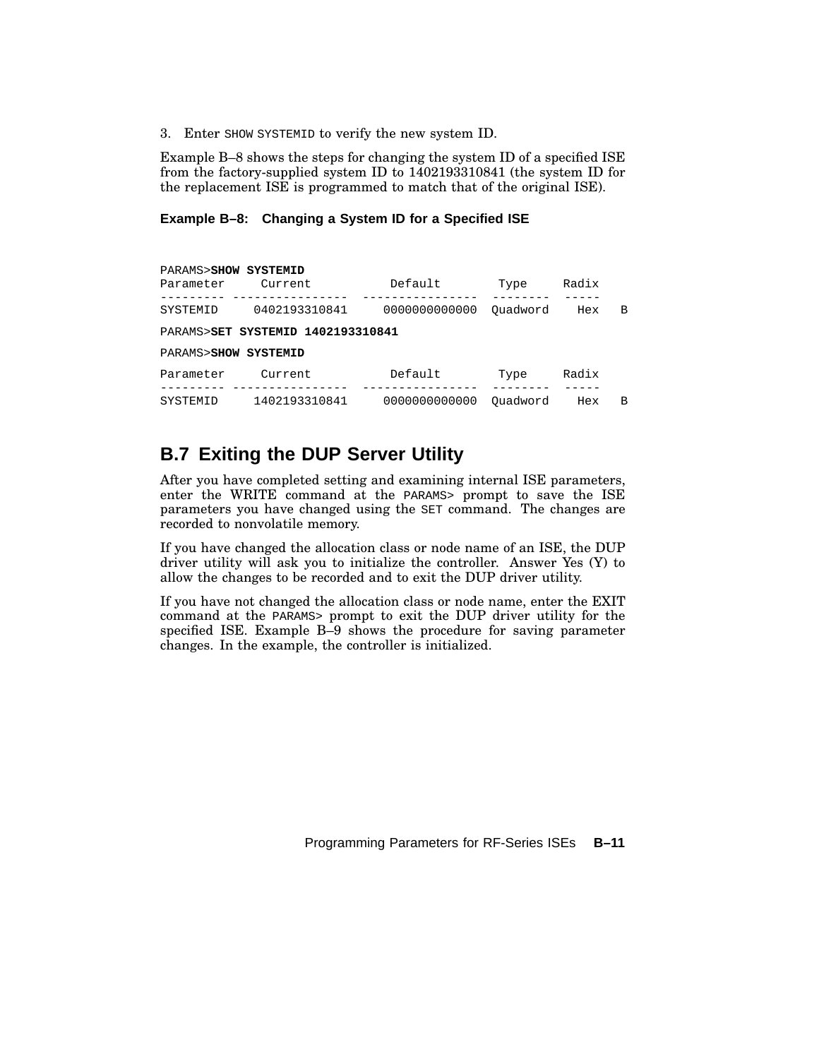3. Enter SHOW SYSTEMID to verify the new system ID.

Example B–8 shows the steps for changing the system ID of a specified ISE from the factory-supplied system ID to 1402193310841 (the system ID for the replacement ISE is programmed to match that of the original ISE).

**Example B–8: Changing a System ID for a Specified ISE**

```
PARAMS>SHOW SYSTEMID
Parameter     Current           Default        Type     Radix
--------- ---------------- ---------------- -------- -----
SYSTEMID     0402193310841     0000000000000  Quadword    Hex   B

PARAMS>SET SYSTEMID 1402193310841

PARAMS>SHOW SYSTEMID

Parameter     Current           Default        Type     Radix
--------- ---------------- ---------------- -------- -----
SYSTEMID     1402193310841     0000000000000  Quadword    Hex   B
```

## B.7 Exiting the DUP Server Utility

After you have completed setting and examining internal ISE parameters, enter the WRITE command at the PARAMS> prompt to save the ISE parameters you have changed using the SET command. The changes are recorded to nonvolatile memory.

If you have changed the allocation class or node name of an ISE, the DUP driver utility will ask you to initialize the controller. Answer Yes (Y) to allow the changes to be recorded and to exit the DUP driver utility.

If you have not changed the allocation class or node name, enter the EXIT command at the PARAMS> prompt to exit the DUP driver utility for the specified ISE. Example B–9 shows the procedure for saving parameter changes. In the example, the controller is initialized.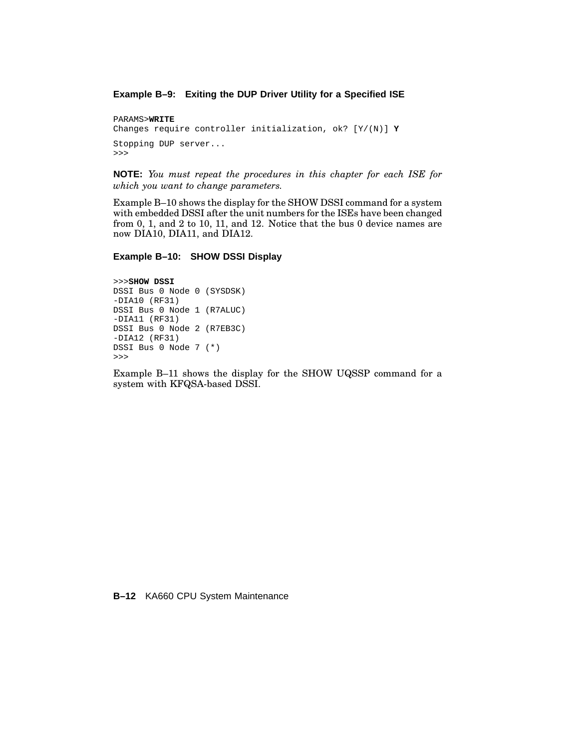**Example B–9: Exiting the DUP Driver Utility for a Specified ISE**

```
PARAMS>WRITE
Changes require controller initialization, ok? [Y/(N)] Y

Stopping DUP server...
>>>
```

**NOTE:** *You must repeat the procedures in this chapter for each ISE for which you want to change parameters.*

Example B–10 shows the display for the SHOW DSSI command for a system with embedded DSSI after the unit numbers for the ISEs have been changed from 0, 1, and 2 to 10, 11, and 12. Notice that the bus 0 device names are now DIA10, DIA11, and DIA12.

**Example B–10: SHOW DSSI Display**

```
>>>SHOW DSSI
DSSI Bus 0 Node 0 (SYSDSK)
-DIA10 (RF31)
DSSI Bus 0 Node 1 (R7ALUC)
-DIA11 (RF31)
DSSI Bus 0 Node 2 (R7EB3C)
-DIA12 (RF31)
DSSI Bus 0 Node 7 (*)
>>>
```

Example B–11 shows the display for the SHOW UQSSP command for a system with KFQSA-based DSSI.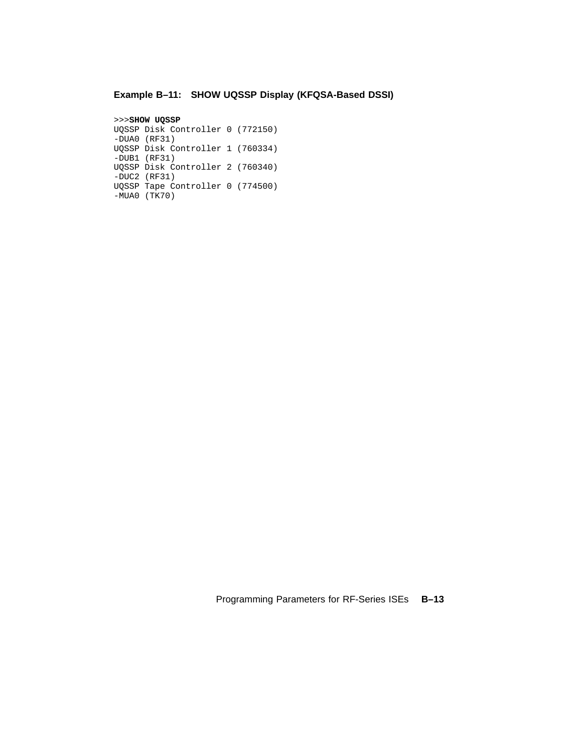**Example B–11: SHOW UQSSP Display (KFQSA-Based DSSI)**

```
>>>SHOW UQSSP
UQSSP Disk Controller 0 (772150)
-DUA0 (RF31)
UQSSP Disk Controller 1 (760334)
-DUB1 (RF31)
UQSSP Disk Controller 2 (760340)
-DUC2 (RF31)
UQSSP Tape Controller 0 (774500)
-MUA0 (TK70)
```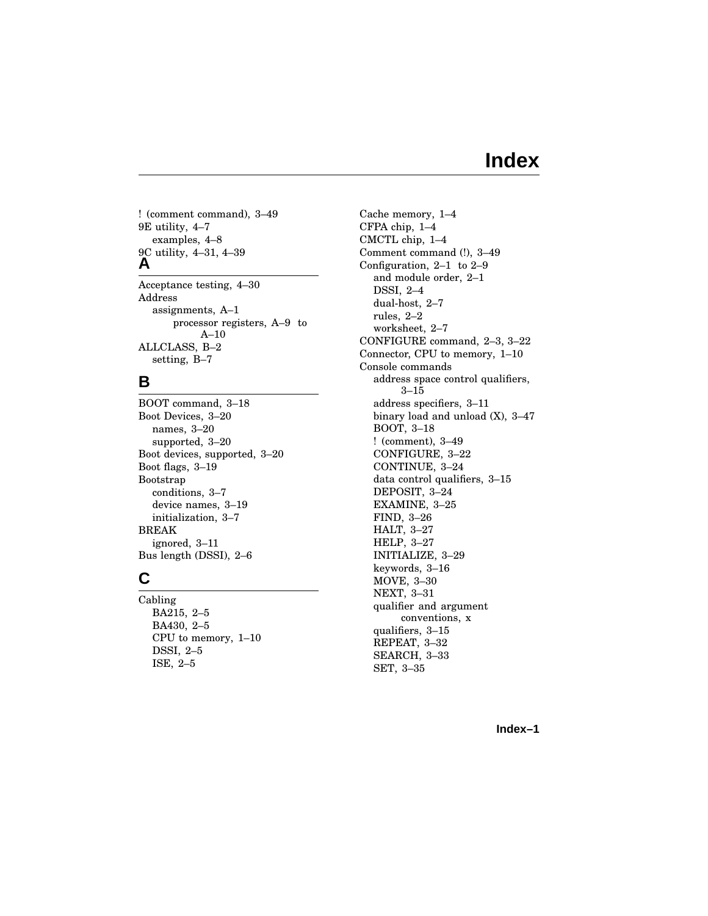# Index

! (comment command), 3–49
9E utility, 4–7
  examples, 4–8
9C utility, 4–31, 4–39

## A

Acceptance testing, 4–30
Address
  assignments, A–1
    processor registers, A–9 to A–10
ALLCLASS, B–2
  setting, B–7

## B

BOOT command, 3–18
Boot Devices, 3–20
  names, 3–20
  supported, 3–20
Boot devices, supported, 3–20
Boot flags, 3–19
Bootstrap
  conditions, 3–7
  device names, 3–19
  initialization, 3–7
BREAK
  ignored, 3–11
Bus length (DSSI), 2–6

## C

Cabling
  BA215, 2–5
  BA430, 2–5
  CPU to memory, 1–10
  DSSI, 2–5
  ISE, 2–5
Cache memory, 1–4
CFPA chip, 1–4
CMCTL chip, 1–4
Comment command (!), 3–49
Configuration, 2–1 to 2–9
  and module order, 2–1
  DSSI, 2–4
  dual-host, 2–7
  rules, 2–2
  worksheet, 2–7
CONFIGURE command, 2–3, 3–22
Connector, CPU to memory, 1–10
Console commands
  address space control qualifiers, 3–15
  address specifiers, 3–11
  binary load and unload (X), 3–47
  BOOT, 3–18
  ! (comment), 3–49
  CONFIGURE, 3–22
  CONTINUE, 3–24
  data control qualifiers, 3–15
  DEPOSIT, 3–24
  EXAMINE, 3–25
  FIND, 3–26
  HALT, 3–27
  HELP, 3–27
  INITIALIZE, 3–29
  keywords, 3–16
  MOVE, 3–30
  NEXT, 3–31
  qualifier and argument conventions, x
  qualifiers, 3–15
  REPEAT, 3–32
  SEARCH, 3–33
  SET, 3–35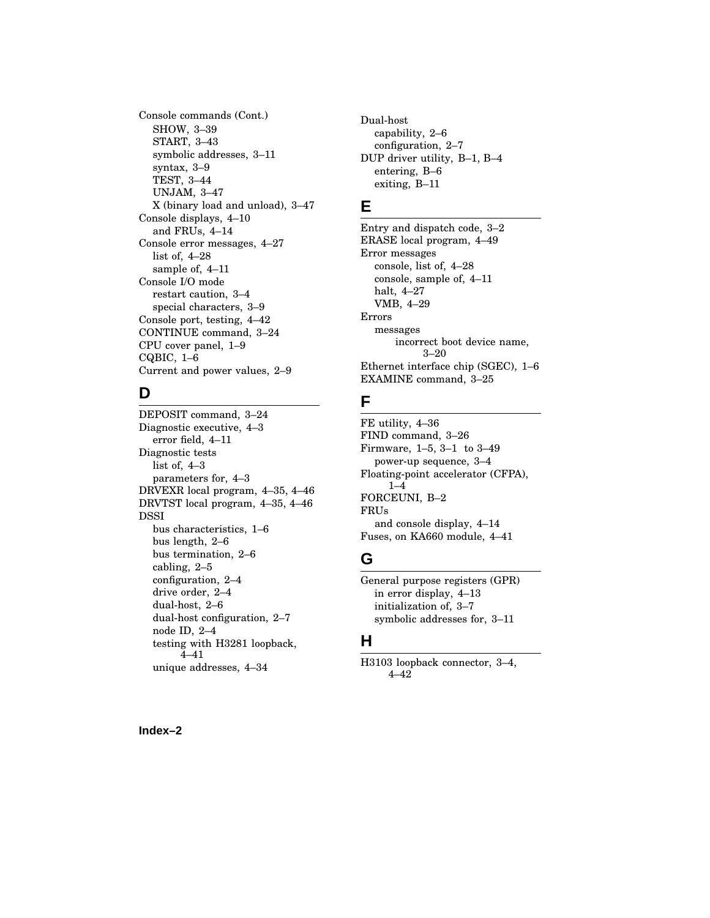Console commands (Cont.)
- SHOW, 3–39
- START, 3–43
- symbolic addresses, 3–11
- syntax, 3–9
- TEST, 3–44
- UNJAM, 3–47
- X (binary load and unload), 3–47

Console displays, 4–10
- and FRUs, 4–14

Console error messages, 4–27
- list of, 4–28
- sample of, 4–11

Console I/O mode
- restart caution, 3–4
- special characters, 3–9

Console port, testing, 4–42

CONTINUE command, 3–24

CPU cover panel, 1–9

CQBIC, 1–6

Current and power values, 2–9

## D

DEPOSIT command, 3–24

Diagnostic executive, 4–3
- error field, 4–11

Diagnostic tests
- list of, 4–3
- parameters for, 4–3

DRVEXR local program, 4–35, 4–46

DRVTST local program, 4–35, 4–46

DSSI
- bus characteristics, 1–6
- bus length, 2–6
- bus termination, 2–6
- cabling, 2–5
- configuration, 2–4
- drive order, 2–4
- dual-host, 2–6
- dual-host configuration, 2–7
- node ID, 2–4
- testing with H3281 loopback, 4–41
- unique addresses, 4–34

Dual-host
- capability, 2–6
- configuration, 2–7

DUP driver utility, B–1, B–4
- entering, B–6
- exiting, B–11

## E

Entry and dispatch code, 3–2

ERASE local program, 4–49

Error messages
- console, list of, 4–28
- console, sample of, 4–11
- halt, 4–27
- VMB, 4–29

Errors
- messages
  - incorrect boot device name, 3–20

Ethernet interface chip (SGEC), 1–6

EXAMINE command, 3–25

## F

FE utility, 4–36

FIND command, 3–26

Firmware, 1–5, 3–1 to 3–49
- power-up sequence, 3–4

Floating-point accelerator (CFPA), 1–4

FORCEUNI, B–2

FRUs
- and console display, 4–14

Fuses, on KA660 module, 4–41

## G

General purpose registers (GPR)
- in error display, 4–13
- initialization of, 3–7
- symbolic addresses for, 3–11

## H

H3103 loopback connector, 3–4, 4–42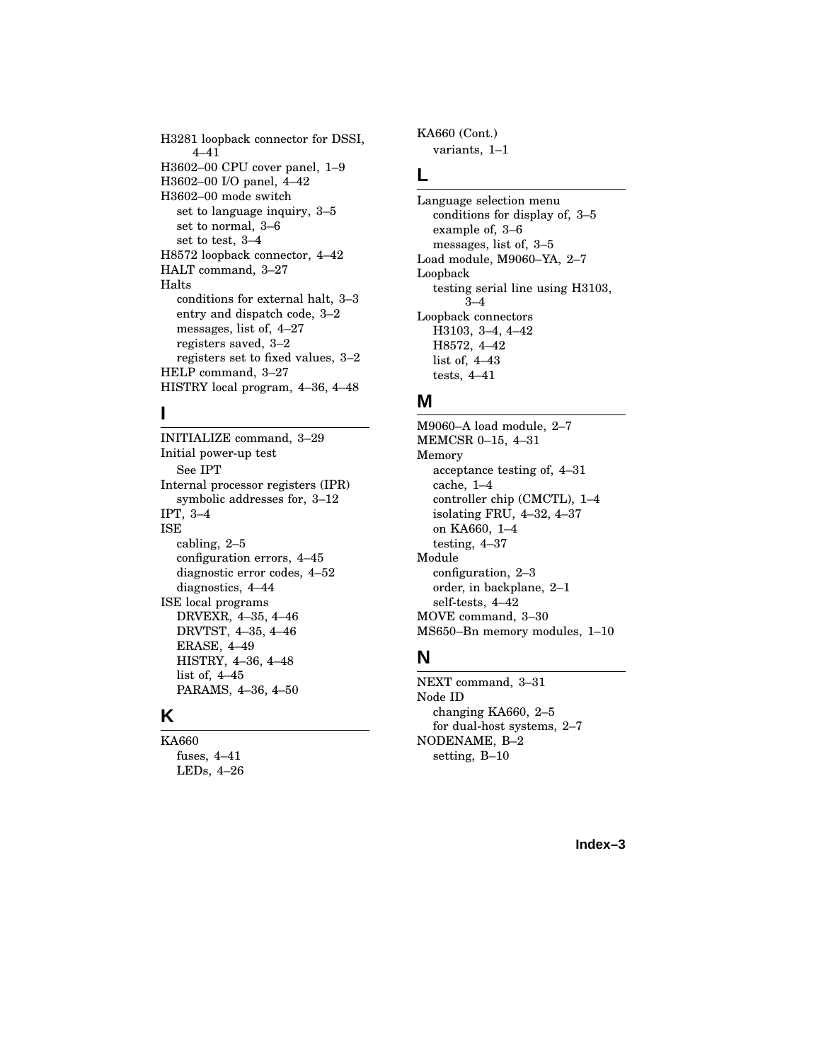H3281 loopback connector for DSSI, 4–41
H3602–00 CPU cover panel, 1–9
H3602–00 I/O panel, 4–42
H3602–00 mode switch
  set to language inquiry, 3–5
  set to normal, 3–6
  set to test, 3–4
H8572 loopback connector, 4–42
HALT command, 3–27
Halts
  conditions for external halt, 3–3
  entry and dispatch code, 3–2
  messages, list of, 4–27
  registers saved, 3–2
  registers set to fixed values, 3–2
HELP command, 3–27
HISTRY local program, 4–36, 4–48

## I

INITIALIZE command, 3–29
Initial power-up test
  See IPT
Internal processor registers (IPR)
  symbolic addresses for, 3–12
IPT, 3–4
ISE
  cabling, 2–5
  configuration errors, 4–45
  diagnostic error codes, 4–52
  diagnostics, 4–44
ISE local programs
  DRVEXR, 4–35, 4–46
  DRVTST, 4–35, 4–46
  ERASE, 4–49
  HISTRY, 4–36, 4–48
  list of, 4–45
  PARAMS, 4–36, 4–50

## K

KA660
  fuses, 4–41
  LEDs, 4–26

KA660 (Cont.)
  variants, 1–1

## L

Language selection menu
  conditions for display of, 3–5
  example of, 3–6
  messages, list of, 3–5
Load module, M9060–YA, 2–7
Loopback
  testing serial line using H3103, 3–4
Loopback connectors
  H3103, 3–4, 4–42
  H8572, 4–42
  list of, 4–43
  tests, 4–41

## M

M9060–A load module, 2–7
MEMCSR 0–15, 4–31
Memory
  acceptance testing of, 4–31
  cache, 1–4
  controller chip (CMCTL), 1–4
  isolating FRU, 4–32, 4–37
  on KA660, 1–4
  testing, 4–37
Module
  configuration, 2–3
  order, in backplane, 2–1
  self-tests, 4–42
MOVE command, 3–30
MS650–Bn memory modules, 1–10

## N

NEXT command, 3–31
Node ID
  changing KA660, 2–5
  for dual-host systems, 2–7
NODENAME, B–2
  setting, B–10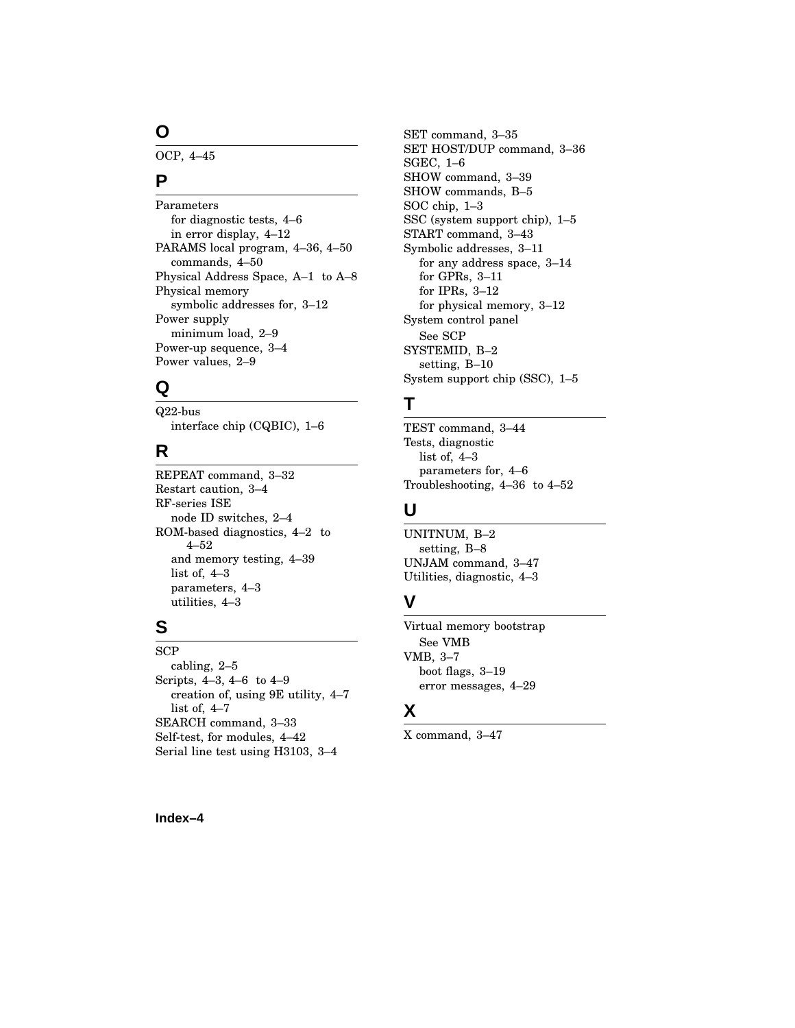## O

OCP, 4–45

## P

Parameters
  for diagnostic tests, 4–6
  in error display, 4–12
PARAMS local program, 4–36, 4–50
  commands, 4–50
Physical Address Space, A–1 to A–8
Physical memory
  symbolic addresses for, 3–12
Power supply
  minimum load, 2–9
Power-up sequence, 3–4
Power values, 2–9

## Q

Q22-bus
  interface chip (CQBIC), 1–6

## R

REPEAT command, 3–32
Restart caution, 3–4
RF-series ISE
  node ID switches, 2–4
ROM-based diagnostics, 4–2 to 4–52
  and memory testing, 4–39
  list of, 4–3
  parameters, 4–3
  utilities, 4–3

## S

SCP
  cabling, 2–5
Scripts, 4–3, 4–6 to 4–9
  creation of, using 9E utility, 4–7
  list of, 4–7
SEARCH command, 3–33
Self-test, for modules, 4–42
Serial line test using H3103, 3–4
SET command, 3–35
SET HOST/DUP command, 3–36
SGEC, 1–6
SHOW command, 3–39
SHOW commands, B–5
SOC chip, 1–3
SSC (system support chip), 1–5
START command, 3–43
Symbolic addresses, 3–11
  for any address space, 3–14
  for GPRs, 3–11
  for IPRs, 3–12
  for physical memory, 3–12
System control panel
  See SCP
SYSTEMID, B–2
  setting, B–10
System support chip (SSC), 1–5

## T

TEST command, 3–44
Tests, diagnostic
  list of, 4–3
  parameters for, 4–6
Troubleshooting, 4–36 to 4–52

## U

UNITNUM, B–2
  setting, B–8
UNJAM command, 3–47
Utilities, diagnostic, 4–3

## V

Virtual memory bootstrap
  See VMB
VMB, 3–7
  boot flags, 3–19
  error messages, 4–29

## X

X command, 3–47